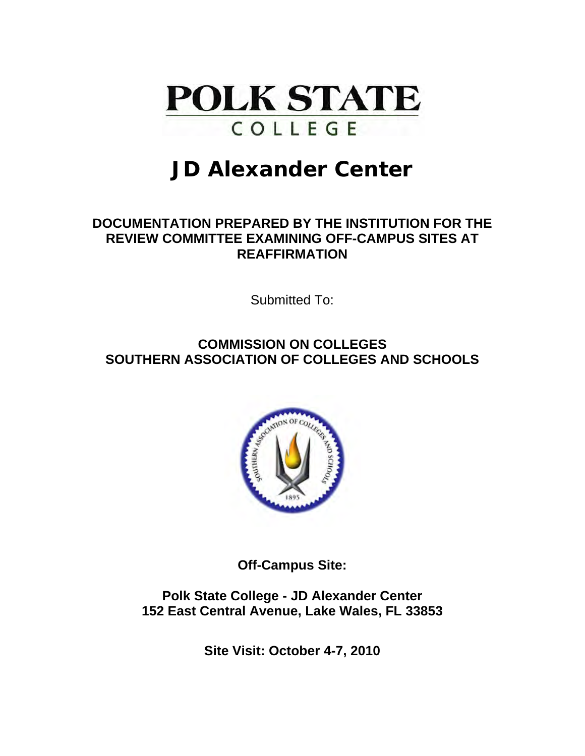# POLK STATE COLLEGE

# JD Alexander Center

**DOCUMENTATION PREPARED BY THE INSTITUTION FOR THE REVIEW COMMITTEE EXAMINING OFF-CAMPUS SITES AT REAFFIRMATION**

Submitted To:

**COMMISSION ON COLLEGES**
**SOUTHERN ASSOCIATION OF COLLEGES AND SCHOOLS**

**Off-Campus Site:**

**Polk State College - JD Alexander Center**
**152 East Central Avenue, Lake Wales, FL 33853**

**Site Visit: October 4-7, 2010**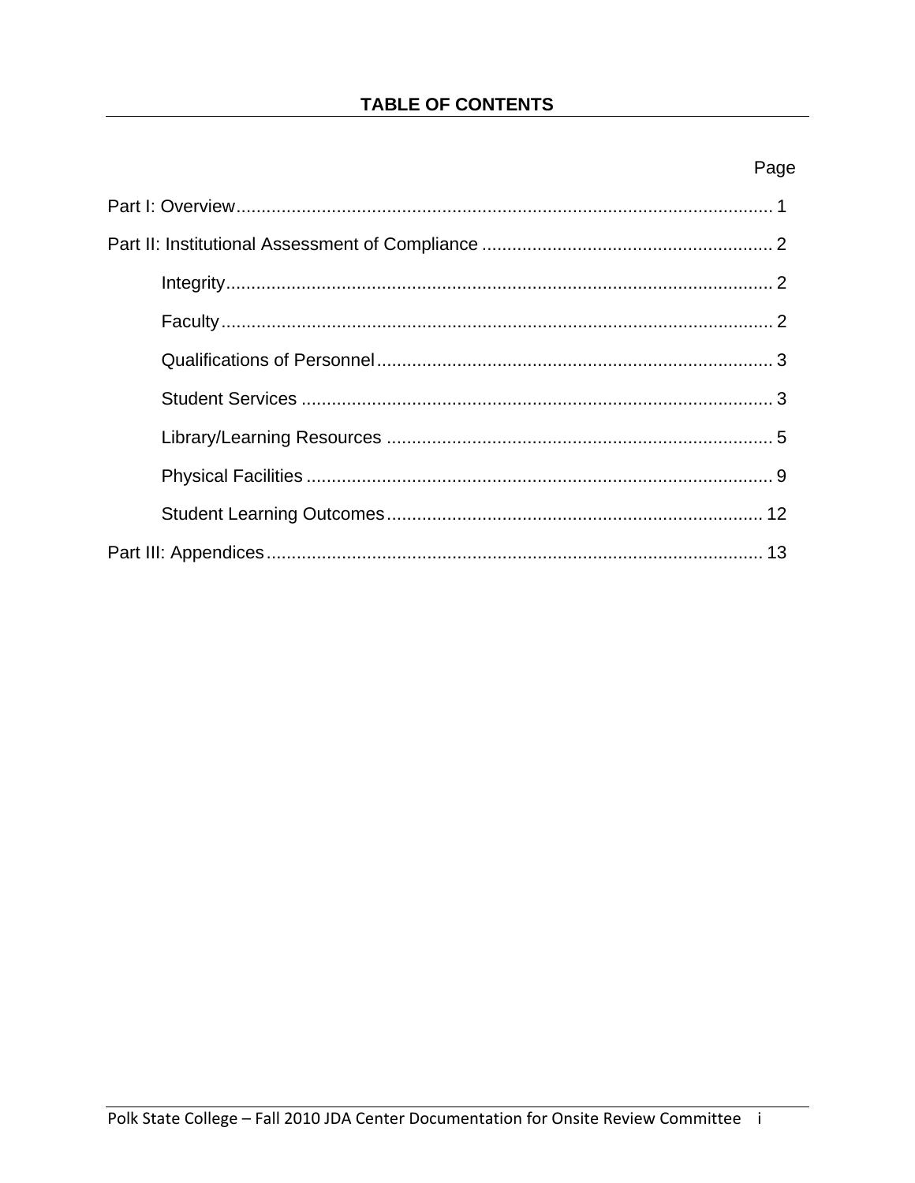# TABLE OF CONTENTS

| | Page |
|---|---|
| Part I: Overview | 1 |
| Part II: Institutional Assessment of Compliance | 2 |
| Integrity | 2 |
| Faculty | 2 |
| Qualifications of Personnel | 3 |
| Student Services | 3 |
| Library/Learning Resources | 5 |
| Physical Facilities | 9 |
| Student Learning Outcomes | 12 |
| Part III: Appendices | 13 |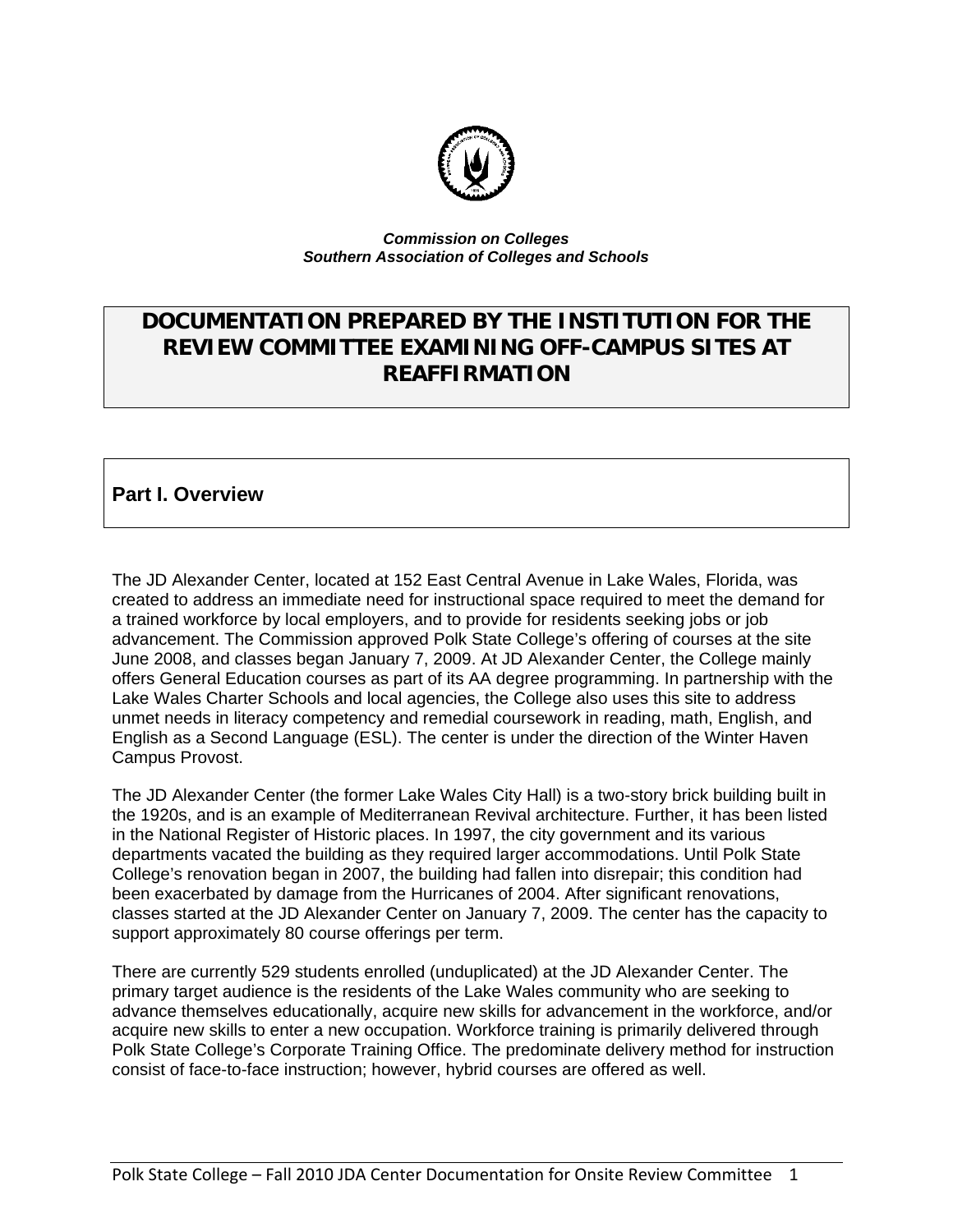*Commission on Colleges*
*Southern Association of Colleges and Schools*

# DOCUMENTATION PREPARED BY THE INSTITUTION FOR THE REVIEW COMMITTEE EXAMINING OFF-CAMPUS SITES AT REAFFIRMATION

## Part I. Overview

The JD Alexander Center, located at 152 East Central Avenue in Lake Wales, Florida, was created to address an immediate need for instructional space required to meet the demand for a trained workforce by local employers, and to provide for residents seeking jobs or job advancement. The Commission approved Polk State College's offering of courses at the site June 2008, and classes began January 7, 2009. At JD Alexander Center, the College mainly offers General Education courses as part of its AA degree programming. In partnership with the Lake Wales Charter Schools and local agencies, the College also uses this site to address unmet needs in literacy competency and remedial coursework in reading, math, English, and English as a Second Language (ESL). The center is under the direction of the Winter Haven Campus Provost.

The JD Alexander Center (the former Lake Wales City Hall) is a two-story brick building built in the 1920s, and is an example of Mediterranean Revival architecture. Further, it has been listed in the National Register of Historic places. In 1997, the city government and its various departments vacated the building as they required larger accommodations. Until Polk State College's renovation began in 2007, the building had fallen into disrepair; this condition had been exacerbated by damage from the Hurricanes of 2004. After significant renovations, classes started at the JD Alexander Center on January 7, 2009. The center has the capacity to support approximately 80 course offerings per term.

There are currently 529 students enrolled (unduplicated) at the JD Alexander Center. The primary target audience is the residents of the Lake Wales community who are seeking to advance themselves educationally, acquire new skills for advancement in the workforce, and/or acquire new skills to enter a new occupation. Workforce training is primarily delivered through Polk State College's Corporate Training Office. The predominate delivery method for instruction consist of face-to-face instruction; however, hybrid courses are offered as well.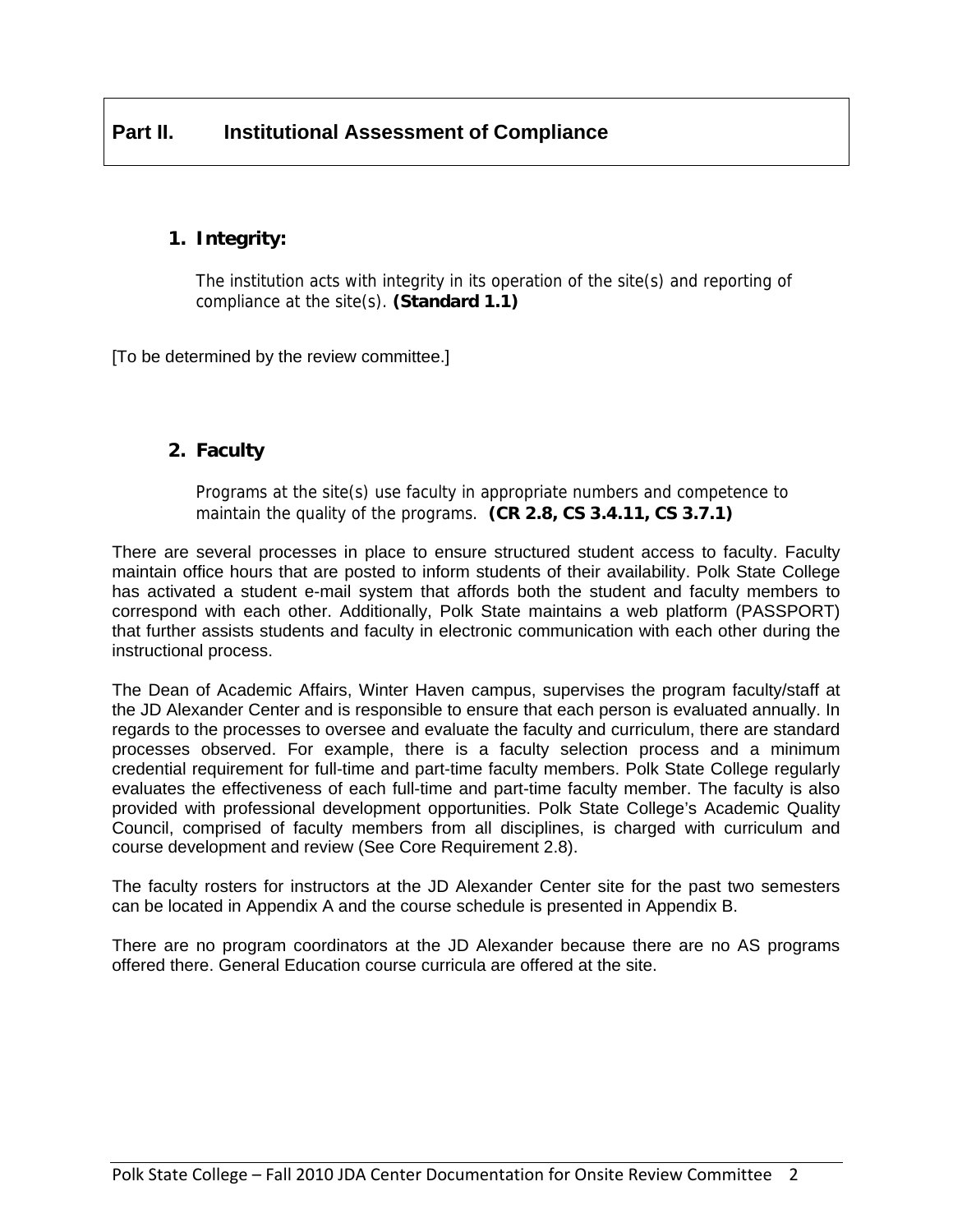# Part II. Institutional Assessment of Compliance

## 1. Integrity:

The institution acts with integrity in its operation of the site(s) and reporting of compliance at the site(s). **(Standard 1.1)**

[To be determined by the review committee.]

## 2. Faculty

Programs at the site(s) use faculty in appropriate numbers and competence to maintain the quality of the programs. **(CR 2.8, CS 3.4.11, CS 3.7.1)**

There are several processes in place to ensure structured student access to faculty. Faculty maintain office hours that are posted to inform students of their availability. Polk State College has activated a student e-mail system that affords both the student and faculty members to correspond with each other. Additionally, Polk State maintains a web platform (PASSPORT) that further assists students and faculty in electronic communication with each other during the instructional process.

The Dean of Academic Affairs, Winter Haven campus, supervises the program faculty/staff at the JD Alexander Center and is responsible to ensure that each person is evaluated annually. In regards to the processes to oversee and evaluate the faculty and curriculum, there are standard processes observed. For example, there is a faculty selection process and a minimum credential requirement for full-time and part-time faculty members. Polk State College regularly evaluates the effectiveness of each full-time and part-time faculty member. The faculty is also provided with professional development opportunities. Polk State College's Academic Quality Council, comprised of faculty members from all disciplines, is charged with curriculum and course development and review (See Core Requirement 2.8).

The faculty rosters for instructors at the JD Alexander Center site for the past two semesters can be located in Appendix A and the course schedule is presented in Appendix B.

There are no program coordinators at the JD Alexander because there are no AS programs offered there. General Education course curricula are offered at the site.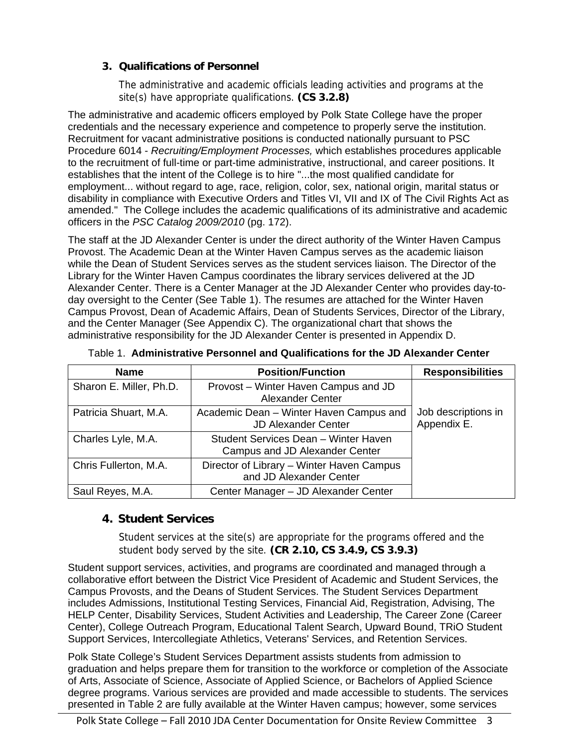### 3. Qualifications of Personnel

The administrative and academic officials leading activities and programs at the site(s) have appropriate qualifications. **(CS 3.2.8)**

The administrative and academic officers employed by Polk State College have the proper credentials and the necessary experience and competence to properly serve the institution. Recruitment for vacant administrative positions is conducted nationally pursuant to PSC Procedure 6014 - *Recruiting/Employment Processes,* which establishes procedures applicable to the recruitment of full-time or part-time administrative, instructional, and career positions. It establishes that the intent of the College is to hire "...the most qualified candidate for employment... without regard to age, race, religion, color, sex, national origin, marital status or disability in compliance with Executive Orders and Titles VI, VII and IX of The Civil Rights Act as amended." The College includes the academic qualifications of its administrative and academic officers in the *PSC Catalog 2009/2010* (pg. 172).

The staff at the JD Alexander Center is under the direct authority of the Winter Haven Campus Provost. The Academic Dean at the Winter Haven Campus serves as the academic liaison while the Dean of Student Services serves as the student services liaison. The Director of the Library for the Winter Haven Campus coordinates the library services delivered at the JD Alexander Center. There is a Center Manager at the JD Alexander Center who provides day-to-day oversight to the Center (See Table 1). The resumes are attached for the Winter Haven Campus Provost, Dean of Academic Affairs, Dean of Students Services, Director of the Library, and the Center Manager (See Appendix C). The organizational chart that shows the administrative responsibility for the JD Alexander Center is presented in Appendix D.

Table 1. **Administrative Personnel and Qualifications for the JD Alexander Center**

| Name | Position/Function | Responsibilities |
|---|---|---|
| Sharon E. Miller, Ph.D. | Provost – Winter Haven Campus and JD Alexander Center | Job descriptions in Appendix E. |
| Patricia Shuart, M.A. | Academic Dean – Winter Haven Campus and JD Alexander Center | |
| Charles Lyle, M.A. | Student Services Dean – Winter Haven Campus and JD Alexander Center | |
| Chris Fullerton, M.A. | Director of Library – Winter Haven Campus and JD Alexander Center | |
| Saul Reyes, M.A. | Center Manager – JD Alexander Center | |

### 4. Student Services

Student services at the site(s) are appropriate for the programs offered and the student body served by the site. **(CR 2.10, CS 3.4.9, CS 3.9.3)**

Student support services, activities, and programs are coordinated and managed through a collaborative effort between the District Vice President of Academic and Student Services, the Campus Provosts, and the Deans of Student Services. The Student Services Department includes Admissions, Institutional Testing Services, Financial Aid, Registration, Advising, The HELP Center, Disability Services, Student Activities and Leadership, The Career Zone (Career Center), College Outreach Program, Educational Talent Search, Upward Bound, TRiO Student Support Services, Intercollegiate Athletics, Veterans' Services, and Retention Services.

Polk State College's Student Services Department assists students from admission to graduation and helps prepare them for transition to the workforce or completion of the Associate of Arts, Associate of Science, Associate of Applied Science, or Bachelors of Applied Science degree programs. Various services are provided and made accessible to students. The services presented in Table 2 are fully available at the Winter Haven campus; however, some services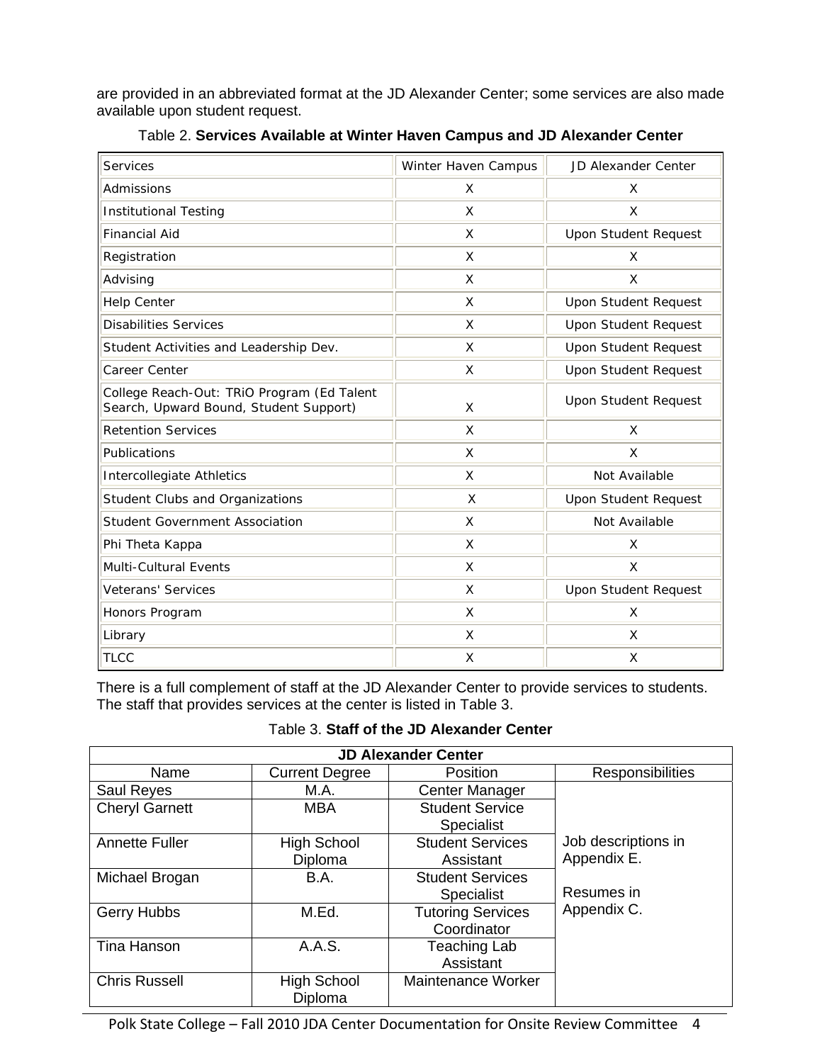are provided in an abbreviated format at the JD Alexander Center; some services are also made available upon student request.

Table 2. **Services Available at Winter Haven Campus and JD Alexander Center**

| Services | Winter Haven Campus | JD Alexander Center |
|---|---|---|
| Admissions | X | X |
| Institutional Testing | X | X |
| Financial Aid | X | Upon Student Request |
| Registration | X | X |
| Advising | X | X |
| Help Center | X | Upon Student Request |
| Disabilities Services | X | Upon Student Request |
| Student Activities and Leadership Dev. | X | Upon Student Request |
| Career Center | X | Upon Student Request |
| College Reach-Out: TRiO Program (Ed Talent Search, Upward Bound, Student Support) | X | Upon Student Request |
| Retention Services | X | X |
| Publications | X | X |
| Intercollegiate Athletics | X | Not Available |
| Student Clubs and Organizations | X | Upon Student Request |
| Student Government Association | X | Not Available |
| Phi Theta Kappa | X | X |
| Multi-Cultural Events | X | X |
| Veterans' Services | X | Upon Student Request |
| Honors Program | X | X |
| Library | X | X |
| TLCC | X | X |

There is a full complement of staff at the JD Alexander Center to provide services to students. The staff that provides services at the center is listed in Table 3.

Table 3. **Staff of the JD Alexander Center**

| **JD Alexander Center** | | | |
|---|---|---|---|
| Name | Current Degree | Position | Responsibilities |
| Saul Reyes | M.A. | Center Manager | Job descriptions in Appendix E. Resumes in Appendix C. |
| Cheryl Garnett | MBA | Student Service Specialist | |
| Annette Fuller | High School Diploma | Student Services Assistant | |
| Michael Brogan | B.A. | Student Services Specialist | |
| Gerry Hubbs | M.Ed. | Tutoring Services Coordinator | |
| Tina Hanson | A.A.S. | Teaching Lab Assistant | |
| Chris Russell | High School Diploma | Maintenance Worker | |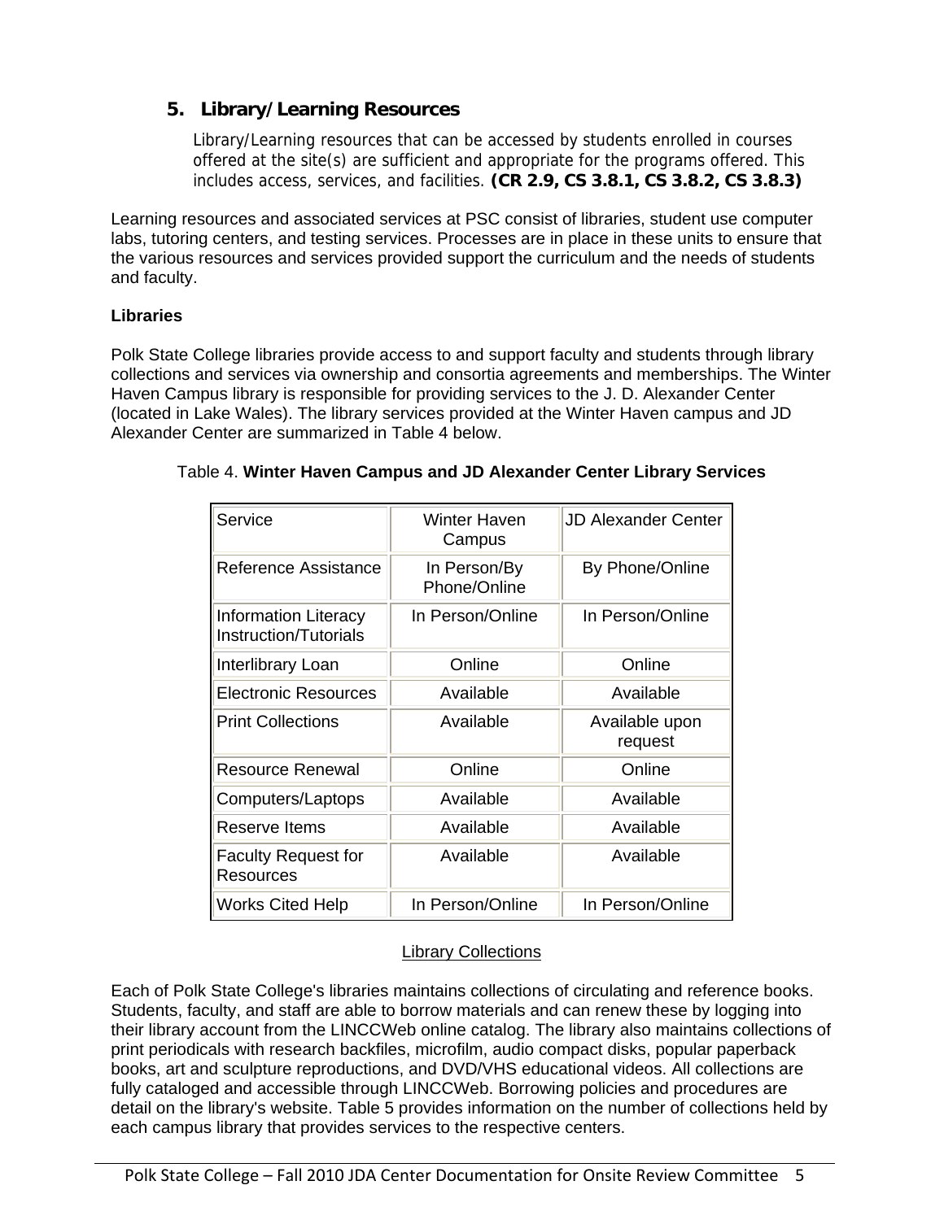## 5. Library/Learning Resources

Library/Learning resources that can be accessed by students enrolled in courses offered at the site(s) are sufficient and appropriate for the programs offered. This includes access, services, and facilities. **(CR 2.9, CS 3.8.1, CS 3.8.2, CS 3.8.3)**

Learning resources and associated services at PSC consist of libraries, student use computer labs, tutoring centers, and testing services. Processes are in place in these units to ensure that the various resources and services provided support the curriculum and the needs of students and faculty.

**Libraries**

Polk State College libraries provide access to and support faculty and students through library collections and services via ownership and consortia agreements and memberships. The Winter Haven Campus library is responsible for providing services to the J. D. Alexander Center (located in Lake Wales). The library services provided at the Winter Haven campus and JD Alexander Center are summarized in Table 4 below.

Table 4. **Winter Haven Campus and JD Alexander Center Library Services**

| Service | Winter Haven Campus | JD Alexander Center |
|---|---|---|
| Reference Assistance | In Person/By Phone/Online | By Phone/Online |
| Information Literacy Instruction/Tutorials | In Person/Online | In Person/Online |
| Interlibrary Loan | Online | Online |
| Electronic Resources | Available | Available |
| Print Collections | Available | Available upon request |
| Resource Renewal | Online | Online |
| Computers/Laptops | Available | Available |
| Reserve Items | Available | Available |
| Faculty Request for Resources | Available | Available |
| Works Cited Help | In Person/Online | In Person/Online |

Library Collections

Each of Polk State College's libraries maintains collections of circulating and reference books. Students, faculty, and staff are able to borrow materials and can renew these by logging into their library account from the LINCCWeb online catalog. The library also maintains collections of print periodicals with research backfiles, microfilm, audio compact disks, popular paperback books, art and sculpture reproductions, and DVD/VHS educational videos. All collections are fully cataloged and accessible through LINCCWeb. Borrowing policies and procedures are detail on the library's website. Table 5 provides information on the number of collections held by each campus library that provides services to the respective centers.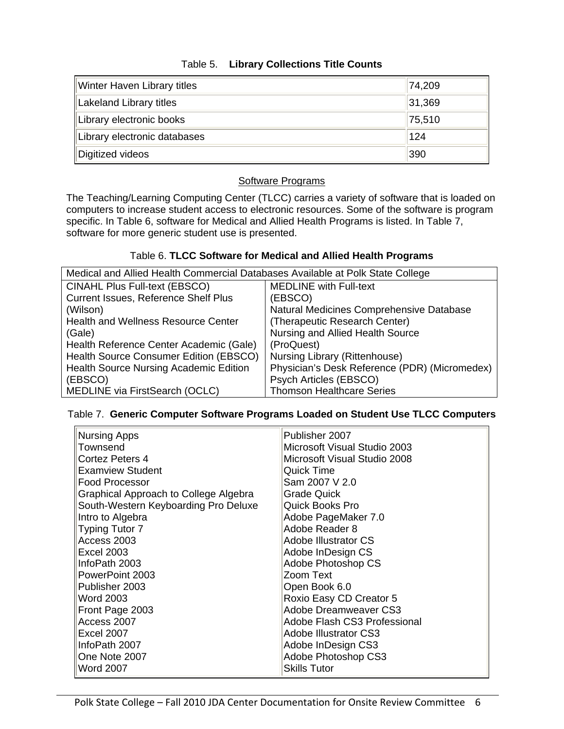Table 5. **Library Collections Title Counts**

| | |
|---|---|
| Winter Haven Library titles | 74,209 |
| Lakeland Library titles | 31,369 |
| Library electronic books | 75,510 |
| Library electronic databases | 124 |
| Digitized videos | 390 |

## Software Programs

The Teaching/Learning Computing Center (TLCC) carries a variety of software that is loaded on computers to increase student access to electronic resources. Some of the software is program specific. In Table 6, software for Medical and Allied Health Programs is listed. In Table 7, software for more generic student use is presented.

Table 6. **TLCC Software for Medical and Allied Health Programs**

| Medical and Allied Health Commercial Databases Available at Polk State College | |
|---|---|
| CINAHL Plus Full-text (EBSCO) | MEDLINE with Full-text (EBSCO) |
| Current Issues, Reference Shelf Plus (Wilson) | Natural Medicines Comprehensive Database (Therapeutic Research Center) |
| Health and Wellness Resource Center (Gale) | Nursing and Allied Health Source (ProQuest) |
| Health Reference Center Academic (Gale) | Nursing Library (Rittenhouse) |
| Health Source Consumer Edition (EBSCO) | Physician's Desk Reference (PDR) (Micromedex) |
| Health Source Nursing Academic Edition (EBSCO) | Psych Articles (EBSCO) |
| MEDLINE via FirstSearch (OCLC) | Thomson Healthcare Series |

Table 7. **Generic Computer Software Programs Loaded on Student Use TLCC Computers**

| | |
|---|---|
| Nursing Apps | Publisher 2007 |
| Townsend | Microsoft Visual Studio 2003 |
| Cortez Peters 4 | Microsoft Visual Studio 2008 |
| Examview Student | Quick Time |
| Food Processor | Sam 2007 V 2.0 |
| Graphical Approach to College Algebra | Grade Quick |
| South-Western Keyboarding Pro Deluxe | Quick Books Pro |
| Intro to Algebra | Adobe PageMaker 7.0 |
| Typing Tutor 7 | Adobe Reader 8 |
| Access 2003 | Adobe Illustrator CS |
| Excel 2003 | Adobe InDesign CS |
| InfoPath 2003 | Adobe Photoshop CS |
| PowerPoint 2003 | Zoom Text |
| Publisher 2003 | Open Book 6.0 |
| Word 2003 | Roxio Easy CD Creator 5 |
| Front Page 2003 | Adobe Dreamweaver CS3 |
| Access 2007 | Adobe Flash CS3 Professional |
| Excel 2007 | Adobe Illustrator CS3 |
| InfoPath 2007 | Adobe InDesign CS3 |
| One Note 2007 | Adobe Photoshop CS3 |
| Word 2007 | Skills Tutor |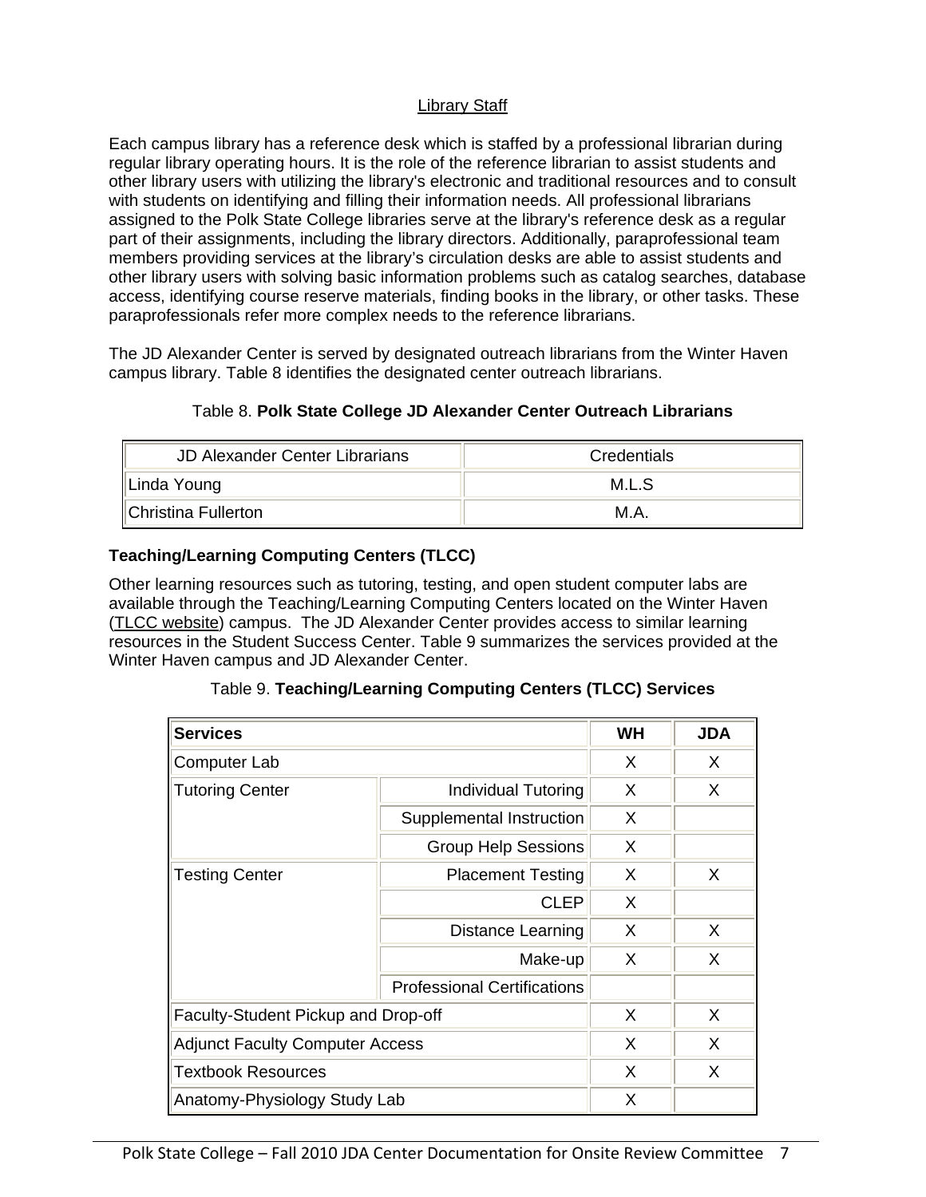Library Staff

Each campus library has a reference desk which is staffed by a professional librarian during regular library operating hours. It is the role of the reference librarian to assist students and other library users with utilizing the library's electronic and traditional resources and to consult with students on identifying and filling their information needs. All professional librarians assigned to the Polk State College libraries serve at the library's reference desk as a regular part of their assignments, including the library directors. Additionally, paraprofessional team members providing services at the library's circulation desks are able to assist students and other library users with solving basic information problems such as catalog searches, database access, identifying course reserve materials, finding books in the library, or other tasks. These paraprofessionals refer more complex needs to the reference librarians.

The JD Alexander Center is served by designated outreach librarians from the Winter Haven campus library. Table 8 identifies the designated center outreach librarians.

Table 8. **Polk State College JD Alexander Center Outreach Librarians**

| JD Alexander Center Librarians | Credentials |
|---|---|
| Linda Young | M.L.S |
| Christina Fullerton | M.A. |

**Teaching/Learning Computing Centers (TLCC)**

Other learning resources such as tutoring, testing, and open student computer labs are available through the Teaching/Learning Computing Centers located on the Winter Haven (TLCC website) campus. The JD Alexander Center provides access to similar learning resources in the Student Success Center. Table 9 summarizes the services provided at the Winter Haven campus and JD Alexander Center.

Table 9. **Teaching/Learning Computing Centers (TLCC) Services**

| **Services** | | **WH** | **JDA** |
|---|---|---|---|
| Computer Lab | | X | X |
| Tutoring Center | Individual Tutoring | X | X |
| | Supplemental Instruction | X | |
| | Group Help Sessions | X | |
| Testing Center | Placement Testing | X | X |
| | CLEP | X | |
| | Distance Learning | X | X |
| | Make-up | X | X |
| | Professional Certifications | | |
| Faculty-Student Pickup and Drop-off | | X | X |
| Adjunct Faculty Computer Access | | X | X |
| Textbook Resources | | X | X |
| Anatomy-Physiology Study Lab | | X | |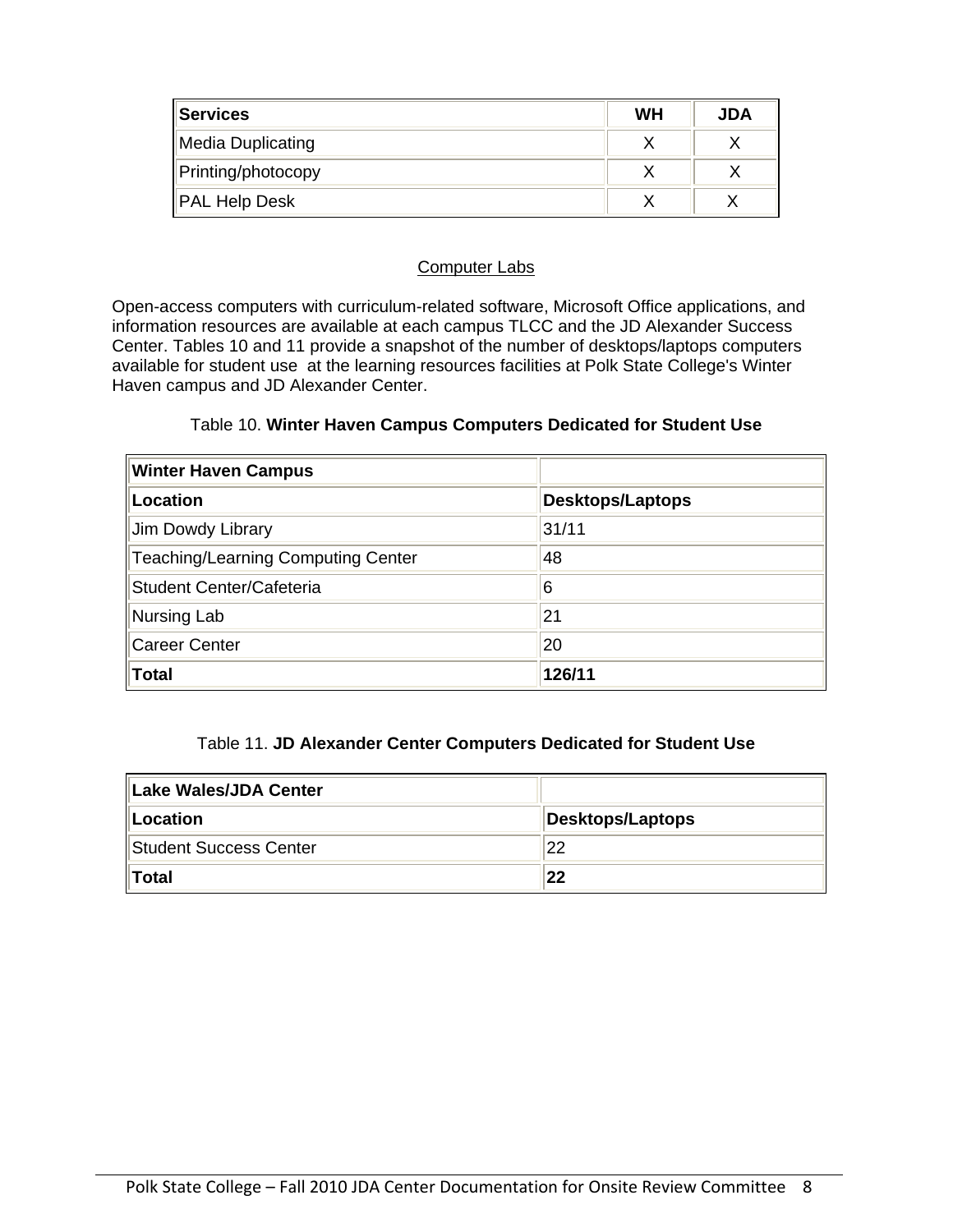| Services | WH | JDA |
|---|---|---|
| Media Duplicating | X | X |
| Printing/photocopy | X | X |
| PAL Help Desk | X | X |

## Computer Labs

Open-access computers with curriculum-related software, Microsoft Office applications, and information resources are available at each campus TLCC and the JD Alexander Success Center. Tables 10 and 11 provide a snapshot of the number of desktops/laptops computers available for student use at the learning resources facilities at Polk State College's Winter Haven campus and JD Alexander Center.

Table 10. **Winter Haven Campus Computers Dedicated for Student Use**

| **Winter Haven Campus** | |
|---|---|
| **Location** | **Desktops/Laptops** |
| Jim Dowdy Library | 31/11 |
| Teaching/Learning Computing Center | 48 |
| Student Center/Cafeteria | 6 |
| Nursing Lab | 21 |
| Career Center | 20 |
| **Total** | **126/11** |

Table 11. **JD Alexander Center Computers Dedicated for Student Use**

| **Lake Wales/JDA Center** | |
|---|---|
| **Location** | **Desktops/Laptops** |
| Student Success Center | 22 |
| **Total** | **22** |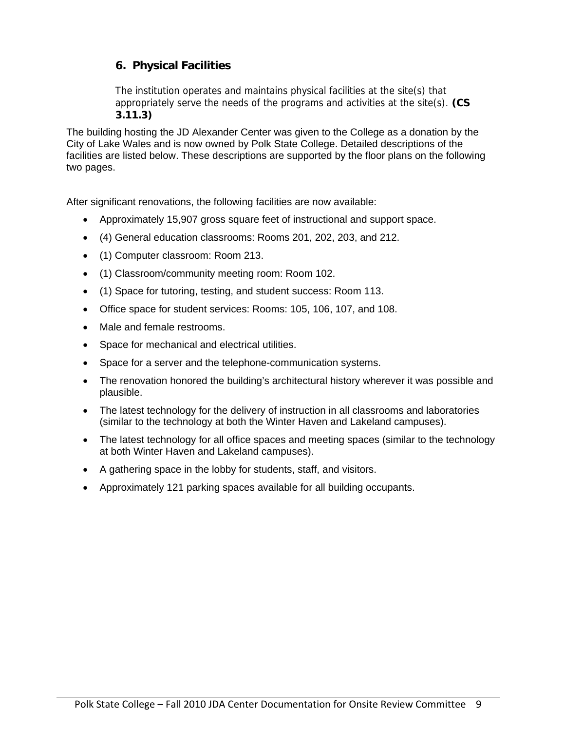## 6. Physical Facilities

The institution operates and maintains physical facilities at the site(s) that appropriately serve the needs of the programs and activities at the site(s). **(CS 3.11.3)**

The building hosting the JD Alexander Center was given to the College as a donation by the City of Lake Wales and is now owned by Polk State College. Detailed descriptions of the facilities are listed below. These descriptions are supported by the floor plans on the following two pages.

After significant renovations, the following facilities are now available:

- Approximately 15,907 gross square feet of instructional and support space.
- (4) General education classrooms: Rooms 201, 202, 203, and 212.
- (1) Computer classroom: Room 213.
- (1) Classroom/community meeting room: Room 102.
- (1) Space for tutoring, testing, and student success: Room 113.
- Office space for student services: Rooms: 105, 106, 107, and 108.
- Male and female restrooms.
- Space for mechanical and electrical utilities.
- Space for a server and the telephone-communication systems.
- The renovation honored the building's architectural history wherever it was possible and plausible.
- The latest technology for the delivery of instruction in all classrooms and laboratories (similar to the technology at both the Winter Haven and Lakeland campuses).
- The latest technology for all office spaces and meeting spaces (similar to the technology at both Winter Haven and Lakeland campuses).
- A gathering space in the lobby for students, staff, and visitors.
- Approximately 121 parking spaces available for all building occupants.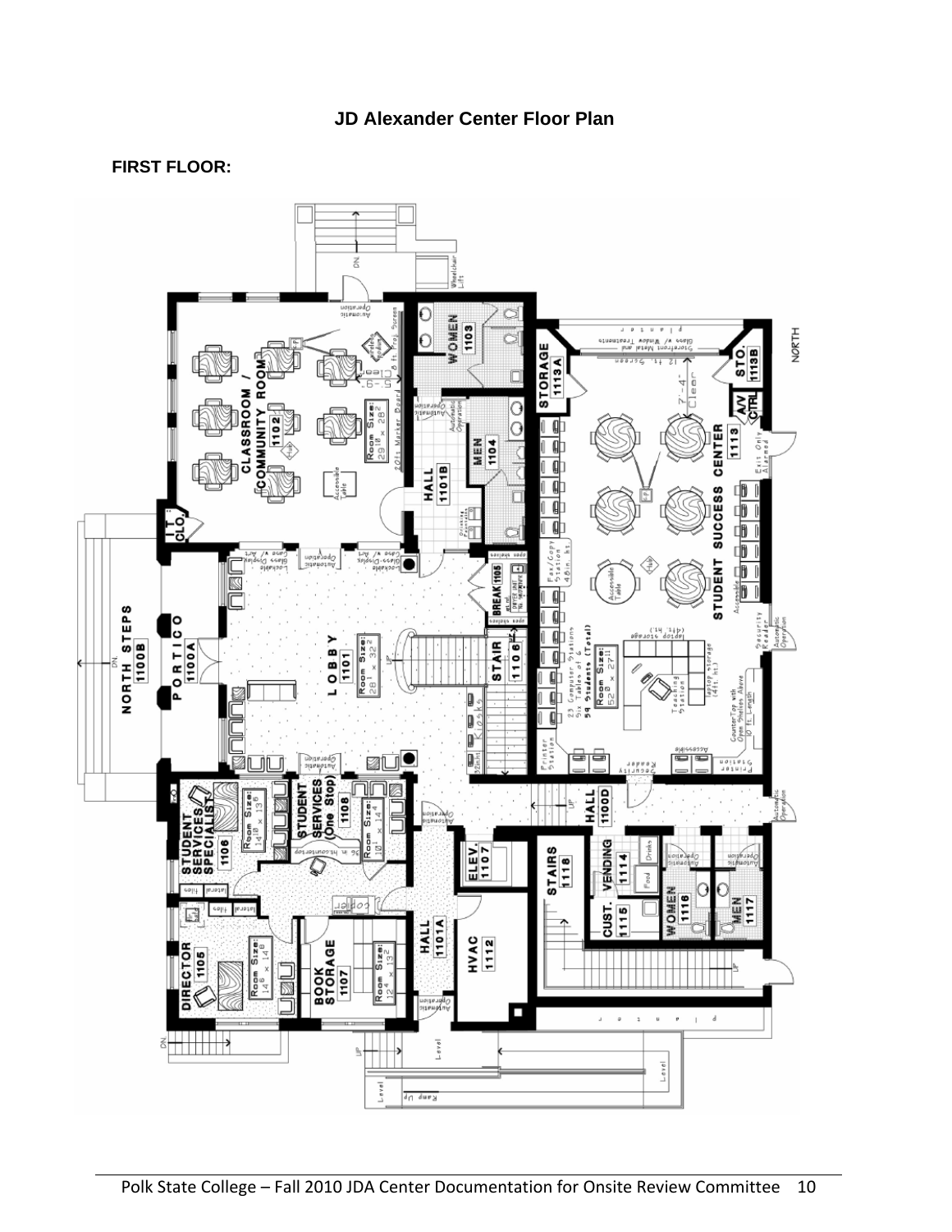# JD Alexander Center Floor Plan

**FIRST FLOOR:**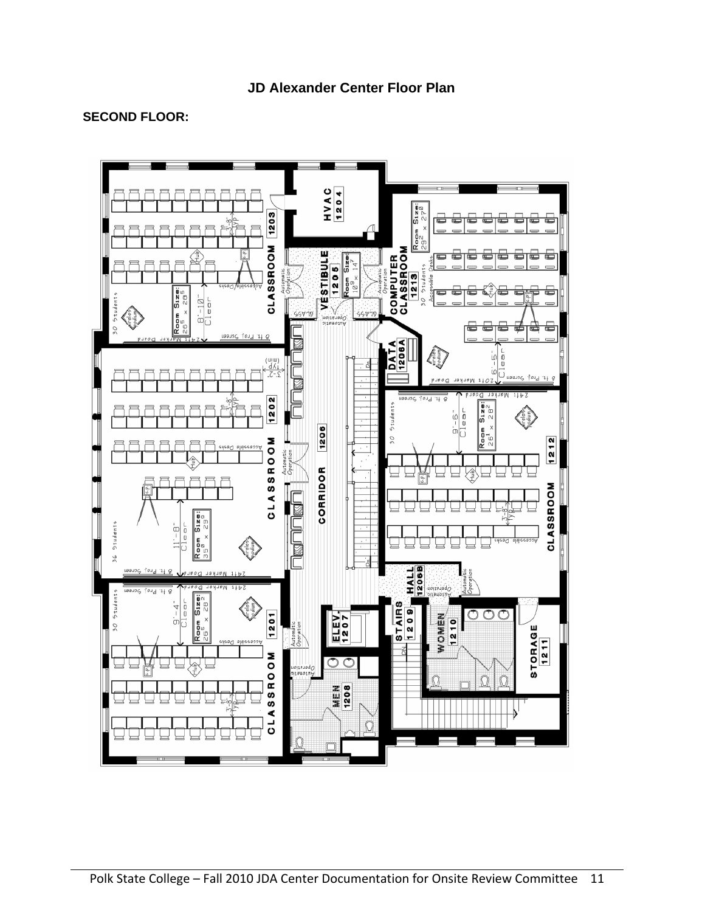# JD Alexander Center Floor Plan

**SECOND FLOOR:**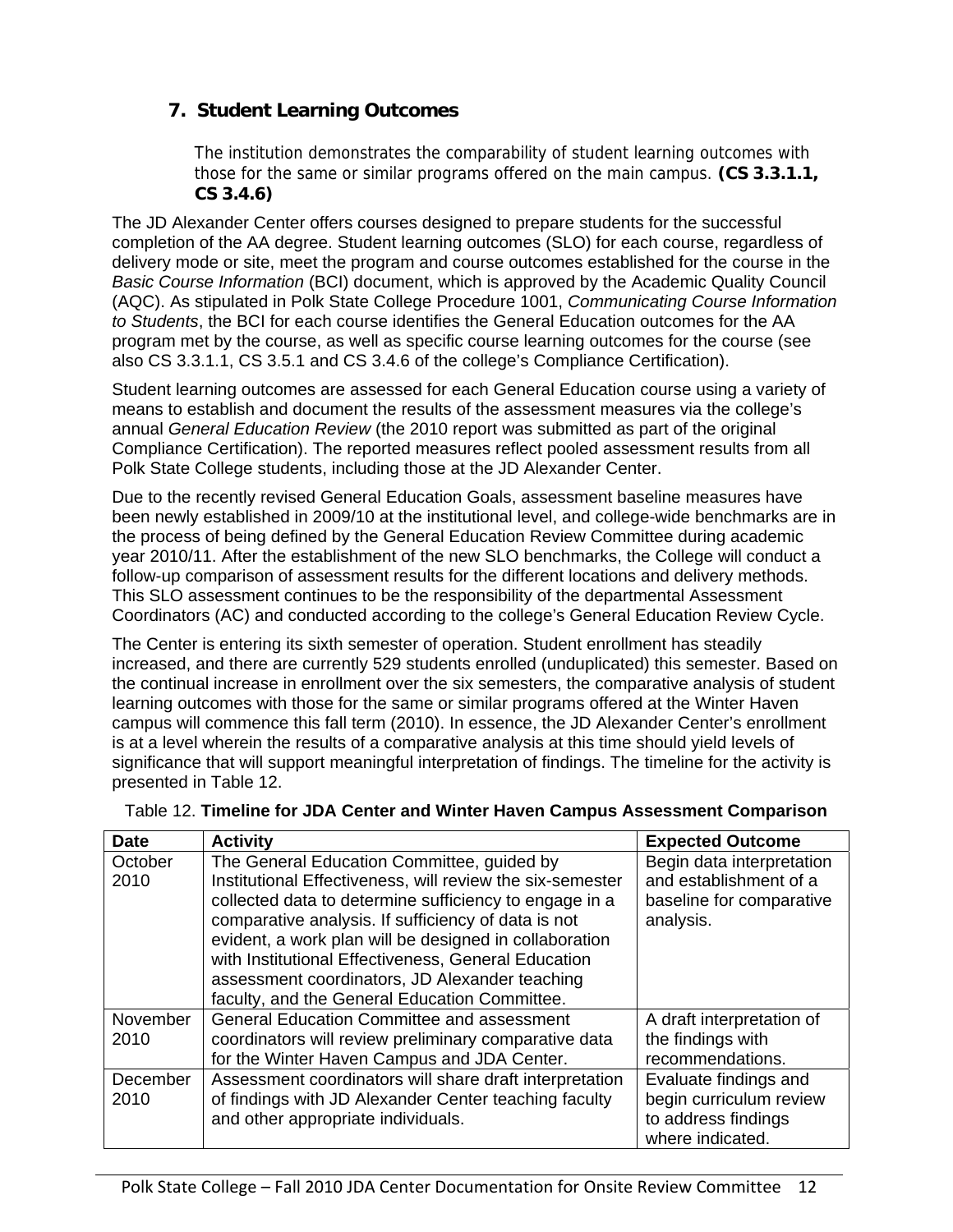## 7. Student Learning Outcomes

The institution demonstrates the comparability of student learning outcomes with those for the same or similar programs offered on the main campus. **(CS 3.3.1.1, CS 3.4.6)**

The JD Alexander Center offers courses designed to prepare students for the successful completion of the AA degree. Student learning outcomes (SLO) for each course, regardless of delivery mode or site, meet the program and course outcomes established for the course in the *Basic Course Information* (BCI) document, which is approved by the Academic Quality Council (AQC). As stipulated in Polk State College Procedure 1001, *Communicating Course Information to Students*, the BCI for each course identifies the General Education outcomes for the AA program met by the course, as well as specific course learning outcomes for the course (see also CS 3.3.1.1, CS 3.5.1 and CS 3.4.6 of the college's Compliance Certification).

Student learning outcomes are assessed for each General Education course using a variety of means to establish and document the results of the assessment measures via the college's annual *General Education Review* (the 2010 report was submitted as part of the original Compliance Certification). The reported measures reflect pooled assessment results from all Polk State College students, including those at the JD Alexander Center.

Due to the recently revised General Education Goals, assessment baseline measures have been newly established in 2009/10 at the institutional level, and college-wide benchmarks are in the process of being defined by the General Education Review Committee during academic year 2010/11. After the establishment of the new SLO benchmarks, the College will conduct a follow-up comparison of assessment results for the different locations and delivery methods. This SLO assessment continues to be the responsibility of the departmental Assessment Coordinators (AC) and conducted according to the college's General Education Review Cycle.

The Center is entering its sixth semester of operation. Student enrollment has steadily increased, and there are currently 529 students enrolled (unduplicated) this semester. Based on the continual increase in enrollment over the six semesters, the comparative analysis of student learning outcomes with those for the same or similar programs offered at the Winter Haven campus will commence this fall term (2010). In essence, the JD Alexander Center's enrollment is at a level wherein the results of a comparative analysis at this time should yield levels of significance that will support meaningful interpretation of findings. The timeline for the activity is presented in Table 12.

Table 12. **Timeline for JDA Center and Winter Haven Campus Assessment Comparison**

| Date | Activity | Expected Outcome |
|---|---|---|
| October 2010 | The General Education Committee, guided by Institutional Effectiveness, will review the six-semester collected data to determine sufficiency to engage in a comparative analysis. If sufficiency of data is not evident, a work plan will be designed in collaboration with Institutional Effectiveness, General Education assessment coordinators, JD Alexander teaching faculty, and the General Education Committee. | Begin data interpretation and establishment of a baseline for comparative analysis. |
| November 2010 | General Education Committee and assessment coordinators will review preliminary comparative data for the Winter Haven Campus and JDA Center. | A draft interpretation of the findings with recommendations. |
| December 2010 | Assessment coordinators will share draft interpretation of findings with JD Alexander Center teaching faculty and other appropriate individuals. | Evaluate findings and begin curriculum review to address findings where indicated. |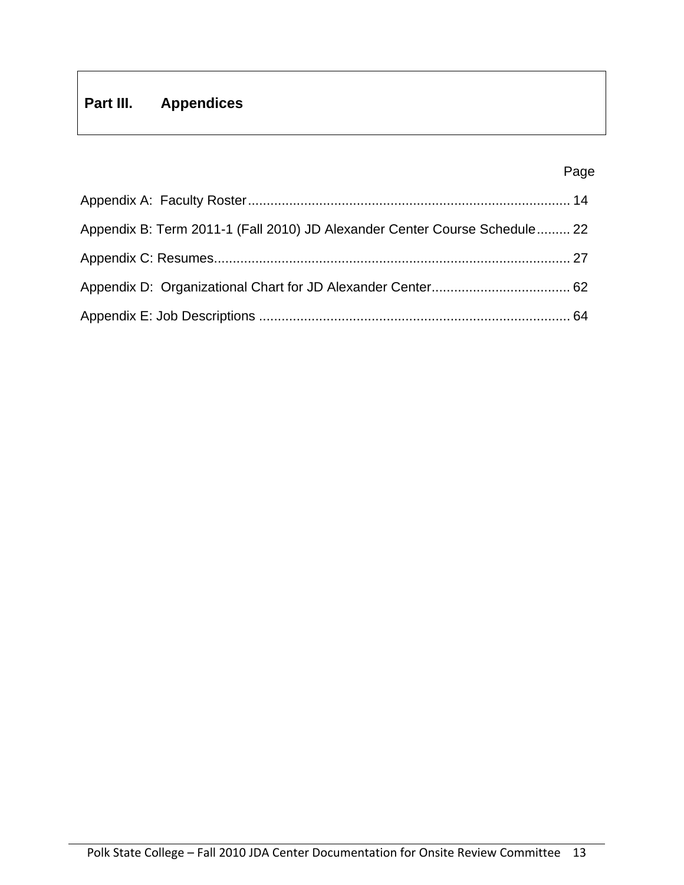# Part III. Appendices

| | Page |
|---|---|
| Appendix A: Faculty Roster | 14 |
| Appendix B: Term 2011-1 (Fall 2010) JD Alexander Center Course Schedule | 22 |
| Appendix C: Resumes | 27 |
| Appendix D: Organizational Chart for JD Alexander Center | 62 |
| Appendix E: Job Descriptions | 64 |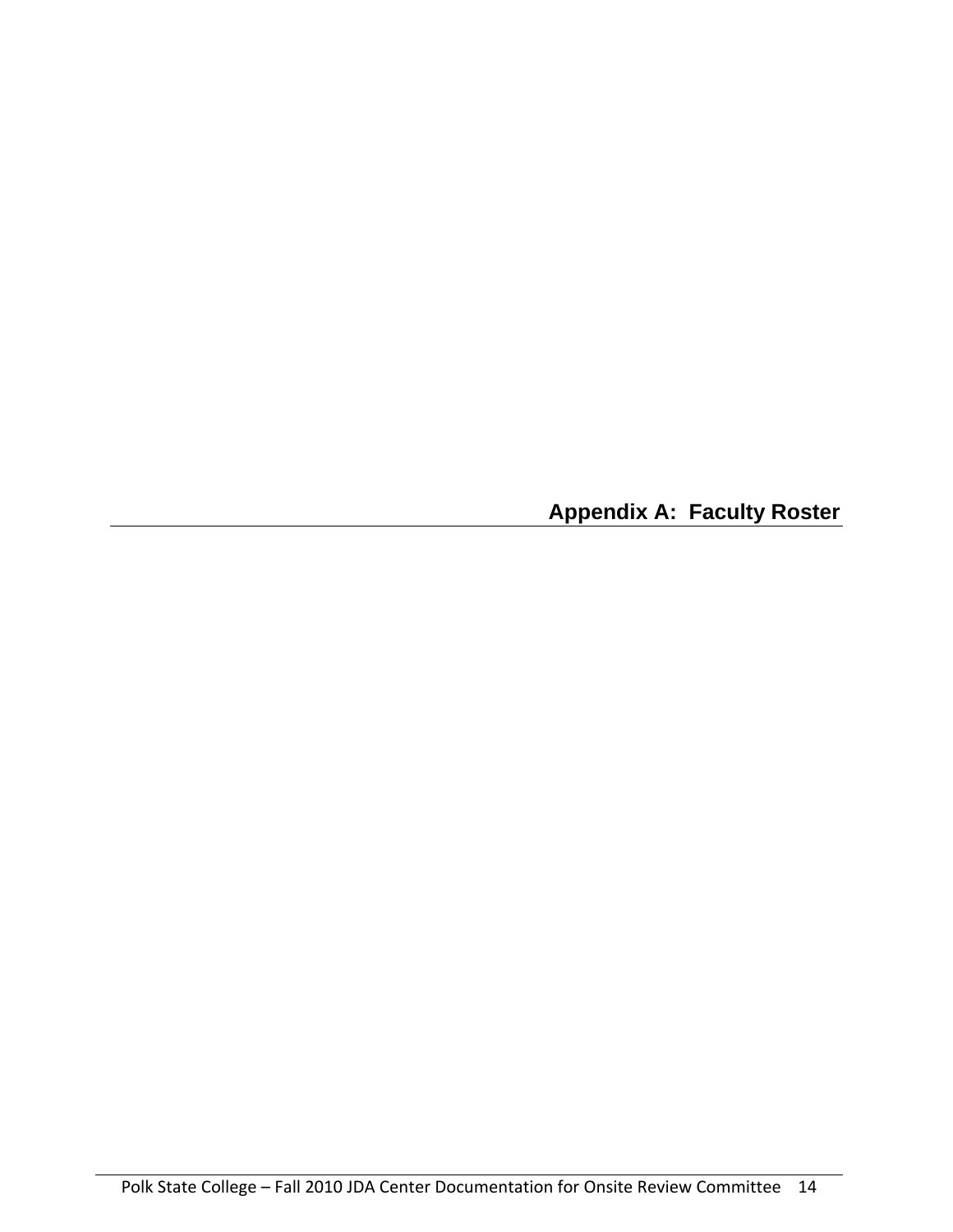# Appendix A: Faculty Roster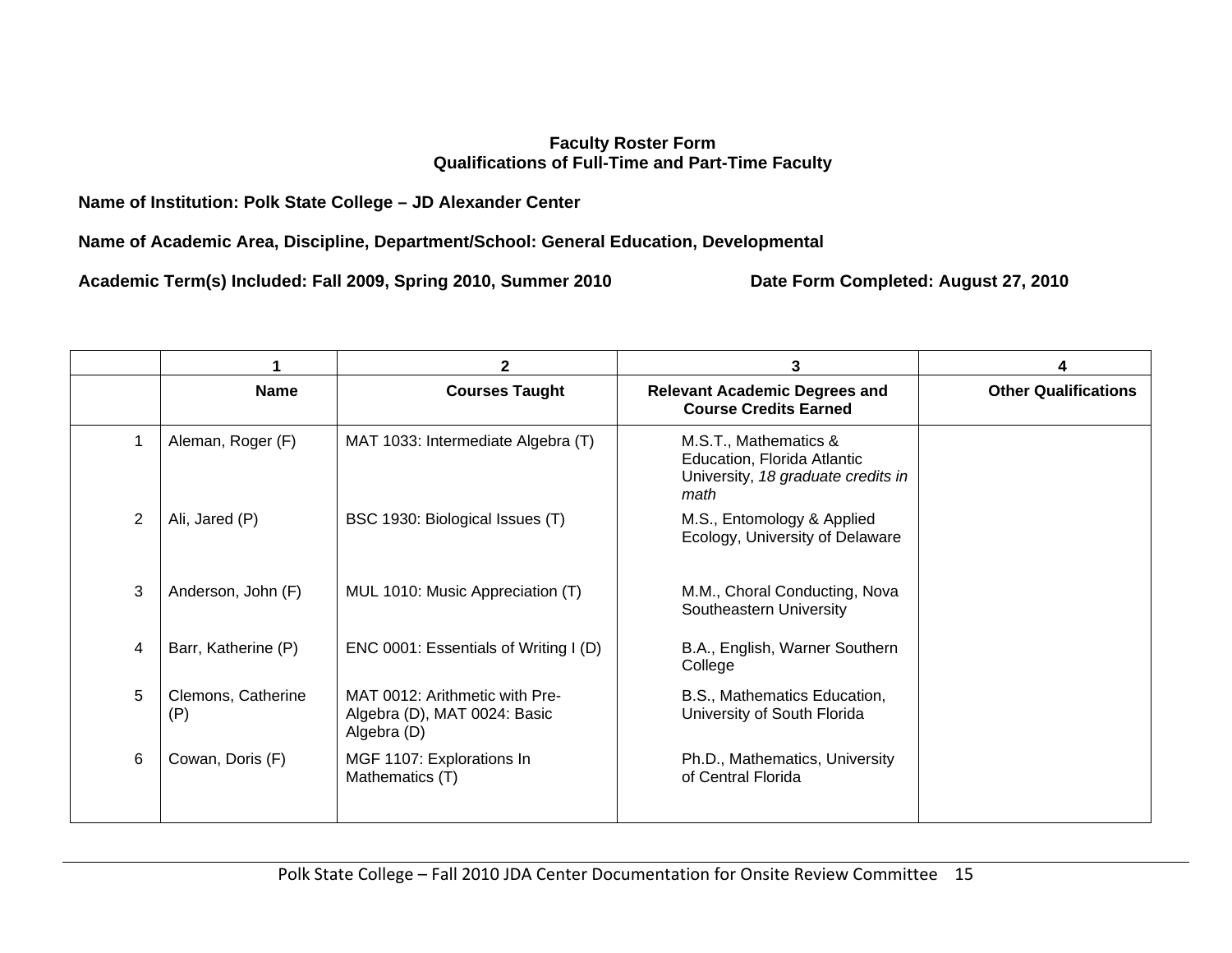**Faculty Roster Form**
**Qualifications of Full-Time and Part-Time Faculty**

**Name of Institution: Polk State College – JD Alexander Center**

**Name of Academic Area, Discipline, Department/School: General Education, Developmental**

**Academic Term(s) Included: Fall 2009, Spring 2010, Summer 2010** **Date Form Completed: August 27, 2010**

| | 1 | 2 | 3 | 4 |
|---|---|---|---|---|
| | **Name** | **Courses Taught** | **Relevant Academic Degrees and Course Credits Earned** | **Other Qualifications** |
| 1 | Aleman, Roger (F) | MAT 1033: Intermediate Algebra (T) | M.S.T., Mathematics & Education, Florida Atlantic University, *18 graduate credits in math* | |
| 2 | Ali, Jared (P) | BSC 1930: Biological Issues (T) | M.S., Entomology & Applied Ecology, University of Delaware | |
| 3 | Anderson, John (F) | MUL 1010: Music Appreciation (T) | M.M., Choral Conducting, Nova Southeastern University | |
| 4 | Barr, Katherine (P) | ENC 0001: Essentials of Writing I (D) | B.A., English, Warner Southern College | |
| 5 | Clemons, Catherine (P) | MAT 0012: Arithmetic with Pre-Algebra (D), MAT 0024: Basic Algebra (D) | B.S., Mathematics Education, University of South Florida | |
| 6 | Cowan, Doris (F) | MGF 1107: Explorations In Mathematics (T) | Ph.D., Mathematics, University of Central Florida | |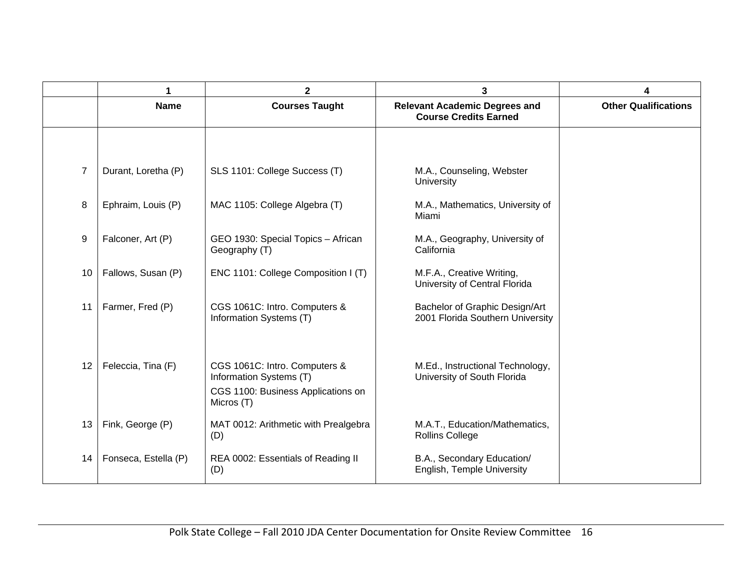| | 1 | 2 | 3 | 4 |
|---|---|---|---|---|
| | **Name** | **Courses Taught** | **Relevant Academic Degrees and Course Credits Earned** | **Other Qualifications** |
| 7 | Durant, Loretha (P) | SLS 1101: College Success (T) | M.A., Counseling, Webster University | |
| 8 | Ephraim, Louis (P) | MAC 1105: College Algebra (T) | M.A., Mathematics, University of Miami | |
| 9 | Falconer, Art (P) | GEO 1930: Special Topics – African Geography (T) | M.A., Geography, University of California | |
| 10 | Fallows, Susan (P) | ENC 1101: College Composition I (T) | M.F.A., Creative Writing, University of Central Florida | |
| 11 | Farmer, Fred (P) | CGS 1061C: Intro. Computers & Information Systems (T) | Bachelor of Graphic Design/Art 2001 Florida Southern University | |
| 12 | Feleccia, Tina (F) | CGS 1061C: Intro. Computers & Information Systems (T)<br>CGS 1100: Business Applications on Micros (T) | M.Ed., Instructional Technology, University of South Florida | |
| 13 | Fink, George (P) | MAT 0012: Arithmetic with Prealgebra (D) | M.A.T., Education/Mathematics, Rollins College | |
| 14 | Fonseca, Estella (P) | REA 0002: Essentials of Reading II (D) | B.A., Secondary Education/ English, Temple University | |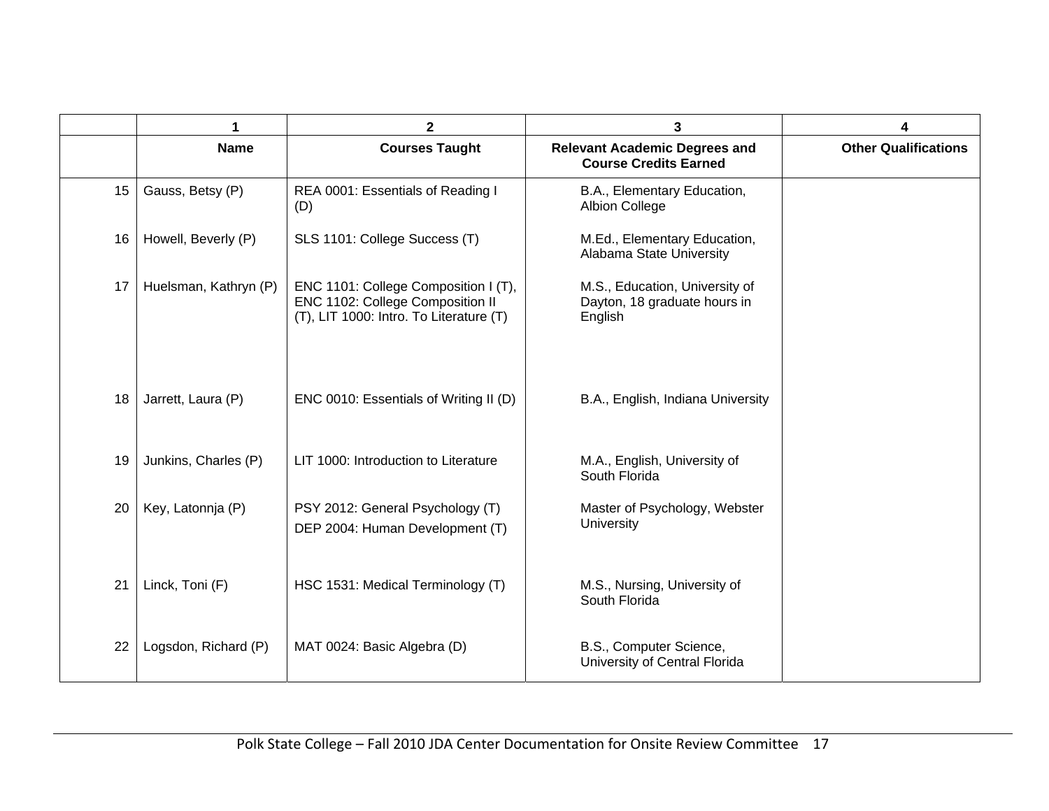| | 1 | 2 | 3 | 4 |
|---|---|---|---|---|
| | **Name** | **Courses Taught** | **Relevant Academic Degrees and Course Credits Earned** | **Other Qualifications** |
| 15 | Gauss, Betsy (P) | REA 0001: Essentials of Reading I (D) | B.A., Elementary Education, Albion College | |
| 16 | Howell, Beverly (P) | SLS 1101: College Success (T) | M.Ed., Elementary Education, Alabama State University | |
| 17 | Huelsman, Kathryn (P) | ENC 1101: College Composition I (T), ENC 1102: College Composition II (T), LIT 1000: Intro. To Literature (T) | M.S., Education, University of Dayton, 18 graduate hours in English | |
| 18 | Jarrett, Laura (P) | ENC 0010: Essentials of Writing II (D) | B.A., English, Indiana University | |
| 19 | Junkins, Charles (P) | LIT 1000: Introduction to Literature | M.A., English, University of South Florida | |
| 20 | Key, Latonnja (P) | PSY 2012: General Psychology (T)<br>DEP 2004: Human Development (T) | Master of Psychology, Webster University | |
| 21 | Linck, Toni (F) | HSC 1531: Medical Terminology (T) | M.S., Nursing, University of South Florida | |
| 22 | Logsdon, Richard (P) | MAT 0024: Basic Algebra (D) | B.S., Computer Science, University of Central Florida | |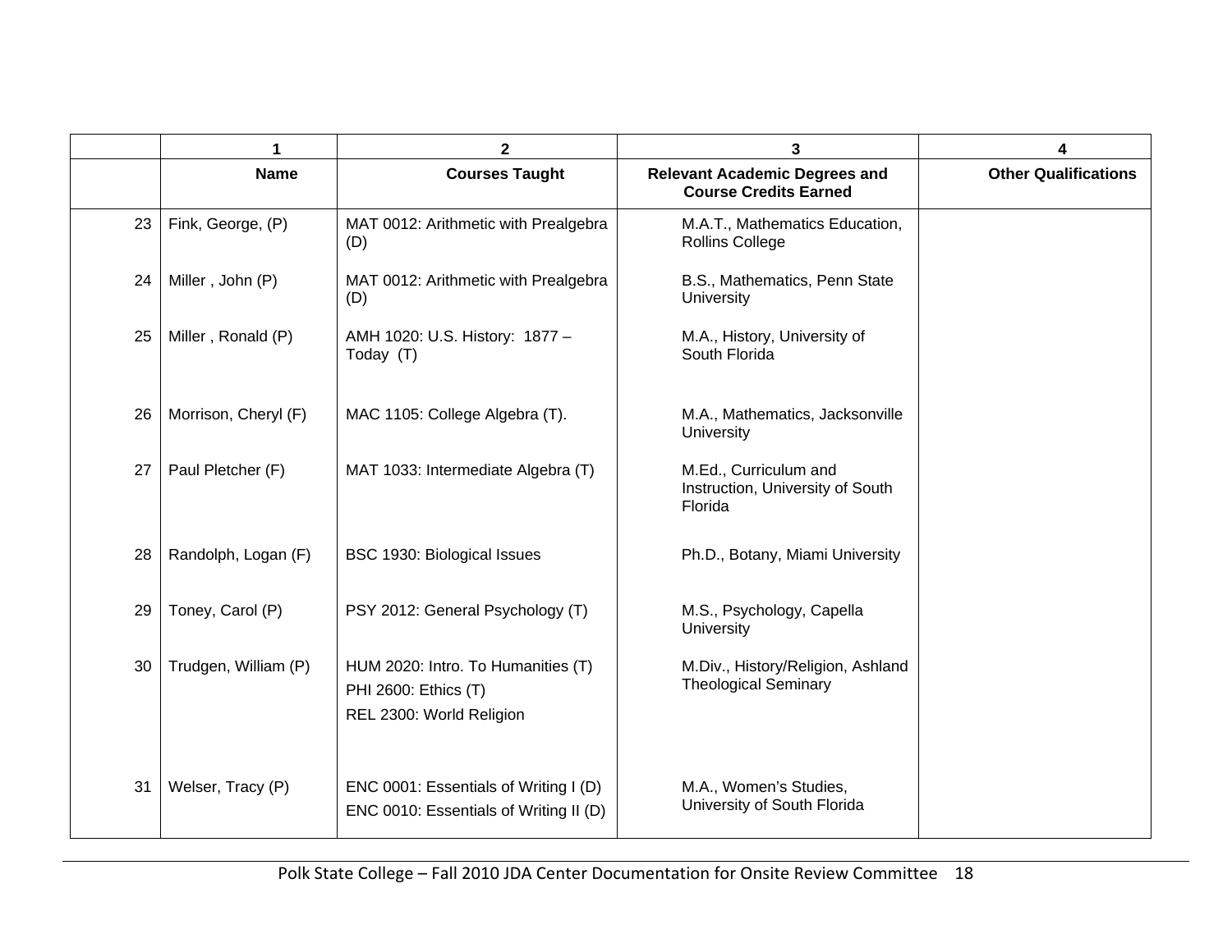| | 1 | 2 | 3 | 4 |
|---|---|---|---|---|
| | **Name** | **Courses Taught** | **Relevant Academic Degrees and Course Credits Earned** | **Other Qualifications** |
| 23 | Fink, George, (P) | MAT 0012: Arithmetic with Prealgebra (D) | M.A.T., Mathematics Education, Rollins College | |
| 24 | Miller , John (P) | MAT 0012: Arithmetic with Prealgebra (D) | B.S., Mathematics, Penn State University | |
| 25 | Miller , Ronald (P) | AMH 1020: U.S. History: 1877 – Today (T) | M.A., History, University of South Florida | |
| 26 | Morrison, Cheryl (F) | MAC 1105: College Algebra (T). | M.A., Mathematics, Jacksonville University | |
| 27 | Paul Pletcher (F) | MAT 1033: Intermediate Algebra (T) | M.Ed., Curriculum and Instruction, University of South Florida | |
| 28 | Randolph, Logan (F) | BSC 1930: Biological Issues | Ph.D., Botany, Miami University | |
| 29 | Toney, Carol (P) | PSY 2012: General Psychology (T) | M.S., Psychology, Capella University | |
| 30 | Trudgen, William (P) | HUM 2020: Intro. To Humanities (T)<br>PHI 2600: Ethics (T)<br>REL 2300: World Religion | M.Div., History/Religion, Ashland Theological Seminary | |
| 31 | Welser, Tracy (P) | ENC 0001: Essentials of Writing I (D)<br>ENC 0010: Essentials of Writing II (D) | M.A., Women's Studies, University of South Florida | |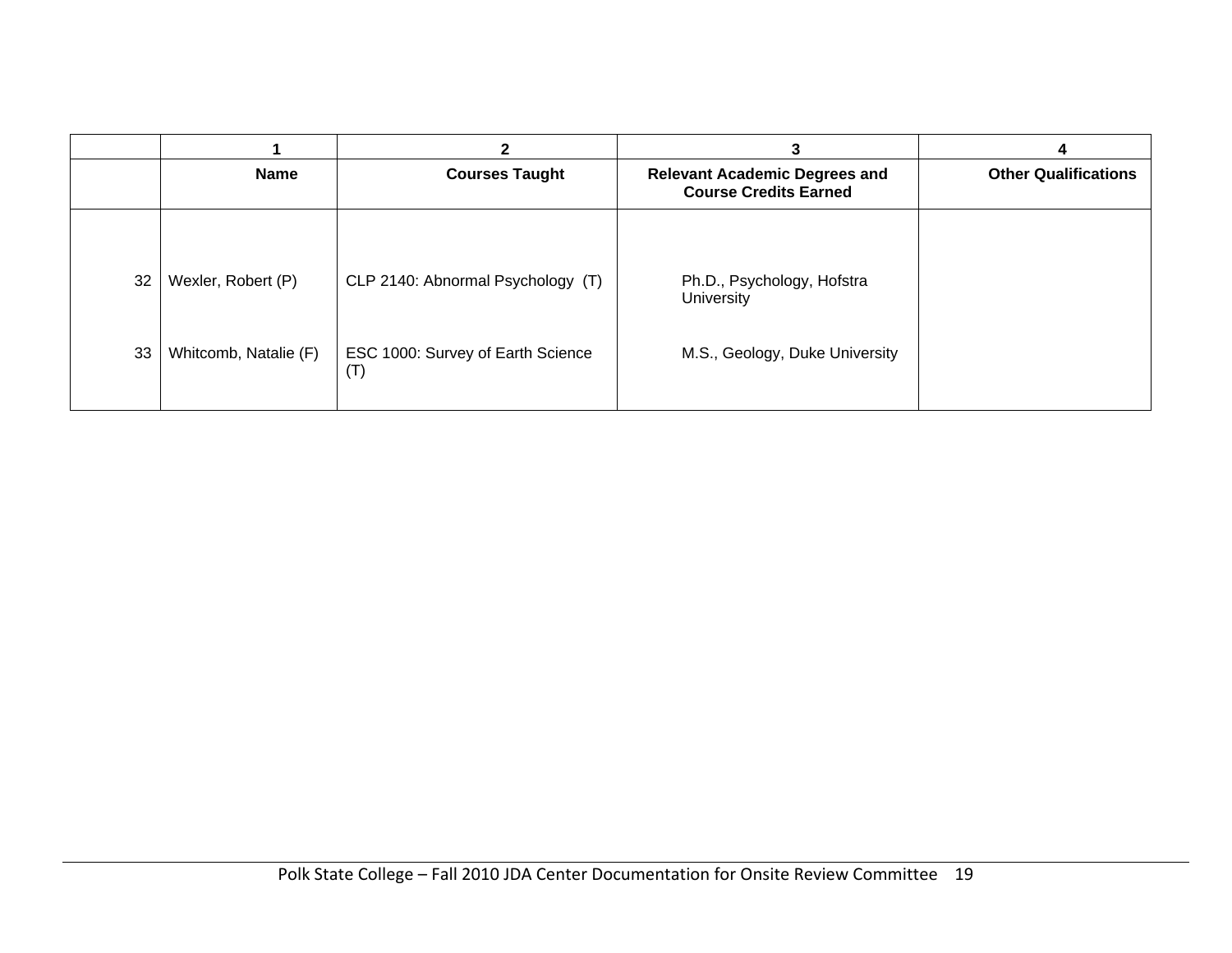| | 1 | 2 | 3 | 4 |
|---|---|---|---|---|
| | **Name** | **Courses Taught** | **Relevant Academic Degrees and Course Credits Earned** | **Other Qualifications** |
| 32 | Wexler, Robert (P) | CLP 2140: Abnormal Psychology (T) | Ph.D., Psychology, Hofstra University | |
| 33 | Whitcomb, Natalie (F) | ESC 1000: Survey of Earth Science (T) | M.S., Geology, Duke University | |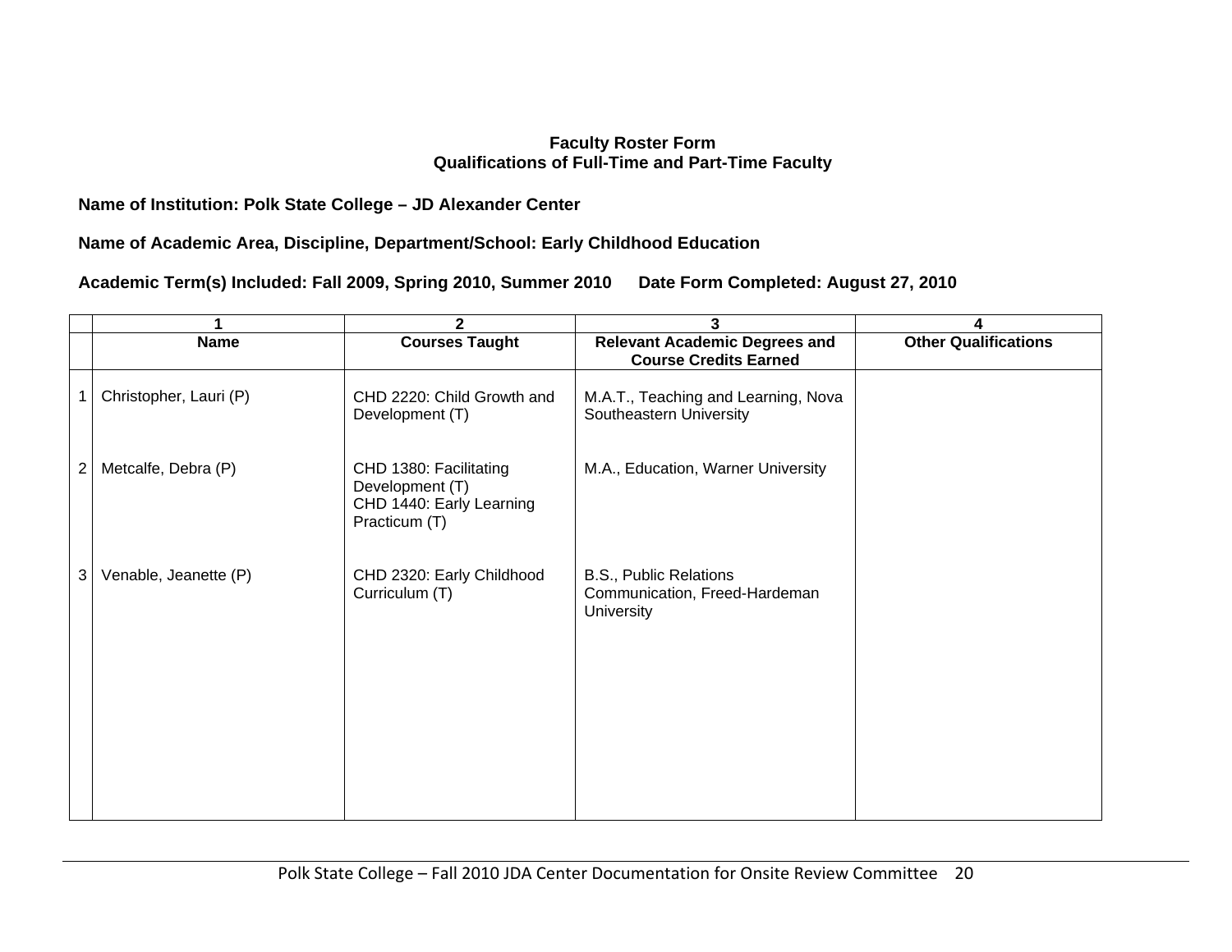**Faculty Roster Form**
**Qualifications of Full-Time and Part-Time Faculty**

**Name of Institution: Polk State College – JD Alexander Center**

**Name of Academic Area, Discipline, Department/School: Early Childhood Education**

**Academic Term(s) Included: Fall 2009, Spring 2010, Summer 2010 Date Form Completed: August 27, 2010**

| | 1 | 2 | 3 | 4 |
|---|---|---|---|---|
| | **Name** | **Courses Taught** | **Relevant Academic Degrees and Course Credits Earned** | **Other Qualifications** |
| 1 | Christopher, Lauri (P) | CHD 2220: Child Growth and Development (T) | M.A.T., Teaching and Learning, Nova Southeastern University | |
| 2 | Metcalfe, Debra (P) | CHD 1380: Facilitating Development (T)<br>CHD 1440: Early Learning Practicum (T) | M.A., Education, Warner University | |
| 3 | Venable, Jeanette (P) | CHD 2320: Early Childhood Curriculum (T) | B.S., Public Relations Communication, Freed-Hardeman University | |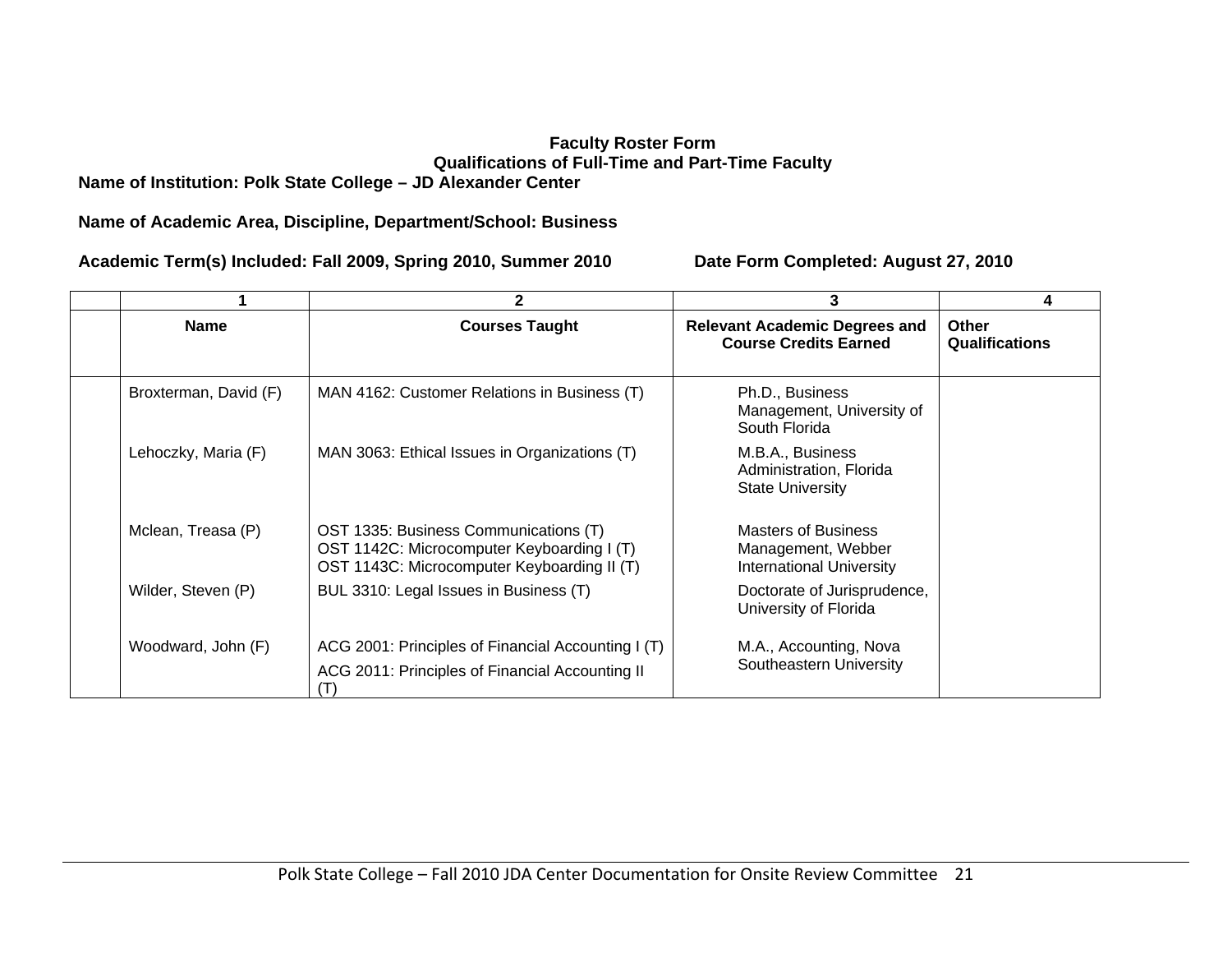**Faculty Roster Form**
**Qualifications of Full-Time and Part-Time Faculty**

**Name of Institution: Polk State College – JD Alexander Center**

**Name of Academic Area, Discipline, Department/School: Business**

**Academic Term(s) Included: Fall 2009, Spring 2010, Summer 2010**  **Date Form Completed: August 27, 2010**

| | 1 | 2 | 3 | 4 |
|---|---|---|---|---|
| | **Name** | **Courses Taught** | **Relevant Academic Degrees and Course Credits Earned** | **Other Qualifications** |
| | Broxterman, David (F) | MAN 4162: Customer Relations in Business (T) | Ph.D., Business Management, University of South Florida | |
| | Lehoczky, Maria (F) | MAN 3063: Ethical Issues in Organizations (T) | M.B.A., Business Administration, Florida State University | |
| | Mclean, Treasa (P) | OST 1335: Business Communications (T)<br>OST 1142C: Microcomputer Keyboarding I (T)<br>OST 1143C: Microcomputer Keyboarding II (T) | Masters of Business Management, Webber International University | |
| | Wilder, Steven (P) | BUL 3310: Legal Issues in Business (T) | Doctorate of Jurisprudence, University of Florida | |
| | Woodward, John (F) | ACG 2001: Principles of Financial Accounting I (T)<br>ACG 2011: Principles of Financial Accounting II (T) | M.A., Accounting, Nova Southeastern University | |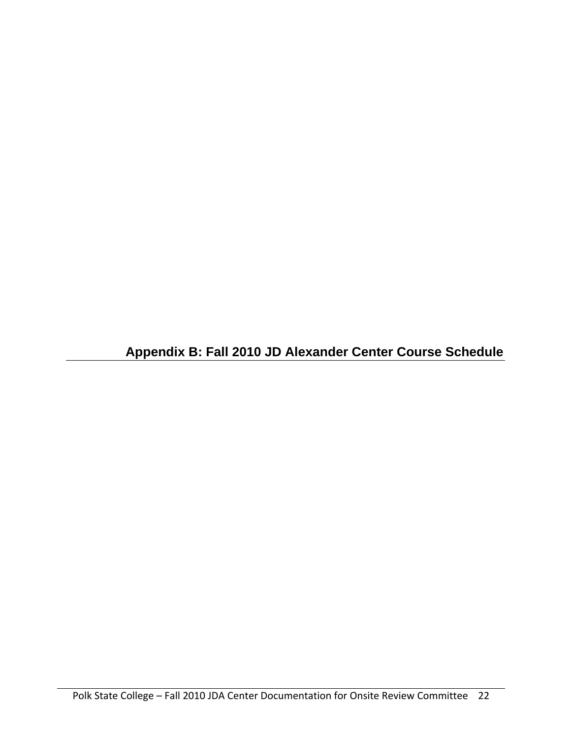# Appendix B: Fall 2010 JD Alexander Center Course Schedule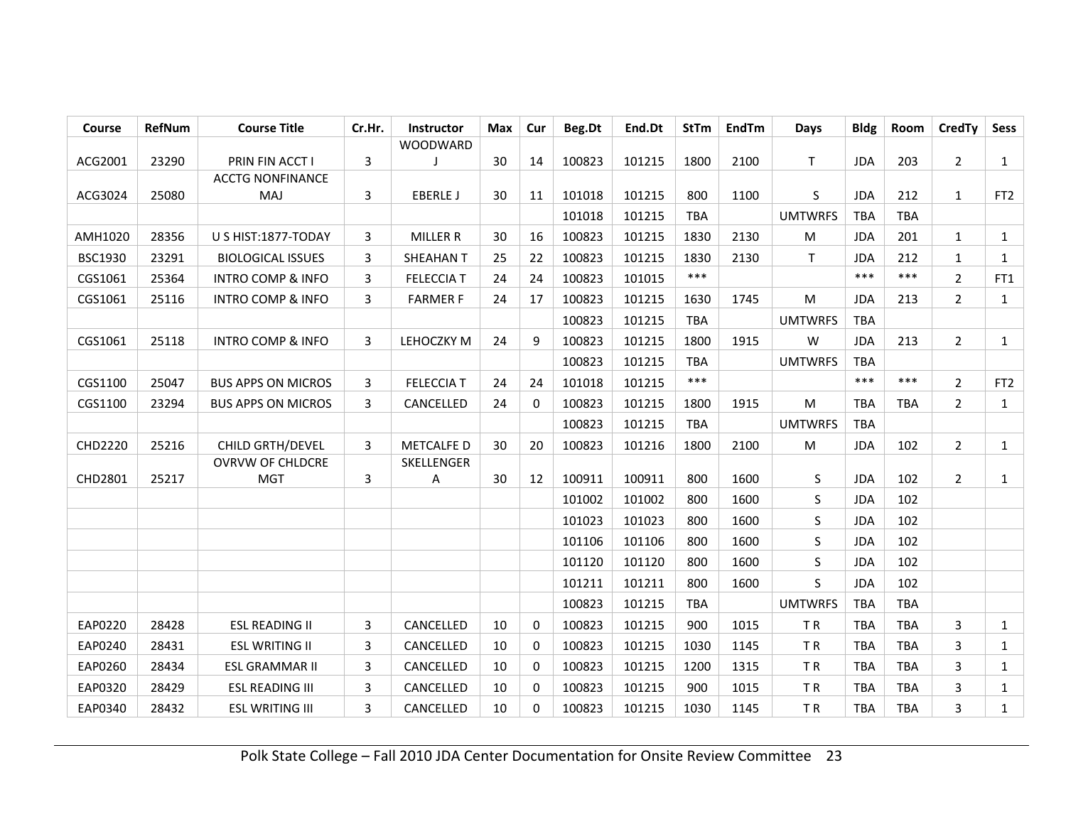| Course | RefNum | Course Title | Cr.Hr. | Instructor | Max | Cur | Beg.Dt | End.Dt | StTm | EndTm | Days | Bldg | Room | CredTy | Sess |
|---|---|---|---|---|---|---|---|---|---|---|---|---|---|---|---|
| ACG2001 | 23290 | PRIN FIN ACCT I | 3 | WOODWARD J | 30 | 14 | 100823 | 101215 | 1800 | 2100 | T | JDA | 203 | 2 | 1 |
| ACG3024 | 25080 | ACCTG NONFINANCE MAJ | 3 | EBERLE J | 30 | 11 | 101018 | 101215 | 800 | 1100 | S | JDA | 212 | 1 | FT2 |
| | | | | | | | 101018 | 101215 | TBA | | UMTWRFS | TBA | TBA | | |
| AMH1020 | 28356 | U S HIST:1877-TODAY | 3 | MILLER R | 30 | 16 | 100823 | 101215 | 1830 | 2130 | M | JDA | 201 | 1 | 1 |
| BSC1930 | 23291 | BIOLOGICAL ISSUES | 3 | SHEAHAN T | 25 | 22 | 100823 | 101215 | 1830 | 2130 | T | JDA | 212 | 1 | 1 |
| CGS1061 | 25364 | INTRO COMP & INFO | 3 | FELECCIA T | 24 | 24 | 100823 | 101015 | *** | | | *** | *** | 2 | FT1 |
| CGS1061 | 25116 | INTRO COMP & INFO | 3 | FARMER F | 24 | 17 | 100823 | 101215 | 1630 | 1745 | M | JDA | 213 | 2 | 1 |
| | | | | | | | 100823 | 101215 | TBA | | UMTWRFS | TBA | | | |
| CGS1061 | 25118 | INTRO COMP & INFO | 3 | LEHOCZKY M | 24 | 9 | 100823 | 101215 | 1800 | 1915 | W | JDA | 213 | 2 | 1 |
| | | | | | | | 100823 | 101215 | TBA | | UMTWRFS | TBA | | | |
| CGS1100 | 25047 | BUS APPS ON MICROS | 3 | FELECCIA T | 24 | 24 | 101018 | 101215 | *** | | | *** | *** | 2 | FT2 |
| CGS1100 | 23294 | BUS APPS ON MICROS | 3 | CANCELLED | 24 | 0 | 100823 | 101215 | 1800 | 1915 | M | TBA | TBA | 2 | 1 |
| | | | | | | | 100823 | 101215 | TBA | | UMTWRFS | TBA | | | |
| CHD2220 | 25216 | CHILD GRTH/DEVEL | 3 | METCALFE D | 30 | 20 | 100823 | 101216 | 1800 | 2100 | M | JDA | 102 | 2 | 1 |
| CHD2801 | 25217 | OVRVW OF CHLDCRE MGT | 3 | SKELLENGER A | 30 | 12 | 100911 | 100911 | 800 | 1600 | S | JDA | 102 | 2 | 1 |
| | | | | | | | 101002 | 101002 | 800 | 1600 | S | JDA | 102 | | |
| | | | | | | | 101023 | 101023 | 800 | 1600 | S | JDA | 102 | | |
| | | | | | | | 101106 | 101106 | 800 | 1600 | S | JDA | 102 | | |
| | | | | | | | 101120 | 101120 | 800 | 1600 | S | JDA | 102 | | |
| | | | | | | | 101211 | 101211 | 800 | 1600 | S | JDA | 102 | | |
| | | | | | | | 100823 | 101215 | TBA | | UMTWRFS | TBA | TBA | | |
| EAP0220 | 28428 | ESL READING II | 3 | CANCELLED | 10 | 0 | 100823 | 101215 | 900 | 1015 | T R | TBA | TBA | 3 | 1 |
| EAP0240 | 28431 | ESL WRITING II | 3 | CANCELLED | 10 | 0 | 100823 | 101215 | 1030 | 1145 | T R | TBA | TBA | 3 | 1 |
| EAP0260 | 28434 | ESL GRAMMAR II | 3 | CANCELLED | 10 | 0 | 100823 | 101215 | 1200 | 1315 | T R | TBA | TBA | 3 | 1 |
| EAP0320 | 28429 | ESL READING III | 3 | CANCELLED | 10 | 0 | 100823 | 101215 | 900 | 1015 | T R | TBA | TBA | 3 | 1 |
| EAP0340 | 28432 | ESL WRITING III | 3 | CANCELLED | 10 | 0 | 100823 | 101215 | 1030 | 1145 | T R | TBA | TBA | 3 | 1 |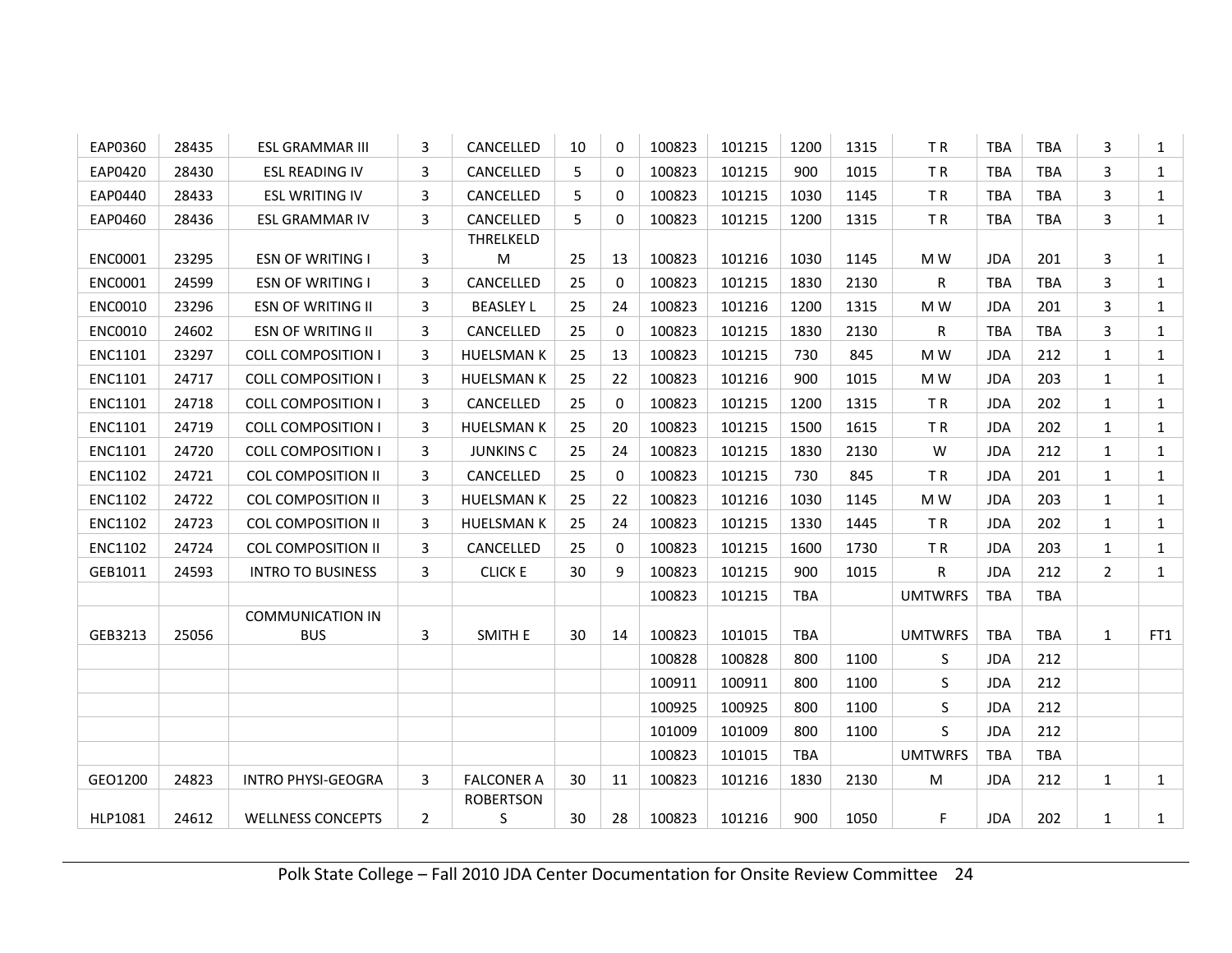| | | | | | | | | | | | | | | | |
|---|---|---|---|---|---|---|---|---|---|---|---|---|---|---|---|
| EAP0360 | 28435 | ESL GRAMMAR III | 3 | CANCELLED | 10 | 0 | 100823 | 101215 | 1200 | 1315 | T R | TBA | TBA | 3 | 1 |
| EAP0420 | 28430 | ESL READING IV | 3 | CANCELLED | 5 | 0 | 100823 | 101215 | 900 | 1015 | T R | TBA | TBA | 3 | 1 |
| EAP0440 | 28433 | ESL WRITING IV | 3 | CANCELLED | 5 | 0 | 100823 | 101215 | 1030 | 1145 | T R | TBA | TBA | 3 | 1 |
| EAP0460 | 28436 | ESL GRAMMAR IV | 3 | CANCELLED | 5 | 0 | 100823 | 101215 | 1200 | 1315 | T R | TBA | TBA | 3 | 1 |
| ENC0001 | 23295 | ESN OF WRITING I | 3 | THRELKELD M | 25 | 13 | 100823 | 101216 | 1030 | 1145 | M W | JDA | 201 | 3 | 1 |
| ENC0001 | 24599 | ESN OF WRITING I | 3 | CANCELLED | 25 | 0 | 100823 | 101215 | 1830 | 2130 | R | TBA | TBA | 3 | 1 |
| ENC0010 | 23296 | ESN OF WRITING II | 3 | BEASLEY L | 25 | 24 | 100823 | 101216 | 1200 | 1315 | M W | JDA | 201 | 3 | 1 |
| ENC0010 | 24602 | ESN OF WRITING II | 3 | CANCELLED | 25 | 0 | 100823 | 101215 | 1830 | 2130 | R | TBA | TBA | 3 | 1 |
| ENC1101 | 23297 | COLL COMPOSITION I | 3 | HUELSMAN K | 25 | 13 | 100823 | 101215 | 730 | 845 | M W | JDA | 212 | 1 | 1 |
| ENC1101 | 24717 | COLL COMPOSITION I | 3 | HUELSMAN K | 25 | 22 | 100823 | 101216 | 900 | 1015 | M W | JDA | 203 | 1 | 1 |
| ENC1101 | 24718 | COLL COMPOSITION I | 3 | CANCELLED | 25 | 0 | 100823 | 101215 | 1200 | 1315 | T R | JDA | 202 | 1 | 1 |
| ENC1101 | 24719 | COLL COMPOSITION I | 3 | HUELSMAN K | 25 | 20 | 100823 | 101215 | 1500 | 1615 | T R | JDA | 202 | 1 | 1 |
| ENC1101 | 24720 | COLL COMPOSITION I | 3 | JUNKINS C | 25 | 24 | 100823 | 101215 | 1830 | 2130 | W | JDA | 212 | 1 | 1 |
| ENC1102 | 24721 | COL COMPOSITION II | 3 | CANCELLED | 25 | 0 | 100823 | 101215 | 730 | 845 | T R | JDA | 201 | 1 | 1 |
| ENC1102 | 24722 | COL COMPOSITION II | 3 | HUELSMAN K | 25 | 22 | 100823 | 101216 | 1030 | 1145 | M W | JDA | 203 | 1 | 1 |
| ENC1102 | 24723 | COL COMPOSITION II | 3 | HUELSMAN K | 25 | 24 | 100823 | 101215 | 1330 | 1445 | T R | JDA | 202 | 1 | 1 |
| ENC1102 | 24724 | COL COMPOSITION II | 3 | CANCELLED | 25 | 0 | 100823 | 101215 | 1600 | 1730 | T R | JDA | 203 | 1 | 1 |
| GEB1011 | 24593 | INTRO TO BUSINESS | 3 | CLICK E | 30 | 9 | 100823 | 101215 | 900 | 1015 | R | JDA | 212 | 2 | 1 |
| | | | | | | | 100823 | 101215 | TBA | | UMTWRFS | TBA | TBA | | |
| GEB3213 | 25056 | COMMUNICATION IN BUS | 3 | SMITH E | 30 | 14 | 100823 | 101015 | TBA | | UMTWRFS | TBA | TBA | 1 | FT1 |
| | | | | | | | 100828 | 100828 | 800 | 1100 | S | JDA | 212 | | |
| | | | | | | | 100911 | 100911 | 800 | 1100 | S | JDA | 212 | | |
| | | | | | | | 100925 | 100925 | 800 | 1100 | S | JDA | 212 | | |
| | | | | | | | 101009 | 101009 | 800 | 1100 | S | JDA | 212 | | |
| | | | | | | | 100823 | 101015 | TBA | | UMTWRFS | TBA | TBA | | |
| GEO1200 | 24823 | INTRO PHYSI-GEOGRA | 3 | FALCONER A | 30 | 11 | 100823 | 101216 | 1830 | 2130 | M | JDA | 212 | 1 | 1 |
| HLP1081 | 24612 | WELLNESS CONCEPTS | 2 | ROBERTSON S | 30 | 28 | 100823 | 101216 | 900 | 1050 | F | JDA | 202 | 1 | 1 |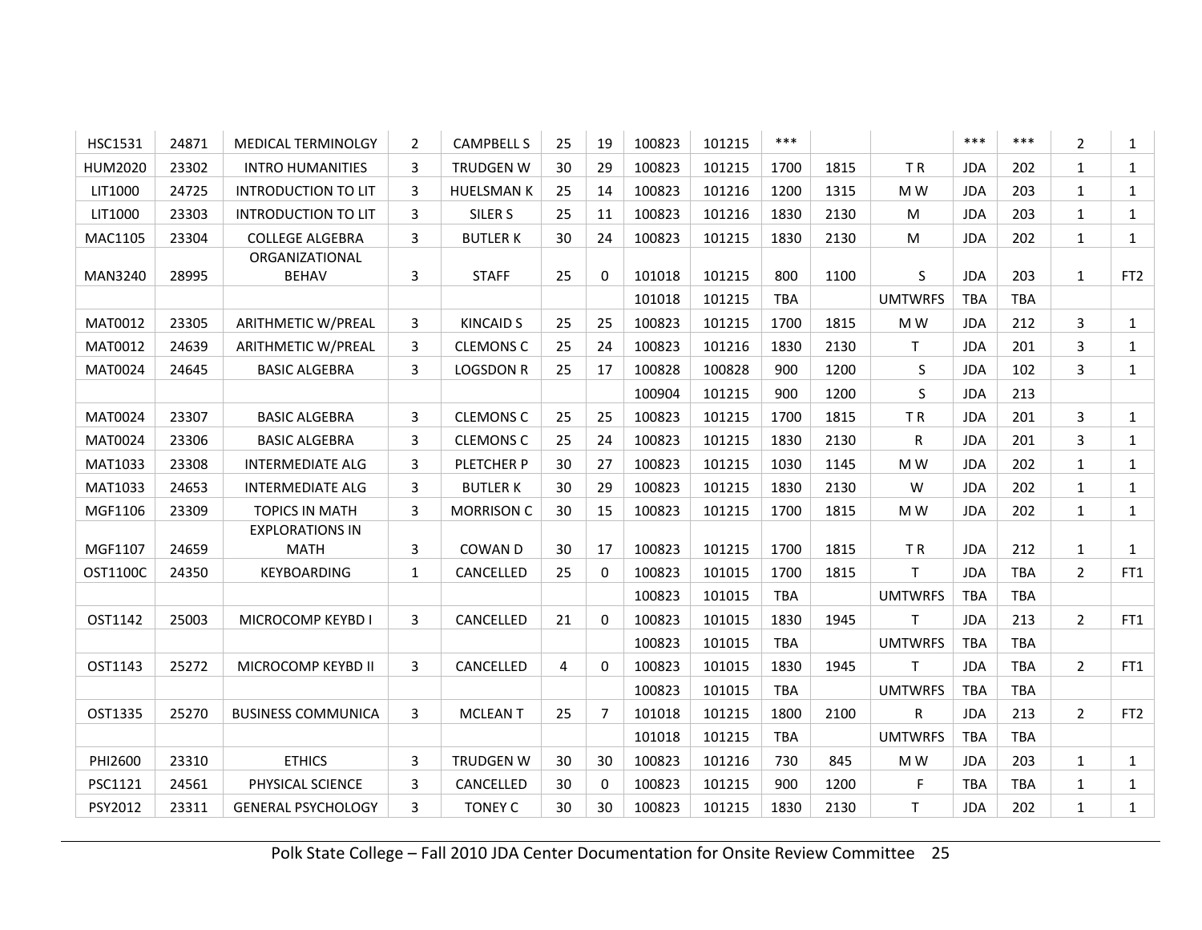| | | | | | | | | | | | | | | | |
|---|---|---|---|---|---|---|---|---|---|---|---|---|---|---|---|
| HSC1531 | 24871 | MEDICAL TERMINOLGY | 2 | CAMPBELL S | 25 | 19 | 100823 | 101215 | *** | | | *** | *** | 2 | 1 |
| HUM2020 | 23302 | INTRO HUMANITIES | 3 | TRUDGEN W | 30 | 29 | 100823 | 101215 | 1700 | 1815 | T R | JDA | 202 | 1 | 1 |
| LIT1000 | 24725 | INTRODUCTION TO LIT | 3 | HUELSMAN K | 25 | 14 | 100823 | 101216 | 1200 | 1315 | M W | JDA | 203 | 1 | 1 |
| LIT1000 | 23303 | INTRODUCTION TO LIT | 3 | SILER S | 25 | 11 | 100823 | 101216 | 1830 | 2130 | M | JDA | 203 | 1 | 1 |
| MAC1105 | 23304 | COLLEGE ALGEBRA | 3 | BUTLER K | 30 | 24 | 100823 | 101215 | 1830 | 2130 | M | JDA | 202 | 1 | 1 |
| MAN3240 | 28995 | ORGANIZATIONAL BEHAV | 3 | STAFF | 25 | 0 | 101018 | 101215 | 800 | 1100 | S | JDA | 203 | 1 | FT2 |
| | | | | | | | 101018 | 101215 | TBA | | UMTWRFS | TBA | TBA | | |
| MAT0012 | 23305 | ARITHMETIC W/PREAL | 3 | KINCAID S | 25 | 25 | 100823 | 101215 | 1700 | 1815 | M W | JDA | 212 | 3 | 1 |
| MAT0012 | 24639 | ARITHMETIC W/PREAL | 3 | CLEMONS C | 25 | 24 | 100823 | 101216 | 1830 | 2130 | T | JDA | 201 | 3 | 1 |
| MAT0024 | 24645 | BASIC ALGEBRA | 3 | LOGSDON R | 25 | 17 | 100828 | 100828 | 900 | 1200 | S | JDA | 102 | 3 | 1 |
| | | | | | | | 100904 | 101215 | 900 | 1200 | S | JDA | 213 | | |
| MAT0024 | 23307 | BASIC ALGEBRA | 3 | CLEMONS C | 25 | 25 | 100823 | 101215 | 1700 | 1815 | T R | JDA | 201 | 3 | 1 |
| MAT0024 | 23306 | BASIC ALGEBRA | 3 | CLEMONS C | 25 | 24 | 100823 | 101215 | 1830 | 2130 | R | JDA | 201 | 3 | 1 |
| MAT1033 | 23308 | INTERMEDIATE ALG | 3 | PLETCHER P | 30 | 27 | 100823 | 101215 | 1030 | 1145 | M W | JDA | 202 | 1 | 1 |
| MAT1033 | 24653 | INTERMEDIATE ALG | 3 | BUTLER K | 30 | 29 | 100823 | 101215 | 1830 | 2130 | W | JDA | 202 | 1 | 1 |
| MGF1106 | 23309 | TOPICS IN MATH | 3 | MORRISON C | 30 | 15 | 100823 | 101215 | 1700 | 1815 | M W | JDA | 202 | 1 | 1 |
| MGF1107 | 24659 | EXPLORATIONS IN MATH | 3 | COWAN D | 30 | 17 | 100823 | 101215 | 1700 | 1815 | T R | JDA | 212 | 1 | 1 |
| OST1100C | 24350 | KEYBOARDING | 1 | CANCELLED | 25 | 0 | 100823 | 101015 | 1700 | 1815 | T | JDA | TBA | 2 | FT1 |
| | | | | | | | 100823 | 101015 | TBA | | UMTWRFS | TBA | TBA | | |
| OST1142 | 25003 | MICROCOMP KEYBD I | 3 | CANCELLED | 21 | 0 | 100823 | 101015 | 1830 | 1945 | T | JDA | 213 | 2 | FT1 |
| | | | | | | | 100823 | 101015 | TBA | | UMTWRFS | TBA | TBA | | |
| OST1143 | 25272 | MICROCOMP KEYBD II | 3 | CANCELLED | 4 | 0 | 100823 | 101015 | 1830 | 1945 | T | JDA | TBA | 2 | FT1 |
| | | | | | | | 100823 | 101015 | TBA | | UMTWRFS | TBA | TBA | | |
| OST1335 | 25270 | BUSINESS COMMUNICA | 3 | MCLEAN T | 25 | 7 | 101018 | 101215 | 1800 | 2100 | R | JDA | 213 | 2 | FT2 |
| | | | | | | | 101018 | 101215 | TBA | | UMTWRFS | TBA | TBA | | |
| PHI2600 | 23310 | ETHICS | 3 | TRUDGEN W | 30 | 30 | 100823 | 101216 | 730 | 845 | M W | JDA | 203 | 1 | 1 |
| PSC1121 | 24561 | PHYSICAL SCIENCE | 3 | CANCELLED | 30 | 0 | 100823 | 101215 | 900 | 1200 | F | TBA | TBA | 1 | 1 |
| PSY2012 | 23311 | GENERAL PSYCHOLOGY | 3 | TONEY C | 30 | 30 | 100823 | 101215 | 1830 | 2130 | T | JDA | 202 | 1 | 1 |

Polk State College – Fall 2010 JDA Center Documentation for Onsite Review Committee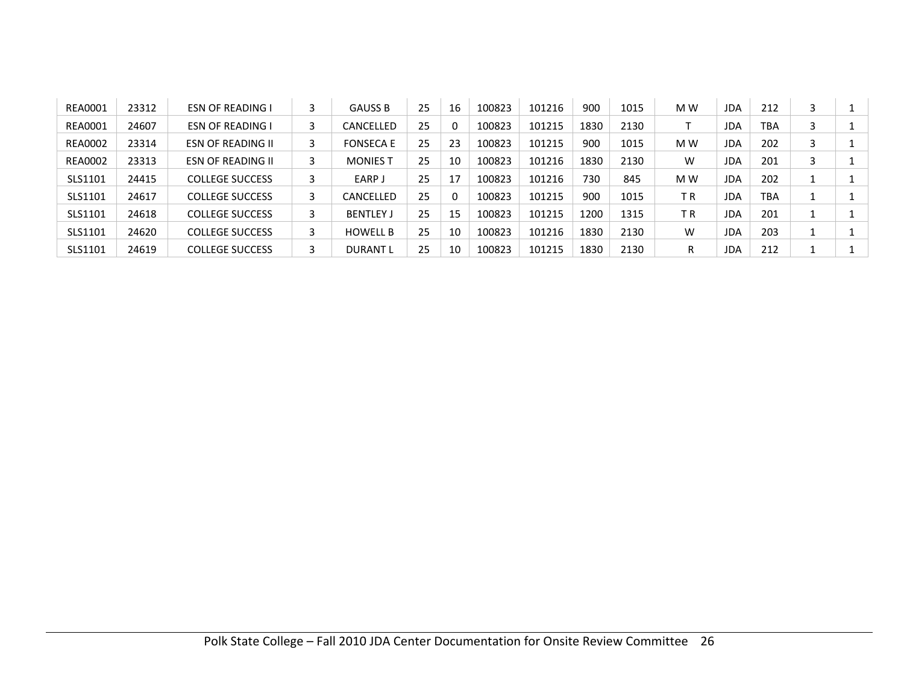| REA0001 | 23312 | ESN OF READING I | 3 | GAUSS B | 25 | 16 | 100823 | 101216 | 900 | 1015 | M W | JDA | 212 | 3 | 1 |
|---|---|---|---|---|---|---|---|---|---|---|---|---|---|---|---|
| REA0001 | 24607 | ESN OF READING I | 3 | CANCELLED | 25 | 0 | 100823 | 101215 | 1830 | 2130 | T | JDA | TBA | 3 | 1 |
| REA0002 | 23314 | ESN OF READING II | 3 | FONSECA E | 25 | 23 | 100823 | 101215 | 900 | 1015 | M W | JDA | 202 | 3 | 1 |
| REA0002 | 23313 | ESN OF READING II | 3 | MONIES T | 25 | 10 | 100823 | 101216 | 1830 | 2130 | W | JDA | 201 | 3 | 1 |
| SLS1101 | 24415 | COLLEGE SUCCESS | 3 | EARP J | 25 | 17 | 100823 | 101216 | 730 | 845 | M W | JDA | 202 | 1 | 1 |
| SLS1101 | 24617 | COLLEGE SUCCESS | 3 | CANCELLED | 25 | 0 | 100823 | 101215 | 900 | 1015 | T R | JDA | TBA | 1 | 1 |
| SLS1101 | 24618 | COLLEGE SUCCESS | 3 | BENTLEY J | 25 | 15 | 100823 | 101215 | 1200 | 1315 | T R | JDA | 201 | 1 | 1 |
| SLS1101 | 24620 | COLLEGE SUCCESS | 3 | HOWELL B | 25 | 10 | 100823 | 101216 | 1830 | 2130 | W | JDA | 203 | 1 | 1 |
| SLS1101 | 24619 | COLLEGE SUCCESS | 3 | DURANT L | 25 | 10 | 100823 | 101215 | 1830 | 2130 | R | JDA | 212 | 1 | 1 |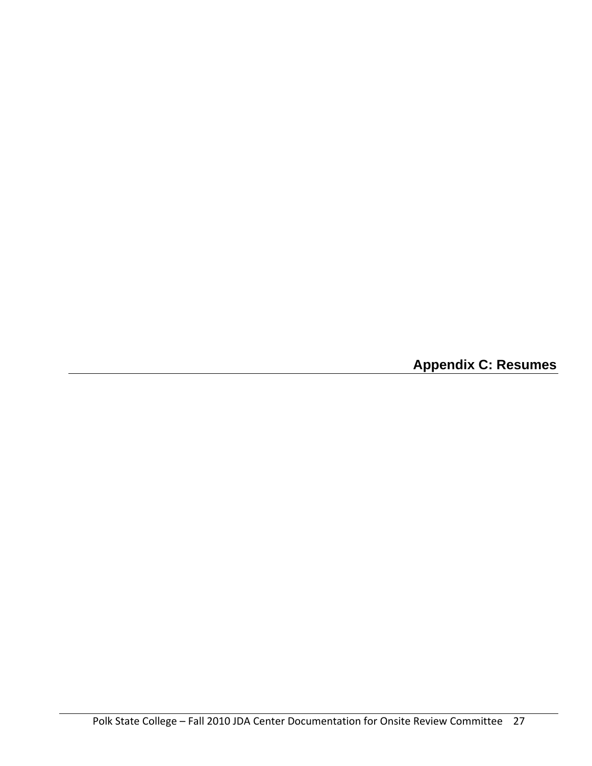# Appendix C: Resumes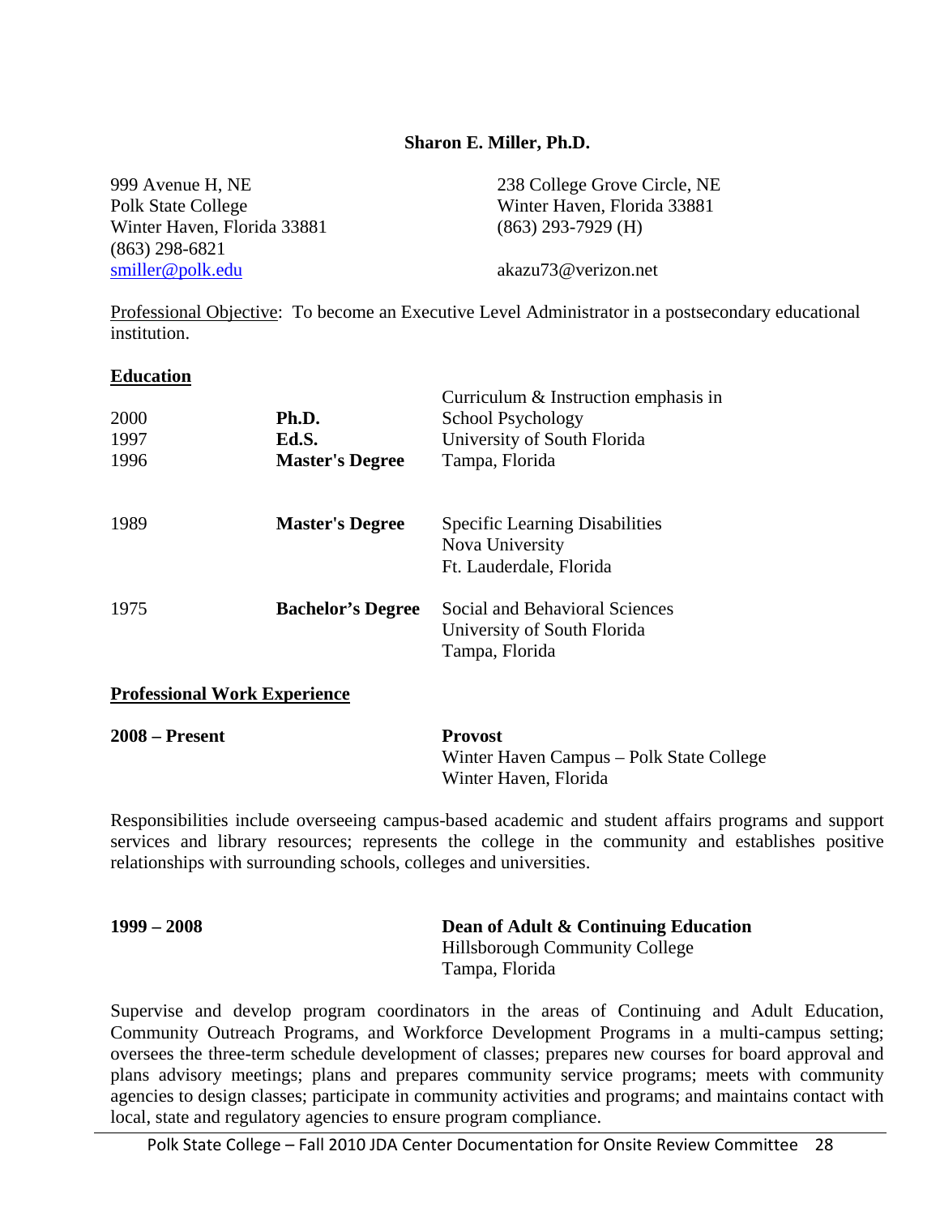**Sharon E. Miller, Ph.D.**

999 Avenue H, NE
Polk State College
Winter Haven, Florida 33881
(863) 298-6821
smiller@polk.edu

238 College Grove Circle, NE
Winter Haven, Florida 33881
(863) 293-7929 (H)

akazu73@verizon.net

Professional Objective: To become an Executive Level Administrator in a postsecondary educational institution.

## Education

| | | |
|---|---|---|
| 2000 | **Ph.D.** | Curriculum & Instruction emphasis in School Psychology |
| 1997 | **Ed.S.** | University of South Florida |
| 1996 | **Master's Degree** | Tampa, Florida |
| 1989 | **Master's Degree** | Specific Learning Disabilities<br>Nova University<br>Ft. Lauderdale, Florida |
| 1975 | **Bachelor's Degree** | Social and Behavioral Sciences<br>University of South Florida<br>Tampa, Florida |

## Professional Work Experience

**2008 – Present** — **Provost**
Winter Haven Campus – Polk State College
Winter Haven, Florida

Responsibilities include overseeing campus-based academic and student affairs programs and support services and library resources; represents the college in the community and establishes positive relationships with surrounding schools, colleges and universities.

**1999 – 2008** — **Dean of Adult & Continuing Education**
Hillsborough Community College
Tampa, Florida

Supervise and develop program coordinators in the areas of Continuing and Adult Education, Community Outreach Programs, and Workforce Development Programs in a multi-campus setting; oversees the three-term schedule development of classes; prepares new courses for board approval and plans advisory meetings; plans and prepares community service programs; meets with community agencies to design classes; participate in community activities and programs; and maintains contact with local, state and regulatory agencies to ensure program compliance.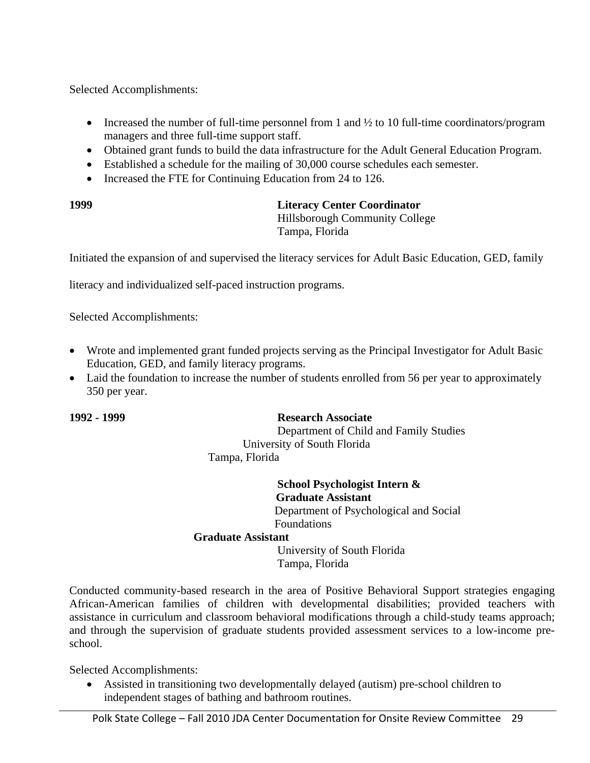Selected Accomplishments:

- Increased the number of full-time personnel from 1 and ½ to 10 full-time coordinators/program managers and three full-time support staff.
- Obtained grant funds to build the data infrastructure for the Adult General Education Program.
- Established a schedule for the mailing of 30,000 course schedules each semester.
- Increased the FTE for Continuing Education from 24 to 126.

**1999** **Literacy Center Coordinator**
Hillsborough Community College
Tampa, Florida

Initiated the expansion of and supervised the literacy services for Adult Basic Education, GED, family literacy and individualized self-paced instruction programs.

Selected Accomplishments:

- Wrote and implemented grant funded projects serving as the Principal Investigator for Adult Basic Education, GED, and family literacy programs.
- Laid the foundation to increase the number of students enrolled from 56 per year to approximately 350 per year.

**1992 - 1999** **Research Associate**
Department of Child and Family Studies
University of South Florida
Tampa, Florida

**School Psychologist Intern & Graduate Assistant**
Department of Psychological and Social Foundations

**Graduate Assistant**
University of South Florida
Tampa, Florida

Conducted community-based research in the area of Positive Behavioral Support strategies engaging African-American families of children with developmental disabilities; provided teachers with assistance in curriculum and classroom behavioral modifications through a child-study teams approach; and through the supervision of graduate students provided assessment services to a low-income pre-school.

Selected Accomplishments:

- Assisted in transitioning two developmentally delayed (autism) pre-school children to independent stages of bathing and bathroom routines.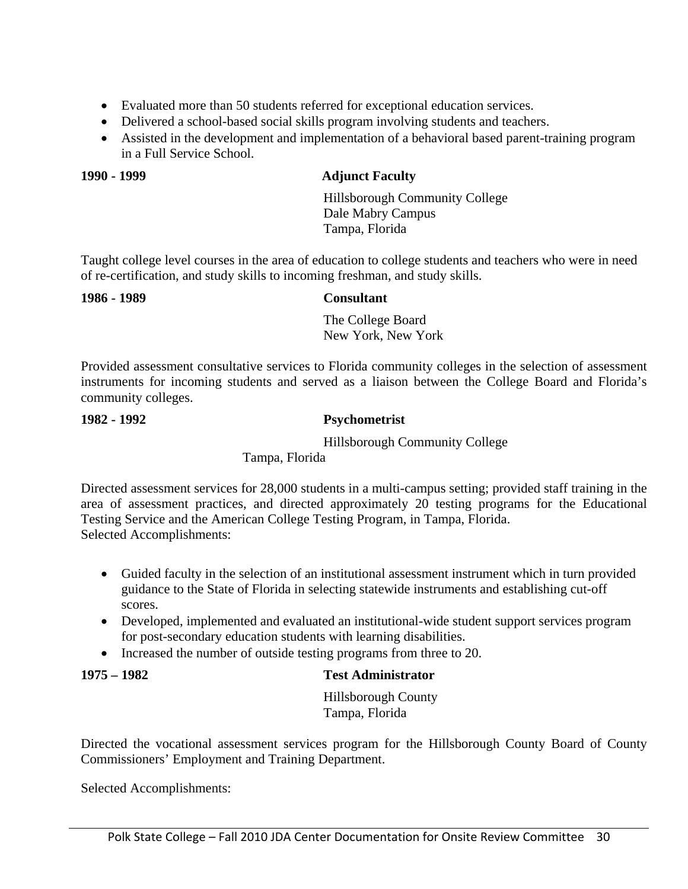- Evaluated more than 50 students referred for exceptional education services.
- Delivered a school-based social skills program involving students and teachers.
- Assisted in the development and implementation of a behavioral based parent-training program in a Full Service School.

**1990 - 1999** **Adjunct Faculty**

Hillsborough Community College
Dale Mabry Campus
Tampa, Florida

Taught college level courses in the area of education to college students and teachers who were in need of re-certification, and study skills to incoming freshman, and study skills.

**1986 - 1989** **Consultant**

The College Board
New York, New York

Provided assessment consultative services to Florida community colleges in the selection of assessment instruments for incoming students and served as a liaison between the College Board and Florida's community colleges.

**1982 - 1992** **Psychometrist**

Hillsborough Community College
Tampa, Florida

Directed assessment services for 28,000 students in a multi-campus setting; provided staff training in the area of assessment practices, and directed approximately 20 testing programs for the Educational Testing Service and the American College Testing Program, in Tampa, Florida.
Selected Accomplishments:

- Guided faculty in the selection of an institutional assessment instrument which in turn provided guidance to the State of Florida in selecting statewide instruments and establishing cut-off scores.
- Developed, implemented and evaluated an institutional-wide student support services program for post-secondary education students with learning disabilities.
- Increased the number of outside testing programs from three to 20.

**1975 – 1982** **Test Administrator**

Hillsborough County
Tampa, Florida

Directed the vocational assessment services program for the Hillsborough County Board of County Commissioners' Employment and Training Department.

Selected Accomplishments: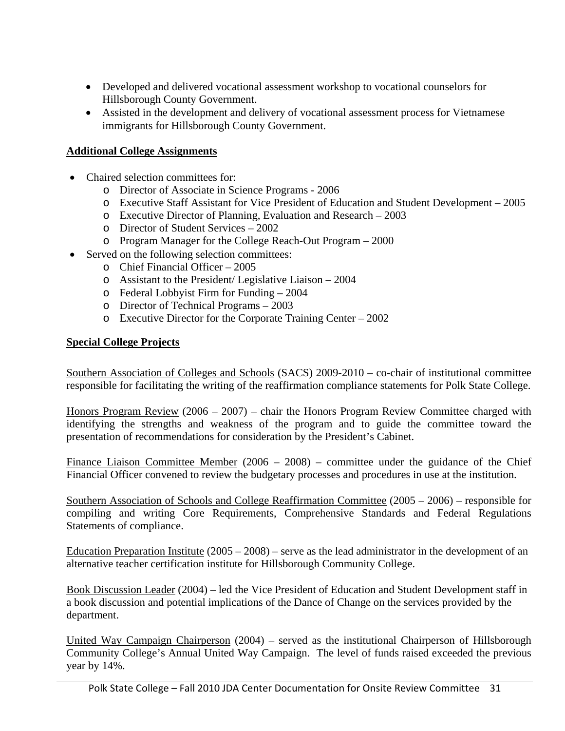- Developed and delivered vocational assessment workshop to vocational counselors for Hillsborough County Government.
- Assisted in the development and delivery of vocational assessment process for Vietnamese immigrants for Hillsborough County Government.

**Additional College Assignments**

- Chaired selection committees for:
  - Director of Associate in Science Programs - 2006
  - Executive Staff Assistant for Vice President of Education and Student Development – 2005
  - Executive Director of Planning, Evaluation and Research – 2003
  - Director of Student Services – 2002
  - Program Manager for the College Reach-Out Program – 2000
- Served on the following selection committees:
  - Chief Financial Officer – 2005
  - Assistant to the President/ Legislative Liaison – 2004
  - Federal Lobbyist Firm for Funding – 2004
  - Director of Technical Programs – 2003
  - Executive Director for the Corporate Training Center – 2002

**Special College Projects**

Southern Association of Colleges and Schools (SACS) 2009-2010 – co-chair of institutional committee responsible for facilitating the writing of the reaffirmation compliance statements for Polk State College.

Honors Program Review (2006 – 2007) – chair the Honors Program Review Committee charged with identifying the strengths and weakness of the program and to guide the committee toward the presentation of recommendations for consideration by the President's Cabinet.

Finance Liaison Committee Member (2006 – 2008) – committee under the guidance of the Chief Financial Officer convened to review the budgetary processes and procedures in use at the institution.

Southern Association of Schools and College Reaffirmation Committee (2005 – 2006) – responsible for compiling and writing Core Requirements, Comprehensive Standards and Federal Regulations Statements of compliance.

Education Preparation Institute (2005 – 2008) – serve as the lead administrator in the development of an alternative teacher certification institute for Hillsborough Community College.

Book Discussion Leader (2004) – led the Vice President of Education and Student Development staff in a book discussion and potential implications of the Dance of Change on the services provided by the department.

United Way Campaign Chairperson (2004) – served as the institutional Chairperson of Hillsborough Community College's Annual United Way Campaign. The level of funds raised exceeded the previous year by 14%.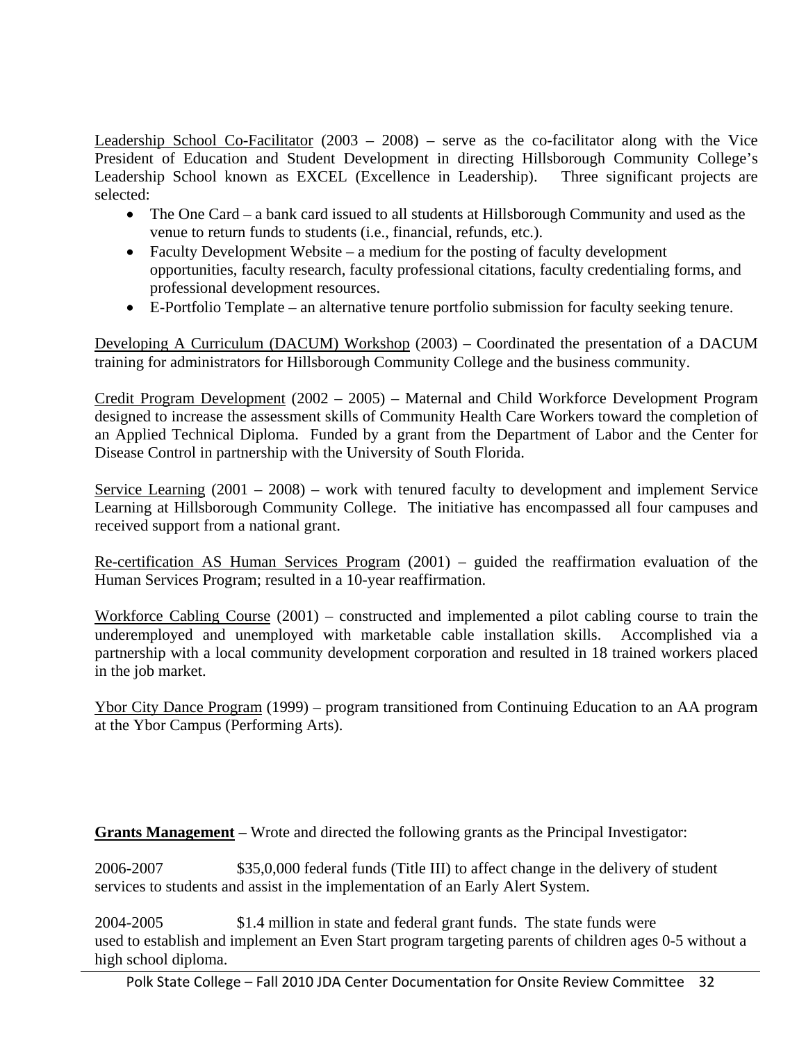Leadership School Co-Facilitator (2003 – 2008) – serve as the co-facilitator along with the Vice President of Education and Student Development in directing Hillsborough Community College's Leadership School known as EXCEL (Excellence in Leadership). Three significant projects are selected:

- The One Card – a bank card issued to all students at Hillsborough Community and used as the venue to return funds to students (i.e., financial, refunds, etc.).
- Faculty Development Website – a medium for the posting of faculty development opportunities, faculty research, faculty professional citations, faculty credentialing forms, and professional development resources.
- E-Portfolio Template – an alternative tenure portfolio submission for faculty seeking tenure.

Developing A Curriculum (DACUM) Workshop (2003) – Coordinated the presentation of a DACUM training for administrators for Hillsborough Community College and the business community.

Credit Program Development (2002 – 2005) – Maternal and Child Workforce Development Program designed to increase the assessment skills of Community Health Care Workers toward the completion of an Applied Technical Diploma. Funded by a grant from the Department of Labor and the Center for Disease Control in partnership with the University of South Florida.

Service Learning (2001 – 2008) – work with tenured faculty to development and implement Service Learning at Hillsborough Community College. The initiative has encompassed all four campuses and received support from a national grant.

Re-certification AS Human Services Program (2001) – guided the reaffirmation evaluation of the Human Services Program; resulted in a 10-year reaffirmation.

Workforce Cabling Course (2001) – constructed and implemented a pilot cabling course to train the underemployed and unemployed with marketable cable installation skills. Accomplished via a partnership with a local community development corporation and resulted in 18 trained workers placed in the job market.

Ybor City Dance Program (1999) – program transitioned from Continuing Education to an AA program at the Ybor Campus (Performing Arts).

**Grants Management** – Wrote and directed the following grants as the Principal Investigator:

2006-2007 $35,0,000 federal funds (Title III) to affect change in the delivery of student services to students and assist in the implementation of an Early Alert System.

2004-2005 $1.4 million in state and federal grant funds. The state funds were used to establish and implement an Even Start program targeting parents of children ages 0-5 without a high school diploma.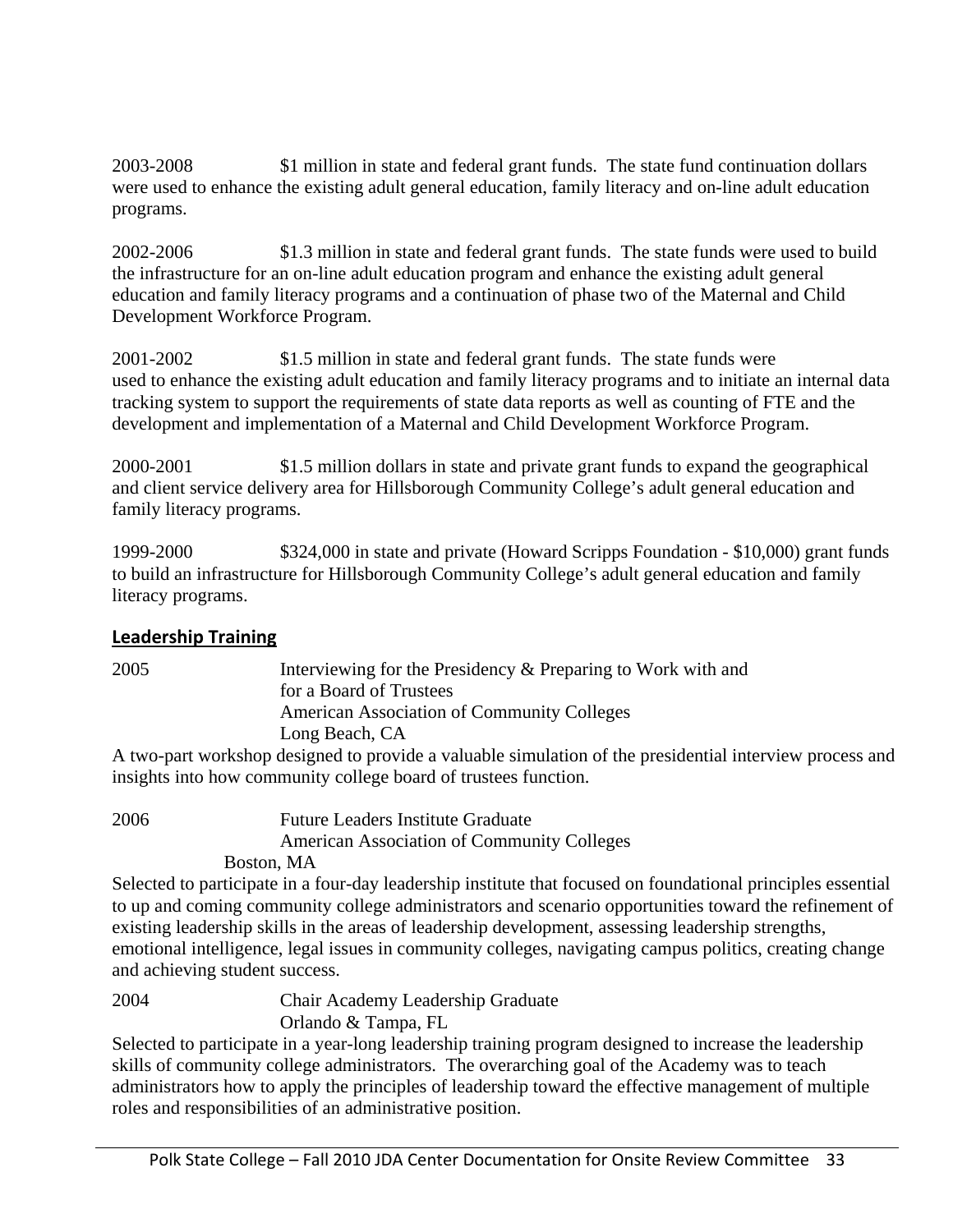2003-2008 $1 million in state and federal grant funds. The state fund continuation dollars were used to enhance the existing adult general education, family literacy and on-line adult education programs.

2002-2006 $1.3 million in state and federal grant funds. The state funds were used to build the infrastructure for an on-line adult education program and enhance the existing adult general education and family literacy programs and a continuation of phase two of the Maternal and Child Development Workforce Program.

2001-2002 $1.5 million in state and federal grant funds. The state funds were used to enhance the existing adult education and family literacy programs and to initiate an internal data tracking system to support the requirements of state data reports as well as counting of FTE and the development and implementation of a Maternal and Child Development Workforce Program.

2000-2001 $1.5 million dollars in state and private grant funds to expand the geographical and client service delivery area for Hillsborough Community College's adult general education and family literacy programs.

1999-2000 $324,000 in state and private (Howard Scripps Foundation - $10,000) grant funds to build an infrastructure for Hillsborough Community College's adult general education and family literacy programs.

## Leadership Training

2005 Interviewing for the Presidency & Preparing to Work with and for a Board of Trustees
American Association of Community Colleges
Long Beach, CA

A two-part workshop designed to provide a valuable simulation of the presidential interview process and insights into how community college board of trustees function.

2006 Future Leaders Institute Graduate
American Association of Community Colleges
Boston, MA

Selected to participate in a four-day leadership institute that focused on foundational principles essential to up and coming community college administrators and scenario opportunities toward the refinement of existing leadership skills in the areas of leadership development, assessing leadership strengths, emotional intelligence, legal issues in community colleges, navigating campus politics, creating change and achieving student success.

2004 Chair Academy Leadership Graduate
Orlando & Tampa, FL

Selected to participate in a year-long leadership training program designed to increase the leadership skills of community college administrators. The overarching goal of the Academy was to teach administrators how to apply the principles of leadership toward the effective management of multiple roles and responsibilities of an administrative position.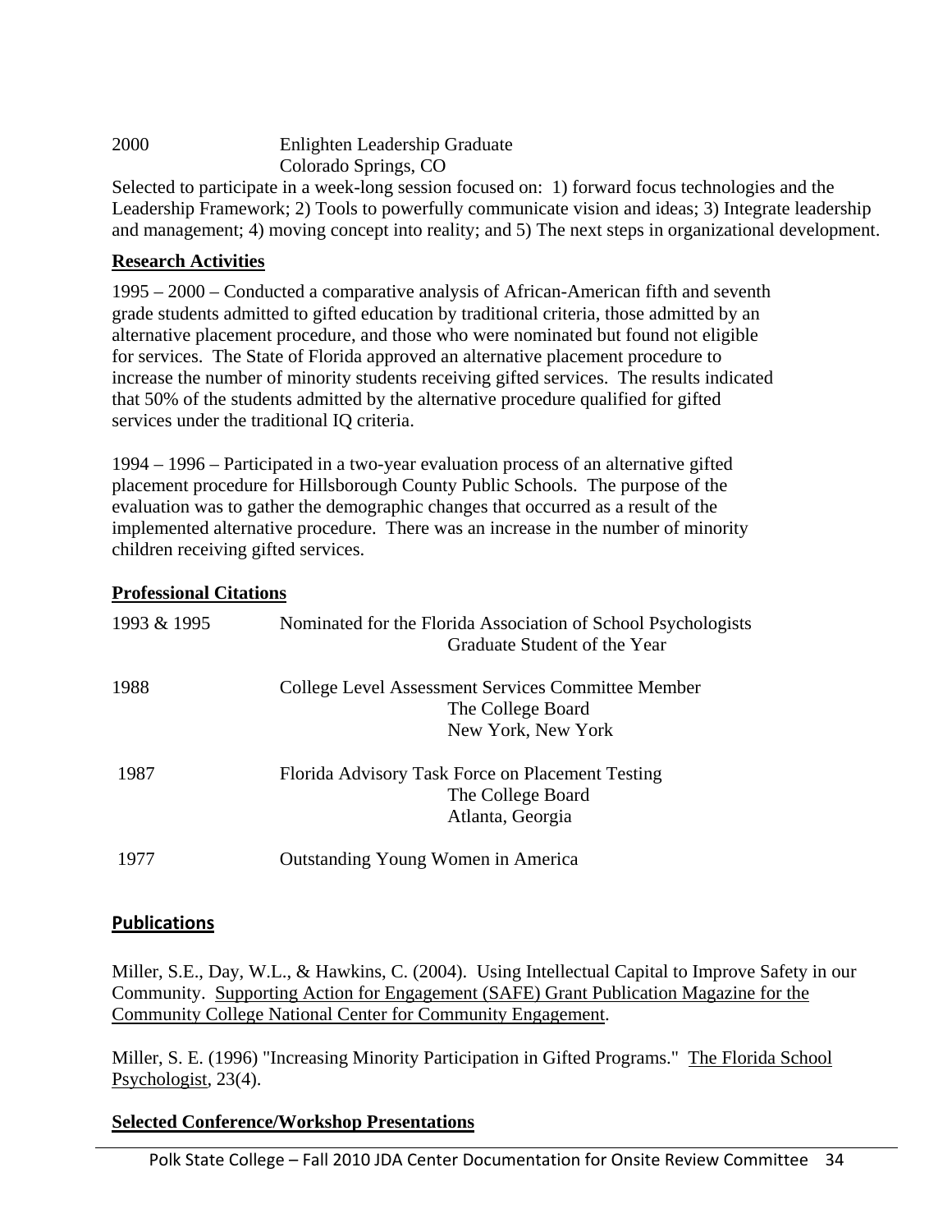2000 Enlighten Leadership Graduate
Colorado Springs, CO

Selected to participate in a week-long session focused on: 1) forward focus technologies and the Leadership Framework; 2) Tools to powerfully communicate vision and ideas; 3) Integrate leadership and management; 4) moving concept into reality; and 5) The next steps in organizational development.

## Research Activities

1995 – 2000 – Conducted a comparative analysis of African-American fifth and seventh grade students admitted to gifted education by traditional criteria, those admitted by an alternative placement procedure, and those who were nominated but found not eligible for services. The State of Florida approved an alternative placement procedure to increase the number of minority students receiving gifted services. The results indicated that 50% of the students admitted by the alternative procedure qualified for gifted services under the traditional IQ criteria.

1994 – 1996 – Participated in a two-year evaluation process of an alternative gifted placement procedure for Hillsborough County Public Schools. The purpose of the evaluation was to gather the demographic changes that occurred as a result of the implemented alternative procedure. There was an increase in the number of minority children receiving gifted services.

## Professional Citations

1993 & 1995 Nominated for the Florida Association of School Psychologists
Graduate Student of the Year

1988 College Level Assessment Services Committee Member
The College Board
New York, New York

1987 Florida Advisory Task Force on Placement Testing
The College Board
Atlanta, Georgia

1977 Outstanding Young Women in America

## Publications

Miller, S.E., Day, W.L., & Hawkins, C. (2004). Using Intellectual Capital to Improve Safety in our Community. Supporting Action for Engagement (SAFE) Grant Publication Magazine for the Community College National Center for Community Engagement.

Miller, S. E. (1996) "Increasing Minority Participation in Gifted Programs." The Florida School Psychologist, 23(4).

## Selected Conference/Workshop Presentations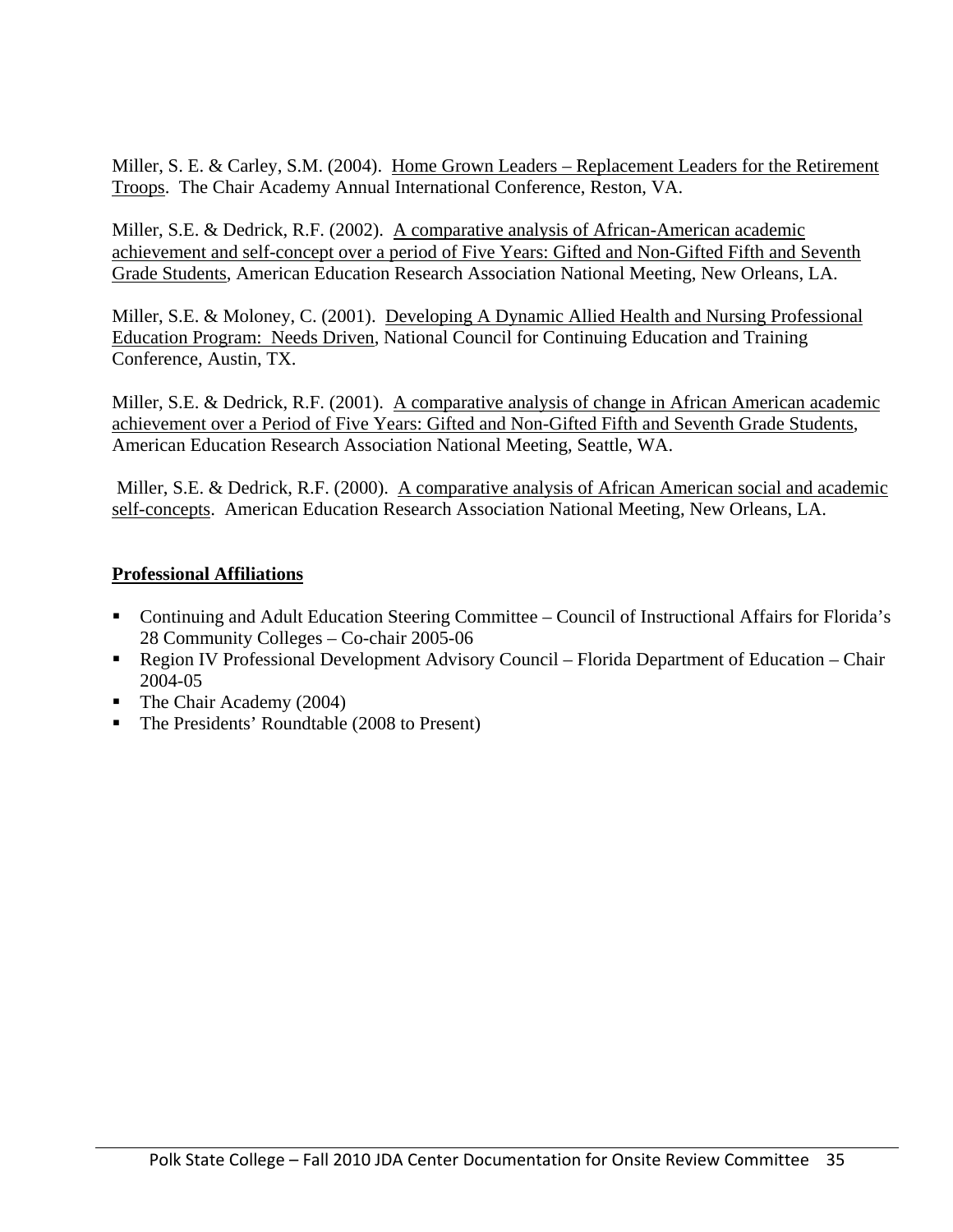Miller, S. E. & Carley, S.M. (2004). Home Grown Leaders – Replacement Leaders for the Retirement Troops. The Chair Academy Annual International Conference, Reston, VA.

Miller, S.E. & Dedrick, R.F. (2002). A comparative analysis of African-American academic achievement and self-concept over a period of Five Years: Gifted and Non-Gifted Fifth and Seventh Grade Students, American Education Research Association National Meeting, New Orleans, LA.

Miller, S.E. & Moloney, C. (2001). Developing A Dynamic Allied Health and Nursing Professional Education Program: Needs Driven, National Council for Continuing Education and Training Conference, Austin, TX.

Miller, S.E. & Dedrick, R.F. (2001). A comparative analysis of change in African American academic achievement over a Period of Five Years: Gifted and Non-Gifted Fifth and Seventh Grade Students, American Education Research Association National Meeting, Seattle, WA.

Miller, S.E. & Dedrick, R.F. (2000). A comparative analysis of African American social and academic self-concepts. American Education Research Association National Meeting, New Orleans, LA.

**Professional Affiliations**

- Continuing and Adult Education Steering Committee – Council of Instructional Affairs for Florida's 28 Community Colleges – Co-chair 2005-06
- Region IV Professional Development Advisory Council – Florida Department of Education – Chair 2004-05
- The Chair Academy (2004)
- The Presidents' Roundtable (2008 to Present)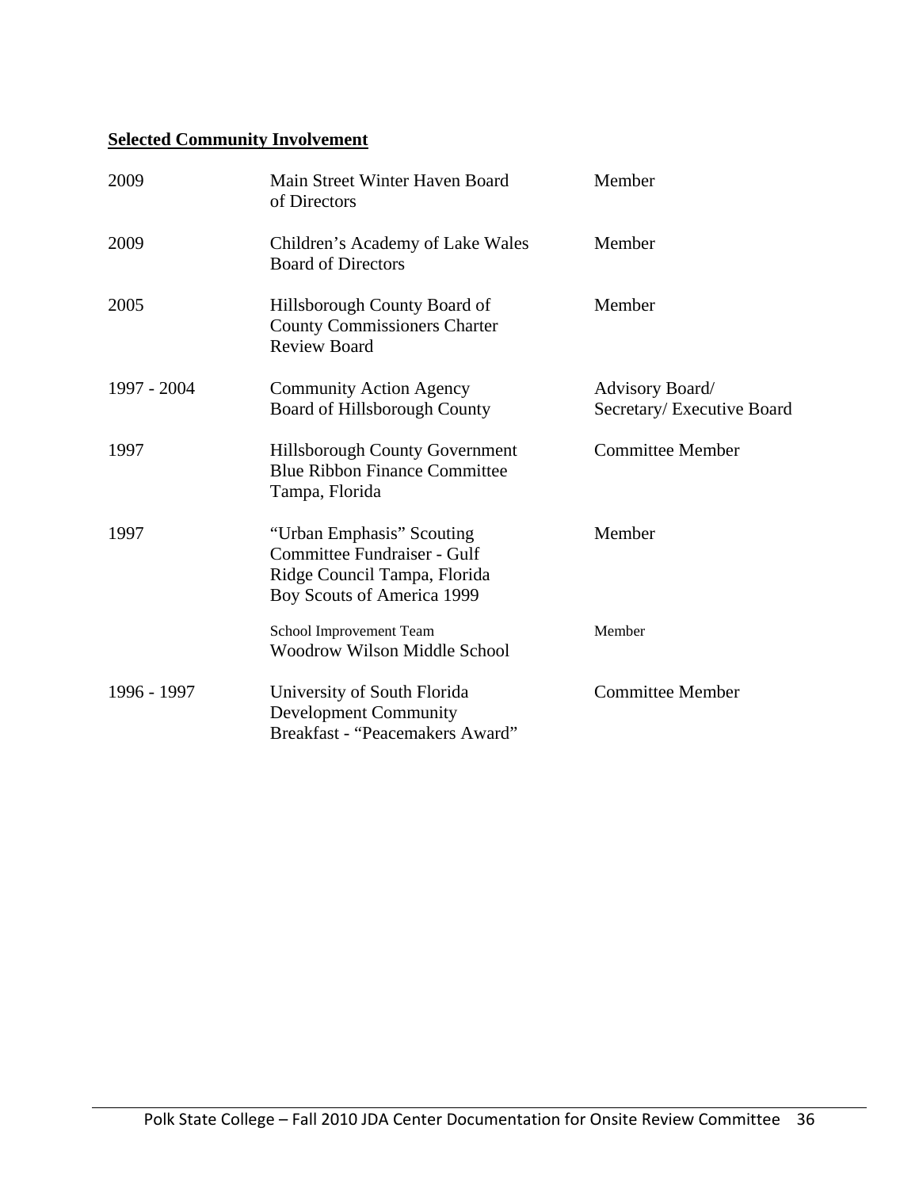**Selected Community Involvement**

| | | |
|---|---|---|
| 2009 | Main Street Winter Haven Board of Directors | Member |
| 2009 | Children's Academy of Lake Wales Board of Directors | Member |
| 2005 | Hillsborough County Board of County Commissioners Charter Review Board | Member |
| 1997 - 2004 | Community Action Agency Board of Hillsborough County | Advisory Board/ Secretary/ Executive Board |
| 1997 | Hillsborough County Government Blue Ribbon Finance Committee Tampa, Florida | Committee Member |
| 1997 | "Urban Emphasis" Scouting Committee Fundraiser - Gulf Ridge Council Tampa, Florida Boy Scouts of America 1999 | Member |
| | School Improvement Team Woodrow Wilson Middle School | Member |
| 1996 - 1997 | University of South Florida Development Community Breakfast - "Peacemakers Award" | Committee Member |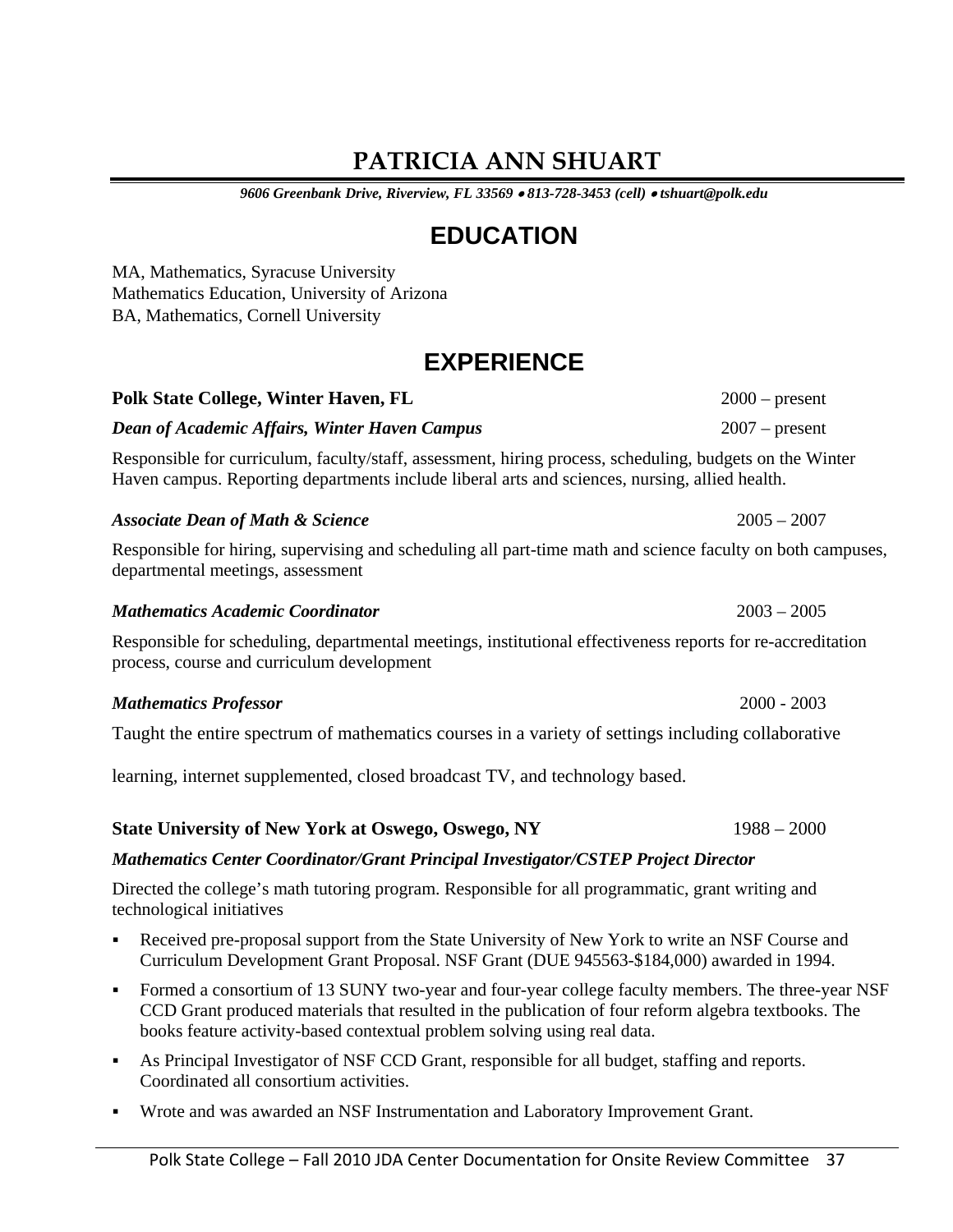# PATRICIA ANN SHUART

*9606 Greenbank Drive, Riverview, FL 33569 • 813-728-3453 (cell) • tshuart@polk.edu*

## EDUCATION

MA, Mathematics, Syracuse University
Mathematics Education, University of Arizona
BA, Mathematics, Cornell University

## EXPERIENCE

**Polk State College, Winter Haven, FL** 2000 – present

***Dean of Academic Affairs, Winter Haven Campus*** 2007 – present

Responsible for curriculum, faculty/staff, assessment, hiring process, scheduling, budgets on the Winter Haven campus. Reporting departments include liberal arts and sciences, nursing, allied health.

***Associate Dean of Math & Science*** 2005 – 2007

Responsible for hiring, supervising and scheduling all part-time math and science faculty on both campuses, departmental meetings, assessment

***Mathematics Academic Coordinator*** 2003 – 2005

Responsible for scheduling, departmental meetings, institutional effectiveness reports for re-accreditation process, course and curriculum development

***Mathematics Professor*** 2000 - 2003

Taught the entire spectrum of mathematics courses in a variety of settings including collaborative learning, internet supplemented, closed broadcast TV, and technology based.

**State University of New York at Oswego, Oswego, NY** 1988 – 2000

***Mathematics Center Coordinator/Grant Principal Investigator/CSTEP Project Director***

Directed the college's math tutoring program. Responsible for all programmatic, grant writing and technological initiatives

- Received pre-proposal support from the State University of New York to write an NSF Course and Curriculum Development Grant Proposal. NSF Grant (DUE 945563-$184,000) awarded in 1994.
- Formed a consortium of 13 SUNY two-year and four-year college faculty members. The three-year NSF CCD Grant produced materials that resulted in the publication of four reform algebra textbooks. The books feature activity-based contextual problem solving using real data.
- As Principal Investigator of NSF CCD Grant, responsible for all budget, staffing and reports. Coordinated all consortium activities.
- Wrote and was awarded an NSF Instrumentation and Laboratory Improvement Grant.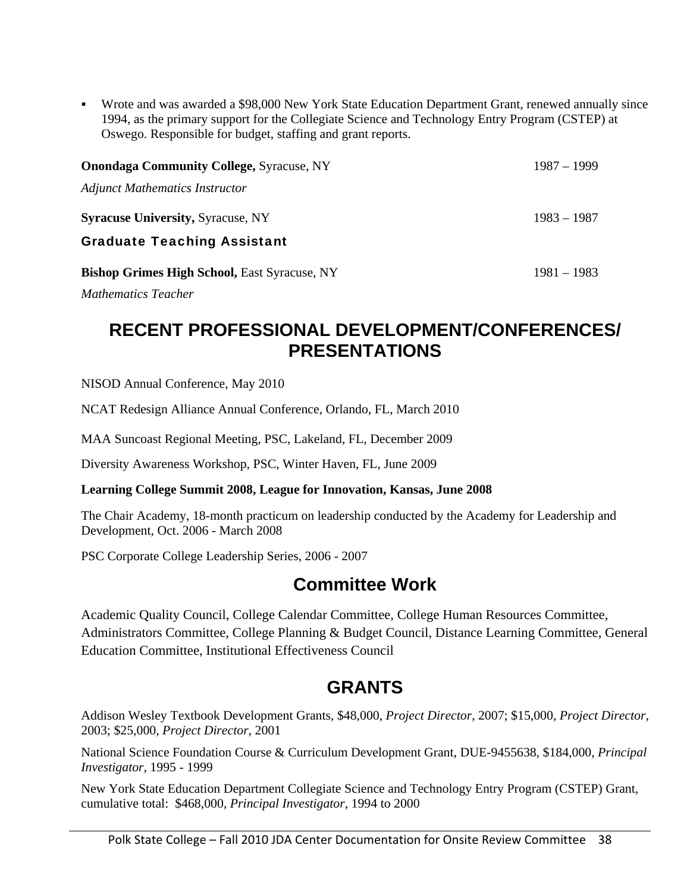- Wrote and was awarded a $98,000 New York State Education Department Grant, renewed annually since 1994, as the primary support for the Collegiate Science and Technology Entry Program (CSTEP) at Oswego. Responsible for budget, staffing and grant reports.

**Onondaga Community College,** Syracuse, NY 1987 – 1999

*Adjunct Mathematics Instructor*

**Syracuse University,** Syracuse, NY 1983 – 1987

**Graduate Teaching Assistant**

**Bishop Grimes High School,** East Syracuse, NY 1981 – 1983

*Mathematics Teacher*

## RECENT PROFESSIONAL DEVELOPMENT/CONFERENCES/ PRESENTATIONS

NISOD Annual Conference, May 2010

NCAT Redesign Alliance Annual Conference, Orlando, FL, March 2010

MAA Suncoast Regional Meeting, PSC, Lakeland, FL, December 2009

Diversity Awareness Workshop, PSC, Winter Haven, FL, June 2009

**Learning College Summit 2008, League for Innovation, Kansas, June 2008**

The Chair Academy, 18-month practicum on leadership conducted by the Academy for Leadership and Development, Oct. 2006 - March 2008

PSC Corporate College Leadership Series, 2006 - 2007

## Committee Work

Academic Quality Council, College Calendar Committee, College Human Resources Committee, Administrators Committee, College Planning & Budget Council, Distance Learning Committee, General Education Committee, Institutional Effectiveness Council

## GRANTS

Addison Wesley Textbook Development Grants, $48,000, *Project Director*, 2007; $15,000, *Project Director*, 2003; $25,000, *Project Director*, 2001

National Science Foundation Course & Curriculum Development Grant, DUE-9455638, $184,000, *Principal Investigator,* 1995 - 1999

New York State Education Department Collegiate Science and Technology Entry Program (CSTEP) Grant, cumulative total: $468,000, *Principal Investigator*, 1994 to 2000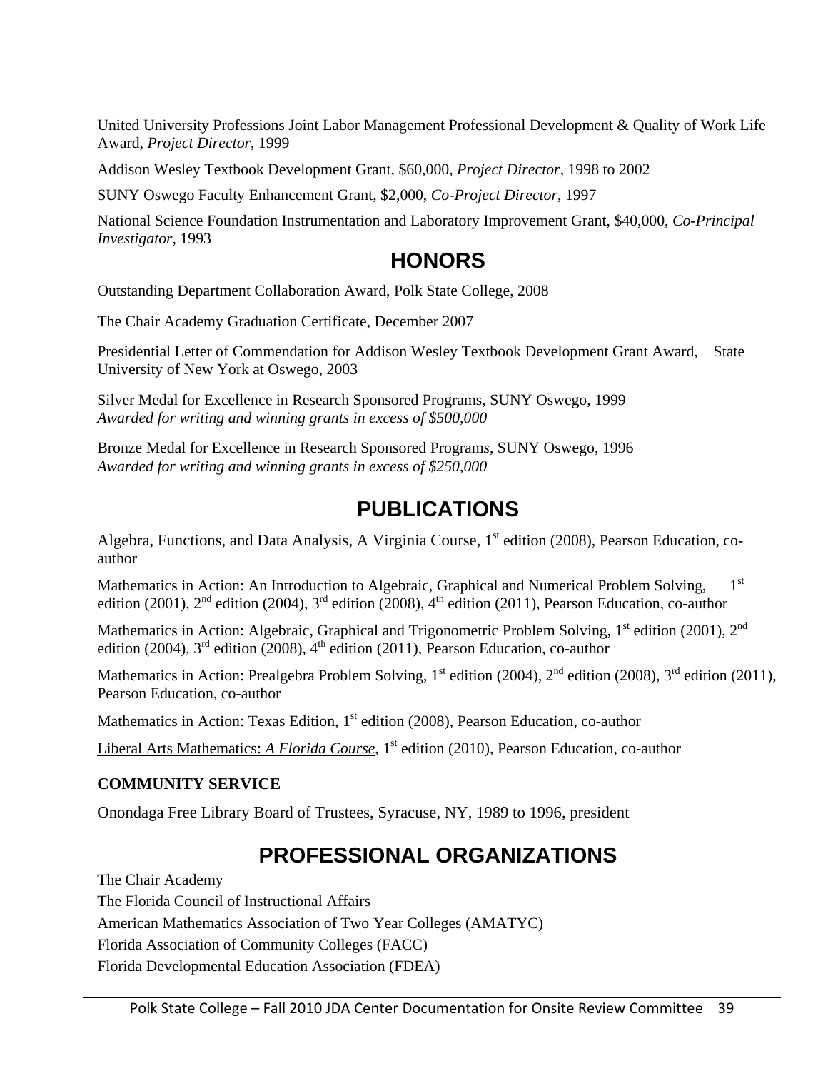United University Professions Joint Labor Management Professional Development & Quality of Work Life Award, *Project Director*, 1999

Addison Wesley Textbook Development Grant, $60,000, *Project Director*, 1998 to 2002

SUNY Oswego Faculty Enhancement Grant, $2,000, *Co-Project Director*, 1997

National Science Foundation Instrumentation and Laboratory Improvement Grant, $40,000, *Co-Principal Investigator*, 1993

# HONORS

Outstanding Department Collaboration Award, Polk State College, 2008

The Chair Academy Graduation Certificate, December 2007

Presidential Letter of Commendation for Addison Wesley Textbook Development Grant Award, State University of New York at Oswego, 2003

Silver Medal for Excellence in Research Sponsored Programs, SUNY Oswego, 1999
*Awarded for writing and winning grants in excess of $500,000*

Bronze Medal for Excellence in Research Sponsored Programs, SUNY Oswego, 1996
*Awarded for writing and winning grants in excess of $250,000*

# PUBLICATIONS

Algebra, Functions, and Data Analysis, A Virginia Course, 1st edition (2008), Pearson Education, co-author

Mathematics in Action: An Introduction to Algebraic, Graphical and Numerical Problem Solving, 1st edition (2001), 2nd edition (2004), 3rd edition (2008), 4th edition (2011), Pearson Education, co-author

Mathematics in Action: Algebraic, Graphical and Trigonometric Problem Solving, 1st edition (2001), 2nd edition (2004), 3rd edition (2008), 4th edition (2011), Pearson Education, co-author

Mathematics in Action: Prealgebra Problem Solving, 1st edition (2004), 2nd edition (2008), 3rd edition (2011), Pearson Education, co-author

Mathematics in Action: Texas Edition, 1st edition (2008), Pearson Education, co-author

Liberal Arts Mathematics: *A Florida Course*, 1st edition (2010), Pearson Education, co-author

**COMMUNITY SERVICE**

Onondaga Free Library Board of Trustees, Syracuse, NY, 1989 to 1996, president

# PROFESSIONAL ORGANIZATIONS

The Chair Academy
The Florida Council of Instructional Affairs
American Mathematics Association of Two Year Colleges (AMATYC)
Florida Association of Community Colleges (FACC)
Florida Developmental Education Association (FDEA)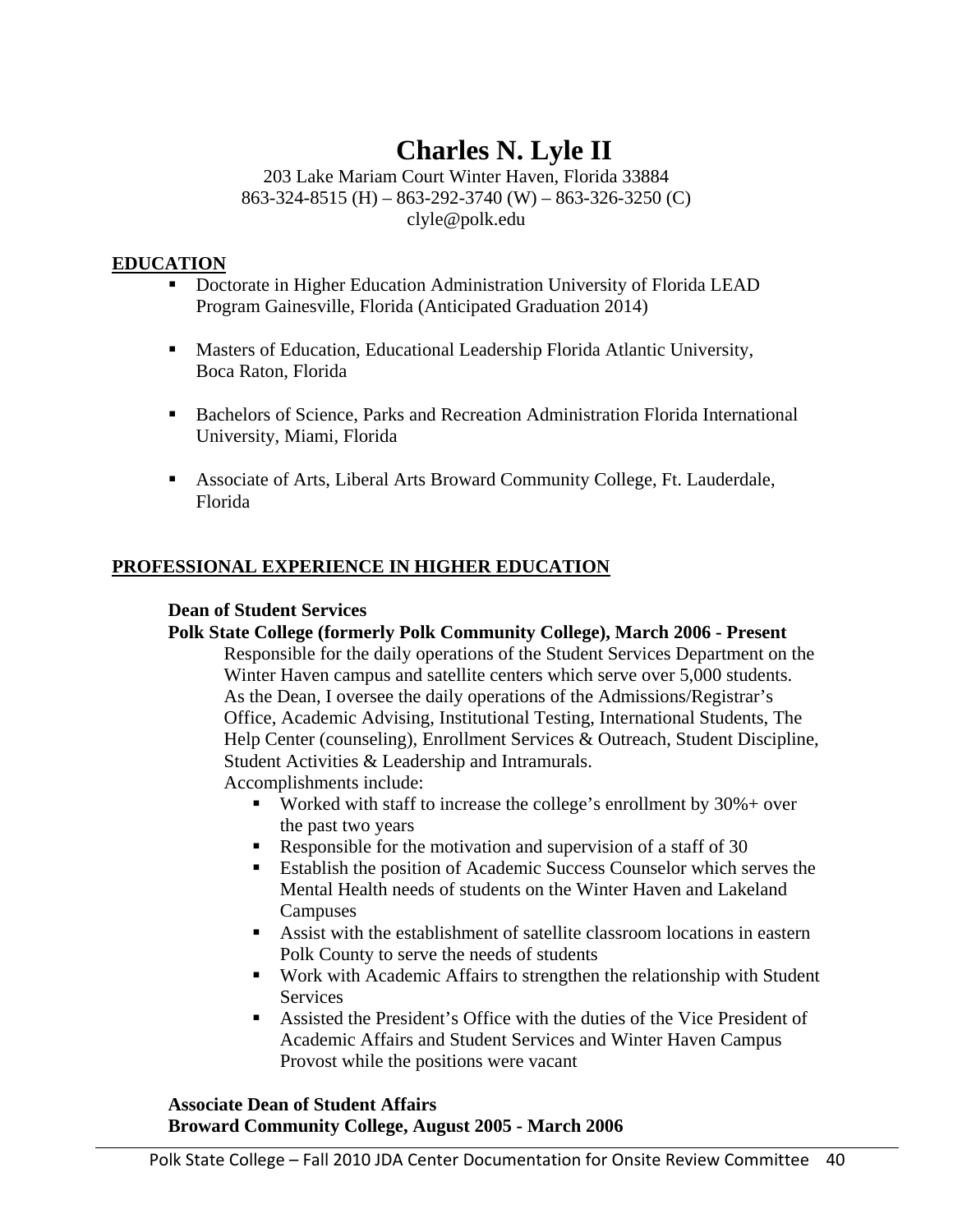# Charles N. Lyle II

203 Lake Mariam Court Winter Haven, Florida 33884
863-324-8515 (H) – 863-292-3740 (W) – 863-326-3250 (C)
clyle@polk.edu

## EDUCATION

- Doctorate in Higher Education Administration University of Florida LEAD Program Gainesville, Florida (Anticipated Graduation 2014)
- Masters of Education, Educational Leadership Florida Atlantic University, Boca Raton, Florida
- Bachelors of Science, Parks and Recreation Administration Florida International University, Miami, Florida
- Associate of Arts, Liberal Arts Broward Community College, Ft. Lauderdale, Florida

## PROFESSIONAL EXPERIENCE IN HIGHER EDUCATION

**Dean of Student Services**
**Polk State College (formerly Polk Community College), March 2006 - Present**

Responsible for the daily operations of the Student Services Department on the Winter Haven campus and satellite centers which serve over 5,000 students. As the Dean, I oversee the daily operations of the Admissions/Registrar's Office, Academic Advising, Institutional Testing, International Students, The Help Center (counseling), Enrollment Services & Outreach, Student Discipline, Student Activities & Leadership and Intramurals.
Accomplishments include:

- Worked with staff to increase the college's enrollment by 30%+ over the past two years
- Responsible for the motivation and supervision of a staff of 30
- Establish the position of Academic Success Counselor which serves the Mental Health needs of students on the Winter Haven and Lakeland Campuses
- Assist with the establishment of satellite classroom locations in eastern Polk County to serve the needs of students
- Work with Academic Affairs to strengthen the relationship with Student Services
- Assisted the President's Office with the duties of the Vice President of Academic Affairs and Student Services and Winter Haven Campus Provost while the positions were vacant

**Associate Dean of Student Affairs**
**Broward Community College, August 2005 - March 2006**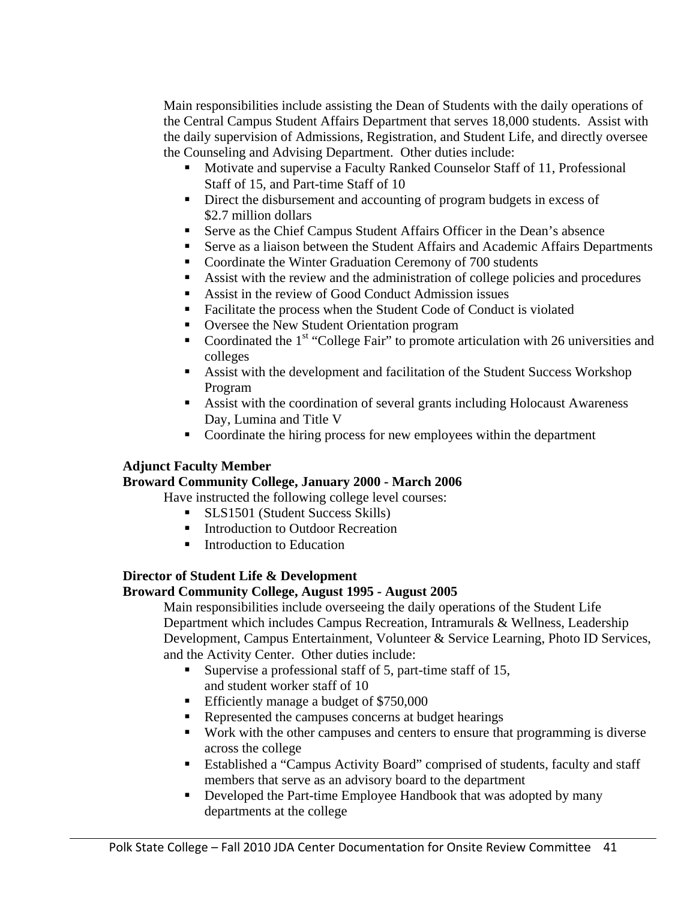Main responsibilities include assisting the Dean of Students with the daily operations of the Central Campus Student Affairs Department that serves 18,000 students. Assist with the daily supervision of Admissions, Registration, and Student Life, and directly oversee the Counseling and Advising Department. Other duties include:

- Motivate and supervise a Faculty Ranked Counselor Staff of 11, Professional Staff of 15, and Part-time Staff of 10
- Direct the disbursement and accounting of program budgets in excess of $2.7 million dollars
- Serve as the Chief Campus Student Affairs Officer in the Dean's absence
- Serve as a liaison between the Student Affairs and Academic Affairs Departments
- Coordinate the Winter Graduation Ceremony of 700 students
- Assist with the review and the administration of college policies and procedures
- Assist in the review of Good Conduct Admission issues
- Facilitate the process when the Student Code of Conduct is violated
- Oversee the New Student Orientation program
- Coordinated the 1st "College Fair" to promote articulation with 26 universities and colleges
- Assist with the development and facilitation of the Student Success Workshop Program
- Assist with the coordination of several grants including Holocaust Awareness Day, Lumina and Title V
- Coordinate the hiring process for new employees within the department

**Adjunct Faculty Member**
**Broward Community College, January 2000 - March 2006**

Have instructed the following college level courses:

- SLS1501 (Student Success Skills)
- Introduction to Outdoor Recreation
- Introduction to Education

**Director of Student Life & Development**
**Broward Community College, August 1995 - August 2005**

Main responsibilities include overseeing the daily operations of the Student Life Department which includes Campus Recreation, Intramurals & Wellness, Leadership Development, Campus Entertainment, Volunteer & Service Learning, Photo ID Services, and the Activity Center. Other duties include:

- Supervise a professional staff of 5, part-time staff of 15, and student worker staff of 10
- Efficiently manage a budget of $750,000
- Represented the campuses concerns at budget hearings
- Work with the other campuses and centers to ensure that programming is diverse across the college
- Established a "Campus Activity Board" comprised of students, faculty and staff members that serve as an advisory board to the department
- Developed the Part-time Employee Handbook that was adopted by many departments at the college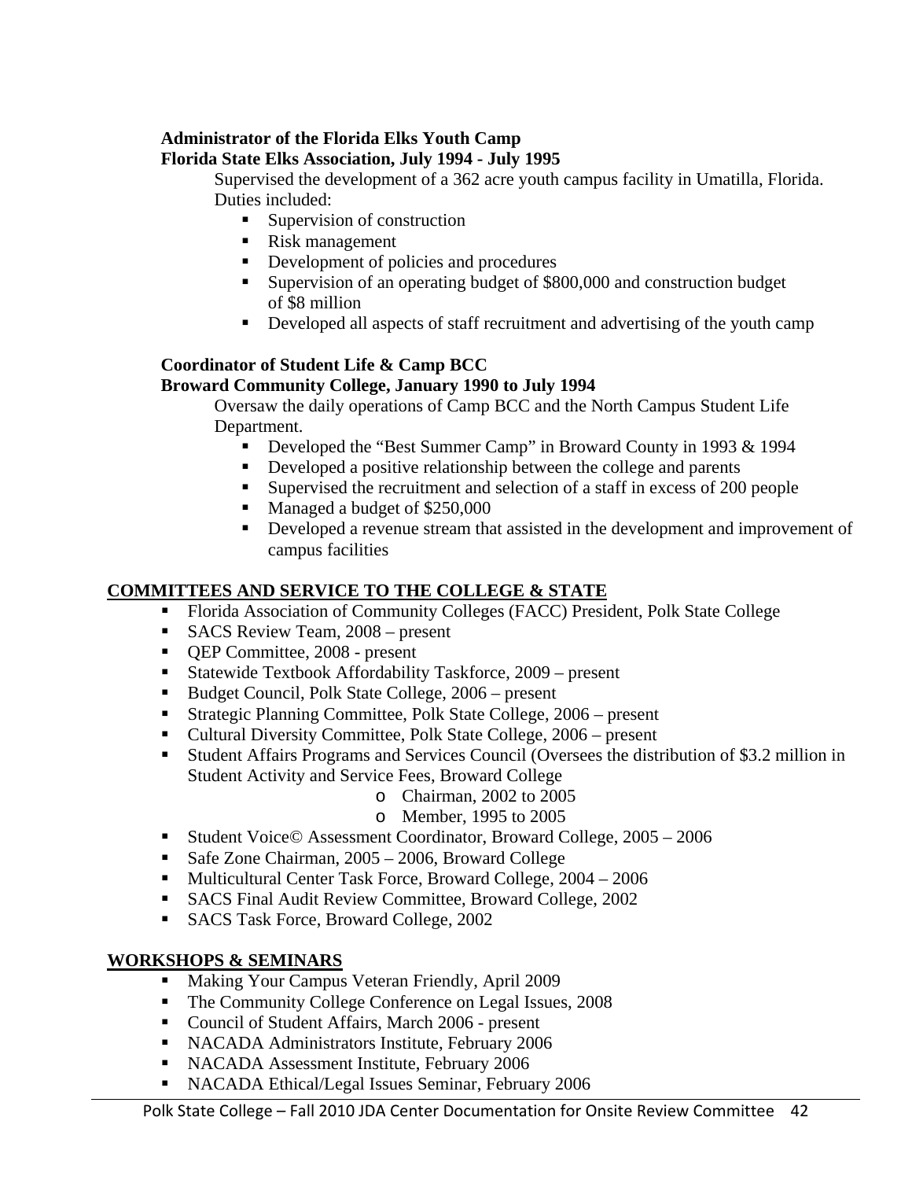**Administrator of the Florida Elks Youth Camp**
**Florida State Elks Association, July 1994 - July 1995**

Supervised the development of a 362 acre youth campus facility in Umatilla, Florida. Duties included:

- Supervision of construction
- Risk management
- Development of policies and procedures
- Supervision of an operating budget of $800,000 and construction budget of $8 million
- Developed all aspects of staff recruitment and advertising of the youth camp

**Coordinator of Student Life & Camp BCC**
**Broward Community College, January 1990 to July 1994**

Oversaw the daily operations of Camp BCC and the North Campus Student Life Department.

- Developed the "Best Summer Camp" in Broward County in 1993 & 1994
- Developed a positive relationship between the college and parents
- Supervised the recruitment and selection of a staff in excess of 200 people
- Managed a budget of $250,000
- Developed a revenue stream that assisted in the development and improvement of campus facilities

## COMMITTEES AND SERVICE TO THE COLLEGE & STATE

- Florida Association of Community Colleges (FACC) President, Polk State College
- SACS Review Team, 2008 – present
- QEP Committee, 2008 - present
- Statewide Textbook Affordability Taskforce, 2009 – present
- Budget Council, Polk State College, 2006 – present
- Strategic Planning Committee, Polk State College, 2006 – present
- Cultural Diversity Committee, Polk State College, 2006 – present
- Student Affairs Programs and Services Council (Oversees the distribution of $3.2 million in Student Activity and Service Fees, Broward College
  - Chairman, 2002 to 2005
  - Member, 1995 to 2005
- Student Voice© Assessment Coordinator, Broward College, 2005 – 2006
- Safe Zone Chairman, 2005 – 2006, Broward College
- Multicultural Center Task Force, Broward College, 2004 – 2006
- SACS Final Audit Review Committee, Broward College, 2002
- SACS Task Force, Broward College, 2002

## WORKSHOPS & SEMINARS

- Making Your Campus Veteran Friendly, April 2009
- The Community College Conference on Legal Issues, 2008
- Council of Student Affairs, March 2006 - present
- NACADA Administrators Institute, February 2006
- NACADA Assessment Institute, February 2006
- NACADA Ethical/Legal Issues Seminar, February 2006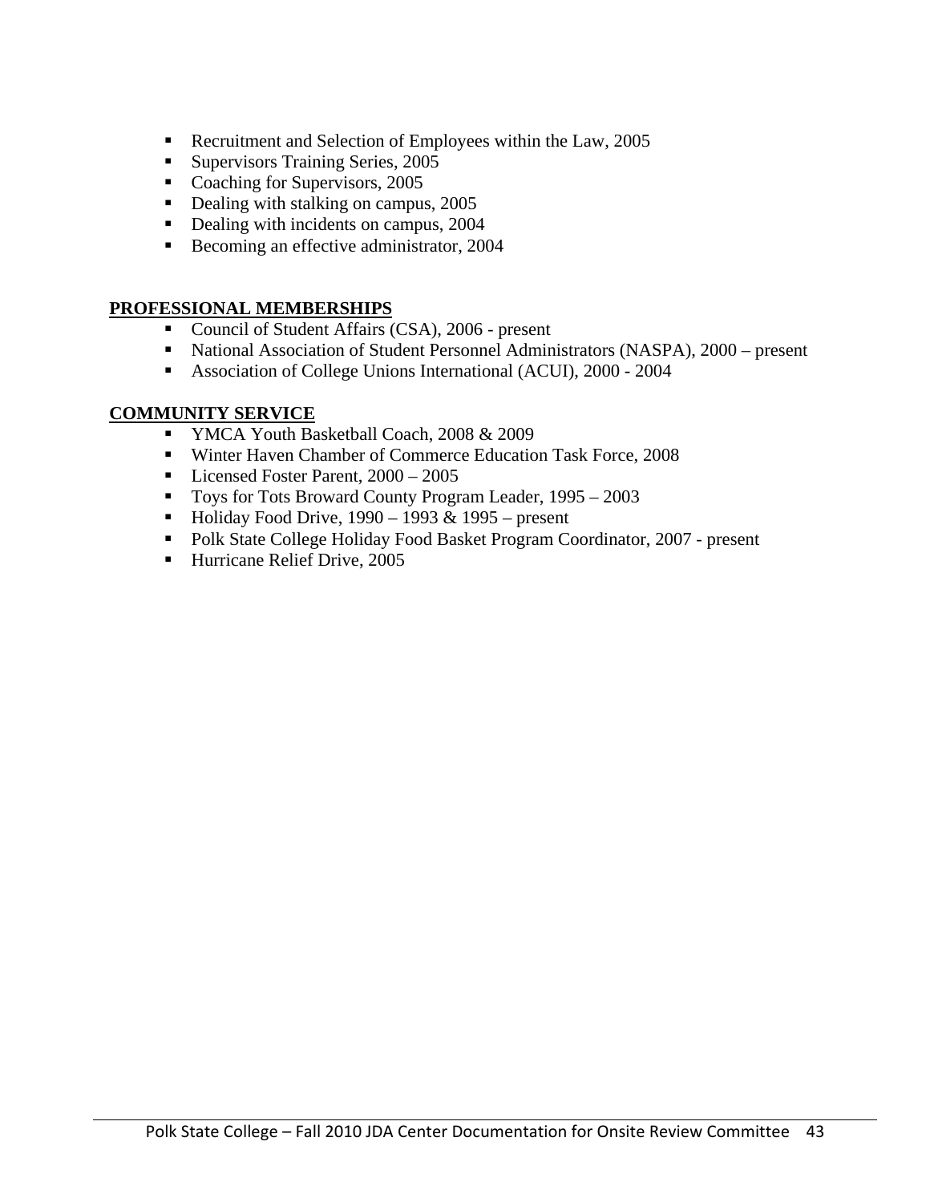- Recruitment and Selection of Employees within the Law, 2005
- Supervisors Training Series, 2005
- Coaching for Supervisors, 2005
- Dealing with stalking on campus, 2005
- Dealing with incidents on campus, 2004
- Becoming an effective administrator, 2004

**PROFESSIONAL MEMBERSHIPS**

- Council of Student Affairs (CSA), 2006 - present
- National Association of Student Personnel Administrators (NASPA), 2000 – present
- Association of College Unions International (ACUI), 2000 - 2004

**COMMUNITY SERVICE**

- YMCA Youth Basketball Coach, 2008 & 2009
- Winter Haven Chamber of Commerce Education Task Force, 2008
- Licensed Foster Parent, 2000 – 2005
- Toys for Tots Broward County Program Leader, 1995 – 2003
- Holiday Food Drive, 1990 – 1993 & 1995 – present
- Polk State College Holiday Food Basket Program Coordinator, 2007 - present
- Hurricane Relief Drive, 2005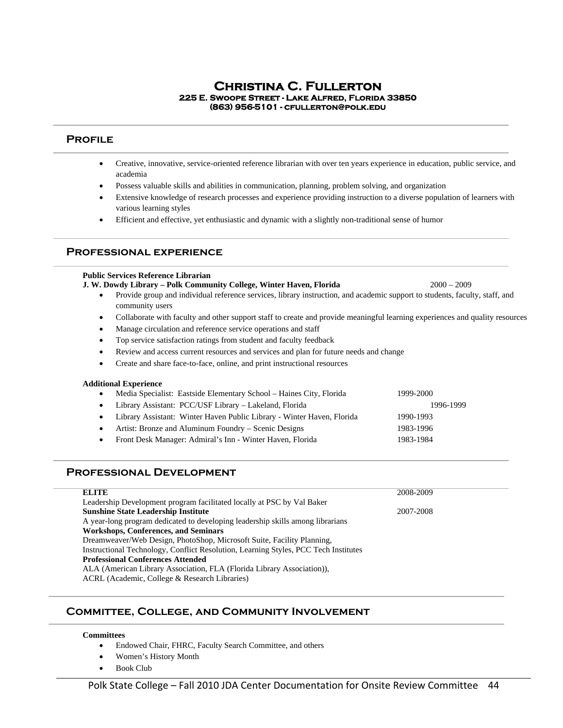# Christina C. Fullerton

**225 E. Swoope Street - Lake Alfred, Florida 33850**
**(863) 956-5101 - cfullerton@polk.edu**

## Profile

- Creative, innovative, service-oriented reference librarian with over ten years experience in education, public service, and academia
- Possess valuable skills and abilities in communication, planning, problem solving, and organization
- Extensive knowledge of research processes and experience providing instruction to a diverse population of learners with various learning styles
- Efficient and effective, yet enthusiastic and dynamic with a slightly non-traditional sense of humor

## Professional experience

**Public Services Reference Librarian**
**J. W. Dowdy Library – Polk Community College, Winter Haven, Florida** 2000 – 2009

- Provide group and individual reference services, library instruction, and academic support to students, faculty, staff, and community users
- Collaborate with faculty and other support staff to create and provide meaningful learning experiences and quality resources
- Manage circulation and reference service operations and staff
- Top service satisfaction ratings from student and faculty feedback
- Review and access current resources and services and plan for future needs and change
- Create and share face-to-face, online, and print instructional resources

**Additional Experience**

- Media Specialist: Eastside Elementary School – Haines City, Florida 1999-2000
- Library Assistant: PCC/USF Library – Lakeland, Florida 1996-1999
- Library Assistant: Winter Haven Public Library - Winter Haven, Florida 1990-1993
- Artist: Bronze and Aluminum Foundry – Scenic Designs 1983-1996
- Front Desk Manager: Admiral's Inn - Winter Haven, Florida 1983-1984

## Professional Development

**ELITE** 2008-2009
Leadership Development program facilitated locally at PSC by Val Baker
**Sunshine State Leadership Institute** 2007-2008
A year-long program dedicated to developing leadership skills among librarians
**Workshops, Conferences, and Seminars**
Dreamweaver/Web Design, PhotoShop, Microsoft Suite, Facility Planning,
Instructional Technology, Conflict Resolution, Learning Styles, PCC Tech Institutes
**Professional Conferences Attended**
ALA (American Library Association, FLA (Florida Library Association)),
ACRL (Academic, College & Research Libraries)

## Committee, College, and Community Involvement

**Committees**

- Endowed Chair, FHRC, Faculty Search Committee, and others
- Women's History Month
- Book Club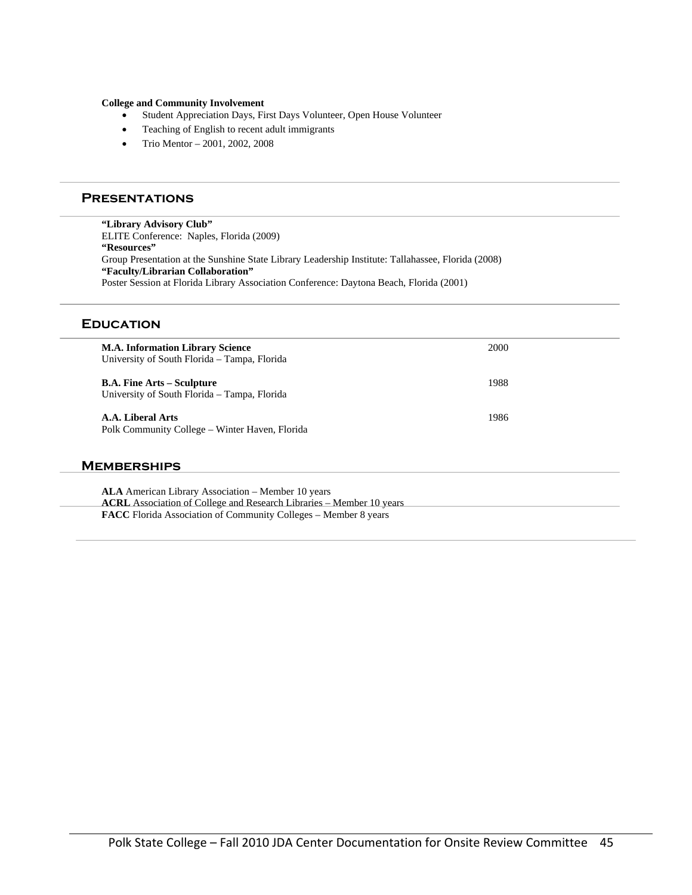**College and Community Involvement**

- Student Appreciation Days, First Days Volunteer, Open House Volunteer
- Teaching of English to recent adult immigrants
- Trio Mentor – 2001, 2002, 2008

## Presentations

**"Library Advisory Club"**
ELITE Conference: Naples, Florida (2009)
**"Resources"**
Group Presentation at the Sunshine State Library Leadership Institute: Tallahassee, Florida (2008)
**"Faculty/Librarian Collaboration"**
Poster Session at Florida Library Association Conference: Daytona Beach, Florida (2001)

## Education

**M.A. Information Library Science** — 2000
University of South Florida – Tampa, Florida

**B.A. Fine Arts – Sculpture** — 1988
University of South Florida – Tampa, Florida

**A.A. Liberal Arts** — 1986
Polk Community College – Winter Haven, Florida

## Memberships

**ALA** American Library Association – Member 10 years
**ACRL** Association of College and Research Libraries – Member 10 years
**FACC** Florida Association of Community Colleges – Member 8 years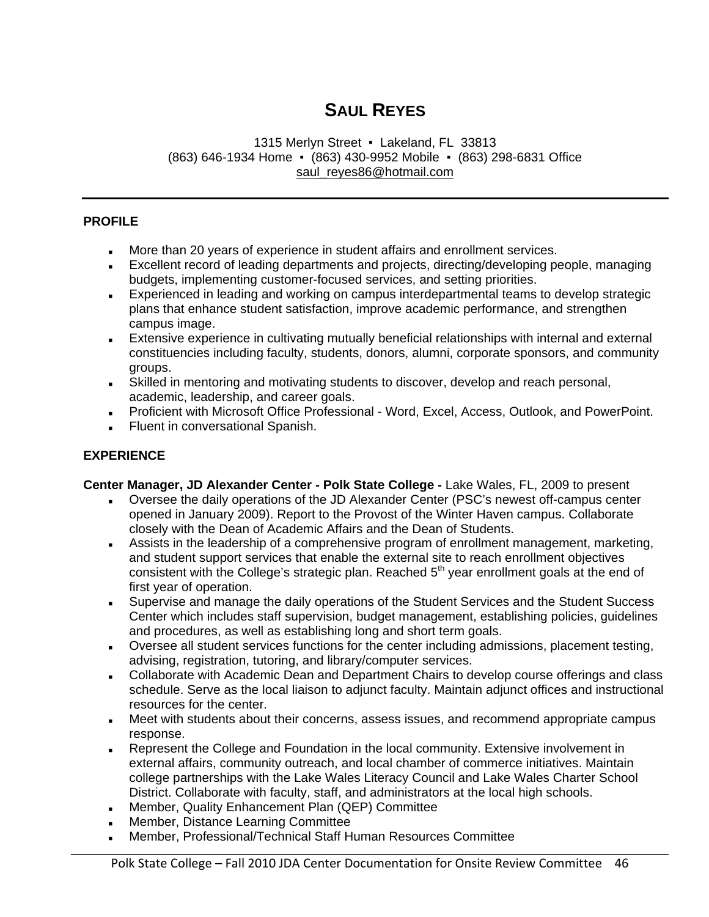# SAUL REYES

1315 Merlyn Street ▪ Lakeland, FL 33813
(863) 646-1934 Home ▪ (863) 430-9952 Mobile ▪ (863) 298-6831 Office
saul_reyes86@hotmail.com

---

## PROFILE

- More than 20 years of experience in student affairs and enrollment services.
- Excellent record of leading departments and projects, directing/developing people, managing budgets, implementing customer-focused services, and setting priorities.
- Experienced in leading and working on campus interdepartmental teams to develop strategic plans that enhance student satisfaction, improve academic performance, and strengthen campus image.
- Extensive experience in cultivating mutually beneficial relationships with internal and external constituencies including faculty, students, donors, alumni, corporate sponsors, and community groups.
- Skilled in mentoring and motivating students to discover, develop and reach personal, academic, leadership, and career goals.
- Proficient with Microsoft Office Professional - Word, Excel, Access, Outlook, and PowerPoint.
- Fluent in conversational Spanish.

## EXPERIENCE

**Center Manager, JD Alexander Center - Polk State College -** Lake Wales, FL, 2009 to present

- Oversee the daily operations of the JD Alexander Center (PSC's newest off-campus center opened in January 2009). Report to the Provost of the Winter Haven campus. Collaborate closely with the Dean of Academic Affairs and the Dean of Students.
- Assists in the leadership of a comprehensive program of enrollment management, marketing, and student support services that enable the external site to reach enrollment objectives consistent with the College's strategic plan. Reached 5th year enrollment goals at the end of first year of operation.
- Supervise and manage the daily operations of the Student Services and the Student Success Center which includes staff supervision, budget management, establishing policies, guidelines and procedures, as well as establishing long and short term goals.
- Oversee all student services functions for the center including admissions, placement testing, advising, registration, tutoring, and library/computer services.
- Collaborate with Academic Dean and Department Chairs to develop course offerings and class schedule. Serve as the local liaison to adjunct faculty. Maintain adjunct offices and instructional resources for the center.
- Meet with students about their concerns, assess issues, and recommend appropriate campus response.
- Represent the College and Foundation in the local community. Extensive involvement in external affairs, community outreach, and local chamber of commerce initiatives. Maintain college partnerships with the Lake Wales Literacy Council and Lake Wales Charter School District. Collaborate with faculty, staff, and administrators at the local high schools.
- Member, Quality Enhancement Plan (QEP) Committee
- Member, Distance Learning Committee
- Member, Professional/Technical Staff Human Resources Committee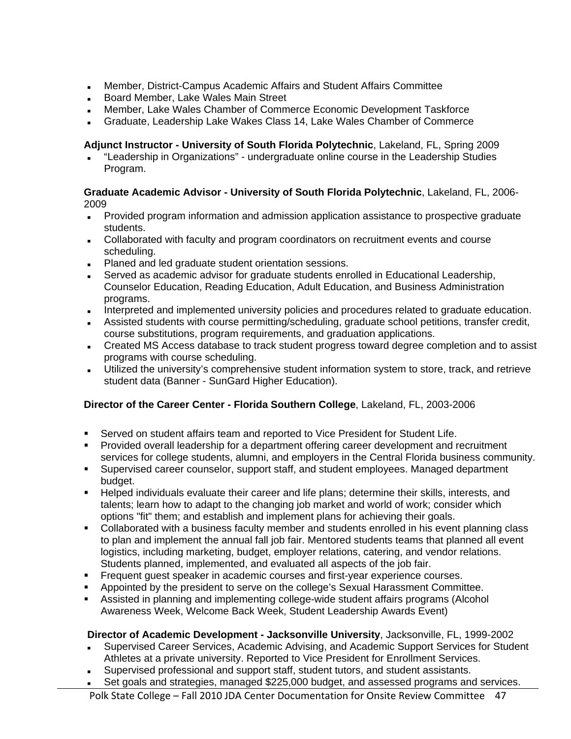- Member, District-Campus Academic Affairs and Student Affairs Committee
- Board Member, Lake Wales Main Street
- Member, Lake Wales Chamber of Commerce Economic Development Taskforce
- Graduate, Leadership Lake Wakes Class 14, Lake Wales Chamber of Commerce

**Adjunct Instructor - University of South Florida Polytechnic**, Lakeland, FL, Spring 2009

- "Leadership in Organizations" - undergraduate online course in the Leadership Studies Program.

**Graduate Academic Advisor - University of South Florida Polytechnic**, Lakeland, FL, 2006-2009

- Provided program information and admission application assistance to prospective graduate students.
- Collaborated with faculty and program coordinators on recruitment events and course scheduling.
- Planed and led graduate student orientation sessions.
- Served as academic advisor for graduate students enrolled in Educational Leadership, Counselor Education, Reading Education, Adult Education, and Business Administration programs.
- Interpreted and implemented university policies and procedures related to graduate education.
- Assisted students with course permitting/scheduling, graduate school petitions, transfer credit, course substitutions, program requirements, and graduation applications.
- Created MS Access database to track student progress toward degree completion and to assist programs with course scheduling.
- Utilized the university's comprehensive student information system to store, track, and retrieve student data (Banner - SunGard Higher Education).

**Director of the Career Center - Florida Southern College**, Lakeland, FL, 2003-2006

- Served on student affairs team and reported to Vice President for Student Life.
- Provided overall leadership for a department offering career development and recruitment services for college students, alumni, and employers in the Central Florida business community.
- Supervised career counselor, support staff, and student employees. Managed department budget.
- Helped individuals evaluate their career and life plans; determine their skills, interests, and talents; learn how to adapt to the changing job market and world of work; consider which options "fit" them; and establish and implement plans for achieving their goals.
- Collaborated with a business faculty member and students enrolled in his event planning class to plan and implement the annual fall job fair. Mentored students teams that planned all event logistics, including marketing, budget, employer relations, catering, and vendor relations. Students planned, implemented, and evaluated all aspects of the job fair.
- Frequent guest speaker in academic courses and first-year experience courses.
- Appointed by the president to serve on the college's Sexual Harassment Committee.
- Assisted in planning and implementing college-wide student affairs programs (Alcohol Awareness Week, Welcome Back Week, Student Leadership Awards Event)

**Director of Academic Development - Jacksonville University**, Jacksonville, FL, 1999-2002

- Supervised Career Services, Academic Advising, and Academic Support Services for Student Athletes at a private university. Reported to Vice President for Enrollment Services.
- Supervised professional and support staff, student tutors, and student assistants.
- Set goals and strategies, managed $225,000 budget, and assessed programs and services.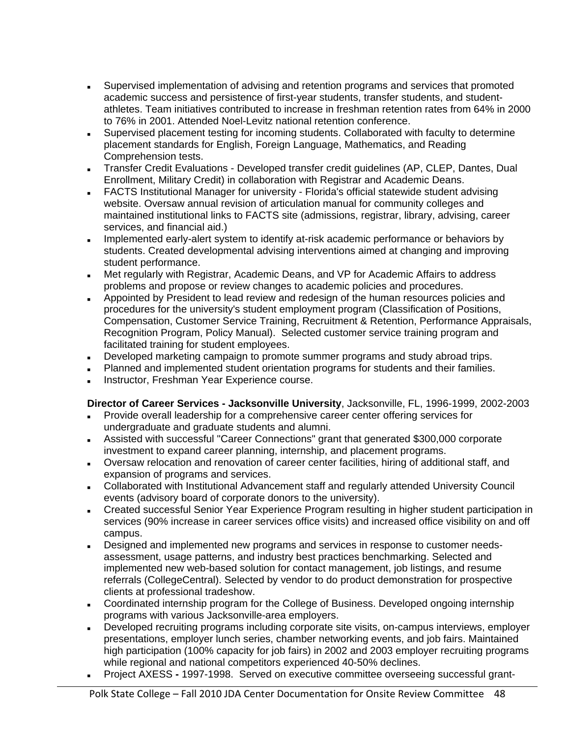- Supervised implementation of advising and retention programs and services that promoted academic success and persistence of first-year students, transfer students, and student-athletes. Team initiatives contributed to increase in freshman retention rates from 64% in 2000 to 76% in 2001. Attended Noel-Levitz national retention conference.
- Supervised placement testing for incoming students. Collaborated with faculty to determine placement standards for English, Foreign Language, Mathematics, and Reading Comprehension tests.
- Transfer Credit Evaluations - Developed transfer credit guidelines (AP, CLEP, Dantes, Dual Enrollment, Military Credit) in collaboration with Registrar and Academic Deans.
- FACTS Institutional Manager for university - Florida's official statewide student advising website. Oversaw annual revision of articulation manual for community colleges and maintained institutional links to FACTS site (admissions, registrar, library, advising, career services, and financial aid.)
- Implemented early-alert system to identify at-risk academic performance or behaviors by students. Created developmental advising interventions aimed at changing and improving student performance.
- Met regularly with Registrar, Academic Deans, and VP for Academic Affairs to address problems and propose or review changes to academic policies and procedures.
- Appointed by President to lead review and redesign of the human resources policies and procedures for the university's student employment program (Classification of Positions, Compensation, Customer Service Training, Recruitment & Retention, Performance Appraisals, Recognition Program, Policy Manual). Selected customer service training program and facilitated training for student employees.
- Developed marketing campaign to promote summer programs and study abroad trips.
- Planned and implemented student orientation programs for students and their families.
- Instructor, Freshman Year Experience course.

**Director of Career Services - Jacksonville University**, Jacksonville, FL, 1996-1999, 2002-2003

- Provide overall leadership for a comprehensive career center offering services for undergraduate and graduate students and alumni.
- Assisted with successful "Career Connections" grant that generated $300,000 corporate investment to expand career planning, internship, and placement programs.
- Oversaw relocation and renovation of career center facilities, hiring of additional staff, and expansion of programs and services.
- Collaborated with Institutional Advancement staff and regularly attended University Council events (advisory board of corporate donors to the university).
- Created successful Senior Year Experience Program resulting in higher student participation in services (90% increase in career services office visits) and increased office visibility on and off campus.
- Designed and implemented new programs and services in response to customer needs-assessment, usage patterns, and industry best practices benchmarking. Selected and implemented new web-based solution for contact management, job listings, and resume referrals (CollegeCentral). Selected by vendor to do product demonstration for prospective clients at professional tradeshow.
- Coordinated internship program for the College of Business. Developed ongoing internship programs with various Jacksonville-area employers.
- Developed recruiting programs including corporate site visits, on-campus interviews, employer presentations, employer lunch series, chamber networking events, and job fairs. Maintained high participation (100% capacity for job fairs) in 2002 and 2003 employer recruiting programs while regional and national competitors experienced 40-50% declines.
- Project AXESS **-** 1997-1998. Served on executive committee overseeing successful grant-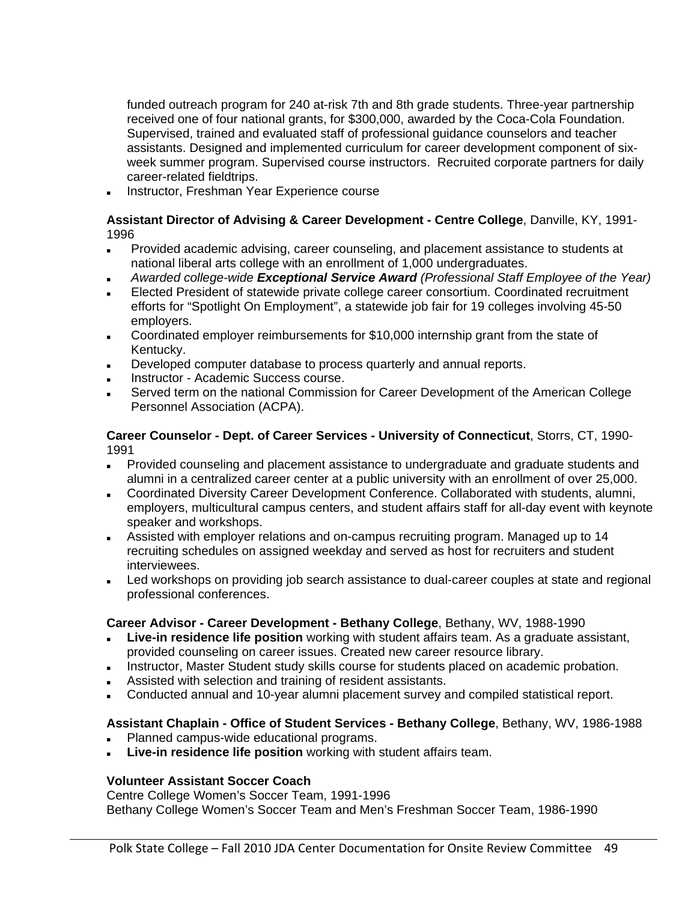funded outreach program for 240 at-risk 7th and 8th grade students. Three-year partnership received one of four national grants, for $300,000, awarded by the Coca-Cola Foundation. Supervised, trained and evaluated staff of professional guidance counselors and teacher assistants. Designed and implemented curriculum for career development component of six-week summer program. Supervised course instructors. Recruited corporate partners for daily career-related fieldtrips.

- Instructor, Freshman Year Experience course

**Assistant Director of Advising & Career Development - Centre College**, Danville, KY, 1991-1996

- Provided academic advising, career counseling, and placement assistance to students at national liberal arts college with an enrollment of 1,000 undergraduates.
- *Awarded college-wide **Exceptional Service Award** (Professional Staff Employee of the Year)*
- Elected President of statewide private college career consortium. Coordinated recruitment efforts for "Spotlight On Employment", a statewide job fair for 19 colleges involving 45-50 employers.
- Coordinated employer reimbursements for $10,000 internship grant from the state of Kentucky.
- Developed computer database to process quarterly and annual reports.
- Instructor - Academic Success course.
- Served term on the national Commission for Career Development of the American College Personnel Association (ACPA).

**Career Counselor - Dept. of Career Services - University of Connecticut**, Storrs, CT, 1990-1991

- Provided counseling and placement assistance to undergraduate and graduate students and alumni in a centralized career center at a public university with an enrollment of over 25,000.
- Coordinated Diversity Career Development Conference. Collaborated with students, alumni, employers, multicultural campus centers, and student affairs staff for all-day event with keynote speaker and workshops.
- Assisted with employer relations and on-campus recruiting program. Managed up to 14 recruiting schedules on assigned weekday and served as host for recruiters and student interviewees.
- Led workshops on providing job search assistance to dual-career couples at state and regional professional conferences.

**Career Advisor - Career Development - Bethany College**, Bethany, WV, 1988-1990

- **Live-in residence life position** working with student affairs team. As a graduate assistant, provided counseling on career issues. Created new career resource library.
- Instructor, Master Student study skills course for students placed on academic probation.
- Assisted with selection and training of resident assistants.
- Conducted annual and 10-year alumni placement survey and compiled statistical report.

**Assistant Chaplain - Office of Student Services - Bethany College**, Bethany, WV, 1986-1988

- Planned campus-wide educational programs.
- **Live-in residence life position** working with student affairs team.

**Volunteer Assistant Soccer Coach**

Centre College Women's Soccer Team, 1991-1996
Bethany College Women's Soccer Team and Men's Freshman Soccer Team, 1986-1990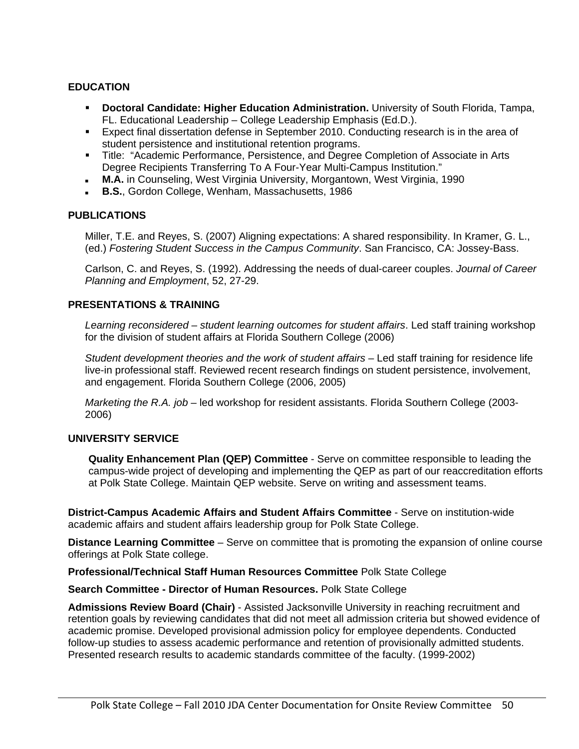## EDUCATION

- **Doctoral Candidate: Higher Education Administration.** University of South Florida, Tampa, FL. Educational Leadership – College Leadership Emphasis (Ed.D.).
- Expect final dissertation defense in September 2010. Conducting research is in the area of student persistence and institutional retention programs.
- Title: "Academic Performance, Persistence, and Degree Completion of Associate in Arts Degree Recipients Transferring To A Four-Year Multi-Campus Institution."
- **M.A.** in Counseling, West Virginia University, Morgantown, West Virginia, 1990
- **B.S.**, Gordon College, Wenham, Massachusetts, 1986

## PUBLICATIONS

Miller, T.E. and Reyes, S. (2007) Aligning expectations: A shared responsibility. In Kramer, G. L., (ed.) *Fostering Student Success in the Campus Community*. San Francisco, CA: Jossey-Bass.

Carlson, C. and Reyes, S. (1992). Addressing the needs of dual-career couples. *Journal of Career Planning and Employment*, 52, 27-29.

## PRESENTATIONS & TRAINING

*Learning reconsidered – student learning outcomes for student affairs*. Led staff training workshop for the division of student affairs at Florida Southern College (2006)

*Student development theories and the work of student affairs* – Led staff training for residence life live-in professional staff. Reviewed recent research findings on student persistence, involvement, and engagement. Florida Southern College (2006, 2005)

*Marketing the R.A. job* – led workshop for resident assistants. Florida Southern College (2003-2006)

## UNIVERSITY SERVICE

**Quality Enhancement Plan (QEP) Committee** - Serve on committee responsible to leading the campus-wide project of developing and implementing the QEP as part of our reaccreditation efforts at Polk State College. Maintain QEP website. Serve on writing and assessment teams.

**District-Campus Academic Affairs and Student Affairs Committee** - Serve on institution-wide academic affairs and student affairs leadership group for Polk State College.

**Distance Learning Committee** – Serve on committee that is promoting the expansion of online course offerings at Polk State college.

**Professional/Technical Staff Human Resources Committee** Polk State College

**Search Committee - Director of Human Resources.** Polk State College

**Admissions Review Board (Chair)** - Assisted Jacksonville University in reaching recruitment and retention goals by reviewing candidates that did not meet all admission criteria but showed evidence of academic promise. Developed provisional admission policy for employee dependents. Conducted follow-up studies to assess academic performance and retention of provisionally admitted students. Presented research results to academic standards committee of the faculty. (1999-2002)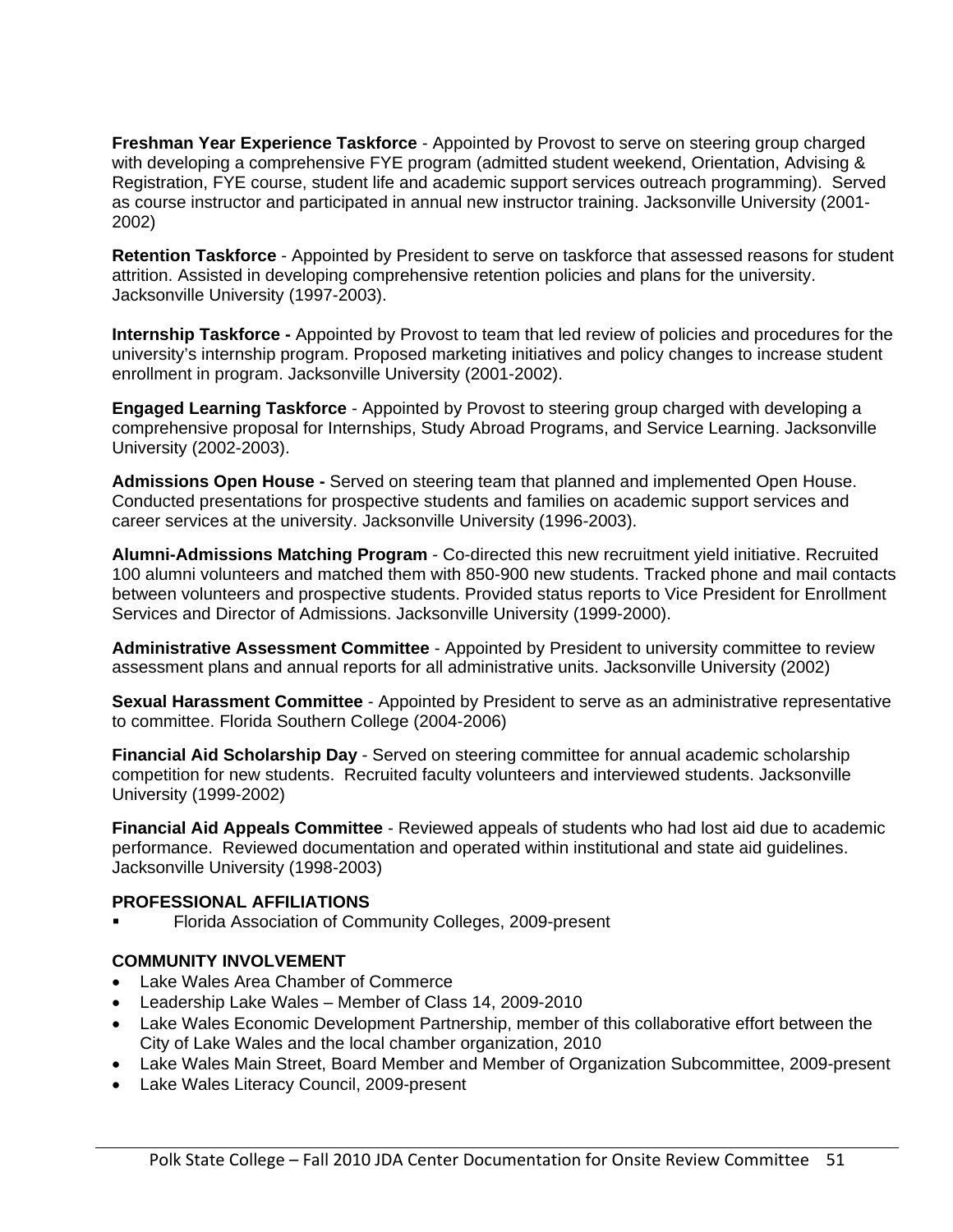**Freshman Year Experience Taskforce** - Appointed by Provost to serve on steering group charged with developing a comprehensive FYE program (admitted student weekend, Orientation, Advising & Registration, FYE course, student life and academic support services outreach programming). Served as course instructor and participated in annual new instructor training. Jacksonville University (2001-2002)

**Retention Taskforce** - Appointed by President to serve on taskforce that assessed reasons for student attrition. Assisted in developing comprehensive retention policies and plans for the university. Jacksonville University (1997-2003).

**Internship Taskforce -** Appointed by Provost to team that led review of policies and procedures for the university's internship program. Proposed marketing initiatives and policy changes to increase student enrollment in program. Jacksonville University (2001-2002).

**Engaged Learning Taskforce** - Appointed by Provost to steering group charged with developing a comprehensive proposal for Internships, Study Abroad Programs, and Service Learning. Jacksonville University (2002-2003).

**Admissions Open House -** Served on steering team that planned and implemented Open House. Conducted presentations for prospective students and families on academic support services and career services at the university. Jacksonville University (1996-2003).

**Alumni-Admissions Matching Program** - Co-directed this new recruitment yield initiative. Recruited 100 alumni volunteers and matched them with 850-900 new students. Tracked phone and mail contacts between volunteers and prospective students. Provided status reports to Vice President for Enrollment Services and Director of Admissions. Jacksonville University (1999-2000).

**Administrative Assessment Committee** - Appointed by President to university committee to review assessment plans and annual reports for all administrative units. Jacksonville University (2002)

**Sexual Harassment Committee** - Appointed by President to serve as an administrative representative to committee. Florida Southern College (2004-2006)

**Financial Aid Scholarship Day** - Served on steering committee for annual academic scholarship competition for new students. Recruited faculty volunteers and interviewed students. Jacksonville University (1999-2002)

**Financial Aid Appeals Committee** - Reviewed appeals of students who had lost aid due to academic performance. Reviewed documentation and operated within institutional and state aid guidelines. Jacksonville University (1998-2003)

**PROFESSIONAL AFFILIATIONS**

- Florida Association of Community Colleges, 2009-present

**COMMUNITY INVOLVEMENT**

- Lake Wales Area Chamber of Commerce
- Leadership Lake Wales – Member of Class 14, 2009-2010
- Lake Wales Economic Development Partnership, member of this collaborative effort between the City of Lake Wales and the local chamber organization, 2010
- Lake Wales Main Street, Board Member and Member of Organization Subcommittee, 2009-present
- Lake Wales Literacy Council, 2009-present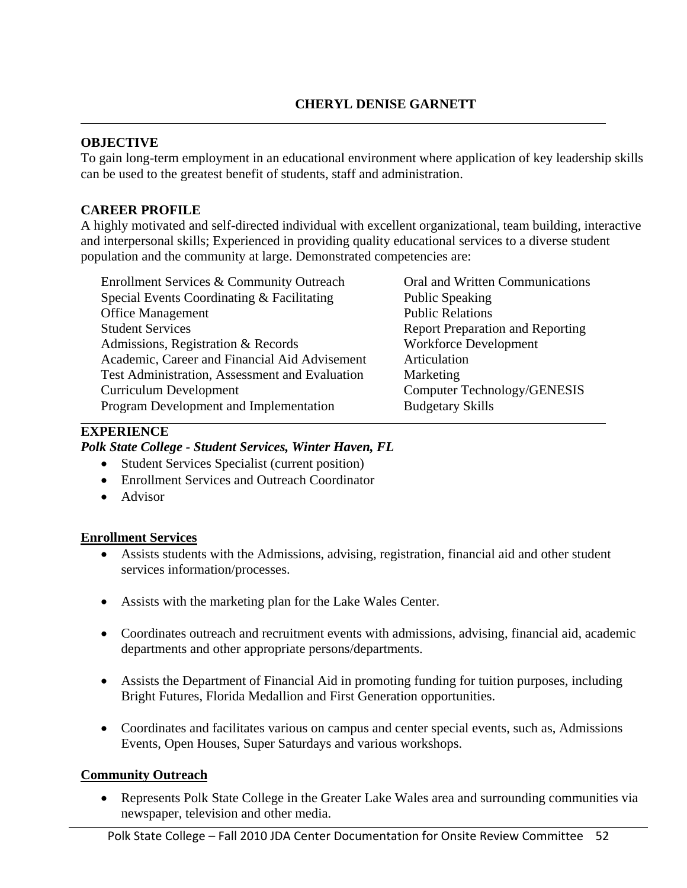# CHERYL DENISE GARNETT

---

**OBJECTIVE**

To gain long-term employment in an educational environment where application of key leadership skills can be used to the greatest benefit of students, staff and administration.

**CAREER PROFILE**

A highly motivated and self-directed individual with excellent organizational, team building, interactive and interpersonal skills; Experienced in providing quality educational services to a diverse student population and the community at large. Demonstrated competencies are:

| | |
|---|---|
| Enrollment Services & Community Outreach | Oral and Written Communications |
| Special Events Coordinating & Facilitating | Public Speaking |
| Office Management | Public Relations |
| Student Services | Report Preparation and Reporting |
| Admissions, Registration & Records | Workforce Development |
| Academic, Career and Financial Aid Advisement | Articulation |
| Test Administration, Assessment and Evaluation | Marketing |
| Curriculum Development | Computer Technology/GENESIS |
| Program Development and Implementation | Budgetary Skills |

---

**EXPERIENCE**

***Polk State College - Student Services, Winter Haven, FL***

- Student Services Specialist (current position)
- Enrollment Services and Outreach Coordinator
- Advisor

**<u>Enrollment Services</u>**

- Assists students with the Admissions, advising, registration, financial aid and other student services information/processes.
- Assists with the marketing plan for the Lake Wales Center.
- Coordinates outreach and recruitment events with admissions, advising, financial aid, academic departments and other appropriate persons/departments.
- Assists the Department of Financial Aid in promoting funding for tuition purposes, including Bright Futures, Florida Medallion and First Generation opportunities.
- Coordinates and facilitates various on campus and center special events, such as, Admissions Events, Open Houses, Super Saturdays and various workshops.

**<u>Community Outreach</u>**

- Represents Polk State College in the Greater Lake Wales area and surrounding communities via newspaper, television and other media.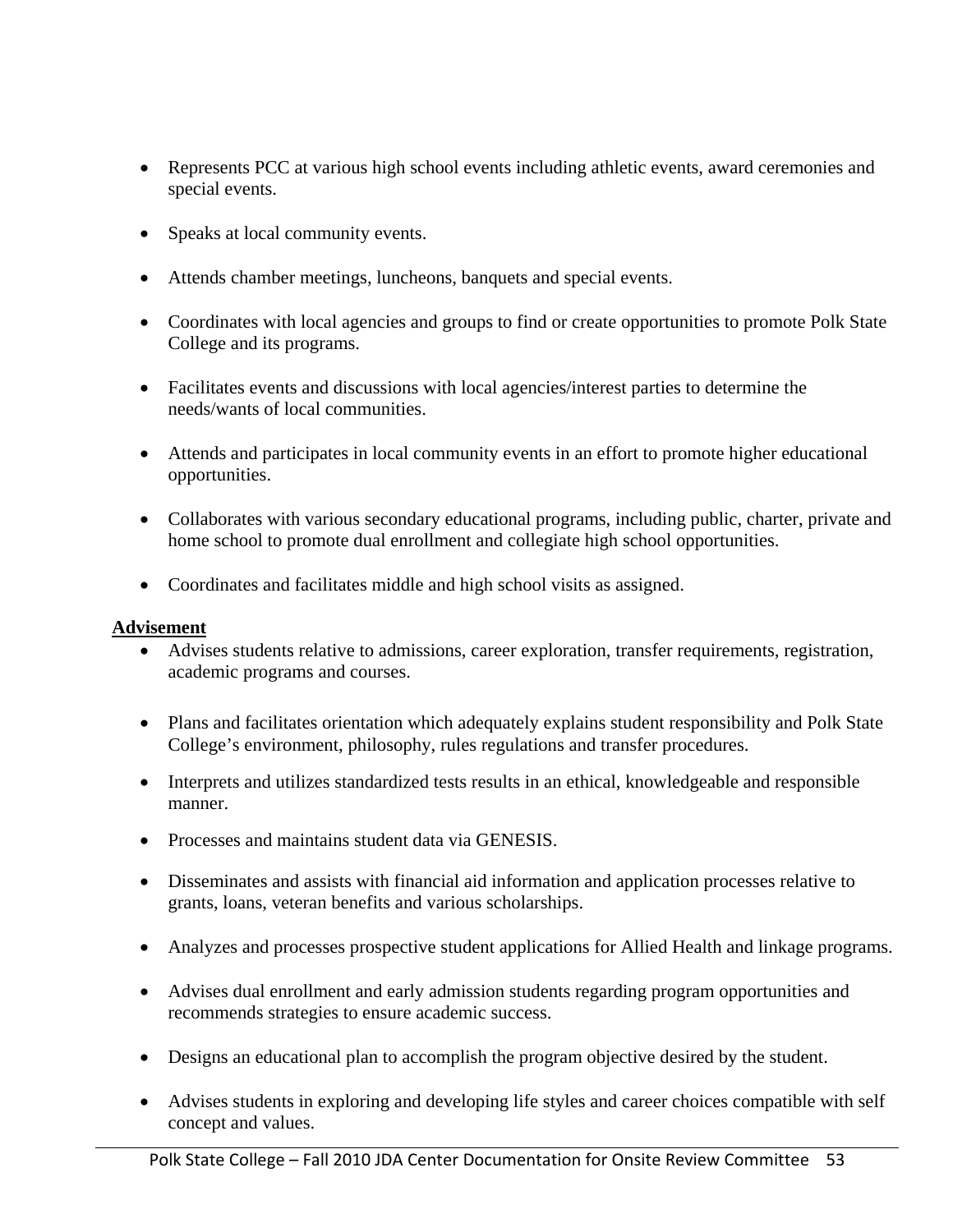- Represents PCC at various high school events including athletic events, award ceremonies and special events.

- Speaks at local community events.

- Attends chamber meetings, luncheons, banquets and special events.

- Coordinates with local agencies and groups to find or create opportunities to promote Polk State College and its programs.

- Facilitates events and discussions with local agencies/interest parties to determine the needs/wants of local communities.

- Attends and participates in local community events in an effort to promote higher educational opportunities.

- Collaborates with various secondary educational programs, including public, charter, private and home school to promote dual enrollment and collegiate high school opportunities.

- Coordinates and facilitates middle and high school visits as assigned.

**Advisement**

- Advises students relative to admissions, career exploration, transfer requirements, registration, academic programs and courses.

- Plans and facilitates orientation which adequately explains student responsibility and Polk State College's environment, philosophy, rules regulations and transfer procedures.

- Interprets and utilizes standardized tests results in an ethical, knowledgeable and responsible manner.

- Processes and maintains student data via GENESIS.

- Disseminates and assists with financial aid information and application processes relative to grants, loans, veteran benefits and various scholarships.

- Analyzes and processes prospective student applications for Allied Health and linkage programs.

- Advises dual enrollment and early admission students regarding program opportunities and recommends strategies to ensure academic success.

- Designs an educational plan to accomplish the program objective desired by the student.

- Advises students in exploring and developing life styles and career choices compatible with self concept and values.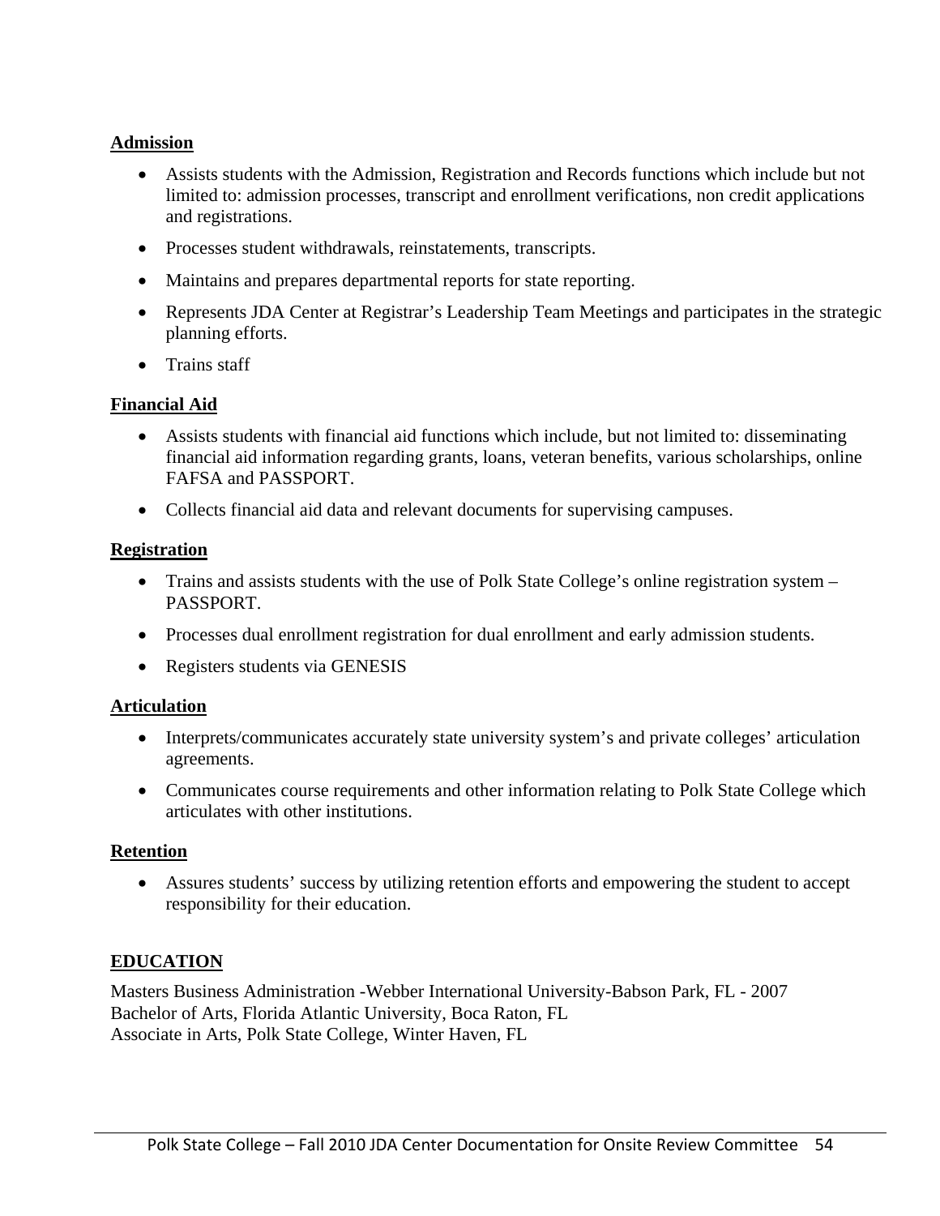**Admission**

- Assists students with the Admission, Registration and Records functions which include but not limited to: admission processes, transcript and enrollment verifications, non credit applications and registrations.
- Processes student withdrawals, reinstatements, transcripts.
- Maintains and prepares departmental reports for state reporting.
- Represents JDA Center at Registrar's Leadership Team Meetings and participates in the strategic planning efforts.
- Trains staff

**Financial Aid**

- Assists students with financial aid functions which include, but not limited to: disseminating financial aid information regarding grants, loans, veteran benefits, various scholarships, online FAFSA and PASSPORT.
- Collects financial aid data and relevant documents for supervising campuses.

**Registration**

- Trains and assists students with the use of Polk State College's online registration system – PASSPORT.
- Processes dual enrollment registration for dual enrollment and early admission students.
- Registers students via GENESIS

**Articulation**

- Interprets/communicates accurately state university system's and private colleges' articulation agreements.
- Communicates course requirements and other information relating to Polk State College which articulates with other institutions.

**Retention**

- Assures students' success by utilizing retention efforts and empowering the student to accept responsibility for their education.

**EDUCATION**

Masters Business Administration -Webber International University-Babson Park, FL - 2007
Bachelor of Arts, Florida Atlantic University, Boca Raton, FL
Associate in Arts, Polk State College, Winter Haven, FL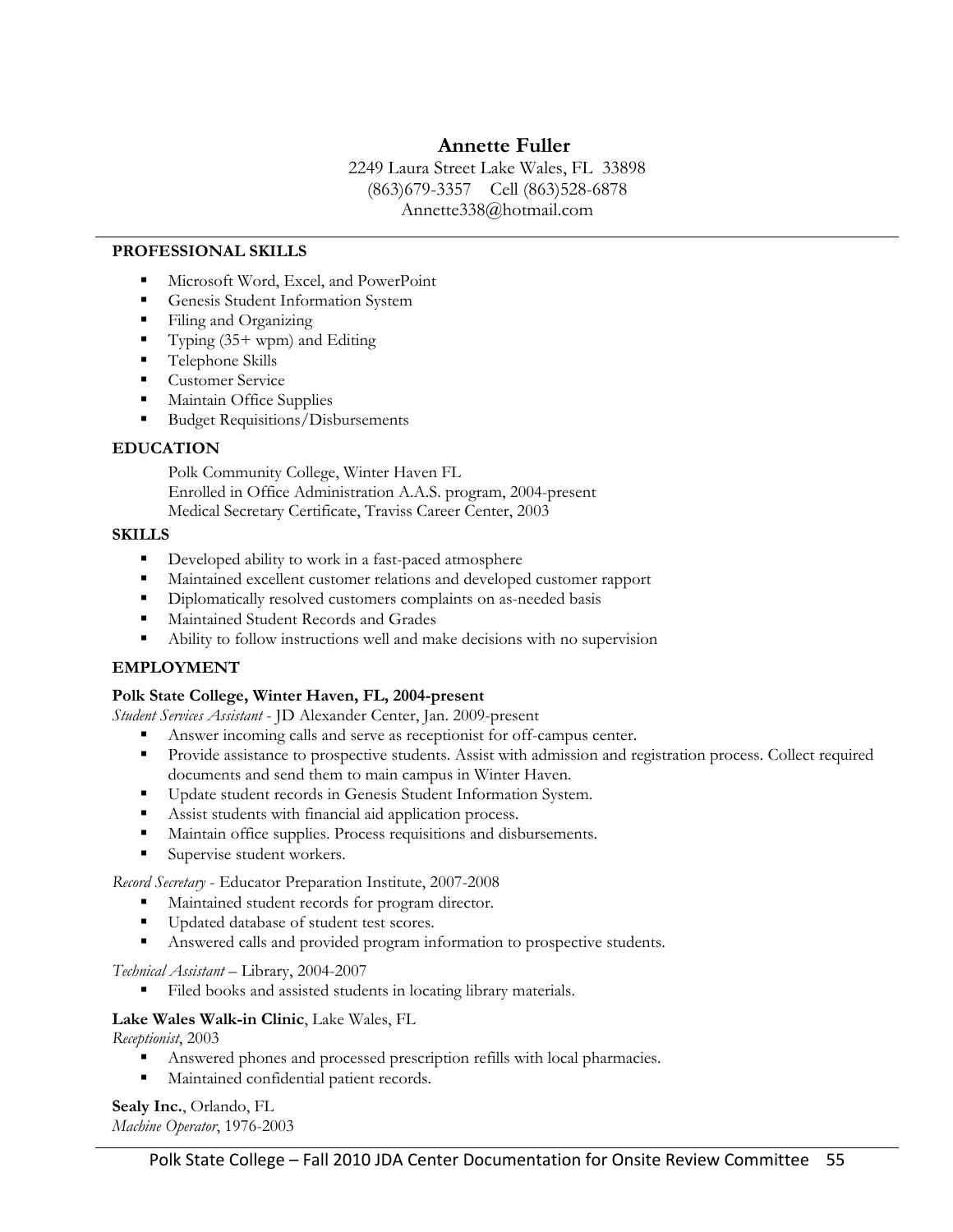# Annette Fuller

2249 Laura Street Lake Wales, FL 33898
(863)679-3357 Cell (863)528-6878
Annette338@hotmail.com

## PROFESSIONAL SKILLS

- Microsoft Word, Excel, and PowerPoint
- Genesis Student Information System
- Filing and Organizing
- Typing (35+ wpm) and Editing
- Telephone Skills
- Customer Service
- Maintain Office Supplies
- Budget Requisitions/Disbursements

## EDUCATION

Polk Community College, Winter Haven FL
Enrolled in Office Administration A.A.S. program, 2004-present
Medical Secretary Certificate, Traviss Career Center, 2003

## SKILLS

- Developed ability to work in a fast-paced atmosphere
- Maintained excellent customer relations and developed customer rapport
- Diplomatically resolved customers complaints on as-needed basis
- Maintained Student Records and Grades
- Ability to follow instructions well and make decisions with no supervision

## EMPLOYMENT

**Polk State College, Winter Haven, FL, 2004-present**

*Student Services Assistant* - JD Alexander Center, Jan. 2009-present

- Answer incoming calls and serve as receptionist for off-campus center.
- Provide assistance to prospective students. Assist with admission and registration process. Collect required documents and send them to main campus in Winter Haven.
- Update student records in Genesis Student Information System.
- Assist students with financial aid application process.
- Maintain office supplies. Process requisitions and disbursements.
- Supervise student workers.

*Record Secretary* - Educator Preparation Institute, 2007-2008

- Maintained student records for program director.
- Updated database of student test scores.
- Answered calls and provided program information to prospective students.

*Technical Assistant* – Library, 2004-2007

- Filed books and assisted students in locating library materials.

**Lake Wales Walk-in Clinic**, Lake Wales, FL

*Receptionist*, 2003

- Answered phones and processed prescription refills with local pharmacies.
- Maintained confidential patient records.

**Sealy Inc.**, Orlando, FL

*Machine Operator*, 1976-2003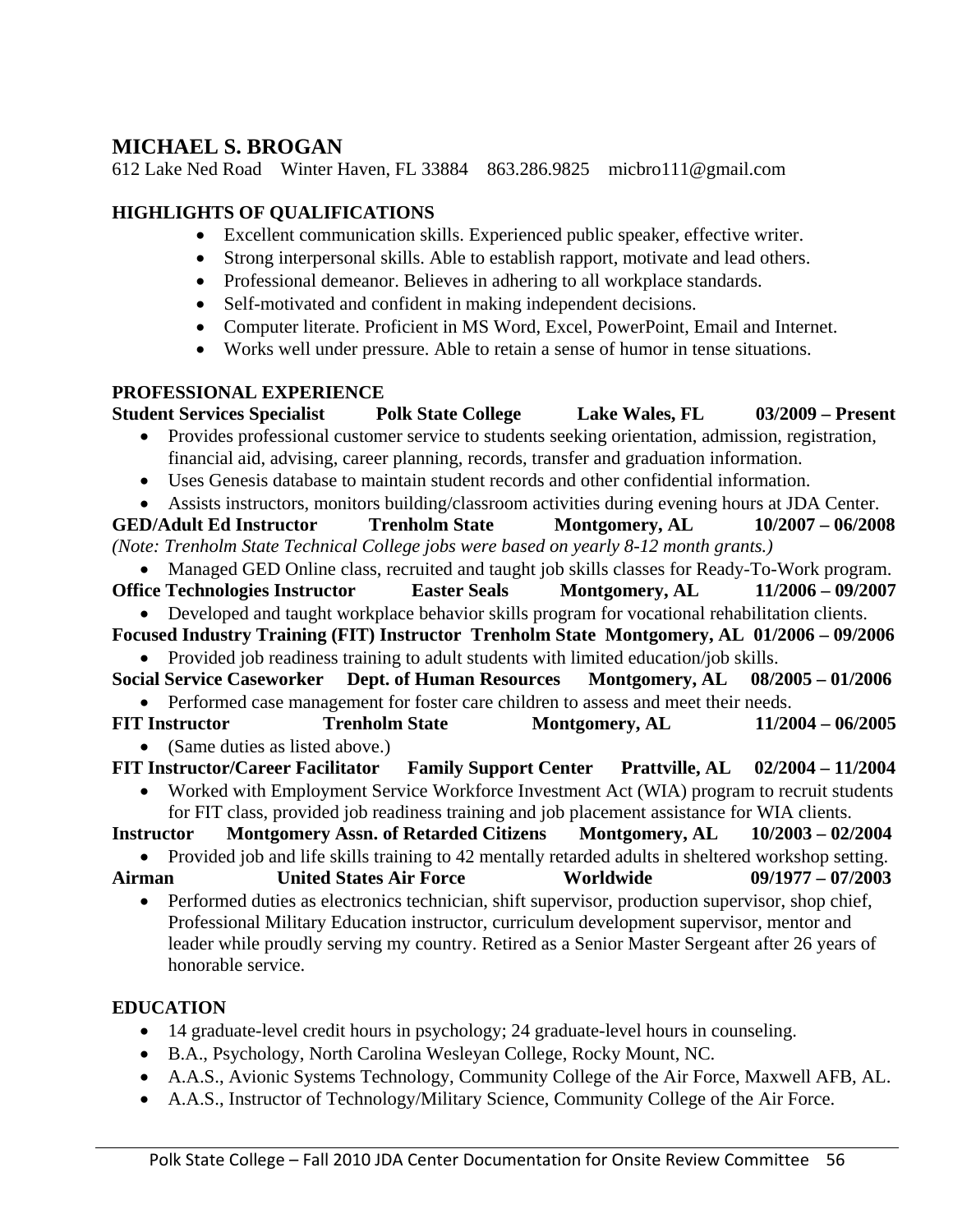# MICHAEL S. BROGAN

612 Lake Ned Road    Winter Haven, FL 33884    863.286.9825    micbro111@gmail.com

## HIGHLIGHTS OF QUALIFICATIONS

- Excellent communication skills. Experienced public speaker, effective writer.
- Strong interpersonal skills. Able to establish rapport, motivate and lead others.
- Professional demeanor. Believes in adhering to all workplace standards.
- Self-motivated and confident in making independent decisions.
- Computer literate. Proficient in MS Word, Excel, PowerPoint, Email and Internet.
- Works well under pressure. Able to retain a sense of humor in tense situations.

## PROFESSIONAL EXPERIENCE

**Student Services Specialist    Polk State College    Lake Wales, FL    03/2009 – Present**

- Provides professional customer service to students seeking orientation, admission, registration, financial aid, advising, career planning, records, transfer and graduation information.
- Uses Genesis database to maintain student records and other confidential information.
- Assists instructors, monitors building/classroom activities during evening hours at JDA Center.

**GED/Adult Ed Instructor    Trenholm State    Montgomery, AL    10/2007 – 06/2008**

*(Note: Trenholm State Technical College jobs were based on yearly 8-12 month grants.)*

- Managed GED Online class, recruited and taught job skills classes for Ready-To-Work program.

**Office Technologies Instructor    Easter Seals    Montgomery, AL    11/2006 – 09/2007**

- Developed and taught workplace behavior skills program for vocational rehabilitation clients.

**Focused Industry Training (FIT) Instructor    Trenholm State    Montgomery, AL    01/2006 – 09/2006**

- Provided job readiness training to adult students with limited education/job skills.

**Social Service Caseworker    Dept. of Human Resources    Montgomery, AL    08/2005 – 01/2006**

- Performed case management for foster care children to assess and meet their needs.

**FIT Instructor    Trenholm State    Montgomery, AL    11/2004 – 06/2005**

- (Same duties as listed above.)

**FIT Instructor/Career Facilitator    Family Support Center    Prattville, AL    02/2004 – 11/2004**

- Worked with Employment Service Workforce Investment Act (WIA) program to recruit students for FIT class, provided job readiness training and job placement assistance for WIA clients.

**Instructor    Montgomery Assn. of Retarded Citizens    Montgomery, AL    10/2003 – 02/2004**

- Provided job and life skills training to 42 mentally retarded adults in sheltered workshop setting.

**Airman    United States Air Force    Worldwide    09/1977 – 07/2003**

- Performed duties as electronics technician, shift supervisor, production supervisor, shop chief, Professional Military Education instructor, curriculum development supervisor, mentor and leader while proudly serving my country. Retired as a Senior Master Sergeant after 26 years of honorable service.

## EDUCATION

- 14 graduate-level credit hours in psychology; 24 graduate-level hours in counseling.
- B.A., Psychology, North Carolina Wesleyan College, Rocky Mount, NC.
- A.A.S., Avionic Systems Technology, Community College of the Air Force, Maxwell AFB, AL.
- A.A.S., Instructor of Technology/Military Science, Community College of the Air Force.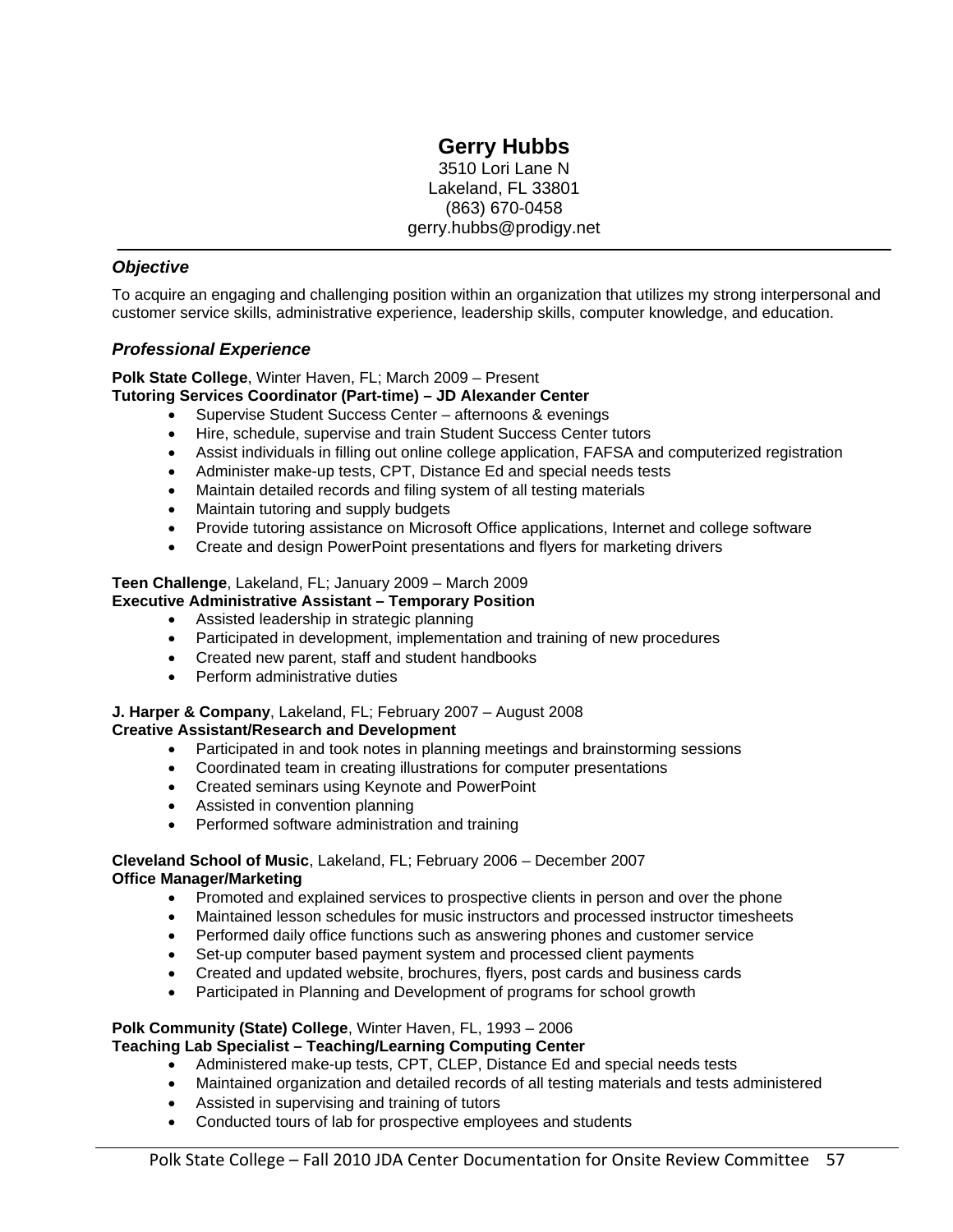# Gerry Hubbs

3510 Lori Lane N
Lakeland, FL 33801
(863) 670-0458
gerry.hubbs@prodigy.net

---

## *Objective*

To acquire an engaging and challenging position within an organization that utilizes my strong interpersonal and customer service skills, administrative experience, leadership skills, computer knowledge, and education.

## *Professional Experience*

**Polk State College**, Winter Haven, FL; March 2009 – Present
**Tutoring Services Coordinator (Part-time) – JD Alexander Center**

- Supervise Student Success Center – afternoons & evenings
- Hire, schedule, supervise and train Student Success Center tutors
- Assist individuals in filling out online college application, FAFSA and computerized registration
- Administer make-up tests, CPT, Distance Ed and special needs tests
- Maintain detailed records and filing system of all testing materials
- Maintain tutoring and supply budgets
- Provide tutoring assistance on Microsoft Office applications, Internet and college software
- Create and design PowerPoint presentations and flyers for marketing drivers

**Teen Challenge**, Lakeland, FL; January 2009 – March 2009
**Executive Administrative Assistant – Temporary Position**

- Assisted leadership in strategic planning
- Participated in development, implementation and training of new procedures
- Created new parent, staff and student handbooks
- Perform administrative duties

**J. Harper & Company**, Lakeland, FL; February 2007 – August 2008
**Creative Assistant/Research and Development**

- Participated in and took notes in planning meetings and brainstorming sessions
- Coordinated team in creating illustrations for computer presentations
- Created seminars using Keynote and PowerPoint
- Assisted in convention planning
- Performed software administration and training

**Cleveland School of Music**, Lakeland, FL; February 2006 – December 2007
**Office Manager/Marketing**

- Promoted and explained services to prospective clients in person and over the phone
- Maintained lesson schedules for music instructors and processed instructor timesheets
- Performed daily office functions such as answering phones and customer service
- Set-up computer based payment system and processed client payments
- Created and updated website, brochures, flyers, post cards and business cards
- Participated in Planning and Development of programs for school growth

**Polk Community (State) College**, Winter Haven, FL, 1993 – 2006
**Teaching Lab Specialist – Teaching/Learning Computing Center**

- Administered make-up tests, CPT, CLEP, Distance Ed and special needs tests
- Maintained organization and detailed records of all testing materials and tests administered
- Assisted in supervising and training of tutors
- Conducted tours of lab for prospective employees and students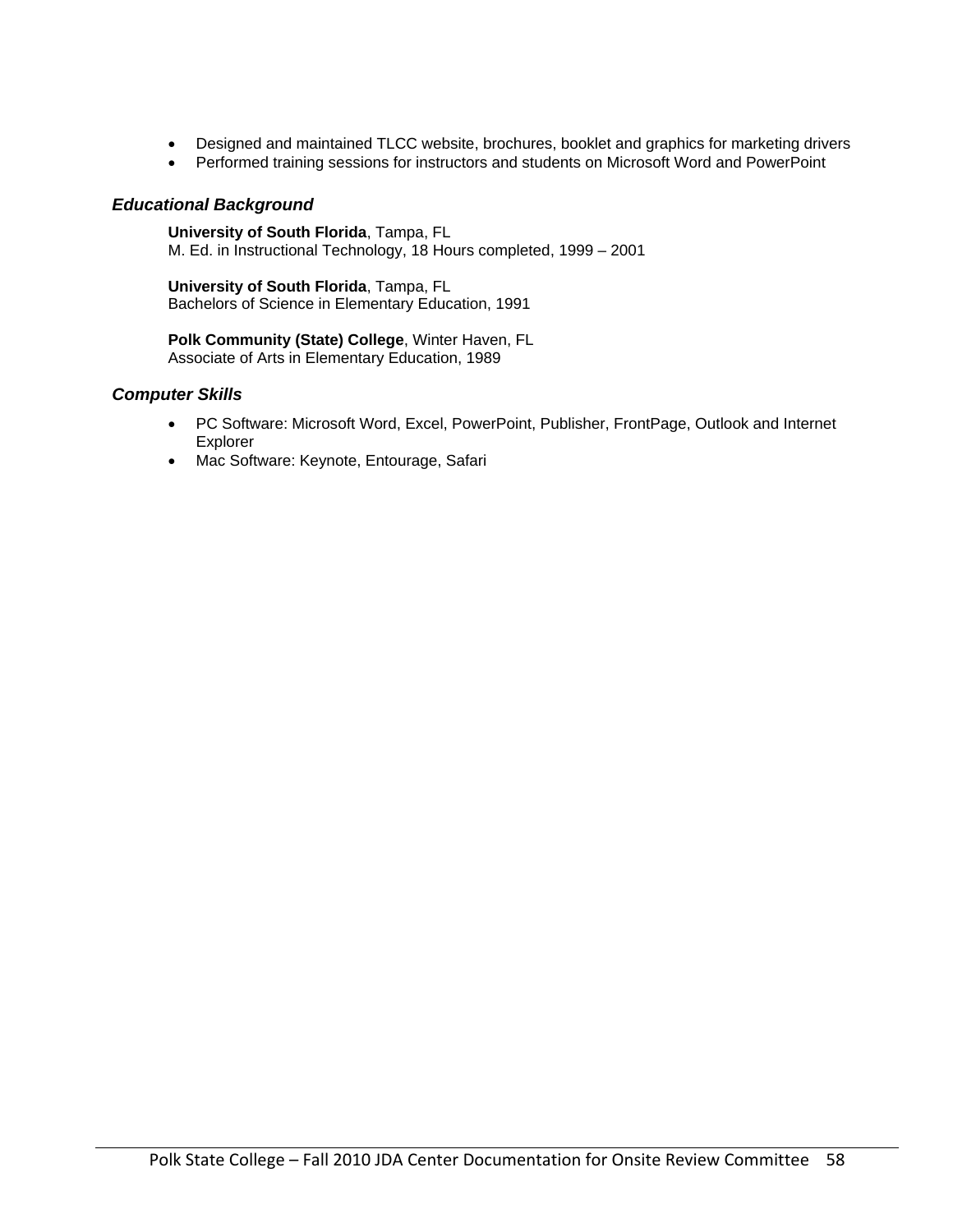- Designed and maintained TLCC website, brochures, booklet and graphics for marketing drivers
- Performed training sessions for instructors and students on Microsoft Word and PowerPoint

### *Educational Background*

**University of South Florida**, Tampa, FL
M. Ed. in Instructional Technology, 18 Hours completed, 1999 – 2001

**University of South Florida**, Tampa, FL
Bachelors of Science in Elementary Education, 1991

**Polk Community (State) College**, Winter Haven, FL
Associate of Arts in Elementary Education, 1989

### *Computer Skills*

- PC Software: Microsoft Word, Excel, PowerPoint, Publisher, FrontPage, Outlook and Internet Explorer
- Mac Software: Keynote, Entourage, Safari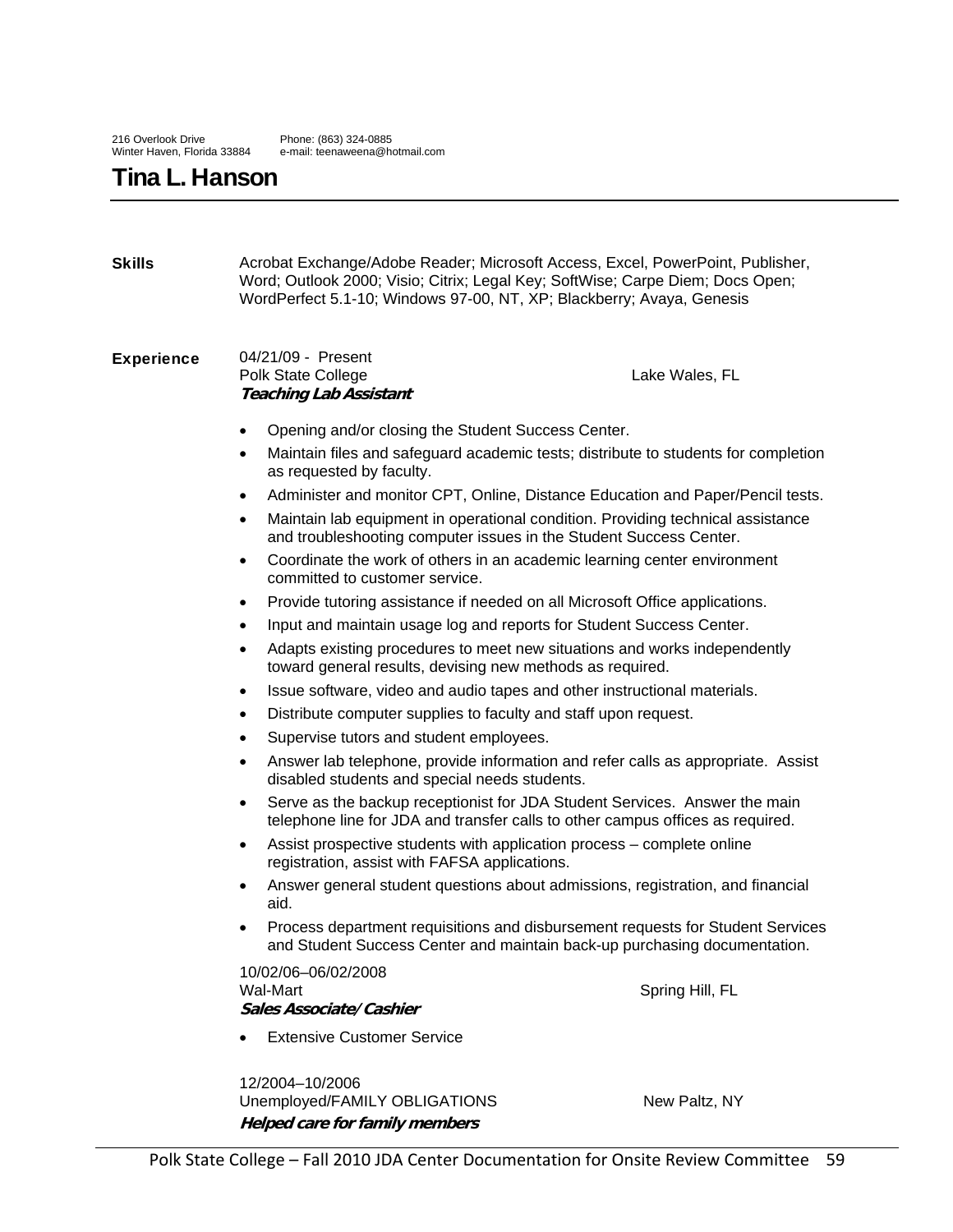216 Overlook Drive
Winter Haven, Florida 33884

Phone: (863) 324-0885
e-mail: teenaweena@hotmail.com

# Tina L. Hanson

**Skills**

Acrobat Exchange/Adobe Reader; Microsoft Access, Excel, PowerPoint, Publisher, Word; Outlook 2000; Visio; Citrix; Legal Key; SoftWise; Carpe Diem; Docs Open; WordPerfect 5.1-10; Windows 97-00, NT, XP; Blackberry; Avaya, Genesis

**Experience**

04/21/09 - Present
Polk State College — Lake Wales, FL
***Teaching Lab Assistant***

- Opening and/or closing the Student Success Center.
- Maintain files and safeguard academic tests; distribute to students for completion as requested by faculty.
- Administer and monitor CPT, Online, Distance Education and Paper/Pencil tests.
- Maintain lab equipment in operational condition. Providing technical assistance and troubleshooting computer issues in the Student Success Center.
- Coordinate the work of others in an academic learning center environment committed to customer service.
- Provide tutoring assistance if needed on all Microsoft Office applications.
- Input and maintain usage log and reports for Student Success Center.
- Adapts existing procedures to meet new situations and works independently toward general results, devising new methods as required.
- Issue software, video and audio tapes and other instructional materials.
- Distribute computer supplies to faculty and staff upon request.
- Supervise tutors and student employees.
- Answer lab telephone, provide information and refer calls as appropriate. Assist disabled students and special needs students.
- Serve as the backup receptionist for JDA Student Services. Answer the main telephone line for JDA and transfer calls to other campus offices as required.
- Assist prospective students with application process – complete online registration, assist with FAFSA applications.
- Answer general student questions about admissions, registration, and financial aid.
- Process department requisitions and disbursement requests for Student Services and Student Success Center and maintain back-up purchasing documentation.

10/02/06–06/02/2008
Wal-Mart — Spring Hill, FL
***Sales Associate/Cashier***

- Extensive Customer Service

12/2004–10/2006
Unemployed/FAMILY OBLIGATIONS — New Paltz, NY
***Helped care for family members***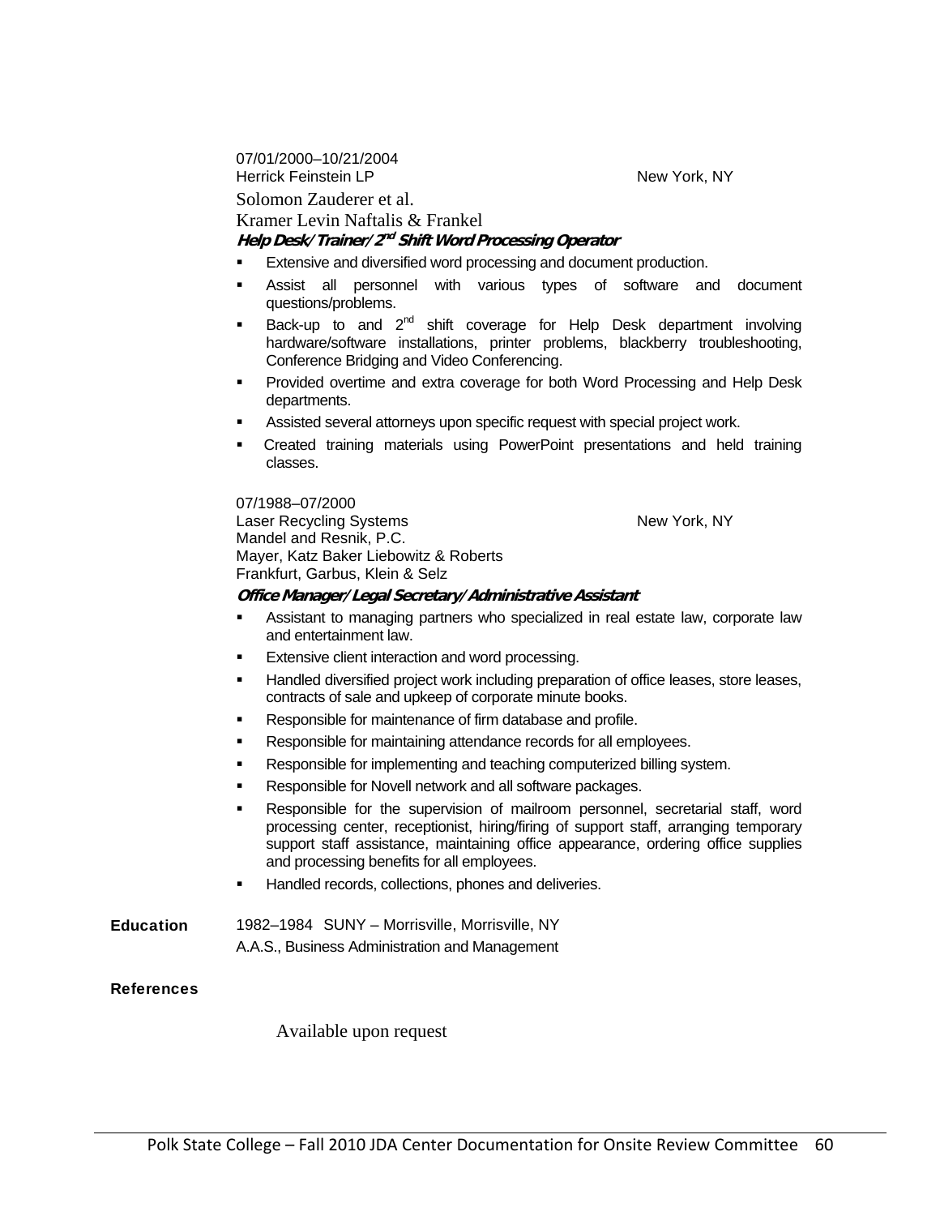07/01/2000–10/21/2004
Herrick Feinstein LP New York, NY
Solomon Zauderer et al.
Kramer Levin Naftalis & Frankel

***Help Desk/Trainer/2nd Shift Word Processing Operator***

- Extensive and diversified word processing and document production.
- Assist all personnel with various types of software and document questions/problems.
- Back-up to and 2nd shift coverage for Help Desk department involving hardware/software installations, printer problems, blackberry troubleshooting, Conference Bridging and Video Conferencing.
- Provided overtime and extra coverage for both Word Processing and Help Desk departments.
- Assisted several attorneys upon specific request with special project work.
- Created training materials using PowerPoint presentations and held training classes.

07/1988–07/2000
Laser Recycling Systems New York, NY
Mandel and Resnik, P.C.
Mayer, Katz Baker Liebowitz & Roberts
Frankfurt, Garbus, Klein & Selz

***Office Manager/Legal Secretary/Administrative Assistant***

- Assistant to managing partners who specialized in real estate law, corporate law and entertainment law.
- Extensive client interaction and word processing.
- Handled diversified project work including preparation of office leases, store leases, contracts of sale and upkeep of corporate minute books.
- Responsible for maintenance of firm database and profile.
- Responsible for maintaining attendance records for all employees.
- Responsible for implementing and teaching computerized billing system.
- Responsible for Novell network and all software packages.
- Responsible for the supervision of mailroom personnel, secretarial staff, word processing center, receptionist, hiring/firing of support staff, arranging temporary support staff assistance, maintaining office appearance, ordering office supplies and processing benefits for all employees.
- Handled records, collections, phones and deliveries.

**Education** 1982–1984 SUNY – Morrisville, Morrisville, NY
A.A.S., Business Administration and Management

**References**

Available upon request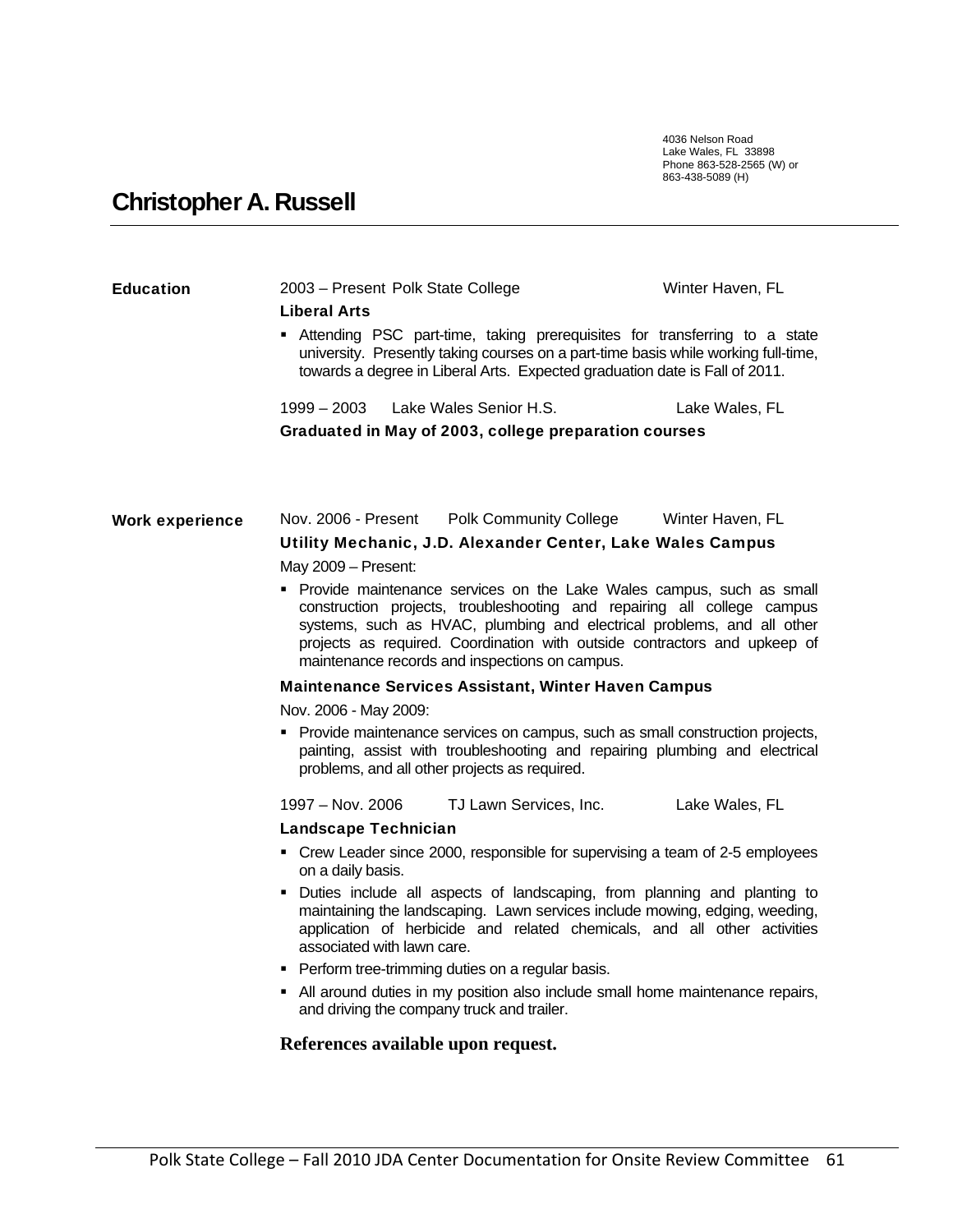4036 Nelson Road
Lake Wales, FL 33898
Phone 863-528-2565 (W) or
863-438-5089 (H)

# Christopher A. Russell

## Education

2003 – Present Polk State College — Winter Haven, FL

**Liberal Arts**

- Attending PSC part-time, taking prerequisites for transferring to a state university. Presently taking courses on a part-time basis while working full-time, towards a degree in Liberal Arts. Expected graduation date is Fall of 2011.

1999 – 2003 Lake Wales Senior H.S. — Lake Wales, FL

**Graduated in May of 2003, college preparation courses**

## Work experience

Nov. 2006 - Present Polk Community College — Winter Haven, FL

**Utility Mechanic, J.D. Alexander Center, Lake Wales Campus**

May 2009 – Present:

- Provide maintenance services on the Lake Wales campus, such as small construction projects, troubleshooting and repairing all college campus systems, such as HVAC, plumbing and electrical problems, and all other projects as required. Coordination with outside contractors and upkeep of maintenance records and inspections on campus.

**Maintenance Services Assistant, Winter Haven Campus**

Nov. 2006 - May 2009:

- Provide maintenance services on campus, such as small construction projects, painting, assist with troubleshooting and repairing plumbing and electrical problems, and all other projects as required.

1997 – Nov. 2006 TJ Lawn Services, Inc. — Lake Wales, FL

**Landscape Technician**

- Crew Leader since 2000, responsible for supervising a team of 2-5 employees on a daily basis.
- Duties include all aspects of landscaping, from planning and planting to maintaining the landscaping. Lawn services include mowing, edging, weeding, application of herbicide and related chemicals, and all other activities associated with lawn care.
- Perform tree-trimming duties on a regular basis.
- All around duties in my position also include small home maintenance repairs, and driving the company truck and trailer.

**References available upon request.**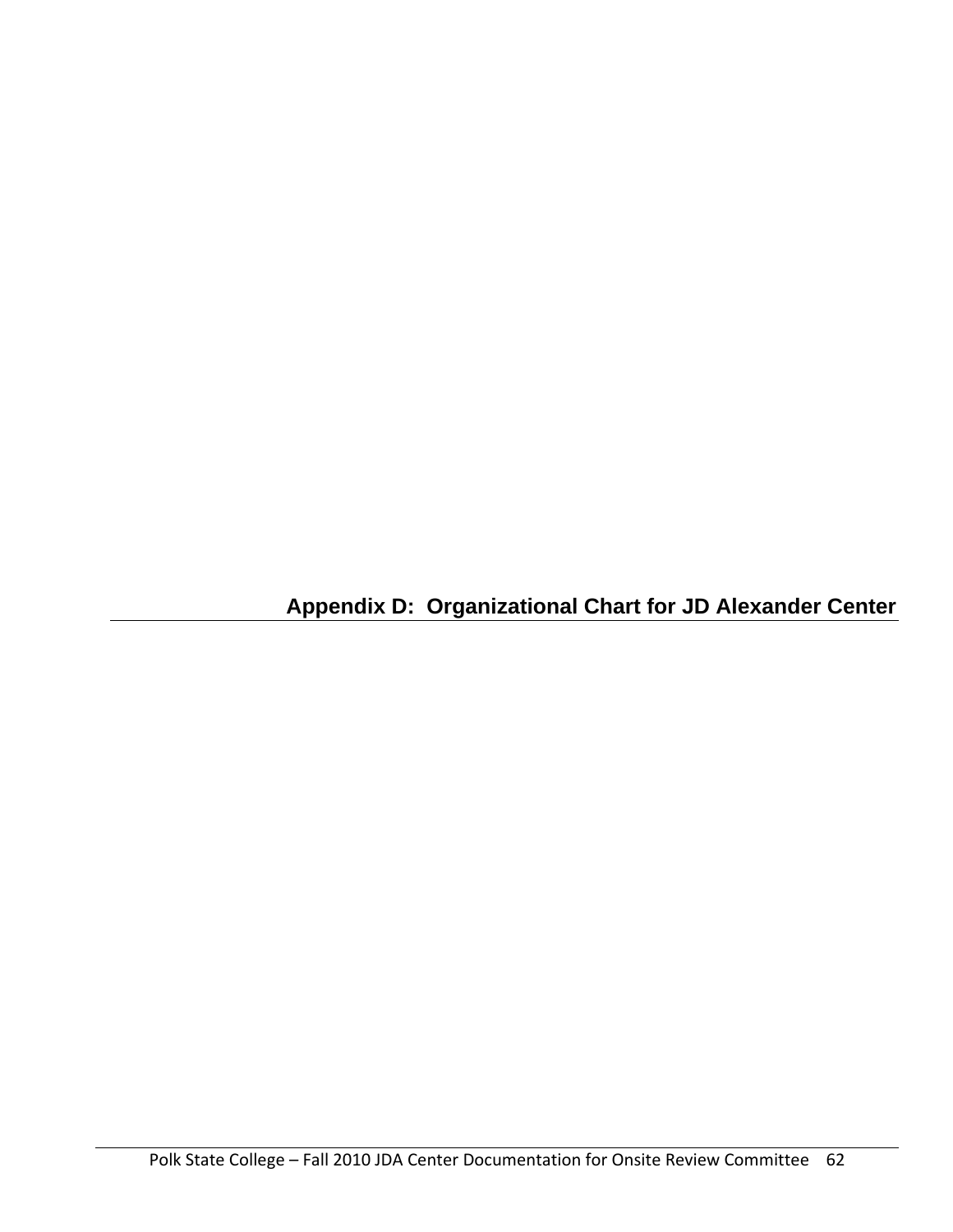## Appendix D: Organizational Chart for JD Alexander Center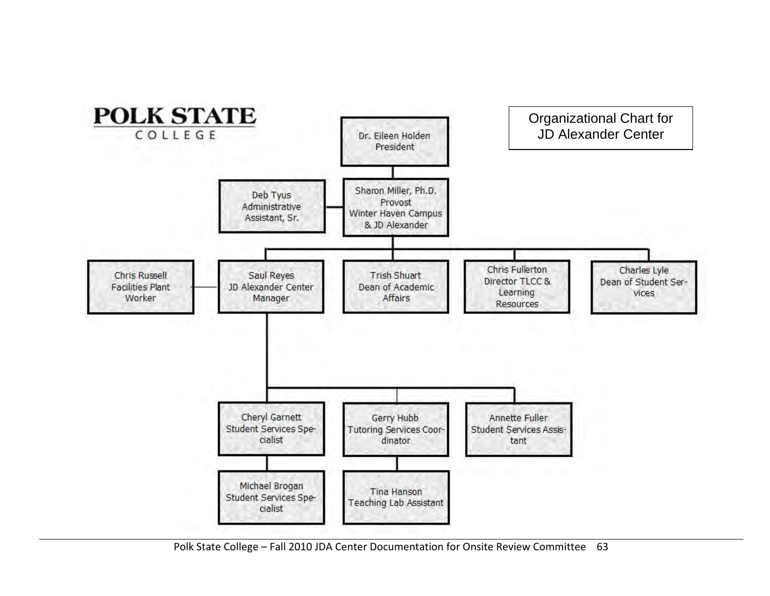**POLK STATE**
COLLEGE

# Organizational Chart for JD Alexander Center

- **Dr. Eileen Holden** — President
  - **Sharon Miller, Ph.D.** — Provost, Winter Haven Campus & JD Alexander
    - **Deb Tyus** — Administrative Assistant, Sr.
    - **Saul Reyes** — JD Alexander Center Manager
      - **Chris Russell** — Facilities Plant Worker
      - **Cheryl Garnett** — Student Services Specialist
        - **Michael Brogan** — Student Services Specialist
      - **Gerry Hubb** — Tutoring Services Coordinator
        - **Tina Hanson** — Teaching Lab Assistant
      - **Annette Fuller** — Student Services Assistant
    - **Trish Shuart** — Dean of Academic Affairs
    - **Chris Fullerton** — Director TLCC & Learning Resources
    - **Charles Lyle** — Dean of Student Services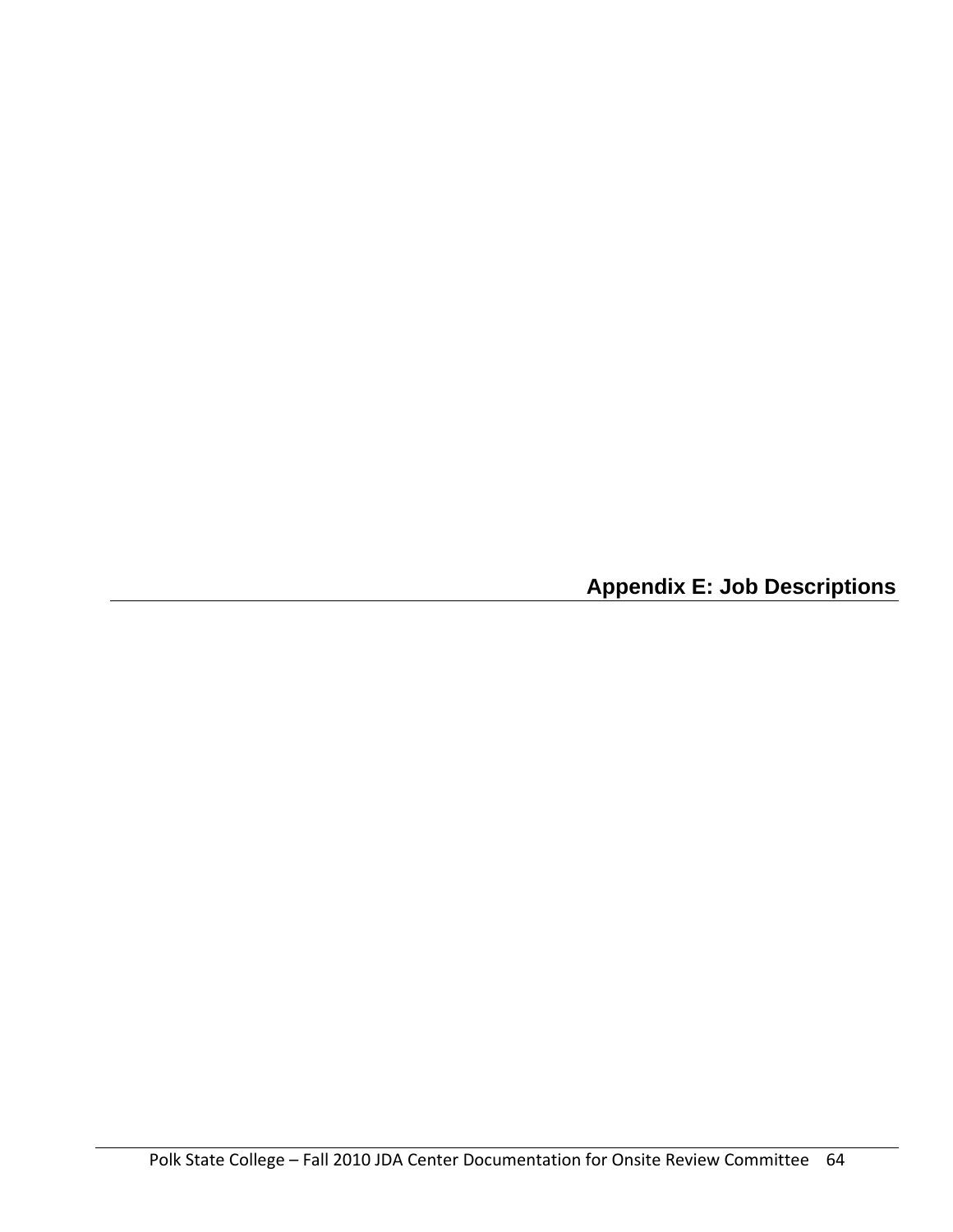# Appendix E: Job Descriptions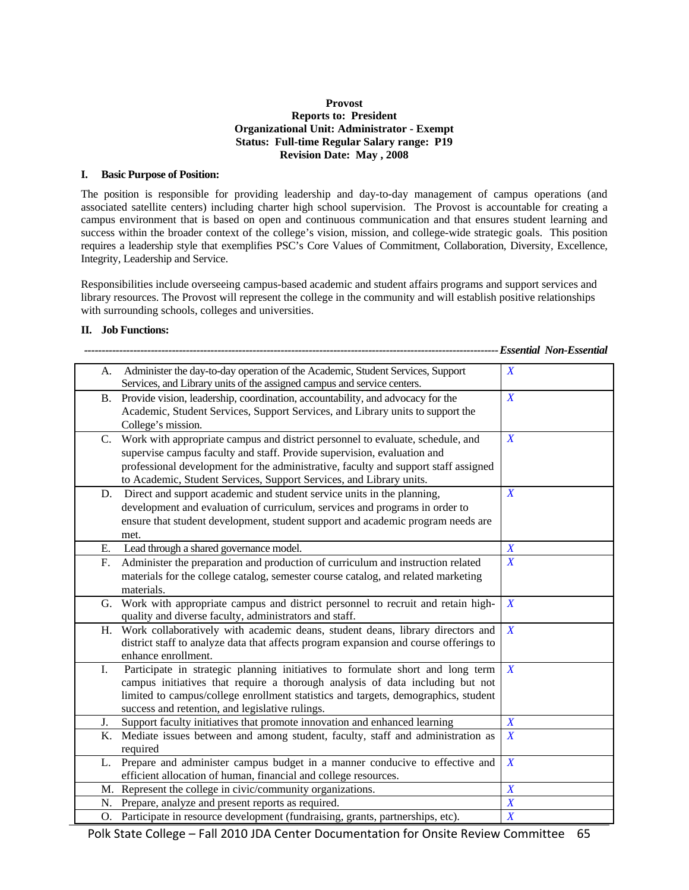**Provost**
**Reports to: President**
**Organizational Unit: Administrator - Exempt**
**Status: Full-time Regular Salary range: P19**
**Revision Date: May , 2008**

## I. Basic Purpose of Position:

The position is responsible for providing leadership and day-to-day management of campus operations (and associated satellite centers) including charter high school supervision. The Provost is accountable for creating a campus environment that is based on open and continuous communication and that ensures student learning and success within the broader context of the college's vision, mission, and college-wide strategic goals. This position requires a leadership style that exemplifies PSC's Core Values of Commitment, Collaboration, Diversity, Excellence, Integrity, Leadership and Service.

Responsibilities include overseeing campus-based academic and student affairs programs and support services and library resources. The Provost will represent the college in the community and will establish positive relationships with surrounding schools, colleges and universities.

## II. Job Functions:

| | *Essential* | *Non-Essential* |
|---|---|---|
| A. Administer the day-to-day operation of the Academic, Student Services, Support Services, and Library units of the assigned campus and service centers. | *X* | |
| B. Provide vision, leadership, coordination, accountability, and advocacy for the Academic, Student Services, Support Services, and Library units to support the College's mission. | *X* | |
| C. Work with appropriate campus and district personnel to evaluate, schedule, and supervise campus faculty and staff. Provide supervision, evaluation and professional development for the administrative, faculty and support staff assigned to Academic, Student Services, Support Services, and Library units. | *X* | |
| D. Direct and support academic and student service units in the planning, development and evaluation of curriculum, services and programs in order to ensure that student development, student support and academic program needs are met. | *X* | |
| E. Lead through a shared governance model. | *X* | |
| F. Administer the preparation and production of curriculum and instruction related materials for the college catalog, semester course catalog, and related marketing materials. | *X* | |
| G. Work with appropriate campus and district personnel to recruit and retain high-quality and diverse faculty, administrators and staff. | *X* | |
| H. Work collaboratively with academic deans, student deans, library directors and district staff to analyze data that affects program expansion and course offerings to enhance enrollment. | *X* | |
| I. Participate in strategic planning initiatives to formulate short and long term campus initiatives that require a thorough analysis of data including but not limited to campus/college enrollment statistics and targets, demographics, student success and retention, and legislative rulings. | *X* | |
| J. Support faculty initiatives that promote innovation and enhanced learning | *X* | |
| K. Mediate issues between and among student, faculty, staff and administration as required | *X* | |
| L. Prepare and administer campus budget in a manner conducive to effective and efficient allocation of human, financial and college resources. | *X* | |
| M. Represent the college in civic/community organizations. | *X* | |
| N. Prepare, analyze and present reports as required. | *X* | |
| O. Participate in resource development (fundraising, grants, partnerships, etc). | *X* | |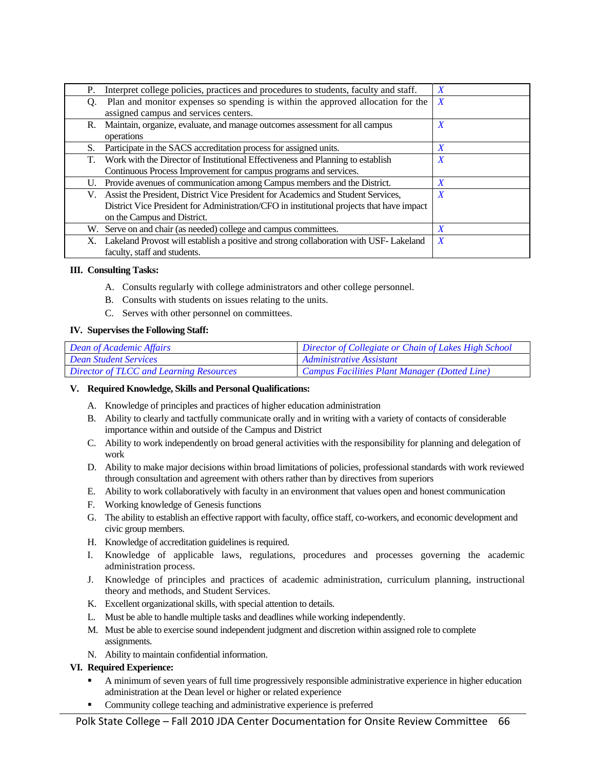| | |
|---|---|
| P. Interpret college policies, practices and procedures to students, faculty and staff. | *X* |
| Q. Plan and monitor expenses so spending is within the approved allocation for the assigned campus and services centers. | *X* |
| R. Maintain, organize, evaluate, and manage outcomes assessment for all campus operations | *X* |
| S. Participate in the SACS accreditation process for assigned units. | *X* |
| T. Work with the Director of Institutional Effectiveness and Planning to establish Continuous Process Improvement for campus programs and services. | *X* |
| U. Provide avenues of communication among Campus members and the District. | *X* |
| V. Assist the President, District Vice President for Academics and Student Services, District Vice President for Administration/CFO in institutional projects that have impact on the Campus and District. | *X* |
| W. Serve on and chair (as needed) college and campus committees. | *X* |
| X. Lakeland Provost will establish a positive and strong collaboration with USF- Lakeland faculty, staff and students. | *X* |

**III. Consulting Tasks:**

A. Consults regularly with college administrators and other college personnel.
B. Consults with students on issues relating to the units.
C. Serves with other personnel on committees.

**IV. Supervises the Following Staff:**

| | |
|---|---|
| *Dean of Academic Affairs* | *Director of Collegiate or Chain of Lakes High School* |
| *Dean Student Services* | *Administrative Assistant* |
| *Director of TLCC and Learning Resources* | *Campus Facilities Plant Manager (Dotted Line)* |

**V. Required Knowledge, Skills and Personal Qualifications:**

A. Knowledge of principles and practices of higher education administration
B. Ability to clearly and tactfully communicate orally and in writing with a variety of contacts of considerable importance within and outside of the Campus and District
C. Ability to work independently on broad general activities with the responsibility for planning and delegation of work
D. Ability to make major decisions within broad limitations of policies, professional standards with work reviewed through consultation and agreement with others rather than by directives from superiors
E. Ability to work collaboratively with faculty in an environment that values open and honest communication
F. Working knowledge of Genesis functions
G. The ability to establish an effective rapport with faculty, office staff, co-workers, and economic development and civic group members.
H. Knowledge of accreditation guidelines is required.
I. Knowledge of applicable laws, regulations, procedures and processes governing the academic administration process.
J. Knowledge of principles and practices of academic administration, curriculum planning, instructional theory and methods, and Student Services.
K. Excellent organizational skills, with special attention to details.
L. Must be able to handle multiple tasks and deadlines while working independently.
M. Must be able to exercise sound independent judgment and discretion within assigned role to complete assignments.
N. Ability to maintain confidential information.

**VI. Required Experience:**

- A minimum of seven years of full time progressively responsible administrative experience in higher education administration at the Dean level or higher or related experience
- Community college teaching and administrative experience is preferred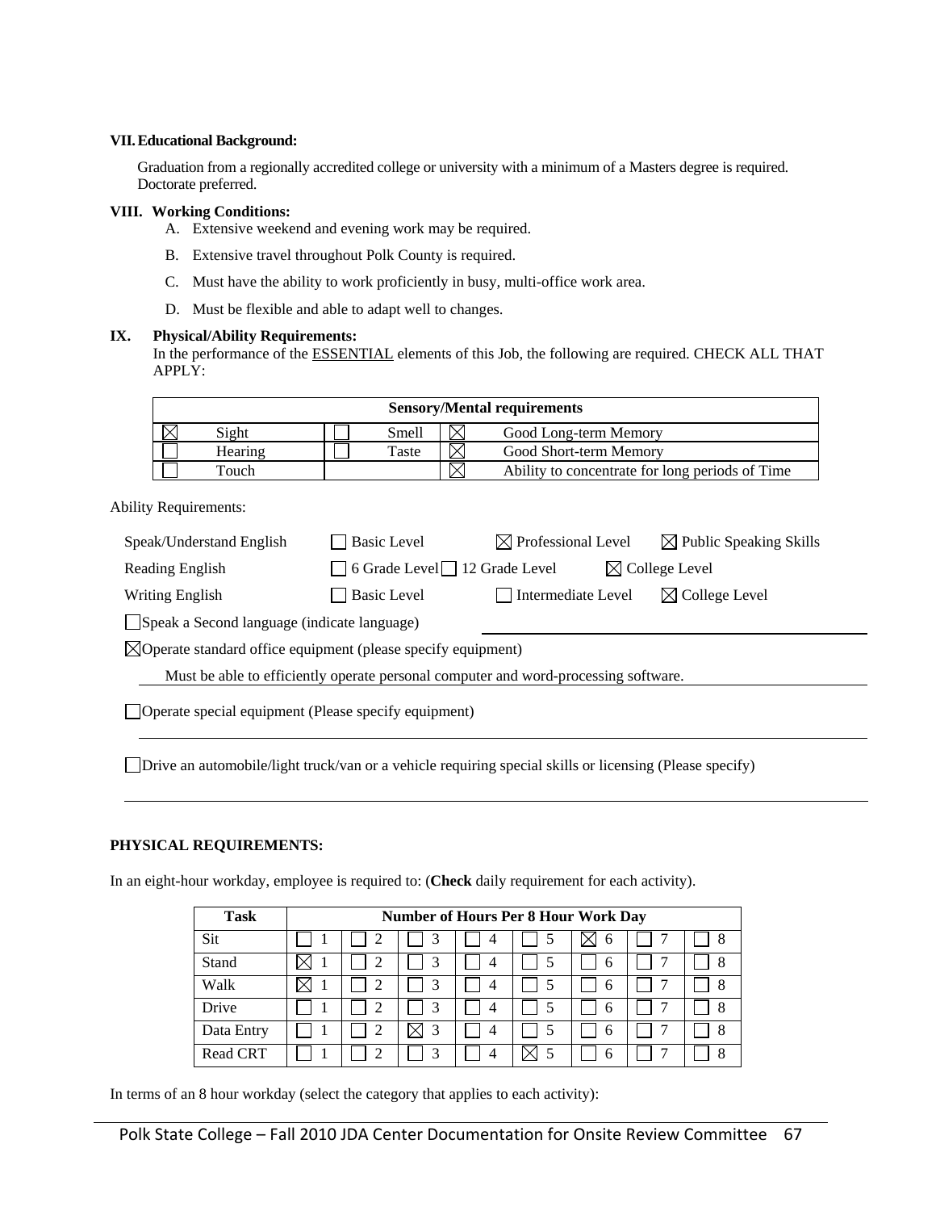**VII. Educational Background:**

Graduation from a regionally accredited college or university with a minimum of a Masters degree is required. Doctorate preferred.

**VIII. Working Conditions:**

A. Extensive weekend and evening work may be required.

B. Extensive travel throughout Polk County is required.

C. Must have the ability to work proficiently in busy, multi-office work area.

D. Must be flexible and able to adapt well to changes.

**IX. Physical/Ability Requirements:**

In the performance of the ESSENTIAL elements of this Job, the following are required. CHECK ALL THAT APPLY:

| **Sensory/Mental requirements** | | | | | |
|---|---|---|---|---|---|
| ☒ | Sight | ☐ | Smell | ☒ | Good Long-term Memory |
| ☐ | Hearing | ☐ | Taste | ☒ | Good Short-term Memory |
| ☐ | Touch | | | ☒ | Ability to concentrate for long periods of Time |

Ability Requirements:

Speak/Understand English ☐ Basic Level ☒ Professional Level ☒ Public Speaking Skills

Reading English ☐ 6 Grade Level ☐ 12 Grade Level ☒ College Level

Writing English ☐ Basic Level ☐ Intermediate Level ☒ College Level

☐ Speak a Second language (indicate language)

☒ Operate standard office equipment (please specify equipment)

Must be able to efficiently operate personal computer and word-processing software.

☐ Operate special equipment (Please specify equipment)

☐ Drive an automobile/light truck/van or a vehicle requiring special skills or licensing (Please specify)

**PHYSICAL REQUIREMENTS:**

In an eight-hour workday, employee is required to: (**Check** daily requirement for each activity).

| **Task** | **Number of Hours Per 8 Hour Work Day** | | | | | | | |
|---|---|---|---|---|---|---|---|---|
| Sit | ☐ 1 | ☐ 2 | ☐ 3 | ☐ 4 | ☐ 5 | ☒ 6 | ☐ 7 | ☐ 8 |
| Stand | ☒ 1 | ☐ 2 | ☐ 3 | ☐ 4 | ☐ 5 | ☐ 6 | ☐ 7 | ☐ 8 |
| Walk | ☒ 1 | ☐ 2 | ☐ 3 | ☐ 4 | ☐ 5 | ☐ 6 | ☐ 7 | ☐ 8 |
| Drive | ☐ 1 | ☐ 2 | ☐ 3 | ☐ 4 | ☐ 5 | ☐ 6 | ☐ 7 | ☐ 8 |
| Data Entry | ☐ 1 | ☐ 2 | ☒ 3 | ☐ 4 | ☐ 5 | ☐ 6 | ☐ 7 | ☐ 8 |
| Read CRT | ☐ 1 | ☐ 2 | ☐ 3 | ☐ 4 | ☒ 5 | ☐ 6 | ☐ 7 | ☐ 8 |

In terms of an 8 hour workday (select the category that applies to each activity):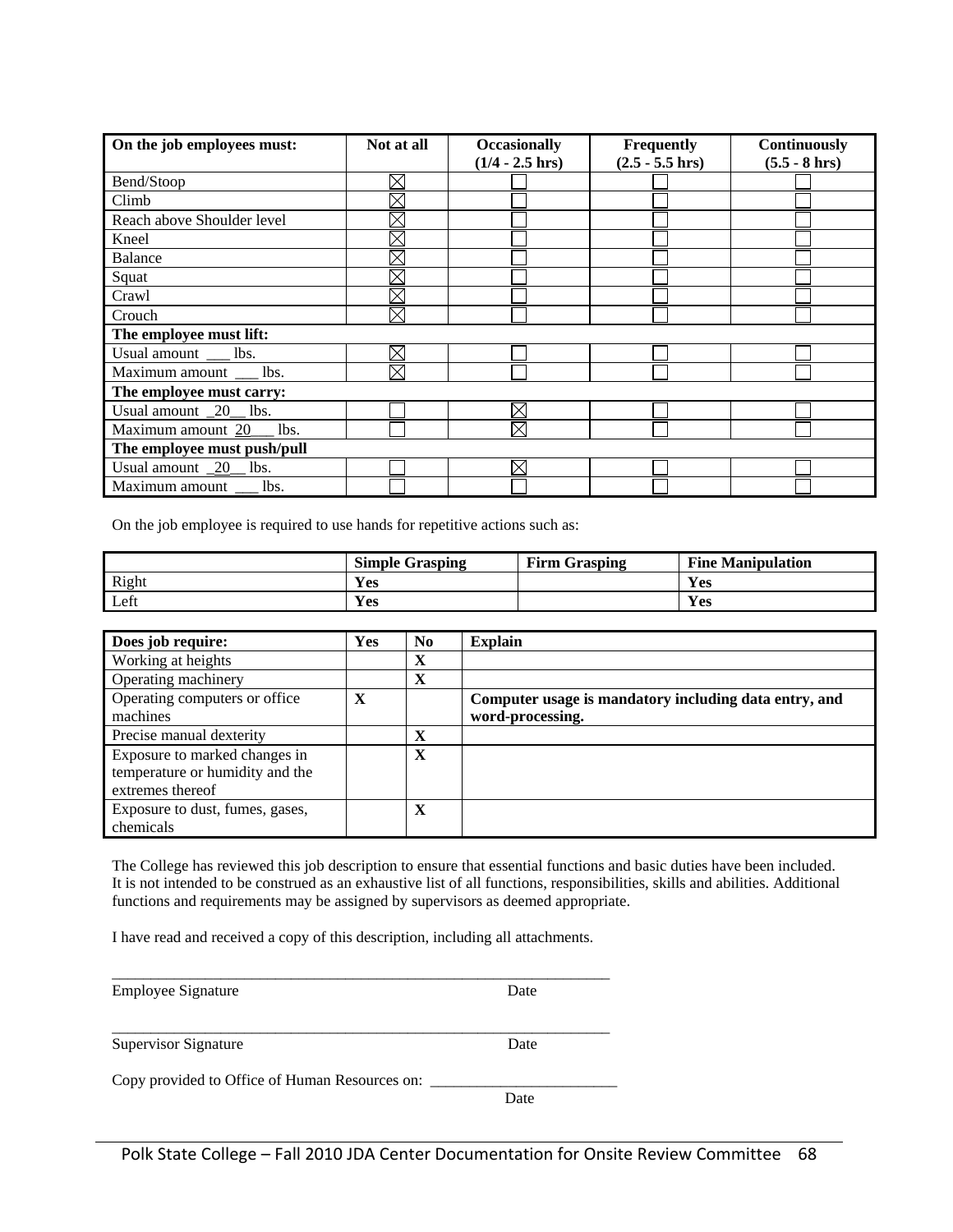| On the job employees must: | Not at all | Occasionally (1/4 - 2.5 hrs) | Frequently (2.5 - 5.5 hrs) | Continuously (5.5 - 8 hrs) |
|---|---|---|---|---|
| Bend/Stoop | ☒ | ☐ | ☐ | ☐ |
| Climb | ☒ | ☐ | ☐ | ☐ |
| Reach above Shoulder level | ☒ | ☐ | ☐ | ☐ |
| Kneel | ☒ | ☐ | ☐ | ☐ |
| Balance | ☒ | ☐ | ☐ | ☐ |
| Squat | ☒ | ☐ | ☐ | ☐ |
| Crawl | ☒ | ☐ | ☐ | ☐ |
| Crouch | ☒ | ☐ | ☐ | ☐ |
| **The employee must lift:** | | | | |
| Usual amount ___ lbs. | ☒ | ☐ | ☐ | ☐ |
| Maximum amount ___ lbs. | ☒ | ☐ | ☐ | ☐ |
| **The employee must carry:** | | | | |
| Usual amount _20__ lbs. | ☐ | ☒ | ☐ | ☐ |
| Maximum amount 20___ lbs. | ☐ | ☒ | ☐ | ☐ |
| **The employee must push/pull** | | | | |
| Usual amount _20__ lbs. | ☐ | ☒ | ☐ | ☐ |
| Maximum amount ___ lbs. | ☐ | ☐ | ☐ | ☐ |

On the job employee is required to use hands for repetitive actions such as:

| | Simple Grasping | Firm Grasping | Fine Manipulation |
|---|---|---|---|
| Right | **Yes** | | **Yes** |
| Left | **Yes** | | **Yes** |

| Does job require: | Yes | No | Explain |
|---|---|---|---|
| Working at heights | | **X** | |
| Operating machinery | | **X** | |
| Operating computers or office machines | **X** | | **Computer usage is mandatory including data entry, and word-processing.** |
| Precise manual dexterity | | **X** | |
| Exposure to marked changes in temperature or humidity and the extremes thereof | | **X** | |
| Exposure to dust, fumes, gases, chemicals | | **X** | |

The College has reviewed this job description to ensure that essential functions and basic duties have been included. It is not intended to be construed as an exhaustive list of all functions, responsibilities, skills and abilities. Additional functions and requirements may be assigned by supervisors as deemed appropriate.

I have read and received a copy of this description, including all attachments.

_________________________________________________________________

Employee Signature Date

_________________________________________________________________

Supervisor Signature Date

Copy provided to Office of Human Resources on: ________________________

Date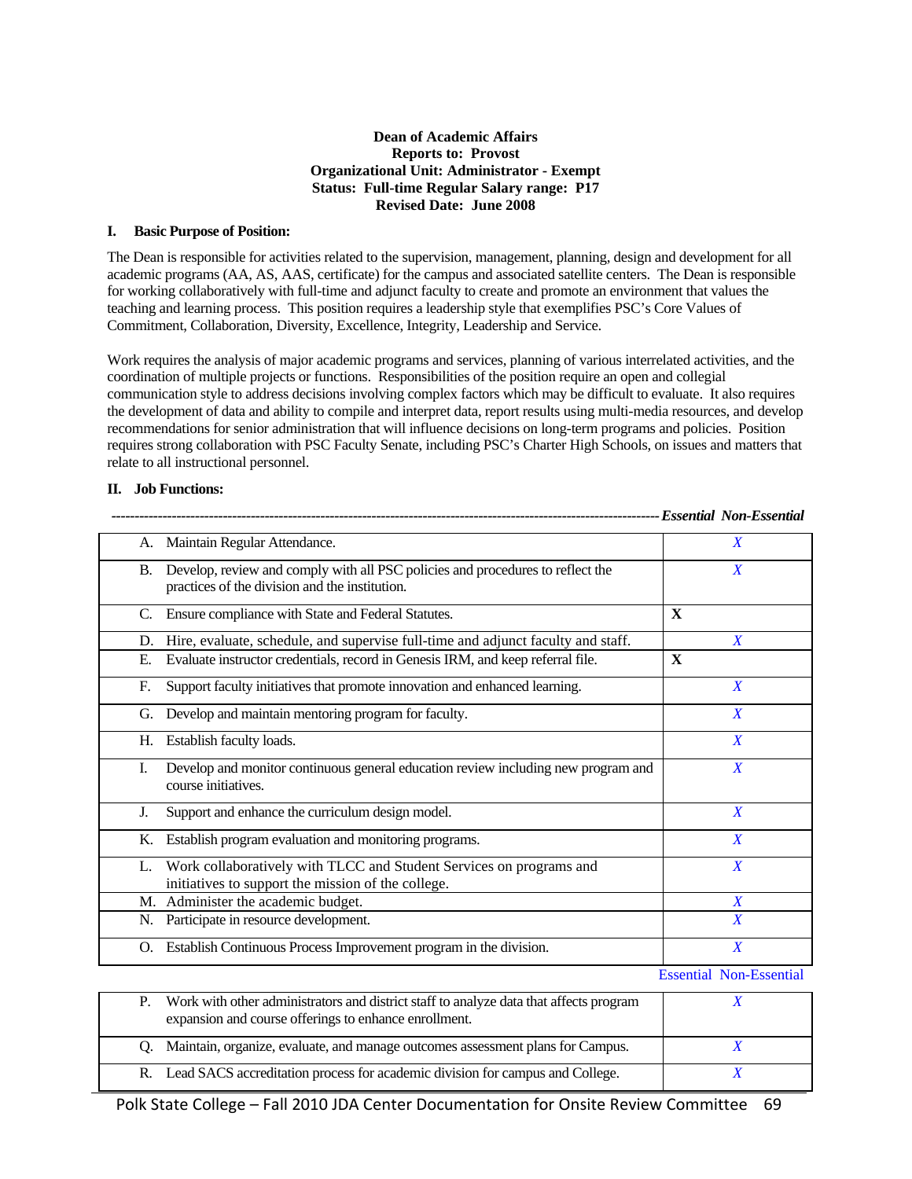**Dean of Academic Affairs**
**Reports to: Provost**
**Organizational Unit: Administrator - Exempt**
**Status: Full-time Regular Salary range: P17**
**Revised Date: June 2008**

## I. Basic Purpose of Position:

The Dean is responsible for activities related to the supervision, management, planning, design and development for all academic programs (AA, AS, AAS, certificate) for the campus and associated satellite centers. The Dean is responsible for working collaboratively with full-time and adjunct faculty to create and promote an environment that values the teaching and learning process. This position requires a leadership style that exemplifies PSC's Core Values of Commitment, Collaboration, Diversity, Excellence, Integrity, Leadership and Service.

Work requires the analysis of major academic programs and services, planning of various interrelated activities, and the coordination of multiple projects or functions. Responsibilities of the position require an open and collegial communication style to address decisions involving complex factors which may be difficult to evaluate. It also requires the development of data and ability to compile and interpret data, report results using multi-media resources, and develop recommendations for senior administration that will influence decisions on long-term programs and policies. Position requires strong collaboration with PSC Faculty Senate, including PSC's Charter High Schools, on issues and matters that relate to all instructional personnel.

## II. Job Functions:

| Job Function | Essential | Non-Essential |
|---|---|---|
| A. Maintain Regular Attendance. | | *X* |
| B. Develop, review and comply with all PSC policies and procedures to reflect the practices of the division and the institution. | | *X* |
| C. Ensure compliance with State and Federal Statutes. | **X** | |
| D. Hire, evaluate, schedule, and supervise full-time and adjunct faculty and staff. | | *X* |
| E. Evaluate instructor credentials, record in Genesis IRM, and keep referral file. | **X** | |
| F. Support faculty initiatives that promote innovation and enhanced learning. | | *X* |
| G. Develop and maintain mentoring program for faculty. | | *X* |
| H. Establish faculty loads. | | *X* |
| I. Develop and monitor continuous general education review including new program and course initiatives. | | *X* |
| J. Support and enhance the curriculum design model. | | *X* |
| K. Establish program evaluation and monitoring programs. | | *X* |
| L. Work collaboratively with TLCC and Student Services on programs and initiatives to support the mission of the college. | | *X* |
| M. Administer the academic budget. | | *X* |
| N. Participate in resource development. | | *X* |
| O. Establish Continuous Process Improvement program in the division. | | *X* |
| P. Work with other administrators and district staff to analyze data that affects program expansion and course offerings to enhance enrollment. | | *X* |
| Q. Maintain, organize, evaluate, and manage outcomes assessment plans for Campus. | | *X* |
| R. Lead SACS accreditation process for academic division for campus and College. | | *X* |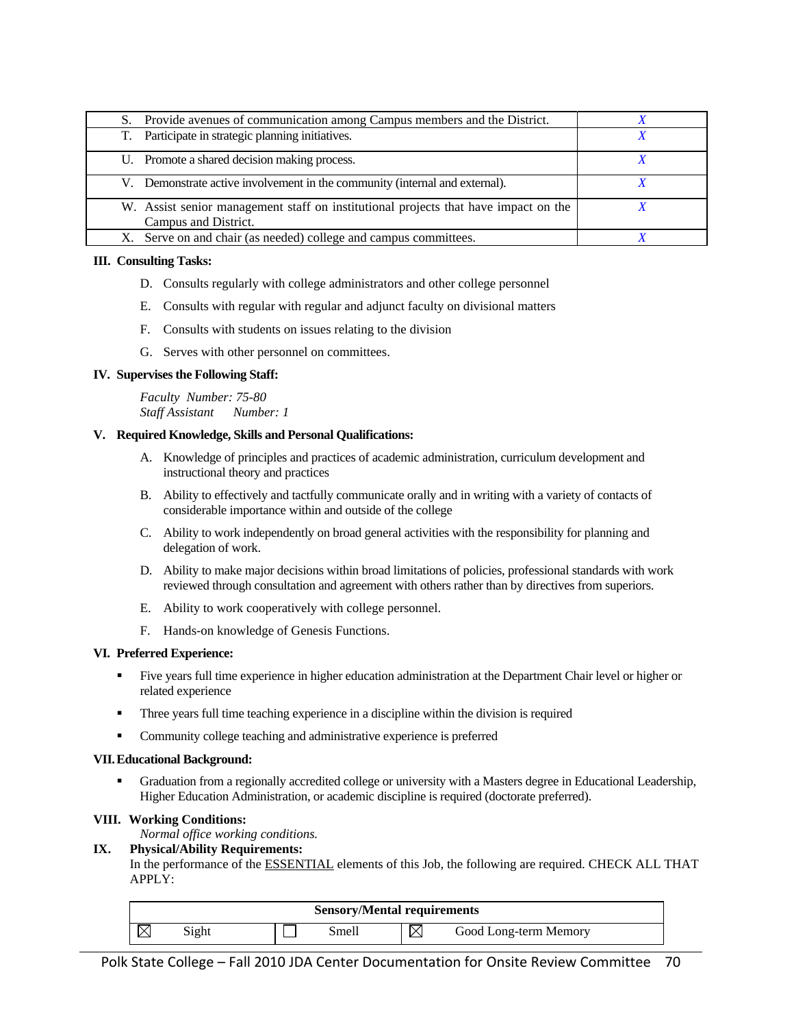| | |
|---|---|
| S. Provide avenues of communication among Campus members and the District. | *X* |
| T. Participate in strategic planning initiatives. | *X* |
| U. Promote a shared decision making process. | *X* |
| V. Demonstrate active involvement in the community (internal and external). | *X* |
| W. Assist senior management staff on institutional projects that have impact on the Campus and District. | *X* |
| X. Serve on and chair (as needed) college and campus committees. | *X* |

**III. Consulting Tasks:**

D. Consults regularly with college administrators and other college personnel

E. Consults with regular with regular and adjunct faculty on divisional matters

F. Consults with students on issues relating to the division

G. Serves with other personnel on committees.

**IV. Supervises the Following Staff:**

*Faculty Number: 75-80*
*Staff Assistant Number: 1*

**V. Required Knowledge, Skills and Personal Qualifications:**

A. Knowledge of principles and practices of academic administration, curriculum development and instructional theory and practices

B. Ability to effectively and tactfully communicate orally and in writing with a variety of contacts of considerable importance within and outside of the college

C. Ability to work independently on broad general activities with the responsibility for planning and delegation of work.

D. Ability to make major decisions within broad limitations of policies, professional standards with work reviewed through consultation and agreement with others rather than by directives from superiors.

E. Ability to work cooperatively with college personnel.

F. Hands-on knowledge of Genesis Functions.

**VI. Preferred Experience:**

- Five years full time experience in higher education administration at the Department Chair level or higher or related experience
- Three years full time teaching experience in a discipline within the division is required
- Community college teaching and administrative experience is preferred

**VII. Educational Background:**

- Graduation from a regionally accredited college or university with a Masters degree in Educational Leadership, Higher Education Administration, or academic discipline is required (doctorate preferred).

**VIII. Working Conditions:**

*Normal office working conditions.*

**IX. Physical/Ability Requirements:**

In the performance of the ESSENTIAL elements of this Job, the following are required. CHECK ALL THAT APPLY:

| Sensory/Mental requirements | | | | | |
|---|---|---|---|---|---|
| ☒ | Sight | ☐ | Smell | ☒ | Good Long-term Memory |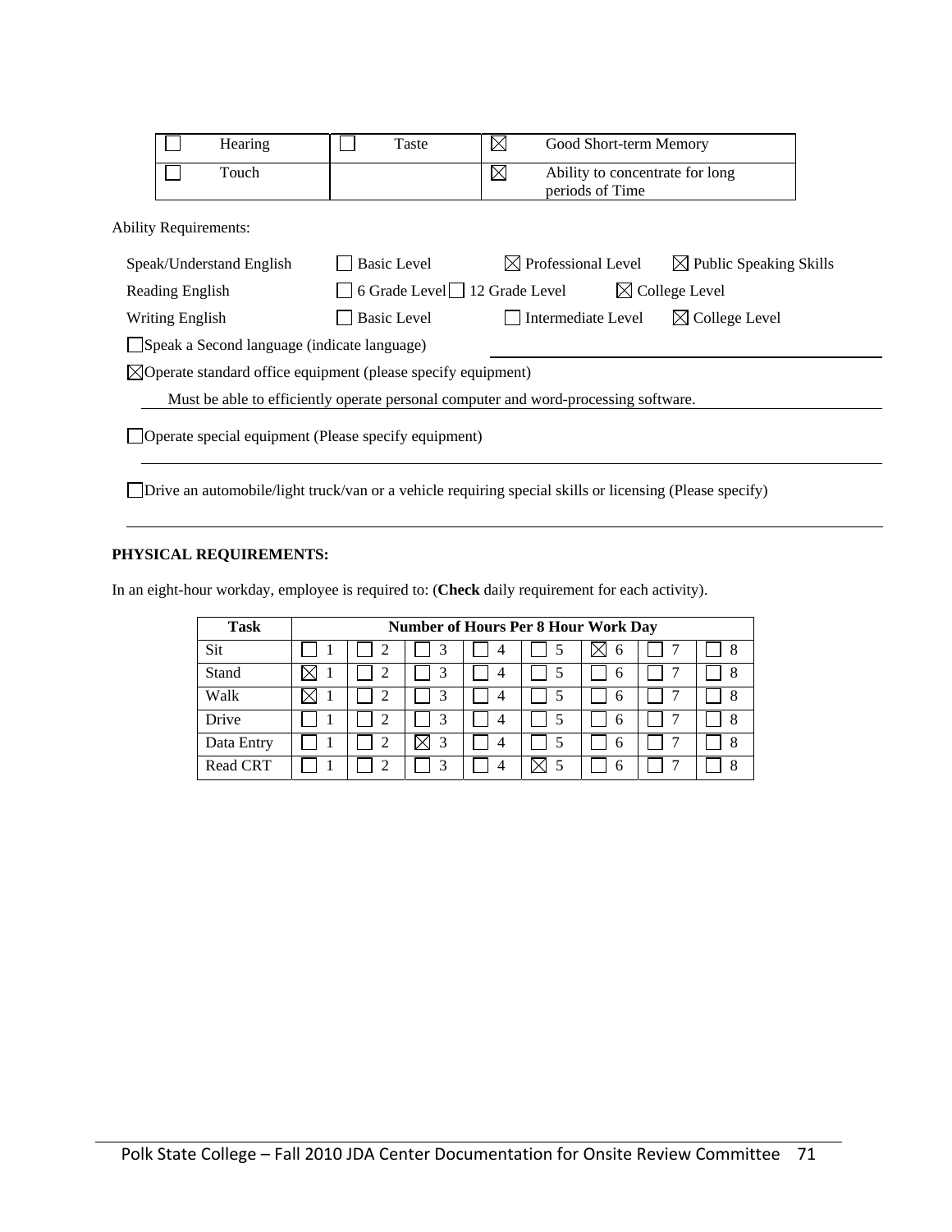| ☐ | Hearing | ☐ | Taste | ☒ | Good Short-term Memory |
|---|---|---|---|---|---|
| ☐ | Touch | | | ☒ | Ability to concentrate for long periods of Time |

Ability Requirements:

Speak/Understand English ☐ Basic Level ☒ Professional Level ☒ Public Speaking Skills

Reading English ☐ 6 Grade Level ☐ 12 Grade Level ☒ College Level

Writing English ☐ Basic Level ☐ Intermediate Level ☒ College Level

☐ Speak a Second language (indicate language)

☒ Operate standard office equipment (please specify equipment)

Must be able to efficiently operate personal computer and word-processing software.

☐ Operate special equipment (Please specify equipment)

☐ Drive an automobile/light truck/van or a vehicle requiring special skills or licensing (Please specify)

**PHYSICAL REQUIREMENTS:**

In an eight-hour workday, employee is required to: (**Check** daily requirement for each activity).

| Task | Number of Hours Per 8 Hour Work Day | | | | | | | |
|---|---|---|---|---|---|---|---|---|
| Sit | ☐ 1 | ☐ 2 | ☐ 3 | ☐ 4 | ☐ 5 | ☒ 6 | ☐ 7 | ☐ 8 |
| Stand | ☒ 1 | ☐ 2 | ☐ 3 | ☐ 4 | ☐ 5 | ☐ 6 | ☐ 7 | ☐ 8 |
| Walk | ☒ 1 | ☐ 2 | ☐ 3 | ☐ 4 | ☐ 5 | ☐ 6 | ☐ 7 | ☐ 8 |
| Drive | ☐ 1 | ☐ 2 | ☐ 3 | ☐ 4 | ☐ 5 | ☐ 6 | ☐ 7 | ☐ 8 |
| Data Entry | ☐ 1 | ☐ 2 | ☒ 3 | ☐ 4 | ☐ 5 | ☐ 6 | ☐ 7 | ☐ 8 |
| Read CRT | ☐ 1 | ☐ 2 | ☐ 3 | ☐ 4 | ☒ 5 | ☐ 6 | ☐ 7 | ☐ 8 |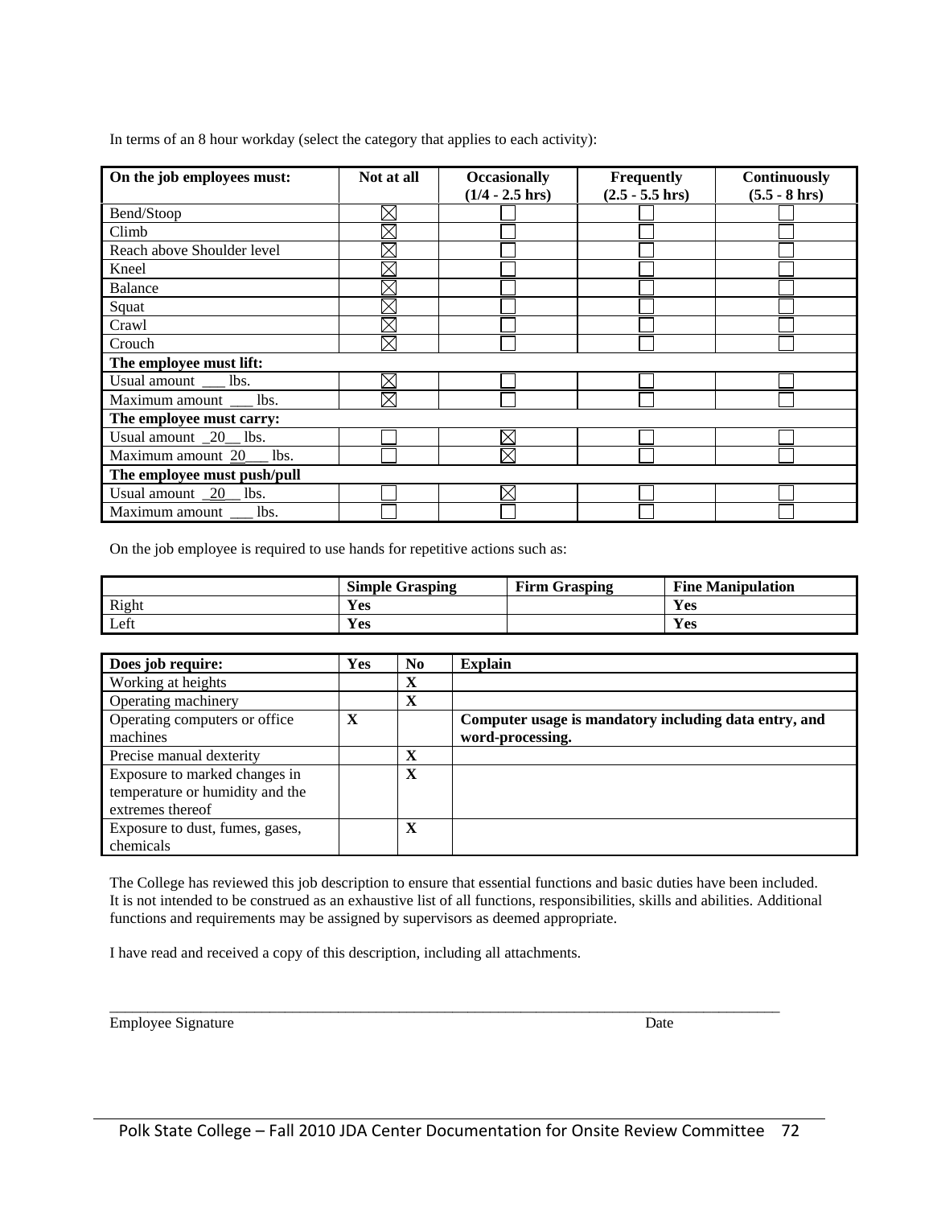In terms of an 8 hour workday (select the category that applies to each activity):

| On the job employees must: | Not at all | Occasionally (1/4 - 2.5 hrs) | Frequently (2.5 - 5.5 hrs) | Continuously (5.5 - 8 hrs) |
|---|---|---|---|---|
| Bend/Stoop | ☒ | ☐ | ☐ | ☐ |
| Climb | ☒ | ☐ | ☐ | ☐ |
| Reach above Shoulder level | ☒ | ☐ | ☐ | ☐ |
| Kneel | ☒ | ☐ | ☐ | ☐ |
| Balance | ☒ | ☐ | ☐ | ☐ |
| Squat | ☒ | ☐ | ☐ | ☐ |
| Crawl | ☒ | ☐ | ☐ | ☐ |
| Crouch | ☒ | ☐ | ☐ | ☐ |
| **The employee must lift:** | | | | |
| Usual amount ___ lbs. | ☒ | ☐ | ☐ | ☐ |
| Maximum amount ___ lbs. | ☒ | ☐ | ☐ | ☐ |
| **The employee must carry:** | | | | |
| Usual amount _20__ lbs. | ☐ | ☒ | ☐ | ☐ |
| Maximum amount 20___ lbs. | ☐ | ☒ | ☐ | ☐ |
| **The employee must push/pull** | | | | |
| Usual amount _20__ lbs. | ☐ | ☒ | ☐ | ☐ |
| Maximum amount ___ lbs. | ☐ | ☐ | ☐ | ☐ |

On the job employee is required to use hands for repetitive actions such as:

| | Simple Grasping | Firm Grasping | Fine Manipulation |
|---|---|---|---|
| Right | **Yes** | | **Yes** |
| Left | **Yes** | | **Yes** |

| Does job require: | Yes | No | Explain |
|---|---|---|---|
| Working at heights | | **X** | |
| Operating machinery | | **X** | |
| Operating computers or office machines | **X** | | **Computer usage is mandatory including data entry, and word-processing.** |
| Precise manual dexterity | | **X** | |
| Exposure to marked changes in temperature or humidity and the extremes thereof | | **X** | |
| Exposure to dust, fumes, gases, chemicals | | **X** | |

The College has reviewed this job description to ensure that essential functions and basic duties have been included. It is not intended to be construed as an exhaustive list of all functions, responsibilities, skills and abilities. Additional functions and requirements may be assigned by supervisors as deemed appropriate.

I have read and received a copy of this description, including all attachments.

_______________________________________________________________________________

Employee Signature Date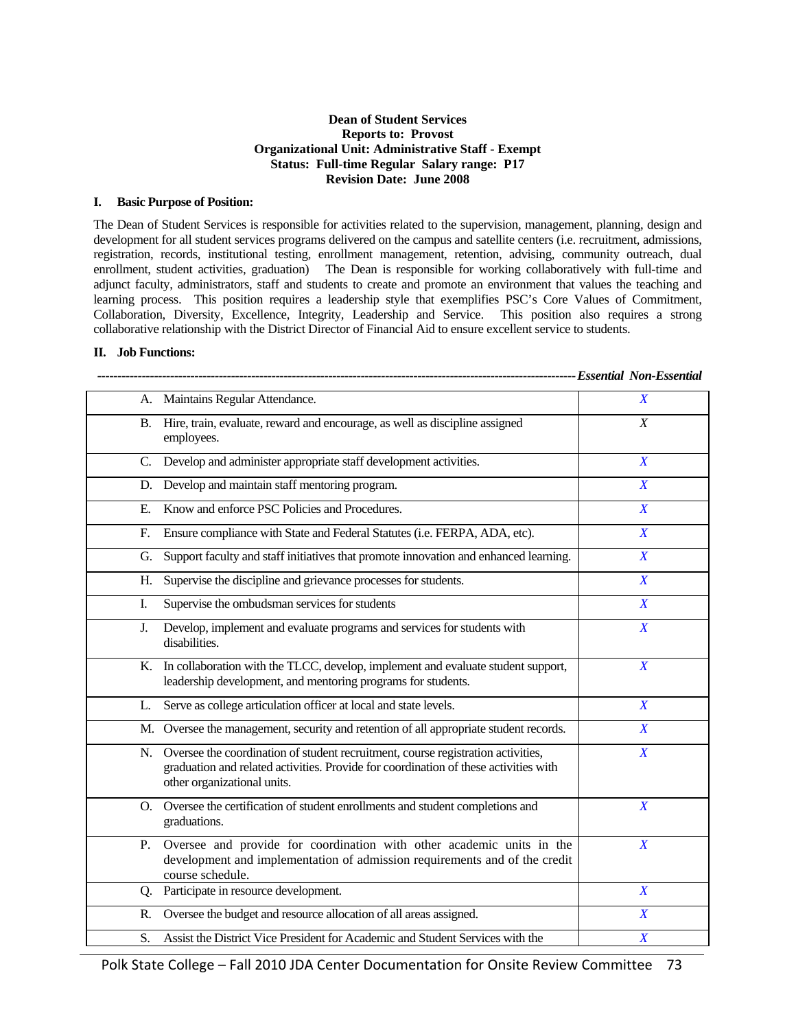**Dean of Student Services**
**Reports to: Provost**
**Organizational Unit: Administrative Staff - Exempt**
**Status: Full-time Regular Salary range: P17**
**Revision Date: June 2008**

**I. Basic Purpose of Position:**

The Dean of Student Services is responsible for activities related to the supervision, management, planning, design and development for all student services programs delivered on the campus and satellite centers (i.e. recruitment, admissions, registration, records, institutional testing, enrollment management, retention, advising, community outreach, dual enrollment, student activities, graduation) The Dean is responsible for working collaboratively with full-time and adjunct faculty, administrators, staff and students to create and promote an environment that values the teaching and learning process. This position requires a leadership style that exemplifies PSC's Core Values of Commitment, Collaboration, Diversity, Excellence, Integrity, Leadership and Service. This position also requires a strong collaborative relationship with the District Director of Financial Aid to ensure excellent service to students.

**II. Job Functions:**

| Function | *Essential* | *Non-Essential* |
|---|---|---|
| A. Maintains Regular Attendance. | *X* | |
| B. Hire, train, evaluate, reward and encourage, as well as discipline assigned employees. | *X* | |
| C. Develop and administer appropriate staff development activities. | *X* | |
| D. Develop and maintain staff mentoring program. | *X* | |
| E. Know and enforce PSC Policies and Procedures. | *X* | |
| F. Ensure compliance with State and Federal Statutes (i.e. FERPA, ADA, etc). | *X* | |
| G. Support faculty and staff initiatives that promote innovation and enhanced learning. | *X* | |
| H. Supervise the discipline and grievance processes for students. | *X* | |
| I. Supervise the ombudsman services for students | *X* | |
| J. Develop, implement and evaluate programs and services for students with disabilities. | *X* | |
| K. In collaboration with the TLCC, develop, implement and evaluate student support, leadership development, and mentoring programs for students. | *X* | |
| L. Serve as college articulation officer at local and state levels. | *X* | |
| M. Oversee the management, security and retention of all appropriate student records. | *X* | |
| N. Oversee the coordination of student recruitment, course registration activities, graduation and related activities. Provide for coordination of these activities with other organizational units. | *X* | |
| O. Oversee the certification of student enrollments and student completions and graduations. | *X* | |
| P. Oversee and provide for coordination with other academic units in the development and implementation of admission requirements and of the credit course schedule. | *X* | |
| Q. Participate in resource development. | *X* | |
| R. Oversee the budget and resource allocation of all areas assigned. | *X* | |
| S. Assist the District Vice President for Academic and Student Services with the | *X* | |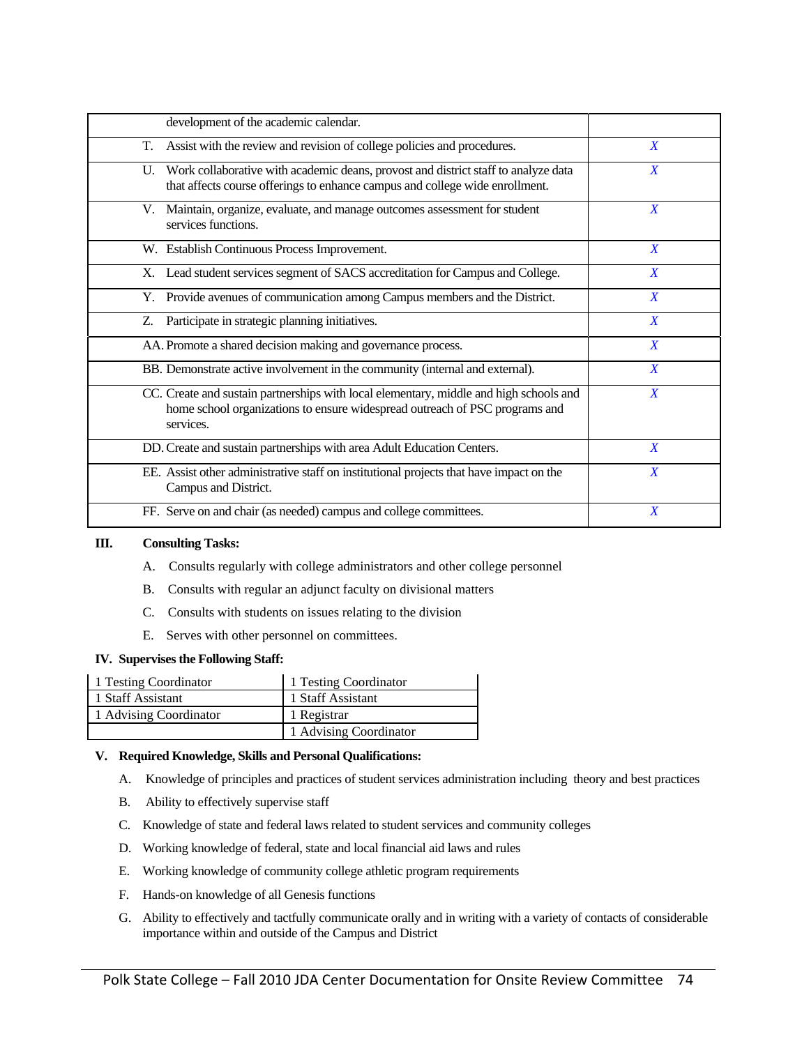| | |
|---|---|
| development of the academic calendar. | |
| T. Assist with the review and revision of college policies and procedures. | *X* |
| U. Work collaborative with academic deans, provost and district staff to analyze data that affects course offerings to enhance campus and college wide enrollment. | *X* |
| V. Maintain, organize, evaluate, and manage outcomes assessment for student services functions. | *X* |
| W. Establish Continuous Process Improvement. | *X* |
| X. Lead student services segment of SACS accreditation for Campus and College. | *X* |
| Y. Provide avenues of communication among Campus members and the District. | *X* |
| Z. Participate in strategic planning initiatives. | *X* |
| AA. Promote a shared decision making and governance process. | *X* |
| BB. Demonstrate active involvement in the community (internal and external). | *X* |
| CC. Create and sustain partnerships with local elementary, middle and high schools and home school organizations to ensure widespread outreach of PSC programs and services. | *X* |
| DD. Create and sustain partnerships with area Adult Education Centers. | *X* |
| EE. Assist other administrative staff on institutional projects that have impact on the Campus and District. | *X* |
| FF. Serve on and chair (as needed) campus and college committees. | *X* |

**III. Consulting Tasks:**

A. Consults regularly with college administrators and other college personnel

B. Consults with regular an adjunct faculty on divisional matters

C. Consults with students on issues relating to the division

E. Serves with other personnel on committees.

**IV. Supervises the Following Staff:**

| | |
|---|---|
| 1 Testing Coordinator | 1 Testing Coordinator |
| 1 Staff Assistant | 1 Staff Assistant |
| 1 Advising Coordinator | 1 Registrar |
| | 1 Advising Coordinator |

**V. Required Knowledge, Skills and Personal Qualifications:**

A. Knowledge of principles and practices of student services administration including theory and best practices

B. Ability to effectively supervise staff

C. Knowledge of state and federal laws related to student services and community colleges

D. Working knowledge of federal, state and local financial aid laws and rules

E. Working knowledge of community college athletic program requirements

F. Hands-on knowledge of all Genesis functions

G. Ability to effectively and tactfully communicate orally and in writing with a variety of contacts of considerable importance within and outside of the Campus and District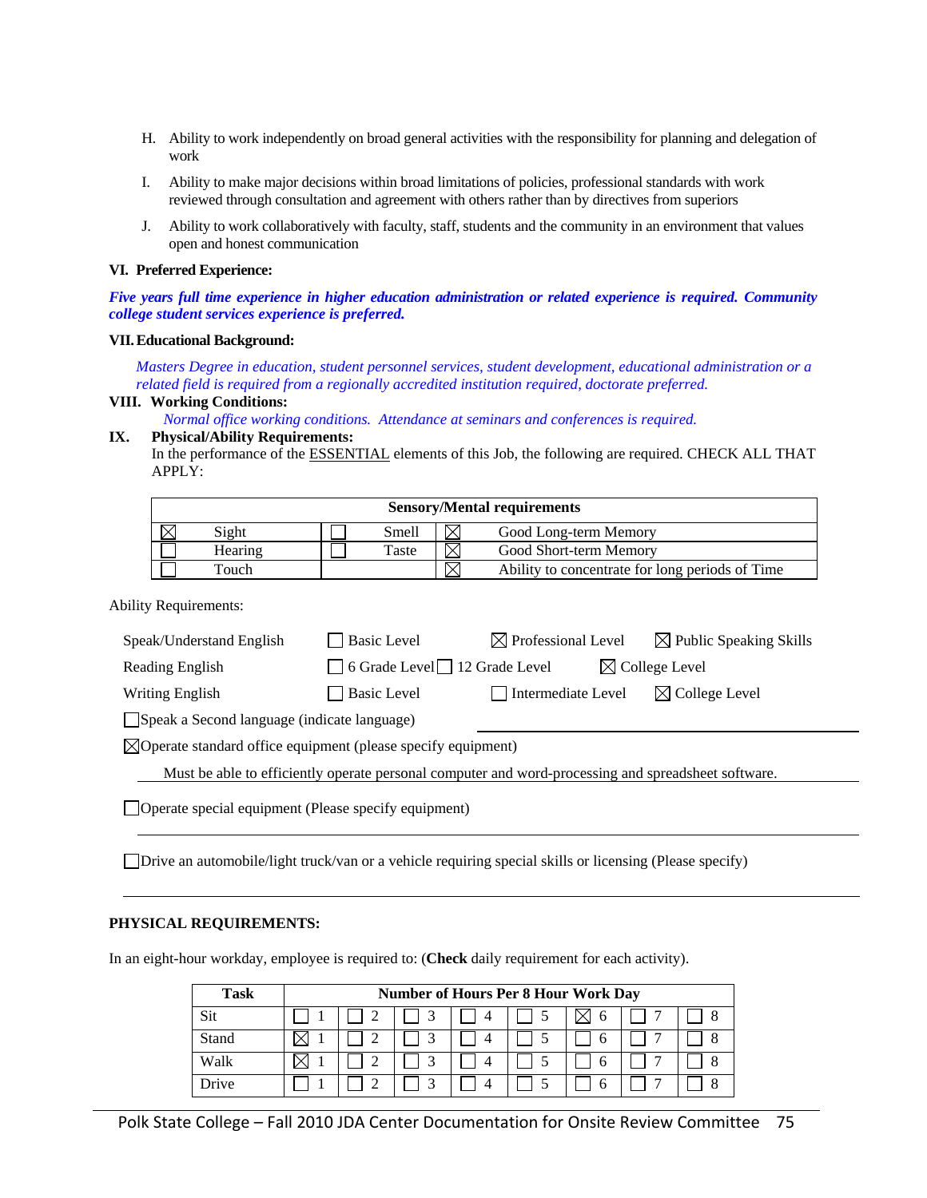H. Ability to work independently on broad general activities with the responsibility for planning and delegation of work

I. Ability to make major decisions within broad limitations of policies, professional standards with work reviewed through consultation and agreement with others rather than by directives from superiors

J. Ability to work collaboratively with faculty, staff, students and the community in an environment that values open and honest communication

**VI. Preferred Experience:**

***Five years full time experience in higher education administration or related experience is required. Community college student services experience is preferred.***

**VII. Educational Background:**

*Masters Degree in education, student personnel services, student development, educational administration or a related field is required from a regionally accredited institution required, doctorate preferred.*

**VIII. Working Conditions:**

*Normal office working conditions. Attendance at seminars and conferences is required.*

**IX. Physical/Ability Requirements:**

In the performance of the ESSENTIAL elements of this Job, the following are required. CHECK ALL THAT APPLY:

| Sensory/Mental requirements | | | | | |
|---|---|---|---|---|---|
| ☒ | Sight | ☐ | Smell | ☒ | Good Long-term Memory |
| ☐ | Hearing | ☐ | Taste | ☒ | Good Short-term Memory |
| ☐ | Touch | | | ☒ | Ability to concentrate for long periods of Time |

Ability Requirements:

| | | | |
|---|---|---|---|
| Speak/Understand English | ☐ Basic Level | ☒ Professional Level | ☒ Public Speaking Skills |
| Reading English | ☐ 6 Grade Level ☐ 12 Grade Level | | ☒ College Level |
| Writing English | ☐ Basic Level | ☐ Intermediate Level | ☒ College Level |

☐ Speak a Second language (indicate language)

☒ Operate standard office equipment (please specify equipment)

Must be able to efficiently operate personal computer and word-processing and spreadsheet software.

☐ Operate special equipment (Please specify equipment)

☐ Drive an automobile/light truck/van or a vehicle requiring special skills or licensing (Please specify)

**PHYSICAL REQUIREMENTS:**

In an eight-hour workday, employee is required to: (**Check** daily requirement for each activity).

| Task | Number of Hours Per 8 Hour Work Day | | | | | | | |
|---|---|---|---|---|---|---|---|---|
| Sit | ☐ 1 | ☐ 2 | ☐ 3 | ☐ 4 | ☐ 5 | ☒ 6 | ☐ 7 | ☐ 8 |
| Stand | ☒ 1 | ☐ 2 | ☐ 3 | ☐ 4 | ☐ 5 | ☐ 6 | ☐ 7 | ☐ 8 |
| Walk | ☒ 1 | ☐ 2 | ☐ 3 | ☐ 4 | ☐ 5 | ☐ 6 | ☐ 7 | ☐ 8 |
| Drive | ☐ 1 | ☐ 2 | ☐ 3 | ☐ 4 | ☐ 5 | ☐ 6 | ☐ 7 | ☐ 8 |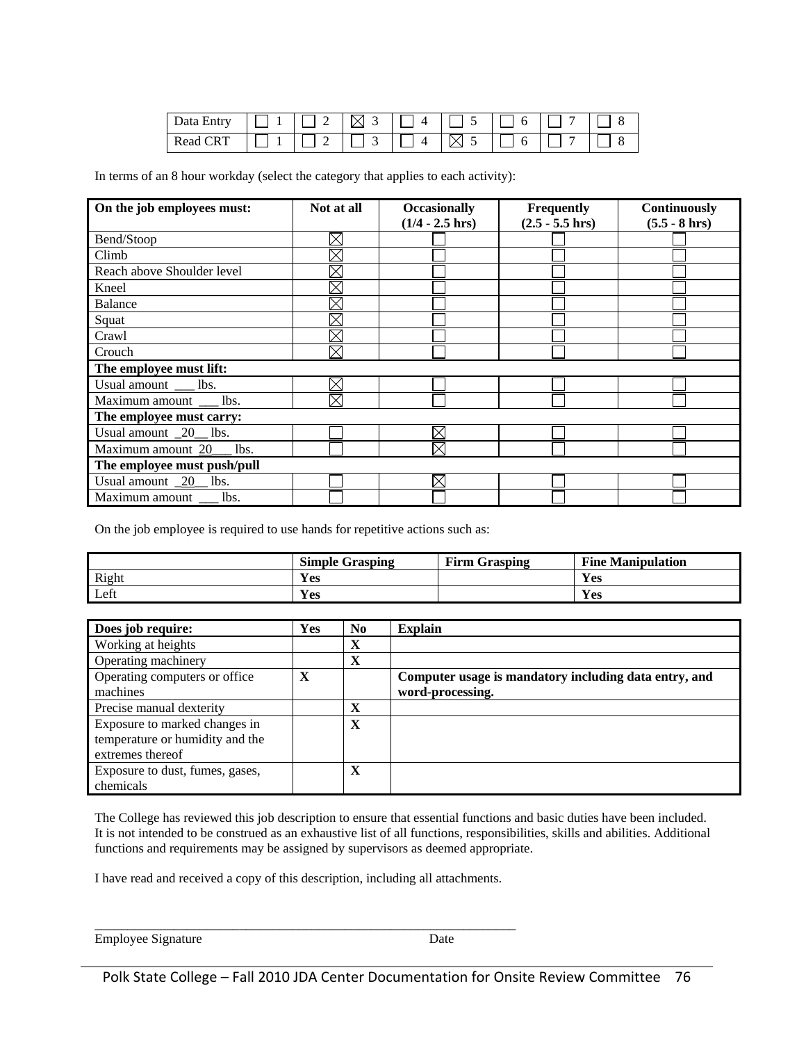| Data Entry | ☐ 1 | ☐ 2 | ☒ 3 | ☐ 4 | ☐ 5 | ☐ 6 | ☐ 7 | ☐ 8 |
|---|---|---|---|---|---|---|---|---|
| Read CRT | ☐ 1 | ☐ 2 | ☐ 3 | ☐ 4 | ☒ 5 | ☐ 6 | ☐ 7 | ☐ 8 |

In terms of an 8 hour workday (select the category that applies to each activity):

| On the job employees must: | Not at all | Occasionally (1/4 - 2.5 hrs) | Frequently (2.5 - 5.5 hrs) | Continuously (5.5 - 8 hrs) |
|---|---|---|---|---|
| Bend/Stoop | ☒ | ☐ | ☐ | ☐ |
| Climb | ☒ | ☐ | ☐ | ☐ |
| Reach above Shoulder level | ☒ | ☐ | ☐ | ☐ |
| Kneel | ☒ | ☐ | ☐ | ☐ |
| Balance | ☒ | ☐ | ☐ | ☐ |
| Squat | ☒ | ☐ | ☐ | ☐ |
| Crawl | ☒ | ☐ | ☐ | ☐ |
| Crouch | ☒ | ☐ | ☐ | ☐ |
| **The employee must lift:** | | | | |
| Usual amount ___ lbs. | ☒ | ☐ | ☐ | ☐ |
| Maximum amount ___ lbs. | ☒ | ☐ | ☐ | ☐ |
| **The employee must carry:** | | | | |
| Usual amount _20__ lbs. | ☐ | ☒ | ☐ | ☐ |
| Maximum amount 20___ lbs. | ☐ | ☒ | ☐ | ☐ |
| **The employee must push/pull** | | | | |
| Usual amount _20__ lbs. | ☐ | ☒ | ☐ | ☐ |
| Maximum amount ___ lbs. | ☐ | ☐ | ☐ | ☐ |

On the job employee is required to use hands for repetitive actions such as:

| | Simple Grasping | Firm Grasping | Fine Manipulation |
|---|---|---|---|
| Right | **Yes** | | **Yes** |
| Left | **Yes** | | **Yes** |

| Does job require: | Yes | No | Explain |
|---|---|---|---|
| Working at heights | | **X** | |
| Operating machinery | | **X** | |
| Operating computers or office machines | **X** | | **Computer usage is mandatory including data entry, and word-processing.** |
| Precise manual dexterity | | **X** | |
| Exposure to marked changes in temperature or humidity and the extremes thereof | | **X** | |
| Exposure to dust, fumes, gases, chemicals | | **X** | |

The College has reviewed this job description to ensure that essential functions and basic duties have been included. It is not intended to be construed as an exhaustive list of all functions, responsibilities, skills and abilities. Additional functions and requirements may be assigned by supervisors as deemed appropriate.

I have read and received a copy of this description, including all attachments.

_________________________________________________________________

Employee Signature                                                                 Date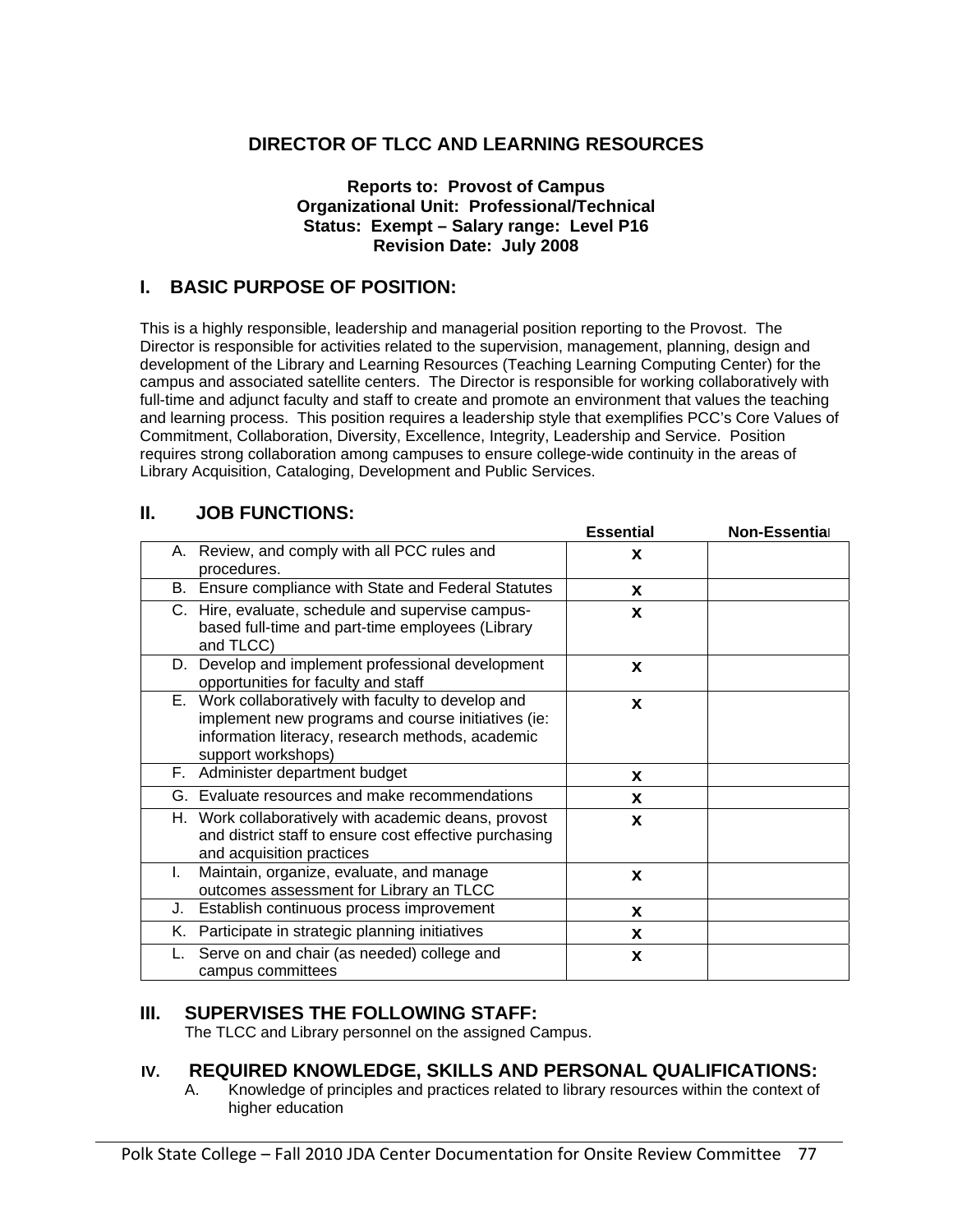## DIRECTOR OF TLCC AND LEARNING RESOURCES

**Reports to: Provost of Campus**
**Organizational Unit: Professional/Technical**
**Status: Exempt – Salary range: Level P16**
**Revision Date: July 2008**

## I. BASIC PURPOSE OF POSITION:

This is a highly responsible, leadership and managerial position reporting to the Provost. The Director is responsible for activities related to the supervision, management, planning, design and development of the Library and Learning Resources (Teaching Learning Computing Center) for the campus and associated satellite centers. The Director is responsible for working collaboratively with full-time and adjunct faculty and staff to create and promote an environment that values the teaching and learning process. This position requires a leadership style that exemplifies PCC's Core Values of Commitment, Collaboration, Diversity, Excellence, Integrity, Leadership and Service. Position requires strong collaboration among campuses to ensure college-wide continuity in the areas of Library Acquisition, Cataloging, Development and Public Services.

## II. JOB FUNCTIONS:

| | Essential | Non-Essential |
|---|---|---|
| A. Review, and comply with all PCC rules and procedures. | X | |
| B. Ensure compliance with State and Federal Statutes | X | |
| C. Hire, evaluate, schedule and supervise campus-based full-time and part-time employees (Library and TLCC) | X | |
| D. Develop and implement professional development opportunities for faculty and staff | X | |
| E. Work collaboratively with faculty to develop and implement new programs and course initiatives (ie: information literacy, research methods, academic support workshops) | X | |
| F. Administer department budget | X | |
| G. Evaluate resources and make recommendations | X | |
| H. Work collaboratively with academic deans, provost and district staff to ensure cost effective purchasing and acquisition practices | X | |
| I. Maintain, organize, evaluate, and manage outcomes assessment for Library an TLCC | X | |
| J. Establish continuous process improvement | X | |
| K. Participate in strategic planning initiatives | X | |
| L. Serve on and chair (as needed) college and campus committees | X | |

## III. SUPERVISES THE FOLLOWING STAFF:

The TLCC and Library personnel on the assigned Campus.

## IV. REQUIRED KNOWLEDGE, SKILLS AND PERSONAL QUALIFICATIONS:

A. Knowledge of principles and practices related to library resources within the context of higher education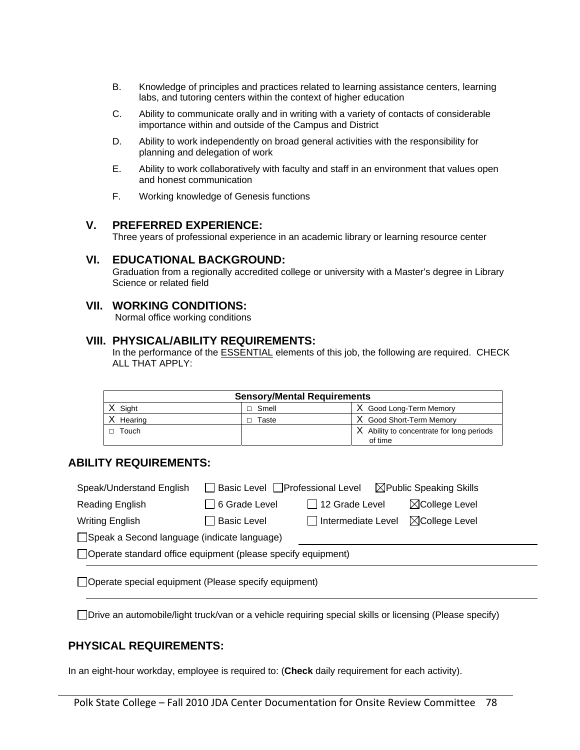B. Knowledge of principles and practices related to learning assistance centers, learning labs, and tutoring centers within the context of higher education

C. Ability to communicate orally and in writing with a variety of contacts of considerable importance within and outside of the Campus and District

D. Ability to work independently on broad general activities with the responsibility for planning and delegation of work

E. Ability to work collaboratively with faculty and staff in an environment that values open and honest communication

F. Working knowledge of Genesis functions

## V. PREFERRED EXPERIENCE:

Three years of professional experience in an academic library or learning resource center

## VI. EDUCATIONAL BACKGROUND:

Graduation from a regionally accredited college or university with a Master's degree in Library Science or related field

## VII. WORKING CONDITIONS:

Normal office working conditions

## VIII. PHYSICAL/ABILITY REQUIREMENTS:

In the performance of the ESSENTIAL elements of this job, the following are required. CHECK ALL THAT APPLY:

| Sensory/Mental Requirements | | |
|---|---|---|
| X Sight | □ Smell | X Good Long-Term Memory |
| X Hearing | □ Taste | X Good Short-Term Memory |
| □ Touch | | X Ability to concentrate for long periods of time |

## ABILITY REQUIREMENTS:

Speak/Understand English ☐ Basic Level ☐ Professional Level ☒ Public Speaking Skills

Reading English ☐ 6 Grade Level ☐ 12 Grade Level ☒ College Level

Writing English ☐ Basic Level ☐ Intermediate Level ☒ College Level

☐ Speak a Second language (indicate language) ____________________

☐ Operate standard office equipment (please specify equipment) ____________________

☐ Operate special equipment (Please specify equipment) ____________________

☐ Drive an automobile/light truck/van or a vehicle requiring special skills or licensing (Please specify)

## PHYSICAL REQUIREMENTS:

In an eight-hour workday, employee is required to: (**Check** daily requirement for each activity).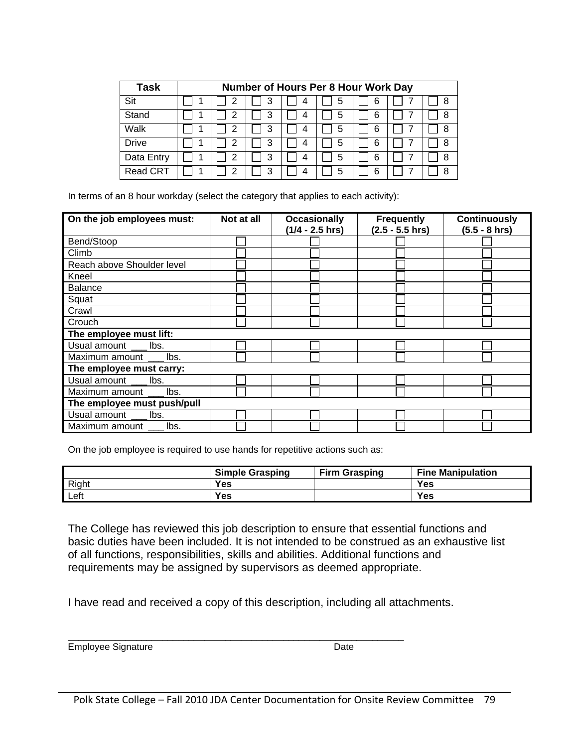| Task | Number of Hours Per 8 Hour Work Day | | | | | | | |
|---|---|---|---|---|---|---|---|---|
| Sit | ☐ 1 | ☐ 2 | ☐ 3 | ☐ 4 | ☐ 5 | ☐ 6 | ☐ 7 | ☐ 8 |
| Stand | ☐ 1 | ☐ 2 | ☐ 3 | ☐ 4 | ☐ 5 | ☐ 6 | ☐ 7 | ☐ 8 |
| Walk | ☐ 1 | ☐ 2 | ☐ 3 | ☐ 4 | ☐ 5 | ☐ 6 | ☐ 7 | ☐ 8 |
| Drive | ☐ 1 | ☐ 2 | ☐ 3 | ☐ 4 | ☐ 5 | ☐ 6 | ☐ 7 | ☐ 8 |
| Data Entry | ☐ 1 | ☐ 2 | ☐ 3 | ☐ 4 | ☐ 5 | ☐ 6 | ☐ 7 | ☐ 8 |
| Read CRT | ☐ 1 | ☐ 2 | ☐ 3 | ☐ 4 | ☐ 5 | ☐ 6 | ☐ 7 | ☐ 8 |

In terms of an 8 hour workday (select the category that applies to each activity):

| On the job employees must: | Not at all | Occasionally (1/4 - 2.5 hrs) | Frequently (2.5 - 5.5 hrs) | Continuously (5.5 - 8 hrs) |
|---|---|---|---|---|
| Bend/Stoop | ☐ | ☐ | ☐ | ☐ |
| Climb | ☐ | ☐ | ☐ | ☐ |
| Reach above Shoulder level | ☐ | ☐ | ☐ | ☐ |
| Kneel | ☐ | ☐ | ☐ | ☐ |
| Balance | ☐ | ☐ | ☐ | ☐ |
| Squat | ☐ | ☐ | ☐ | ☐ |
| Crawl | ☐ | ☐ | ☐ | ☐ |
| Crouch | ☐ | ☐ | ☐ | ☐ |
| **The employee must lift:** | | | | |
| Usual amount ___ lbs. | ☐ | ☐ | ☐ | ☐ |
| Maximum amount ___ lbs. | ☐ | ☐ | ☐ | ☐ |
| **The employee must carry:** | | | | |
| Usual amount ___ lbs. | ☐ | ☐ | ☐ | ☐ |
| Maximum amount ___ lbs. | ☐ | ☐ | ☐ | ☐ |
| **The employee must push/pull** | | | | |
| Usual amount ___ lbs. | ☐ | ☐ | ☐ | ☐ |
| Maximum amount ___ lbs. | ☐ | ☐ | ☐ | ☐ |

On the job employee is required to use hands for repetitive actions such as:

| | Simple Grasping | Firm Grasping | Fine Manipulation |
|---|---|---|---|
| Right | **Yes** | | **Yes** |
| Left | **Yes** | | **Yes** |

The College has reviewed this job description to ensure that essential functions and basic duties have been included. It is not intended to be construed as an exhaustive list of all functions, responsibilities, skills and abilities. Additional functions and requirements may be assigned by supervisors as deemed appropriate.

I have read and received a copy of this description, including all attachments.

_______________________________________________________________

Employee Signature Date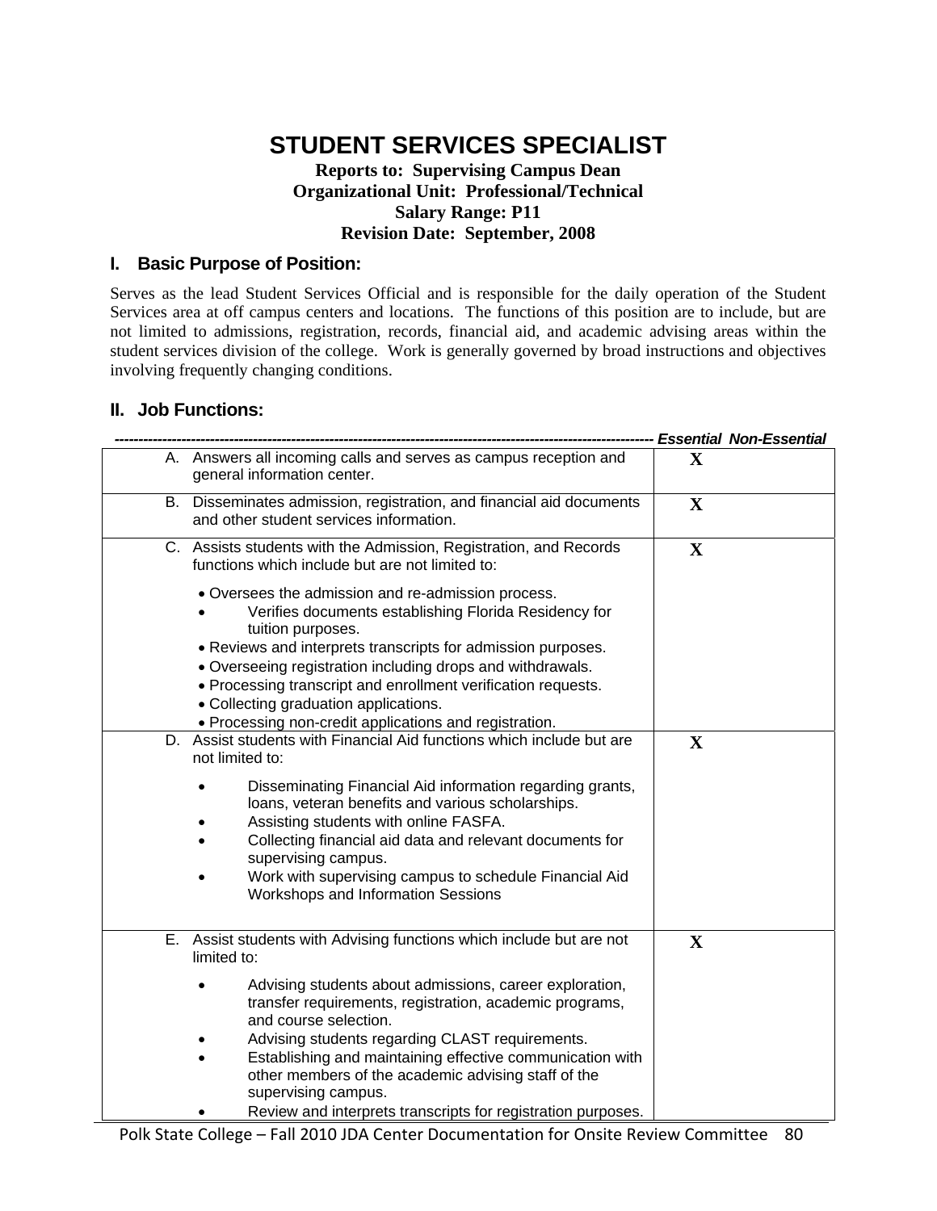# STUDENT SERVICES SPECIALIST

**Reports to: Supervising Campus Dean**
**Organizational Unit: Professional/Technical**
**Salary Range: P11**
**Revision Date: September, 2008**

## I. Basic Purpose of Position:

Serves as the lead Student Services Official and is responsible for the daily operation of the Student Services area at off campus centers and locations. The functions of this position are to include, but are not limited to admissions, registration, records, financial aid, and academic advising areas within the student services division of the college. Work is generally governed by broad instructions and objectives involving frequently changing conditions.

## II. Job Functions:

| | Essential | Non-Essential |
|---|---|---|
| A. Answers all incoming calls and serves as campus reception and general information center. | X | |
| B. Disseminates admission, registration, and financial aid documents and other student services information. | X | |
| C. Assists students with the Admission, Registration, and Records functions which include but are not limited to:<br>• Oversees the admission and re-admission process.<br>• Verifies documents establishing Florida Residency for tuition purposes.<br>• Reviews and interprets transcripts for admission purposes.<br>• Overseeing registration including drops and withdrawals.<br>• Processing transcript and enrollment verification requests.<br>• Collecting graduation applications.<br>• Processing non-credit applications and registration. | X | |
| D. Assist students with Financial Aid functions which include but are not limited to:<br>• Disseminating Financial Aid information regarding grants, loans, veteran benefits and various scholarships.<br>• Assisting students with online FASFA.<br>• Collecting financial aid data and relevant documents for supervising campus.<br>• Work with supervising campus to schedule Financial Aid Workshops and Information Sessions | X | |
| E. Assist students with Advising functions which include but are not limited to:<br>• Advising students about admissions, career exploration, transfer requirements, registration, academic programs, and course selection.<br>• Advising students regarding CLAST requirements.<br>• Establishing and maintaining effective communication with other members of the academic advising staff of the supervising campus.<br>• Review and interprets transcripts for registration purposes. | X | |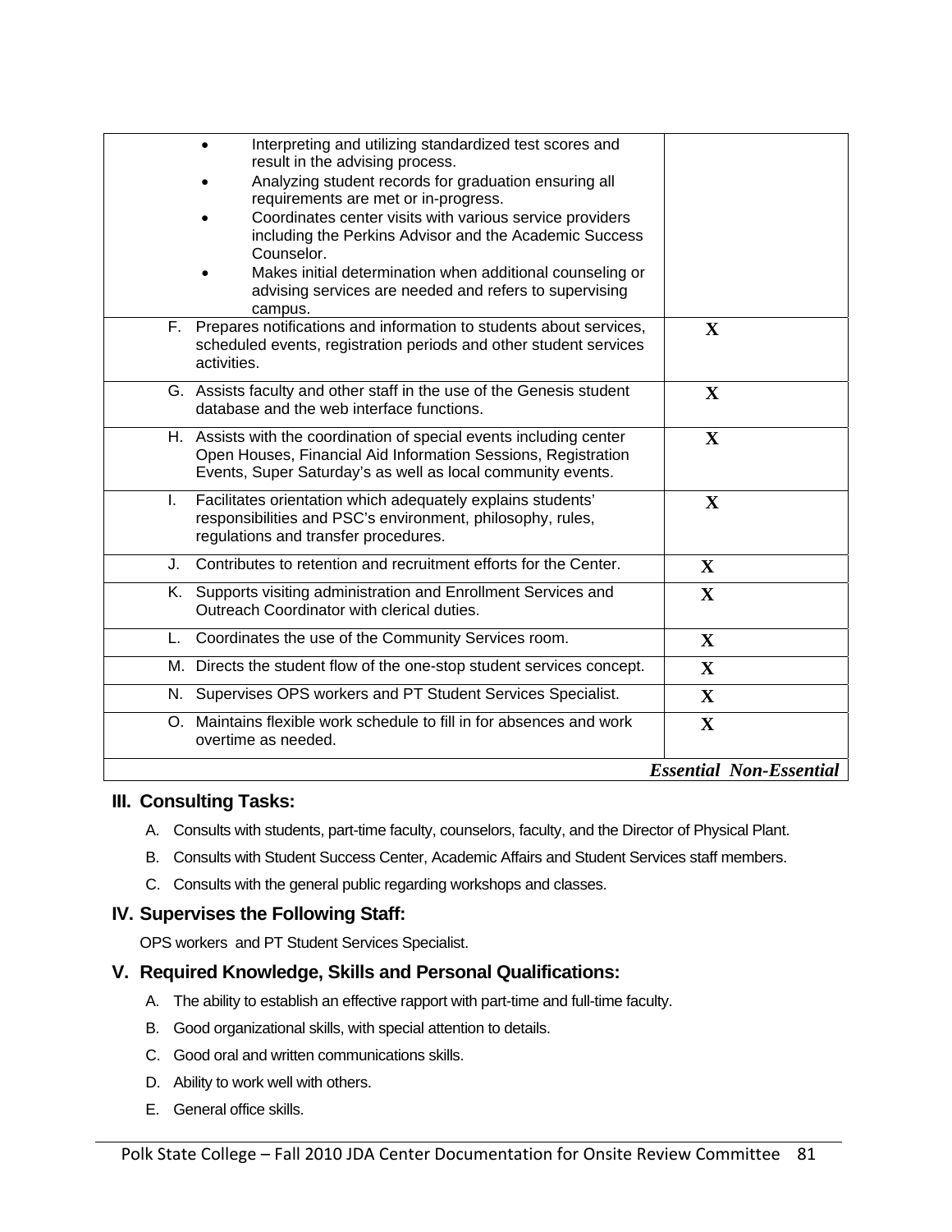| | |
|---|---|
| • Interpreting and utilizing standardized test scores and result in the advising process.<br>• Analyzing student records for graduation ensuring all requirements are met or in-progress.<br>• Coordinates center visits with various service providers including the Perkins Advisor and the Academic Success Counselor.<br>• Makes initial determination when additional counseling or advising services are needed and refers to supervising campus. | |
| F. Prepares notifications and information to students about services, scheduled events, registration periods and other student services activities. | X |
| G. Assists faculty and other staff in the use of the Genesis student database and the web interface functions. | X |
| H. Assists with the coordination of special events including center Open Houses, Financial Aid Information Sessions, Registration Events, Super Saturday's as well as local community events. | X |
| I. Facilitates orientation which adequately explains students' responsibilities and PSC's environment, philosophy, rules, regulations and transfer procedures. | X |
| J. Contributes to retention and recruitment efforts for the Center. | X |
| K. Supports visiting administration and Enrollment Services and Outreach Coordinator with clerical duties. | X |
| L. Coordinates the use of the Community Services room. | X |
| M. Directs the student flow of the one-stop student services concept. | X |
| N. Supervises OPS workers and PT Student Services Specialist. | X |
| O. Maintains flexible work schedule to fill in for absences and work overtime as needed. | X |
| | ***Essential Non-Essential*** |

## III. Consulting Tasks:

A. Consults with students, part-time faculty, counselors, faculty, and the Director of Physical Plant.

B. Consults with Student Success Center, Academic Affairs and Student Services staff members.

C. Consults with the general public regarding workshops and classes.

## IV. Supervises the Following Staff:

OPS workers and PT Student Services Specialist.

## V. Required Knowledge, Skills and Personal Qualifications:

A. The ability to establish an effective rapport with part-time and full-time faculty.

B. Good organizational skills, with special attention to details.

C. Good oral and written communications skills.

D. Ability to work well with others.

E. General office skills.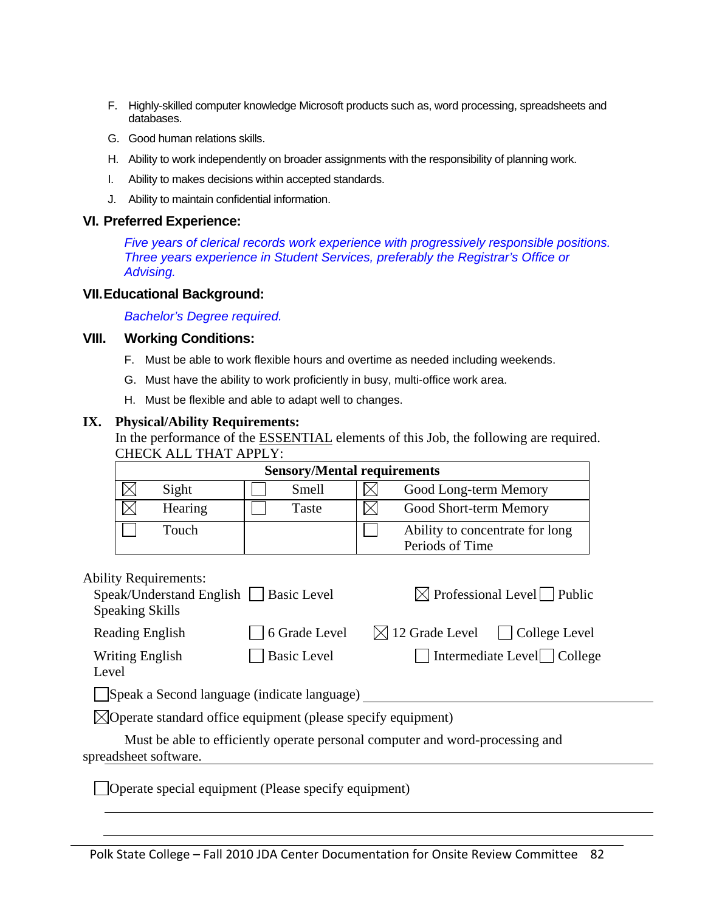F. Highly-skilled computer knowledge Microsoft products such as, word processing, spreadsheets and databases.

G. Good human relations skills.

H. Ability to work independently on broader assignments with the responsibility of planning work.

I. Ability to makes decisions within accepted standards.

J. Ability to maintain confidential information.

## VI. Preferred Experience:

*Five years of clerical records work experience with progressively responsible positions. Three years experience in Student Services, preferably the Registrar's Office or Advising.*

## VII. Educational Background:

*Bachelor's Degree required.*

## VIII. Working Conditions:

F. Must be able to work flexible hours and overtime as needed including weekends.

G. Must have the ability to work proficiently in busy, multi-office work area.

H. Must be flexible and able to adapt well to changes.

## IX. Physical/Ability Requirements:

In the performance of the ESSENTIAL elements of this Job, the following are required. CHECK ALL THAT APPLY:

| Sensory/Mental requirements | | |
|---|---|---|
| ☒ Sight | ☐ Smell | ☒ Good Long-term Memory |
| ☒ Hearing | ☐ Taste | ☒ Good Short-term Memory |
| ☐ Touch | | ☐ Ability to concentrate for long Periods of Time |

Ability Requirements:

| | | | |
|---|---|---|---|
| Speak/Understand English Speaking Skills | ☐ Basic Level | ☒ Professional Level | ☐ Public |
| Reading English | ☐ 6 Grade Level | ☒ 12 Grade Level | ☐ College Level |
| Writing English Level | ☐ Basic Level | ☐ Intermediate Level | ☐ College |

☐ Speak a Second language (indicate language) \_\_\_\_\_\_\_\_\_\_\_\_\_\_\_\_

☒ Operate standard office equipment (please specify equipment)

Must be able to efficiently operate personal computer and word-processing and spreadsheet software.

☐ Operate special equipment (Please specify equipment)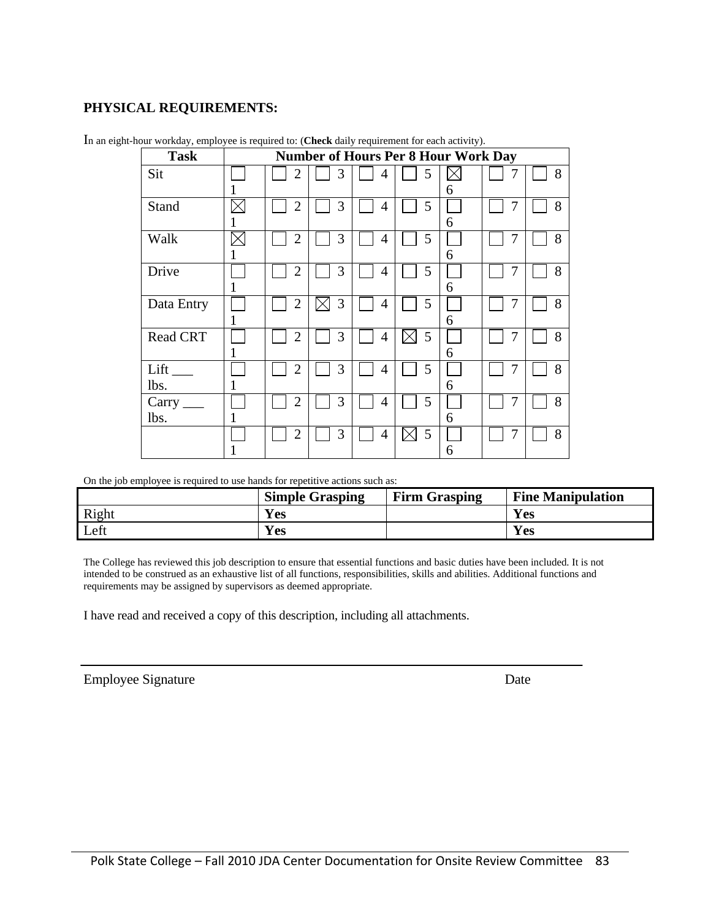## PHYSICAL REQUIREMENTS:

In an eight-hour workday, employee is required to: (**Check** daily requirement for each activity).

| Task | Number of Hours Per 8 Hour Work Day | | | | | | | |
|---|---|---|---|---|---|---|---|---|
| Sit | ☐ 1 | ☐ 2 | ☐ 3 | ☐ 4 | ☐ 5 | ☒ 6 | ☐ 7 | ☐ 8 |
| Stand | ☒ 1 | ☐ 2 | ☐ 3 | ☐ 4 | ☐ 5 | ☐ 6 | ☐ 7 | ☐ 8 |
| Walk | ☒ 1 | ☐ 2 | ☐ 3 | ☐ 4 | ☐ 5 | ☐ 6 | ☐ 7 | ☐ 8 |
| Drive | ☐ 1 | ☐ 2 | ☐ 3 | ☐ 4 | ☐ 5 | ☐ 6 | ☐ 7 | ☐ 8 |
| Data Entry | ☐ 1 | ☐ 2 | ☒ 3 | ☐ 4 | ☐ 5 | ☐ 6 | ☐ 7 | ☐ 8 |
| Read CRT | ☐ 1 | ☐ 2 | ☐ 3 | ☐ 4 | ☒ 5 | ☐ 6 | ☐ 7 | ☐ 8 |
| Lift ___ lbs. | ☐ 1 | ☐ 2 | ☐ 3 | ☐ 4 | ☐ 5 | ☐ 6 | ☐ 7 | ☐ 8 |
| Carry ___ lbs. | ☐ 1 | ☐ 2 | ☐ 3 | ☐ 4 | ☐ 5 | ☐ 6 | ☐ 7 | ☐ 8 |
| | ☐ 1 | ☐ 2 | ☐ 3 | ☐ 4 | ☒ 5 | ☐ 6 | ☐ 7 | ☐ 8 |

On the job employee is required to use hands for repetitive actions such as:

| | Simple Grasping | Firm Grasping | Fine Manipulation |
|---|---|---|---|
| Right | **Yes** | | **Yes** |
| Left | **Yes** | | **Yes** |

The College has reviewed this job description to ensure that essential functions and basic duties have been included. It is not intended to be construed as an exhaustive list of all functions, responsibilities, skills and abilities. Additional functions and requirements may be assigned by supervisors as deemed appropriate.

I have read and received a copy of this description, including all attachments.

Employee Signature Date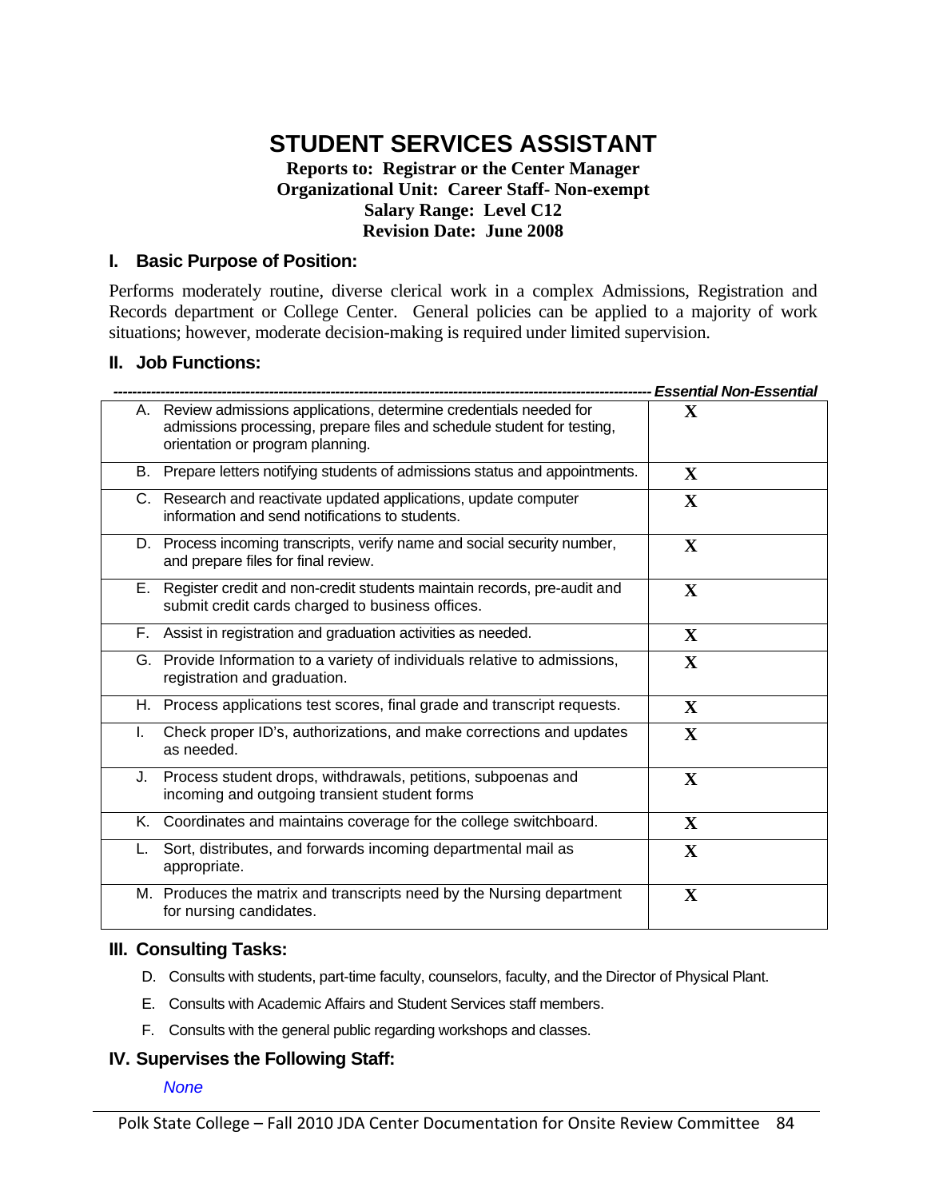# STUDENT SERVICES ASSISTANT

**Reports to: Registrar or the Center Manager**
**Organizational Unit: Career Staff- Non-exempt**
**Salary Range: Level C12**
**Revision Date: June 2008**

## I. Basic Purpose of Position:

Performs moderately routine, diverse clerical work in a complex Admissions, Registration and Records department or College Center. General policies can be applied to a majority of work situations; however, moderate decision-making is required under limited supervision.

## II. Job Functions:

| | Essential | Non-Essential |
|---|---|---|
| A. Review admissions applications, determine credentials needed for admissions processing, prepare files and schedule student for testing, orientation or program planning. | X | |
| B. Prepare letters notifying students of admissions status and appointments. | X | |
| C. Research and reactivate updated applications, update computer information and send notifications to students. | X | |
| D. Process incoming transcripts, verify name and social security number, and prepare files for final review. | X | |
| E. Register credit and non-credit students maintain records, pre-audit and submit credit cards charged to business offices. | X | |
| F. Assist in registration and graduation activities as needed. | X | |
| G. Provide Information to a variety of individuals relative to admissions, registration and graduation. | X | |
| H. Process applications test scores, final grade and transcript requests. | X | |
| I. Check proper ID's, authorizations, and make corrections and updates as needed. | X | |
| J. Process student drops, withdrawals, petitions, subpoenas and incoming and outgoing transient student forms | X | |
| K. Coordinates and maintains coverage for the college switchboard. | X | |
| L. Sort, distributes, and forwards incoming departmental mail as appropriate. | X | |
| M. Produces the matrix and transcripts need by the Nursing department for nursing candidates. | X | |

## III. Consulting Tasks:

D. Consults with students, part-time faculty, counselors, faculty, and the Director of Physical Plant.

E. Consults with Academic Affairs and Student Services staff members.

F. Consults with the general public regarding workshops and classes.

## IV. Supervises the Following Staff:

*None*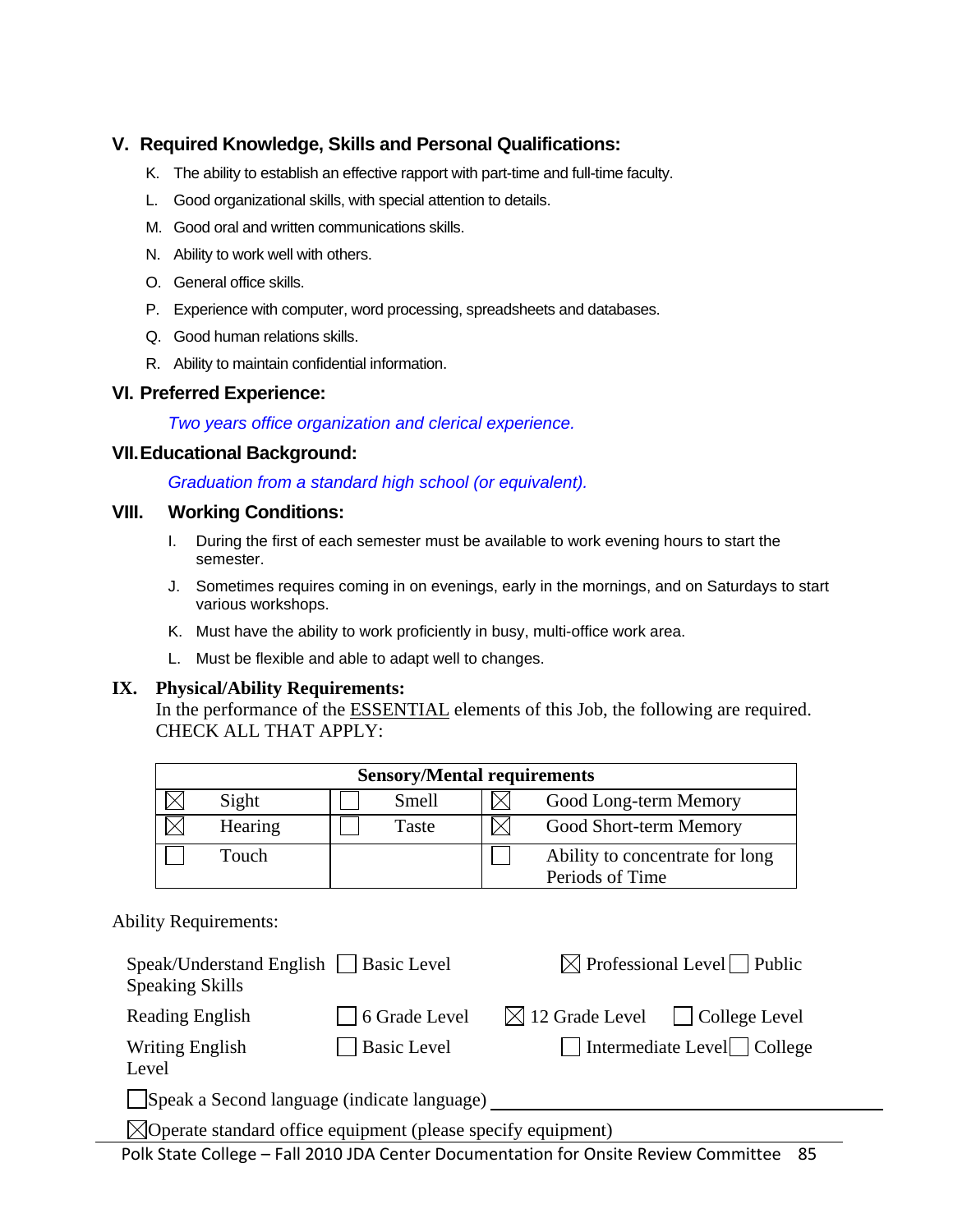## V. Required Knowledge, Skills and Personal Qualifications:

K. The ability to establish an effective rapport with part-time and full-time faculty.

L. Good organizational skills, with special attention to details.

M. Good oral and written communications skills.

N. Ability to work well with others.

O. General office skills.

P. Experience with computer, word processing, spreadsheets and databases.

Q. Good human relations skills.

R. Ability to maintain confidential information.

## VI. Preferred Experience:

*Two years office organization and clerical experience.*

## VII. Educational Background:

*Graduation from a standard high school (or equivalent).*

## VIII. Working Conditions:

I. During the first of each semester must be available to work evening hours to start the semester.

J. Sometimes requires coming in on evenings, early in the mornings, and on Saturdays to start various workshops.

K. Must have the ability to work proficiently in busy, multi-office work area.

L. Must be flexible and able to adapt well to changes.

## IX. Physical/Ability Requirements:

In the performance of the ESSENTIAL elements of this Job, the following are required. CHECK ALL THAT APPLY:

| Sensory/Mental requirements | | | | | |
|---|---|---|---|---|---|
| ☒ | Sight | ☐ | Smell | ☒ | Good Long-term Memory |
| ☒ | Hearing | ☐ | Taste | ☒ | Good Short-term Memory |
| ☐ | Touch | | | ☐ | Ability to concentrate for long Periods of Time |

Ability Requirements:

| | | | |
|---|---|---|---|
| Speak/Understand English Speaking Skills | ☐ Basic Level | ☒ Professional Level | ☐ Public |
| Reading English | ☐ 6 Grade Level | ☒ 12 Grade Level | ☐ College Level |
| Writing English Level | ☐ Basic Level | ☐ Intermediate Level | ☐ College |

☐ Speak a Second language (indicate language) ______________________________

☒ Operate standard office equipment (please specify equipment)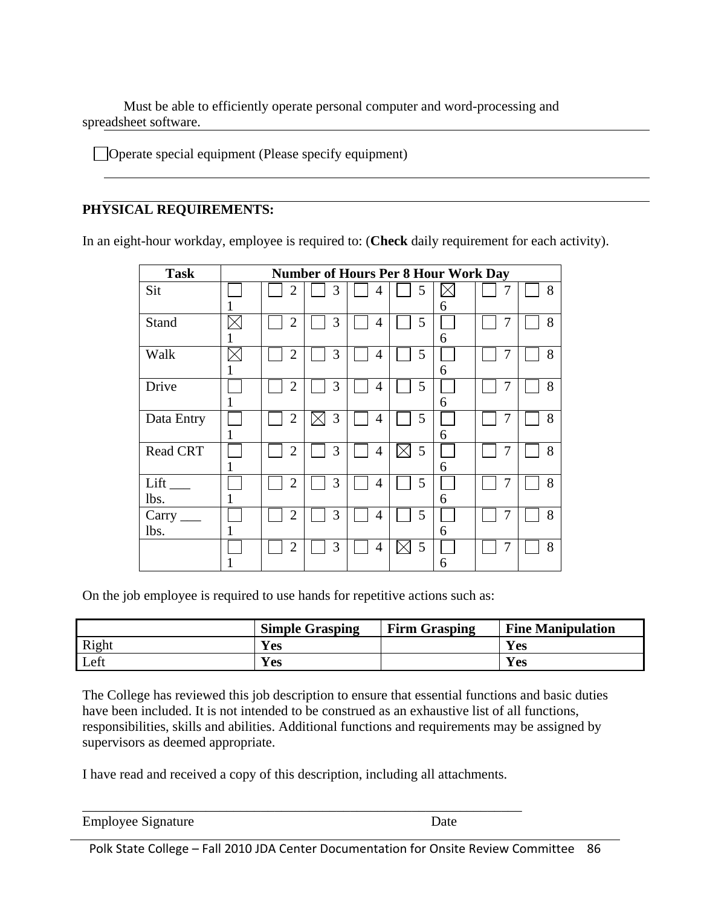Must be able to efficiently operate personal computer and word-processing and spreadsheet software.

☐ Operate special equipment (Please specify equipment)

## PHYSICAL REQUIREMENTS:

In an eight-hour workday, employee is required to: (**Check** daily requirement for each activity).

| Task | Number of Hours Per 8 Hour Work Day | | | | | | | |
|---|---|---|---|---|---|---|---|---|
| Sit | ☐ 1 | ☐ 2 | ☐ 3 | ☐ 4 | ☐ 5 | ☒ 6 | ☐ 7 | ☐ 8 |
| Stand | ☒ 1 | ☐ 2 | ☐ 3 | ☐ 4 | ☐ 5 | ☐ 6 | ☐ 7 | ☐ 8 |
| Walk | ☒ 1 | ☐ 2 | ☐ 3 | ☐ 4 | ☐ 5 | ☐ 6 | ☐ 7 | ☐ 8 |
| Drive | ☐ 1 | ☐ 2 | ☐ 3 | ☐ 4 | ☐ 5 | ☐ 6 | ☐ 7 | ☐ 8 |
| Data Entry | ☐ 1 | ☐ 2 | ☒ 3 | ☐ 4 | ☐ 5 | ☐ 6 | ☐ 7 | ☐ 8 |
| Read CRT | ☐ 1 | ☐ 2 | ☐ 3 | ☐ 4 | ☒ 5 | ☐ 6 | ☐ 7 | ☐ 8 |
| Lift ___ lbs. | ☐ 1 | ☐ 2 | ☐ 3 | ☐ 4 | ☐ 5 | ☐ 6 | ☐ 7 | ☐ 8 |
| Carry ___ lbs. | ☐ 1 | ☐ 2 | ☐ 3 | ☐ 4 | ☐ 5 | ☐ 6 | ☐ 7 | ☐ 8 |
| | ☐ 1 | ☐ 2 | ☐ 3 | ☐ 4 | ☒ 5 | ☐ 6 | ☐ 7 | ☐ 8 |

On the job employee is required to use hands for repetitive actions such as:

| | Simple Grasping | Firm Grasping | Fine Manipulation |
|---|---|---|---|
| Right | **Yes** | | **Yes** |
| Left | **Yes** | | **Yes** |

The College has reviewed this job description to ensure that essential functions and basic duties have been included. It is not intended to be construed as an exhaustive list of all functions, responsibilities, skills and abilities. Additional functions and requirements may be assigned by supervisors as deemed appropriate.

I have read and received a copy of this description, including all attachments.

_________________________________________________________________

Employee Signature                                                  Date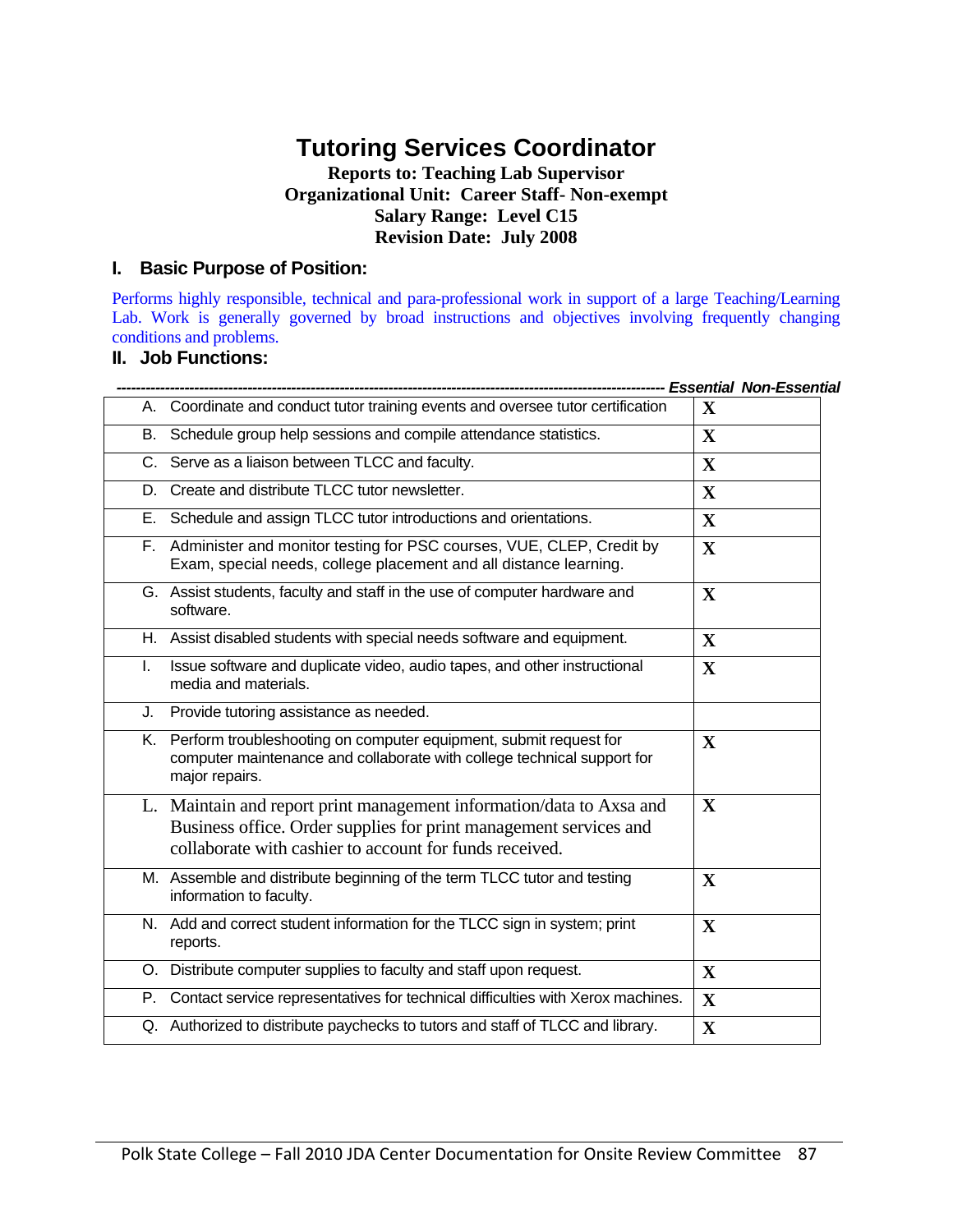# Tutoring Services Coordinator

**Reports to: Teaching Lab Supervisor**
**Organizational Unit: Career Staff- Non-exempt**
**Salary Range: Level C15**
**Revision Date: July 2008**

## I. Basic Purpose of Position:

Performs highly responsible, technical and para-professional work in support of a large Teaching/Learning Lab. Work is generally governed by broad instructions and objectives involving frequently changing conditions and problems.

## II. Job Functions:

| | Essential | Non-Essential |
|---|---|---|
| A. Coordinate and conduct tutor training events and oversee tutor certification | X | |
| B. Schedule group help sessions and compile attendance statistics. | X | |
| C. Serve as a liaison between TLCC and faculty. | X | |
| D. Create and distribute TLCC tutor newsletter. | X | |
| E. Schedule and assign TLCC tutor introductions and orientations. | X | |
| F. Administer and monitor testing for PSC courses, VUE, CLEP, Credit by Exam, special needs, college placement and all distance learning. | X | |
| G. Assist students, faculty and staff in the use of computer hardware and software. | X | |
| H. Assist disabled students with special needs software and equipment. | X | |
| I. Issue software and duplicate video, audio tapes, and other instructional media and materials. | X | |
| J. Provide tutoring assistance as needed. | | |
| K. Perform troubleshooting on computer equipment, submit request for computer maintenance and collaborate with college technical support for major repairs. | X | |
| L. Maintain and report print management information/data to Axsa and Business office. Order supplies for print management services and collaborate with cashier to account for funds received. | X | |
| M. Assemble and distribute beginning of the term TLCC tutor and testing information to faculty. | X | |
| N. Add and correct student information for the TLCC sign in system; print reports. | X | |
| O. Distribute computer supplies to faculty and staff upon request. | X | |
| P. Contact service representatives for technical difficulties with Xerox machines. | X | |
| Q. Authorized to distribute paychecks to tutors and staff of TLCC and library. | X | |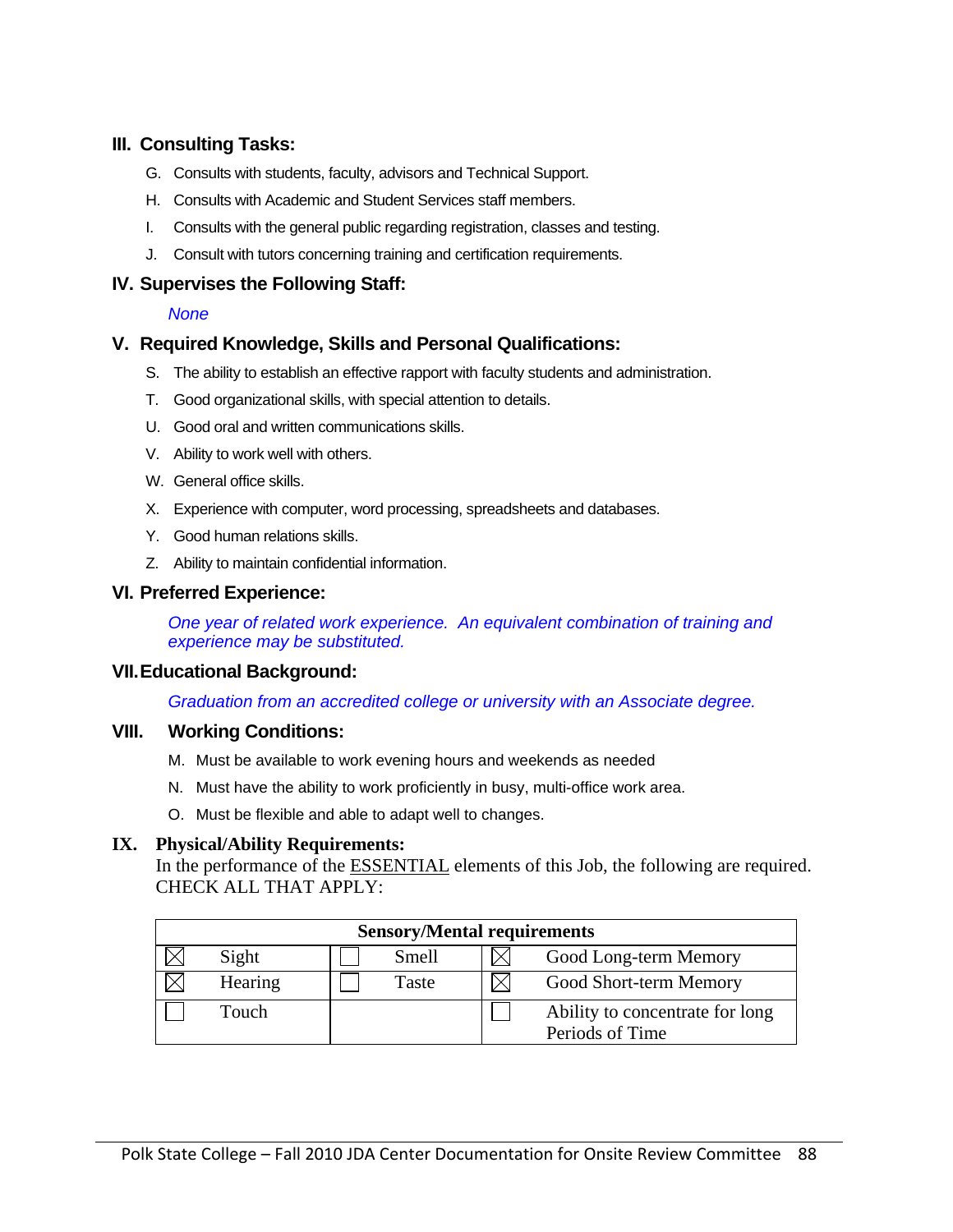## III. Consulting Tasks:

G. Consults with students, faculty, advisors and Technical Support.

H. Consults with Academic and Student Services staff members.

I. Consults with the general public regarding registration, classes and testing.

J. Consult with tutors concerning training and certification requirements.

## IV. Supervises the Following Staff:

*None*

## V. Required Knowledge, Skills and Personal Qualifications:

S. The ability to establish an effective rapport with faculty students and administration.

T. Good organizational skills, with special attention to details.

U. Good oral and written communications skills.

V. Ability to work well with others.

W. General office skills.

X. Experience with computer, word processing, spreadsheets and databases.

Y. Good human relations skills.

Z. Ability to maintain confidential information.

## VI. Preferred Experience:

*One year of related work experience. An equivalent combination of training and experience may be substituted.*

## VII. Educational Background:

*Graduation from an accredited college or university with an Associate degree.*

## VIII. Working Conditions:

M. Must be available to work evening hours and weekends as needed

N. Must have the ability to work proficiently in busy, multi-office work area.

O. Must be flexible and able to adapt well to changes.

## IX. Physical/Ability Requirements:

In the performance of the ESSENTIAL elements of this Job, the following are required. CHECK ALL THAT APPLY:

| Sensory/Mental requirements | | | | | |
|---|---|---|---|---|---|
| ☒ | Sight | ☐ | Smell | ☒ | Good Long-term Memory |
| ☒ | Hearing | ☐ | Taste | ☒ | Good Short-term Memory |
| ☐ | Touch | | | ☐ | Ability to concentrate for long Periods of Time |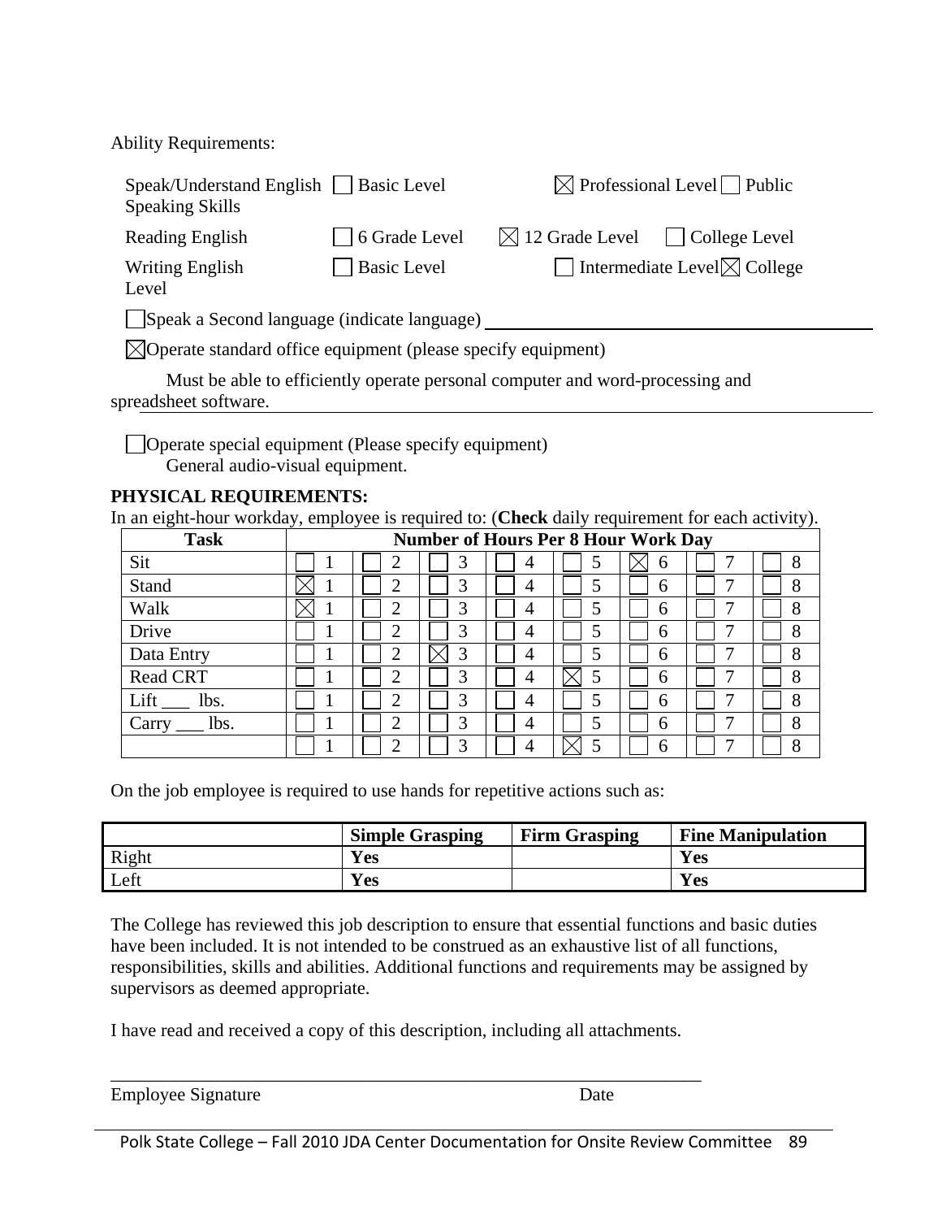Ability Requirements:

Speak/Understand English ☐ Basic Level ☒ Professional Level ☐ Public Speaking Skills

Reading English ☐ 6 Grade Level ☒ 12 Grade Level ☐ College Level

Writing English ☐ Basic Level ☐ Intermediate Level ☒ College Level

☐ Speak a Second language (indicate language) ______

☒ Operate standard office equipment (please specify equipment)

Must be able to efficiently operate personal computer and word-processing and spreadsheet software.

☐ Operate special equipment (Please specify equipment)
General audio-visual equipment.

**PHYSICAL REQUIREMENTS:**

In an eight-hour workday, employee is required to: (**Check** daily requirement for each activity).

| Task | Number of Hours Per 8 Hour Work Day | | | | | | | |
|---|---|---|---|---|---|---|---|---|
| Sit | ☐ 1 | ☐ 2 | ☐ 3 | ☐ 4 | ☐ 5 | ☒ 6 | ☐ 7 | ☐ 8 |
| Stand | ☒ 1 | ☐ 2 | ☐ 3 | ☐ 4 | ☐ 5 | ☐ 6 | ☐ 7 | ☐ 8 |
| Walk | ☒ 1 | ☐ 2 | ☐ 3 | ☐ 4 | ☐ 5 | ☐ 6 | ☐ 7 | ☐ 8 |
| Drive | ☐ 1 | ☐ 2 | ☐ 3 | ☐ 4 | ☐ 5 | ☐ 6 | ☐ 7 | ☐ 8 |
| Data Entry | ☐ 1 | ☐ 2 | ☒ 3 | ☐ 4 | ☐ 5 | ☐ 6 | ☐ 7 | ☐ 8 |
| Read CRT | ☐ 1 | ☐ 2 | ☐ 3 | ☐ 4 | ☒ 5 | ☐ 6 | ☐ 7 | ☐ 8 |
| Lift ___ lbs. | ☐ 1 | ☐ 2 | ☐ 3 | ☐ 4 | ☐ 5 | ☐ 6 | ☐ 7 | ☐ 8 |
| Carry ___ lbs. | ☐ 1 | ☐ 2 | ☐ 3 | ☐ 4 | ☐ 5 | ☐ 6 | ☐ 7 | ☐ 8 |
| | ☐ 1 | ☐ 2 | ☐ 3 | ☐ 4 | ☒ 5 | ☐ 6 | ☐ 7 | ☐ 8 |

On the job employee is required to use hands for repetitive actions such as:

| | Simple Grasping | Firm Grasping | Fine Manipulation |
|---|---|---|---|
| Right | **Yes** | | **Yes** |
| Left | **Yes** | | **Yes** |

The College has reviewed this job description to ensure that essential functions and basic duties have been included. It is not intended to be construed as an exhaustive list of all functions, responsibilities, skills and abilities. Additional functions and requirements may be assigned by supervisors as deemed appropriate.

I have read and received a copy of this description, including all attachments.

_______________________________________________________________

Employee Signature Date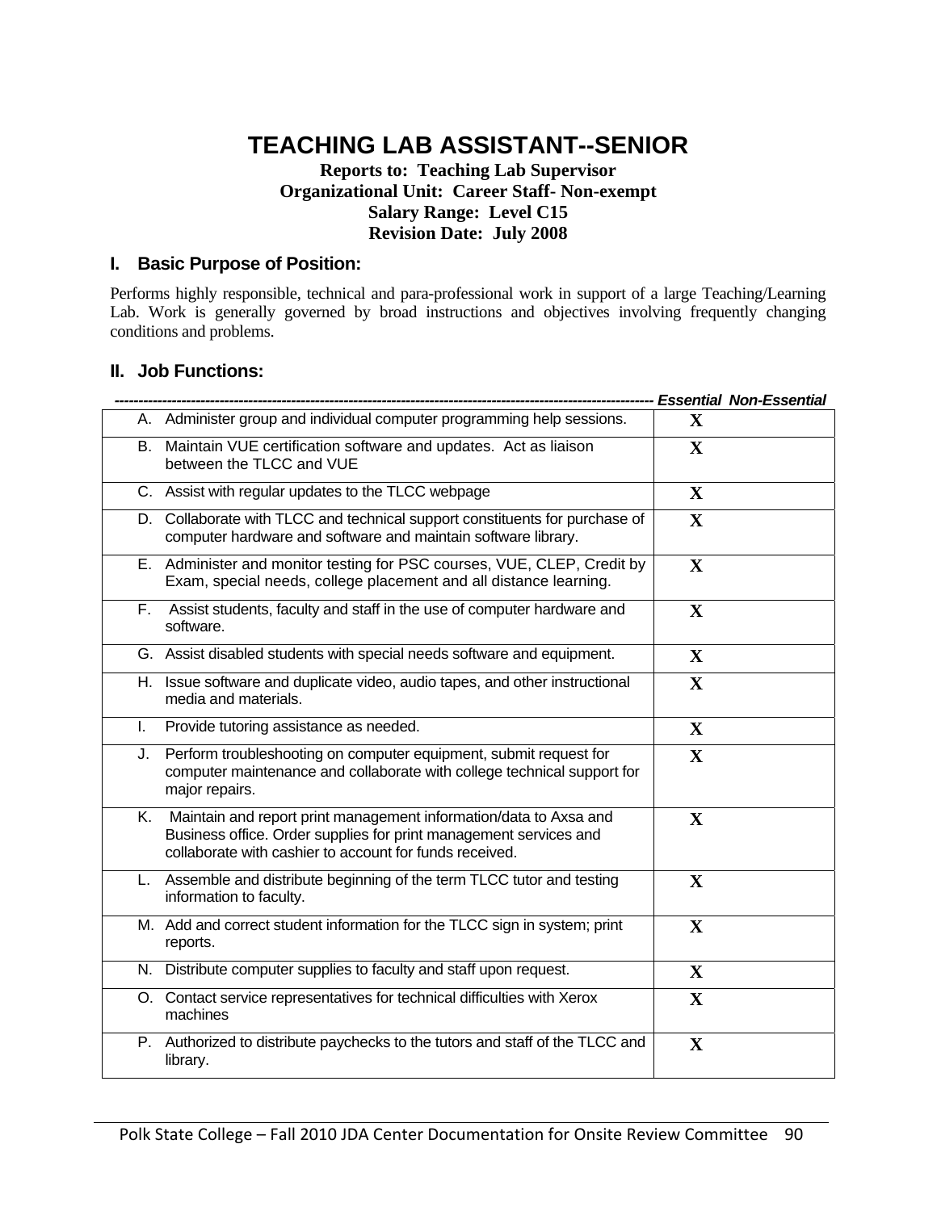# TEACHING LAB ASSISTANT--SENIOR

**Reports to: Teaching Lab Supervisor**
**Organizational Unit: Career Staff- Non-exempt**
**Salary Range: Level C15**
**Revision Date: July 2008**

## I. Basic Purpose of Position:

Performs highly responsible, technical and para-professional work in support of a large Teaching/Learning Lab. Work is generally governed by broad instructions and objectives involving frequently changing conditions and problems.

## II. Job Functions:

| | Essential | Non-Essential |
|---|---|---|
| A. Administer group and individual computer programming help sessions. | X | |
| B. Maintain VUE certification software and updates. Act as liaison between the TLCC and VUE | X | |
| C. Assist with regular updates to the TLCC webpage | X | |
| D. Collaborate with TLCC and technical support constituents for purchase of computer hardware and software and maintain software library. | X | |
| E. Administer and monitor testing for PSC courses, VUE, CLEP, Credit by Exam, special needs, college placement and all distance learning. | X | |
| F. Assist students, faculty and staff in the use of computer hardware and software. | X | |
| G. Assist disabled students with special needs software and equipment. | X | |
| H. Issue software and duplicate video, audio tapes, and other instructional media and materials. | X | |
| I. Provide tutoring assistance as needed. | X | |
| J. Perform troubleshooting on computer equipment, submit request for computer maintenance and collaborate with college technical support for major repairs. | X | |
| K. Maintain and report print management information/data to Axsa and Business office. Order supplies for print management services and collaborate with cashier to account for funds received. | X | |
| L. Assemble and distribute beginning of the term TLCC tutor and testing information to faculty. | X | |
| M. Add and correct student information for the TLCC sign in system; print reports. | X | |
| N. Distribute computer supplies to faculty and staff upon request. | X | |
| O. Contact service representatives for technical difficulties with Xerox machines | X | |
| P. Authorized to distribute paychecks to the tutors and staff of the TLCC and library. | X | |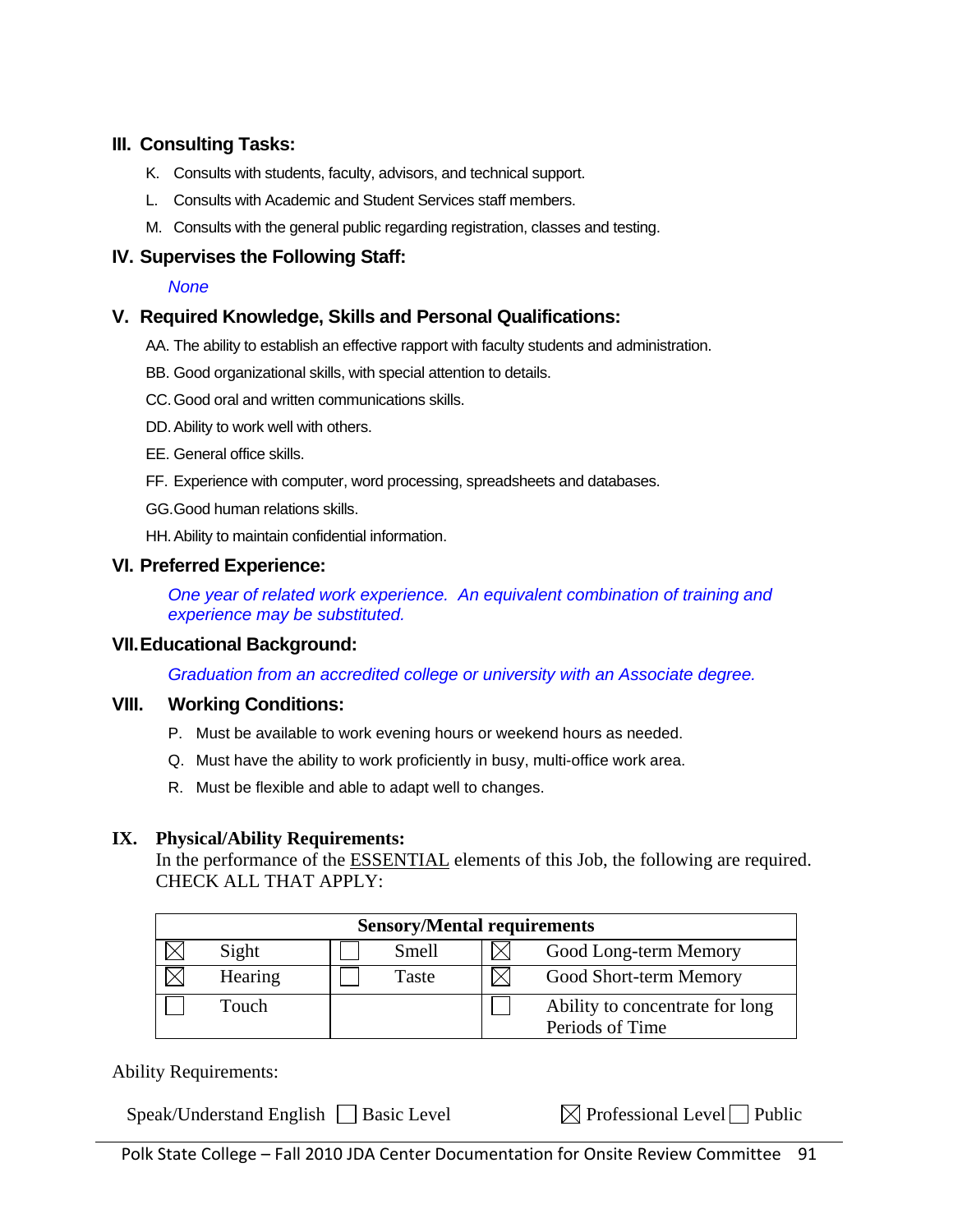## III. Consulting Tasks:

K. Consults with students, faculty, advisors, and technical support.

L. Consults with Academic and Student Services staff members.

M. Consults with the general public regarding registration, classes and testing.

## IV. Supervises the Following Staff:

*None*

## V. Required Knowledge, Skills and Personal Qualifications:

AA. The ability to establish an effective rapport with faculty students and administration.

BB. Good organizational skills, with special attention to details.

CC. Good oral and written communications skills.

DD. Ability to work well with others.

EE. General office skills.

FF. Experience with computer, word processing, spreadsheets and databases.

GG. Good human relations skills.

HH. Ability to maintain confidential information.

## VI. Preferred Experience:

*One year of related work experience. An equivalent combination of training and experience may be substituted.*

## VII. Educational Background:

*Graduation from an accredited college or university with an Associate degree.*

## VIII. Working Conditions:

P. Must be available to work evening hours or weekend hours as needed.

Q. Must have the ability to work proficiently in busy, multi-office work area.

R. Must be flexible and able to adapt well to changes.

## IX. Physical/Ability Requirements:

In the performance of the ESSENTIAL elements of this Job, the following are required. CHECK ALL THAT APPLY:

| Sensory/Mental requirements | | | | | |
|---|---|---|---|---|---|
| ☒ | Sight | ☐ | Smell | ☒ | Good Long-term Memory |
| ☒ | Hearing | ☐ | Taste | ☒ | Good Short-term Memory |
| ☐ | Touch | | | ☐ | Ability to concentrate for long Periods of Time |

Ability Requirements:

Speak/Understand English ☐ Basic Level ☒ Professional Level ☐ Public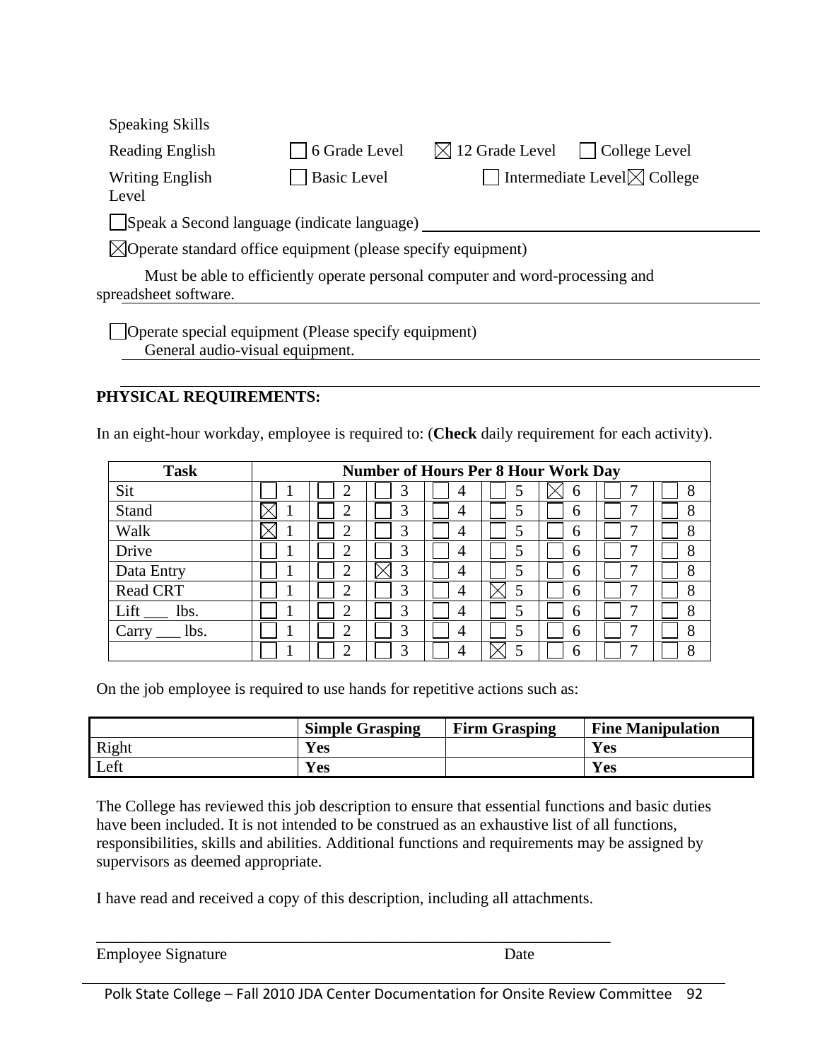Speaking Skills

Reading English ☐ 6 Grade Level ☒ 12 Grade Level ☐ College Level

Writing English ☐ Basic Level ☐ Intermediate Level ☒ College Level

☐ Speak a Second language (indicate language) ____________________

☒ Operate standard office equipment (please specify equipment)

Must be able to efficiently operate personal computer and word-processing and spreadsheet software.

☐ Operate special equipment (Please specify equipment)
General audio-visual equipment.

**PHYSICAL REQUIREMENTS:**

In an eight-hour workday, employee is required to: (**Check** daily requirement for each activity).

| Task | Number of Hours Per 8 Hour Work Day | | | | | | | |
|---|---|---|---|---|---|---|---|---|
| Sit | ☐ 1 | ☐ 2 | ☐ 3 | ☐ 4 | ☐ 5 | ☒ 6 | ☐ 7 | ☐ 8 |
| Stand | ☒ 1 | ☐ 2 | ☐ 3 | ☐ 4 | ☐ 5 | ☐ 6 | ☐ 7 | ☐ 8 |
| Walk | ☒ 1 | ☐ 2 | ☐ 3 | ☐ 4 | ☐ 5 | ☐ 6 | ☐ 7 | ☐ 8 |
| Drive | ☐ 1 | ☐ 2 | ☐ 3 | ☐ 4 | ☐ 5 | ☐ 6 | ☐ 7 | ☐ 8 |
| Data Entry | ☐ 1 | ☐ 2 | ☒ 3 | ☐ 4 | ☐ 5 | ☐ 6 | ☐ 7 | ☐ 8 |
| Read CRT | ☐ 1 | ☐ 2 | ☐ 3 | ☐ 4 | ☒ 5 | ☐ 6 | ☐ 7 | ☐ 8 |
| Lift ___ lbs. | ☐ 1 | ☐ 2 | ☐ 3 | ☐ 4 | ☐ 5 | ☐ 6 | ☐ 7 | ☐ 8 |
| Carry ___ lbs. | ☐ 1 | ☐ 2 | ☐ 3 | ☐ 4 | ☐ 5 | ☐ 6 | ☐ 7 | ☐ 8 |
| | ☐ 1 | ☐ 2 | ☐ 3 | ☐ 4 | ☒ 5 | ☐ 6 | ☐ 7 | ☐ 8 |

On the job employee is required to use hands for repetitive actions such as:

| | Simple Grasping | Firm Grasping | Fine Manipulation |
|---|---|---|---|
| Right | **Yes** | | **Yes** |
| Left | **Yes** | | **Yes** |

The College has reviewed this job description to ensure that essential functions and basic duties have been included. It is not intended to be construed as an exhaustive list of all functions, responsibilities, skills and abilities. Additional functions and requirements may be assigned by supervisors as deemed appropriate.

I have read and received a copy of this description, including all attachments.

_____________________________________________________________

Employee Signature Date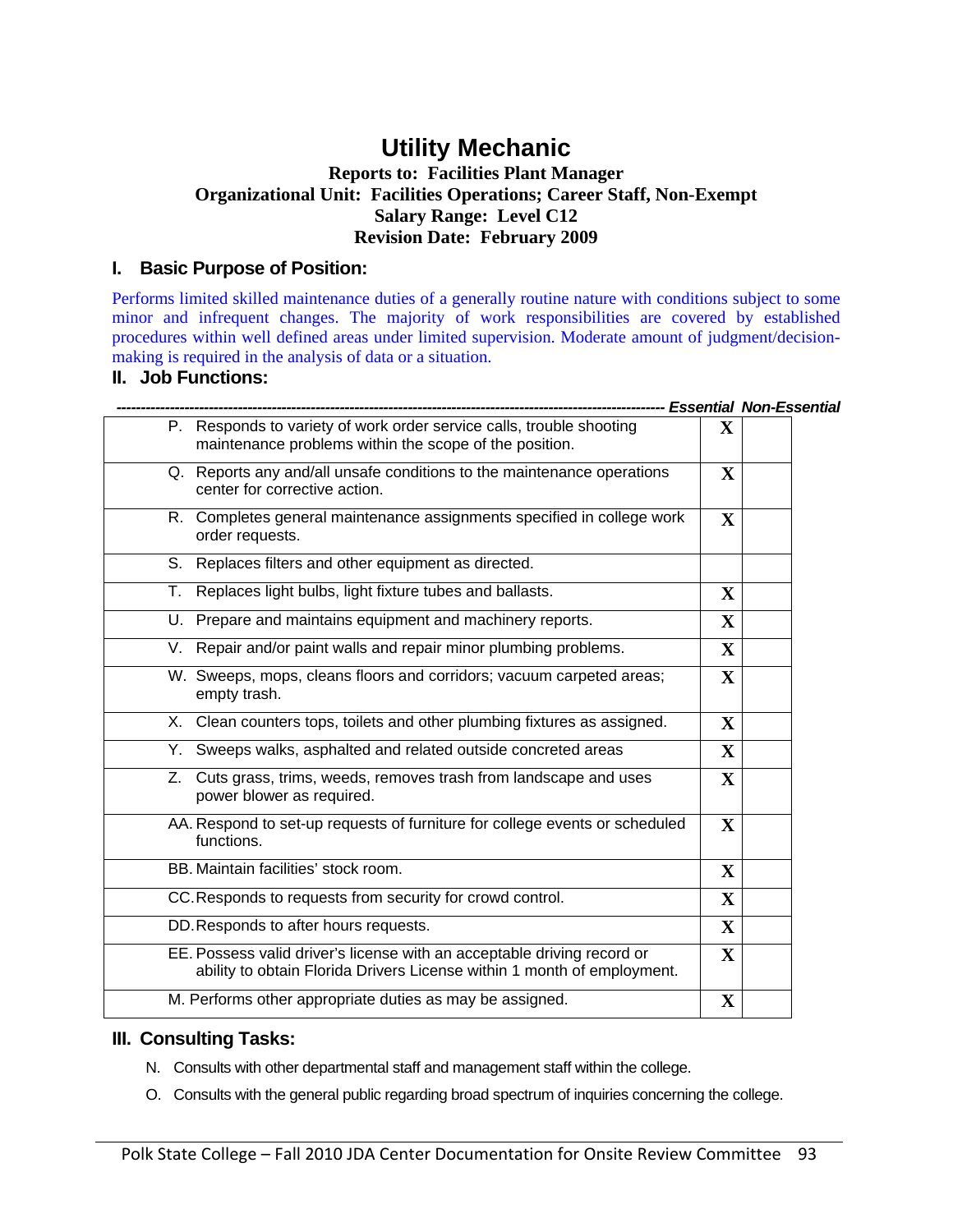# Utility Mechanic

**Reports to: Facilities Plant Manager**
**Organizational Unit: Facilities Operations; Career Staff, Non-Exempt**
**Salary Range: Level C12**
**Revision Date: February 2009**

## I. Basic Purpose of Position:

Performs limited skilled maintenance duties of a generally routine nature with conditions subject to some minor and infrequent changes. The majority of work responsibilities are covered by established procedures within well defined areas under limited supervision. Moderate amount of judgment/decision-making is required in the analysis of data or a situation.

## II. Job Functions:

| | Essential | Non-Essential |
|---|---|---|
| P. Responds to variety of work order service calls, trouble shooting maintenance problems within the scope of the position. | X | |
| Q. Reports any and/all unsafe conditions to the maintenance operations center for corrective action. | X | |
| R. Completes general maintenance assignments specified in college work order requests. | X | |
| S. Replaces filters and other equipment as directed. | | |
| T. Replaces light bulbs, light fixture tubes and ballasts. | X | |
| U. Prepare and maintains equipment and machinery reports. | X | |
| V. Repair and/or paint walls and repair minor plumbing problems. | X | |
| W. Sweeps, mops, cleans floors and corridors; vacuum carpeted areas; empty trash. | X | |
| X. Clean counters tops, toilets and other plumbing fixtures as assigned. | X | |
| Y. Sweeps walks, asphalted and related outside concreted areas | X | |
| Z. Cuts grass, trims, weeds, removes trash from landscape and uses power blower as required. | X | |
| AA. Respond to set-up requests of furniture for college events or scheduled functions. | X | |
| BB. Maintain facilities' stock room. | X | |
| CC. Responds to requests from security for crowd control. | X | |
| DD. Responds to after hours requests. | X | |
| EE. Possess valid driver's license with an acceptable driving record or ability to obtain Florida Drivers License within 1 month of employment. | X | |
| M. Performs other appropriate duties as may be assigned. | X | |

## III. Consulting Tasks:

N. Consults with other departmental staff and management staff within the college.

O. Consults with the general public regarding broad spectrum of inquiries concerning the college.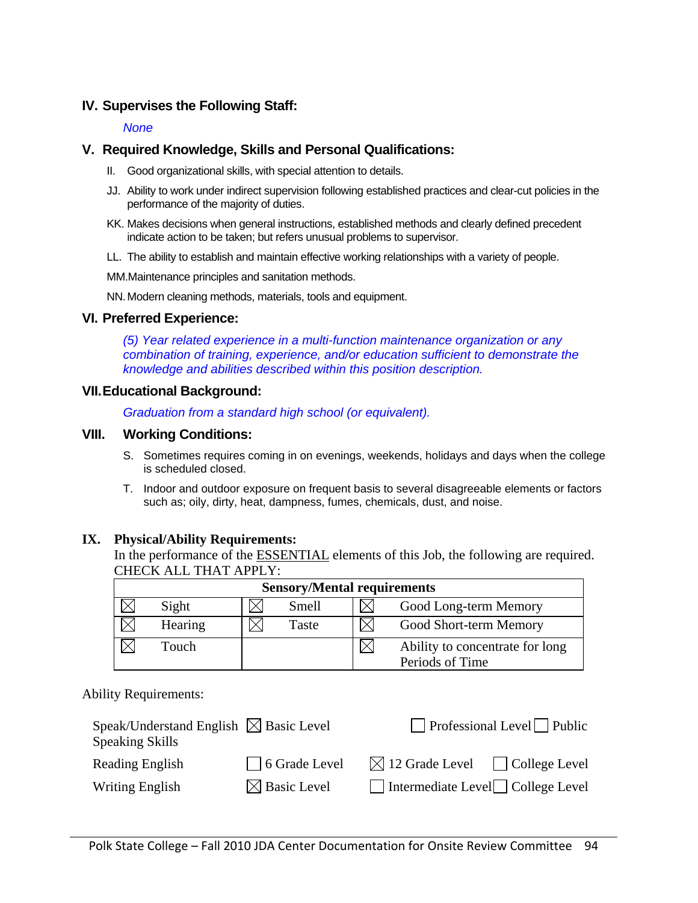## IV. Supervises the Following Staff:

*None*

## V. Required Knowledge, Skills and Personal Qualifications:

II. Good organizational skills, with special attention to details.

JJ. Ability to work under indirect supervision following established practices and clear-cut policies in the performance of the majority of duties.

KK. Makes decisions when general instructions, established methods and clearly defined precedent indicate action to be taken; but refers unusual problems to supervisor.

LL. The ability to establish and maintain effective working relationships with a variety of people.

MM. Maintenance principles and sanitation methods.

NN. Modern cleaning methods, materials, tools and equipment.

## VI. Preferred Experience:

*(5) Year related experience in a multi-function maintenance organization or any combination of training, experience, and/or education sufficient to demonstrate the knowledge and abilities described within this position description.*

## VII. Educational Background:

*Graduation from a standard high school (or equivalent).*

## VIII. Working Conditions:

S. Sometimes requires coming in on evenings, weekends, holidays and days when the college is scheduled closed.

T. Indoor and outdoor exposure on frequent basis to several disagreeable elements or factors such as; oily, dirty, heat, dampness, fumes, chemicals, dust, and noise.

## IX. Physical/Ability Requirements:

In the performance of the ESSENTIAL elements of this Job, the following are required. CHECK ALL THAT APPLY:

| Sensory/Mental requirements | | | | | |
|---|---|---|---|---|---|
| ☒ | Sight | ☒ | Smell | ☒ | Good Long-term Memory |
| ☒ | Hearing | ☒ | Taste | ☒ | Good Short-term Memory |
| ☒ | Touch | | | ☒ | Ability to concentrate for long Periods of Time |

Ability Requirements:

| | | | |
|---|---|---|---|
| Speak/Understand English Speaking Skills | ☒ Basic Level | ☐ Professional Level | ☐ Public |
| Reading English | ☐ 6 Grade Level | ☒ 12 Grade Level | ☐ College Level |
| Writing English | ☒ Basic Level | ☐ Intermediate Level | ☐ College Level |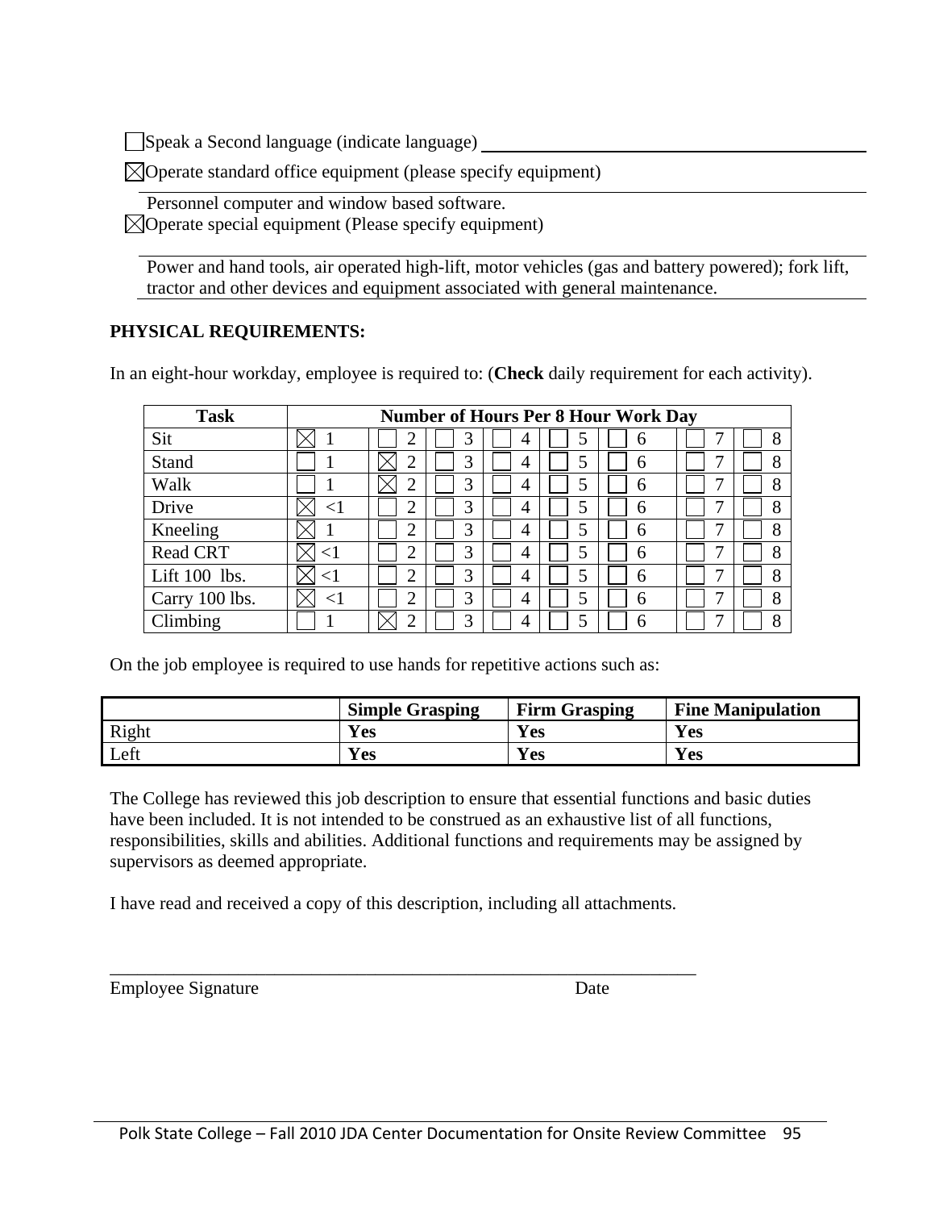☐ Speak a Second language (indicate language) ____________________

☒ Operate standard office equipment (please specify equipment)

Personnel computer and window based software.

☒ Operate special equipment (Please specify equipment)

Power and hand tools, air operated high-lift, motor vehicles (gas and battery powered); fork lift, tractor and other devices and equipment associated with general maintenance.

**PHYSICAL REQUIREMENTS:**

In an eight-hour workday, employee is required to: (**Check** daily requirement for each activity).

| Task | Number of Hours Per 8 Hour Work Day | | | | | | | |
|---|---|---|---|---|---|---|---|---|
| Sit | ☒ 1 | ☐ 2 | ☐ 3 | ☐ 4 | ☐ 5 | ☐ 6 | ☐ 7 | ☐ 8 |
| Stand | ☐ 1 | ☒ 2 | ☐ 3 | ☐ 4 | ☐ 5 | ☐ 6 | ☐ 7 | ☐ 8 |
| Walk | ☐ 1 | ☒ 2 | ☐ 3 | ☐ 4 | ☐ 5 | ☐ 6 | ☐ 7 | ☐ 8 |
| Drive | ☒ <1 | ☐ 2 | ☐ 3 | ☐ 4 | ☐ 5 | ☐ 6 | ☐ 7 | ☐ 8 |
| Kneeling | ☒ 1 | ☐ 2 | ☐ 3 | ☐ 4 | ☐ 5 | ☐ 6 | ☐ 7 | ☐ 8 |
| Read CRT | ☒ <1 | ☐ 2 | ☐ 3 | ☐ 4 | ☐ 5 | ☐ 6 | ☐ 7 | ☐ 8 |
| Lift 100 lbs. | ☒ <1 | ☐ 2 | ☐ 3 | ☐ 4 | ☐ 5 | ☐ 6 | ☐ 7 | ☐ 8 |
| Carry 100 lbs. | ☒ <1 | ☐ 2 | ☐ 3 | ☐ 4 | ☐ 5 | ☐ 6 | ☐ 7 | ☐ 8 |
| Climbing | ☐ 1 | ☒ 2 | ☐ 3 | ☐ 4 | ☐ 5 | ☐ 6 | ☐ 7 | ☐ 8 |

On the job employee is required to use hands for repetitive actions such as:

| | Simple Grasping | Firm Grasping | Fine Manipulation |
|---|---|---|---|
| Right | **Yes** | **Yes** | **Yes** |
| Left | **Yes** | **Yes** | **Yes** |

The College has reviewed this job description to ensure that essential functions and basic duties have been included. It is not intended to be construed as an exhaustive list of all functions, responsibilities, skills and abilities. Additional functions and requirements may be assigned by supervisors as deemed appropriate.

I have read and received a copy of this description, including all attachments.

_______________________________________________________________

Employee Signature                                                        Date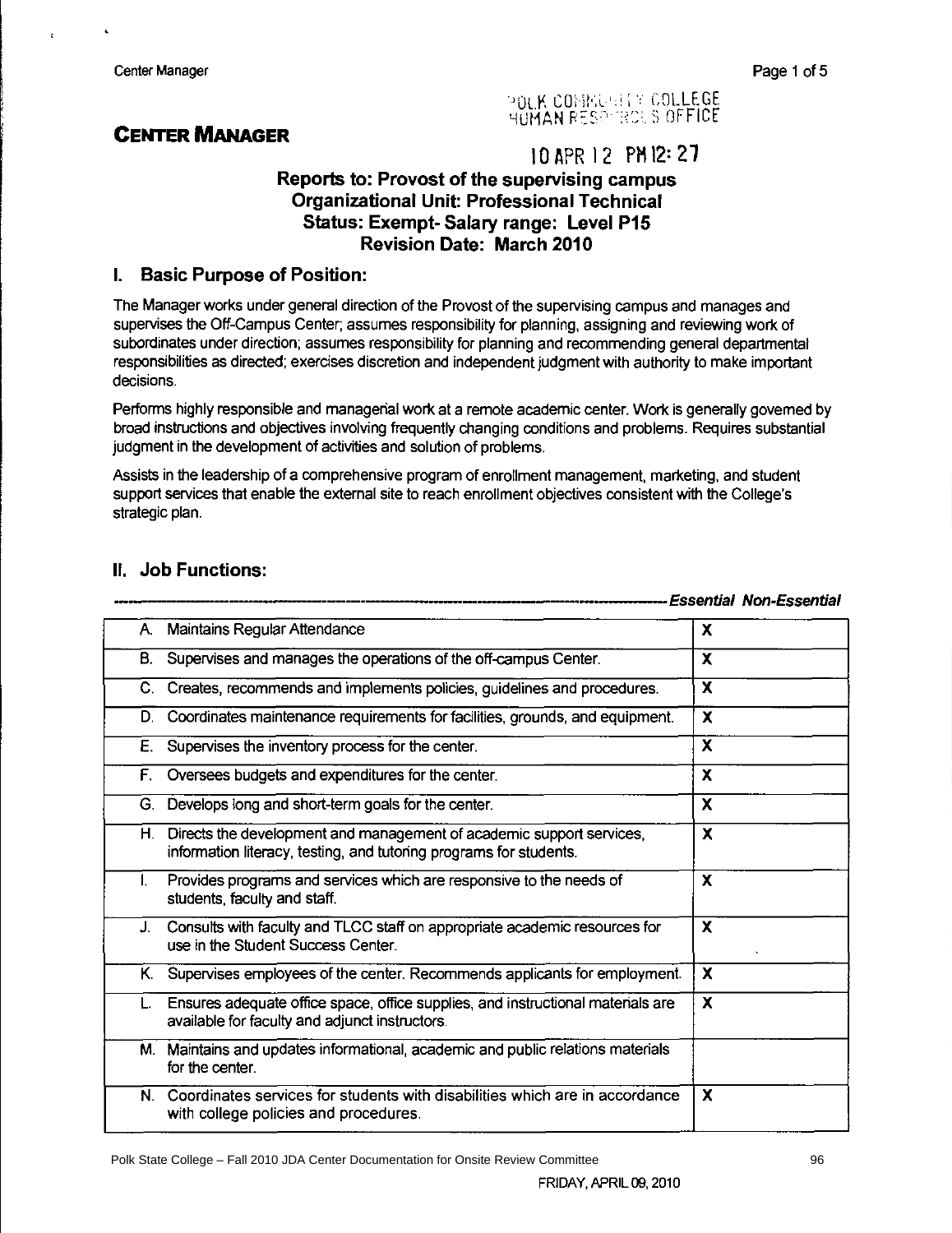POLK COMMUNITY COLLEGE
HUMAN RESOURCES OFFICE

# CENTER MANAGER

10 APR 12 PM 12: 27

**Reports to: Provost of the supervising campus**
**Organizational Unit: Professional Technical**
**Status: Exempt- Salary range: Level P15**
**Revision Date: March 2010**

## I. Basic Purpose of Position:

The Manager works under general direction of the Provost of the supervising campus and manages and supervises the Off-Campus Center; assumes responsibility for planning, assigning and reviewing work of subordinates under direction; assumes responsibility for planning and recommending general departmental responsibilities as directed; exercises discretion and independent judgment with authority to make important decisions.

Performs highly responsible and managerial work at a remote academic center. Work is generally governed by broad instructions and objectives involving frequently changing conditions and problems. Requires substantial judgment in the development of activities and solution of problems.

Assists in the leadership of a comprehensive program of enrollment management, marketing, and student support services that enable the external site to reach enrollment objectives consistent with the College's strategic plan.

## II. Job Functions:

| | *Essential* | *Non-Essential* |
|---|---|---|
| A. Maintains Regular Attendance | X | |
| B. Supervises and manages the operations of the off-campus Center. | X | |
| C. Creates, recommends and implements policies, guidelines and procedures. | X | |
| D. Coordinates maintenance requirements for facilities, grounds, and equipment. | X | |
| E. Supervises the inventory process for the center. | X | |
| F. Oversees budgets and expenditures for the center. | X | |
| G. Develops long and short-term goals for the center. | X | |
| H. Directs the development and management of academic support services, information literacy, testing, and tutoring programs for students. | X | |
| I. Provides programs and services which are responsive to the needs of students, faculty and staff. | X | |
| J. Consults with faculty and TLCC staff on appropriate academic resources for use in the Student Success Center. | X | |
| K. Supervises employees of the center. Recommends applicants for employment. | X | |
| L. Ensures adequate office space, office supplies, and instructional materials are available for faculty and adjunct instructors. | X | |
| M. Maintains and updates informational, academic and public relations materials for the center. | | |
| N. Coordinates services for students with disabilities which are in accordance with college policies and procedures. | X | |

Polk State College – Fall 2010 JDA Center Documentation for Onsite Review Committee

FRIDAY, APRIL 09, 2010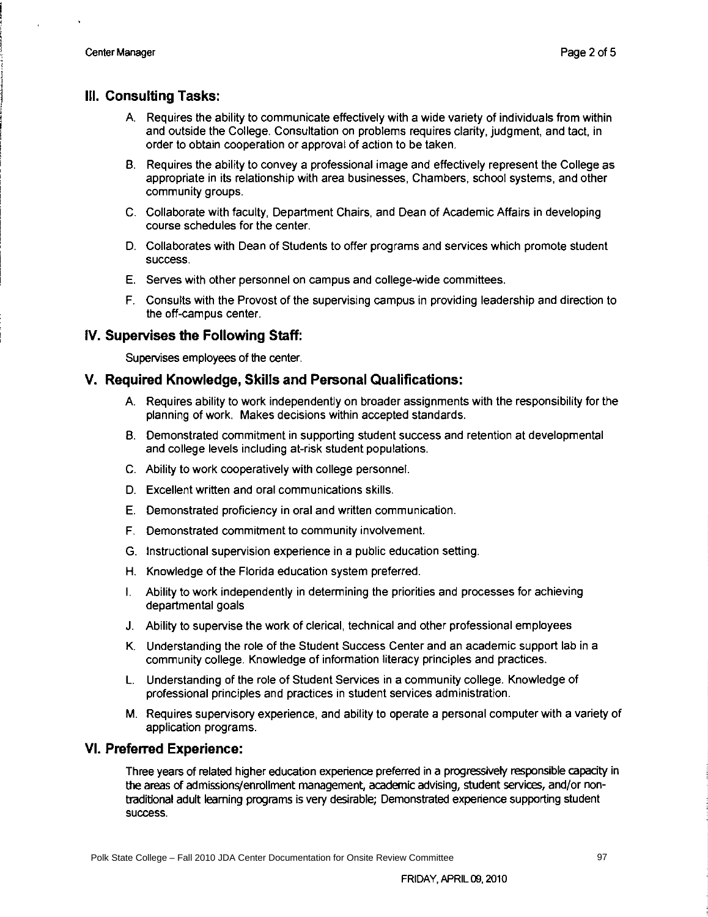## III. Consulting Tasks:

A. Requires the ability to communicate effectively with a wide variety of individuals from within and outside the College. Consultation on problems requires clarity, judgment, and tact, in order to obtain cooperation or approval of action to be taken.

B. Requires the ability to convey a professional image and effectively represent the College as appropriate in its relationship with area businesses, Chambers, school systems, and other community groups.

C. Collaborate with faculty, Department Chairs, and Dean of Academic Affairs in developing course schedules for the center.

D. Collaborates with Dean of Students to offer programs and services which promote student success.

E. Serves with other personnel on campus and college-wide committees.

F. Consults with the Provost of the supervising campus in providing leadership and direction to the off-campus center.

## IV. Supervises the Following Staff:

Supervises employees of the center.

## V. Required Knowledge, Skills and Personal Qualifications:

A. Requires ability to work independently on broader assignments with the responsibility for the planning of work. Makes decisions within accepted standards.

B. Demonstrated commitment in supporting student success and retention at developmental and college levels including at-risk student populations.

C. Ability to work cooperatively with college personnel.

D. Excellent written and oral communications skills.

E. Demonstrated proficiency in oral and written communication.

F. Demonstrated commitment to community involvement.

G. Instructional supervision experience in a public education setting.

H. Knowledge of the Florida education system preferred.

I. Ability to work independently in determining the priorities and processes for achieving departmental goals

J. Ability to supervise the work of clerical, technical and other professional employees

K. Understanding the role of the Student Success Center and an academic support lab in a community college. Knowledge of information literacy principles and practices.

L. Understanding of the role of Student Services in a community college. Knowledge of professional principles and practices in student services administration.

M. Requires supervisory experience, and ability to operate a personal computer with a variety of application programs.

## VI. Preferred Experience:

Three years of related higher education experience preferred in a progressively responsible capacity in the areas of admissions/enrollment management, academic advising, student services, and/or non-traditional adult learning programs is very desirable; Demonstrated experience supporting student success.

FRIDAY, APRIL 09, 2010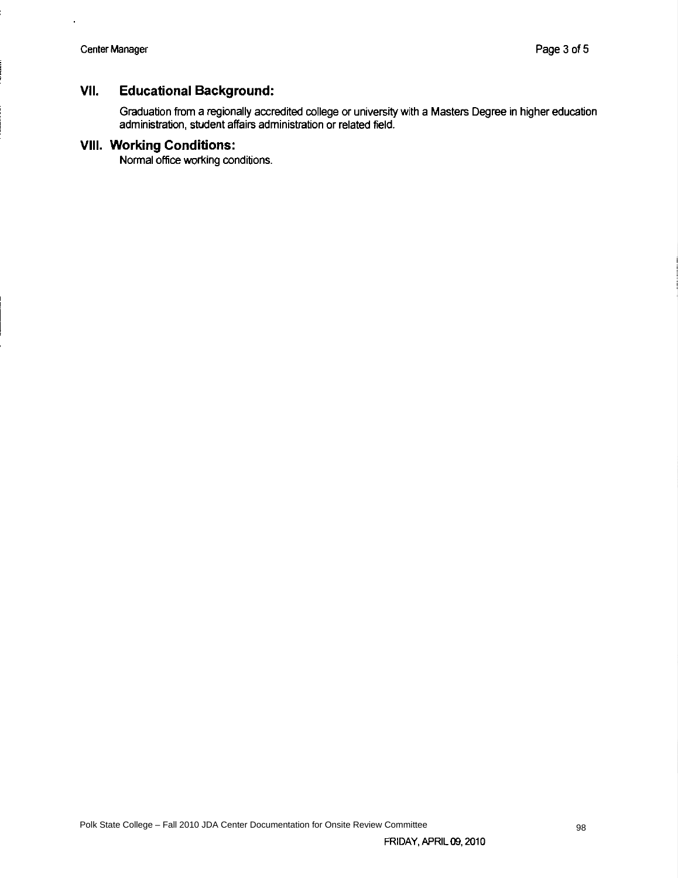## VII. Educational Background:

Graduation from a regionally accredited college or university with a Masters Degree in higher education administration, student affairs administration or related field.

## VIII. Working Conditions:

Normal office working conditions.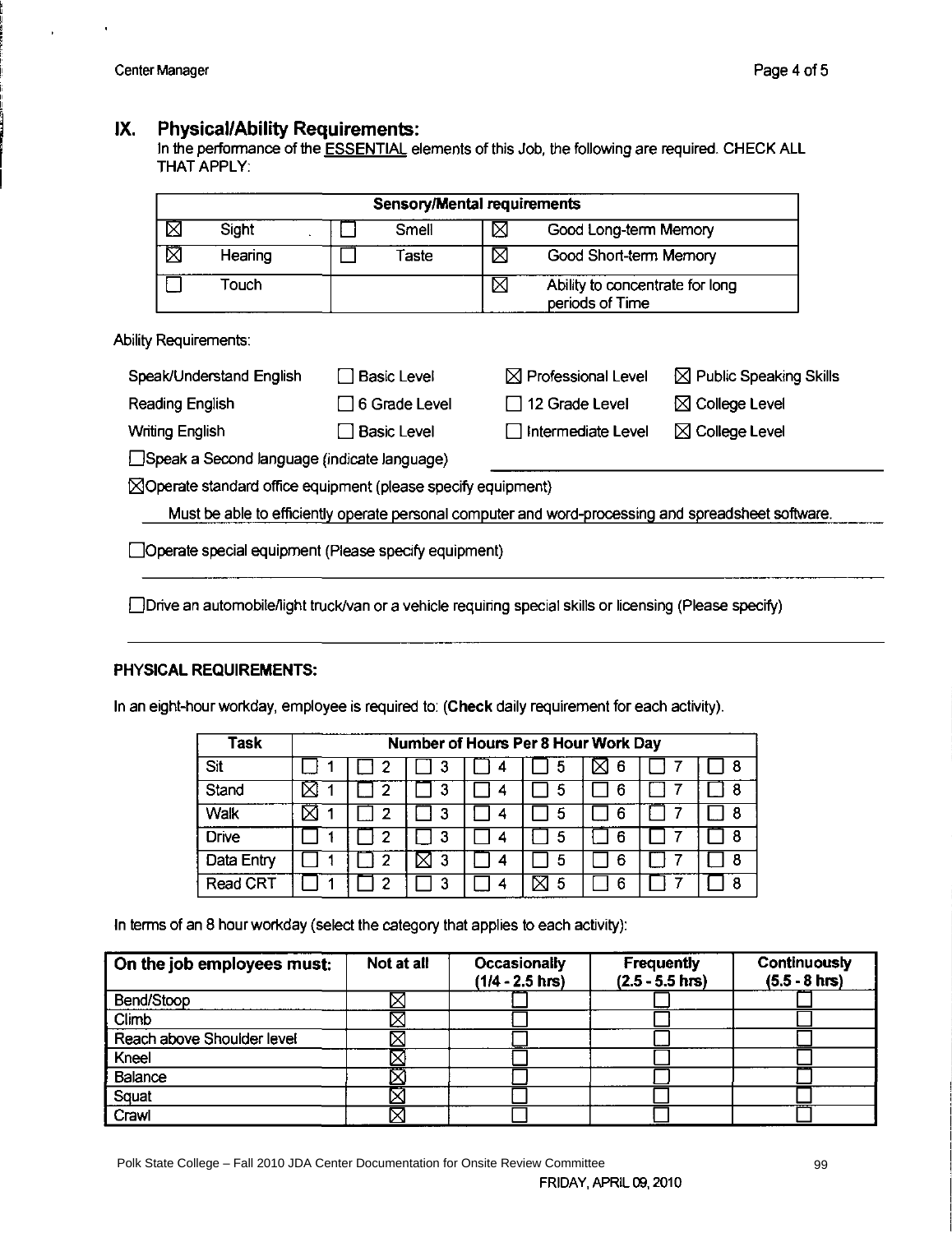## IX. Physical/Ability Requirements:

In the performance of the ESSENTIAL elements of this Job, the following are required. CHECK ALL THAT APPLY:

| Sensory/Mental requirements | | | | | |
|---|---|---|---|---|---|
| ☒ | Sight | ☐ | Smell | ☒ | Good Long-term Memory |
| ☒ | Hearing | ☐ | Taste | ☒ | Good Short-term Memory |
| ☐ | Touch | | | ☒ | Ability to concentrate for long periods of Time |

Ability Requirements:

| | | | |
|---|---|---|---|
| Speak/Understand English | ☐ Basic Level | ☒ Professional Level | ☒ Public Speaking Skills |
| Reading English | ☐ 6 Grade Level | ☐ 12 Grade Level | ☒ College Level |
| Writing English | ☐ Basic Level | ☐ Intermediate Level | ☒ College Level |

☐Speak a Second language (indicate language)

☒Operate standard office equipment (please specify equipment)

Must be able to efficiently operate personal computer and word-processing and spreadsheet software.

☐Operate special equipment (Please specify equipment)

☐Drive an automobile/light truck/van or a vehicle requiring special skills or licensing (Please specify)

### PHYSICAL REQUIREMENTS:

In an eight-hour workday, employee is required to: (**Check** daily requirement for each activity).

| Task | Number of Hours Per 8 Hour Work Day | | | | | | | |
|---|---|---|---|---|---|---|---|---|
| Sit | ☐ 1 | ☐ 2 | ☐ 3 | ☐ 4 | ☐ 5 | ☒ 6 | ☐ 7 | ☐ 8 |
| Stand | ☒ 1 | ☐ 2 | ☐ 3 | ☐ 4 | ☐ 5 | ☐ 6 | ☐ 7 | ☐ 8 |
| Walk | ☒ 1 | ☐ 2 | ☐ 3 | ☐ 4 | ☐ 5 | ☐ 6 | ☐ 7 | ☐ 8 |
| Drive | ☐ 1 | ☐ 2 | ☐ 3 | ☐ 4 | ☐ 5 | ☐ 6 | ☐ 7 | ☐ 8 |
| Data Entry | ☐ 1 | ☐ 2 | ☒ 3 | ☐ 4 | ☐ 5 | ☐ 6 | ☐ 7 | ☐ 8 |
| Read CRT | ☐ 1 | ☐ 2 | ☐ 3 | ☐ 4 | ☒ 5 | ☐ 6 | ☐ 7 | ☐ 8 |

In terms of an 8 hour workday (select the category that applies to each activity):

| On the job employees must: | Not at all | Occasionally (1/4 - 2.5 hrs) | Frequently (2.5 - 5.5 hrs) | Continuously (5.5 - 8 hrs) |
|---|---|---|---|---|
| Bend/Stoop | ☒ | ☐ | ☐ | ☐ |
| Climb | ☒ | ☐ | ☐ | ☐ |
| Reach above Shoulder level | ☒ | ☐ | ☐ | ☐ |
| Kneel | ☒ | ☐ | ☐ | ☐ |
| Balance | ☒ | ☐ | ☐ | ☐ |
| Squat | ☒ | ☐ | ☐ | ☐ |
| Crawl | ☒ | ☐ | ☐ | ☐ |

FRIDAY, APRIL 09, 2010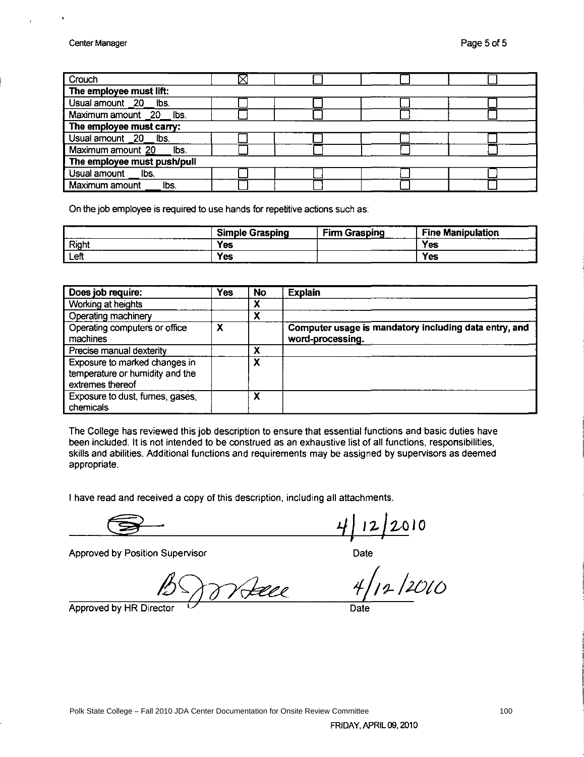| | | | | |
|---|---|---|---|---|
| Crouch | ☒ | ☐ | ☐ | ☐ |
| **The employee must lift:** | | | | |
| Usual amount _20_ lbs. | ☐ | ☐ | ☐ | ☐ |
| Maximum amount _20_ lbs. | ☐ | ☐ | ☐ | ☐ |
| **The employee must carry:** | | | | |
| Usual amount _20_ lbs. | ☐ | ☐ | ☐ | ☐ |
| Maximum amount 20 lbs. | ☐ | ☐ | ☐ | ☐ |
| **The employee must push/pull** | | | | |
| Usual amount __ lbs. | ☐ | ☐ | ☐ | ☐ |
| Maximum amount ___ lbs. | ☐ | ☐ | ☐ | ☐ |

On the job employee is required to use hands for repetitive actions such as:

| | Simple Grasping | Firm Grasping | Fine Manipulation |
|---|---|---|---|
| Right | Yes | | Yes |
| Left | Yes | | Yes |

| Does job require: | Yes | No | Explain |
|---|---|---|---|
| Working at heights | | X | |
| Operating machinery | | X | |
| Operating computers or office machines | X | | **Computer usage is mandatory including data entry, and word-processing.** |
| Precise manual dexterity | | X | |
| Exposure to marked changes in temperature or humidity and the extremes thereof | | X | |
| Exposure to dust, fumes, gases, chemicals | | X | |

The College has reviewed this job description to ensure that essential functions and basic duties have been included. It is not intended to be construed as an exhaustive list of all functions, responsibilities, skills and abilities. Additional functions and requirements may be assigned by supervisors as deemed appropriate.

I have read and received a copy of this description, including all attachments.

[signature] 4/12/2010

Approved by Position Supervisor Date

[signature] 4/12/2010

Approved by HR Director Date

Polk State College – Fall 2010 JDA Center Documentation for Onsite Review Committee

FRIDAY, APRIL 09, 2010